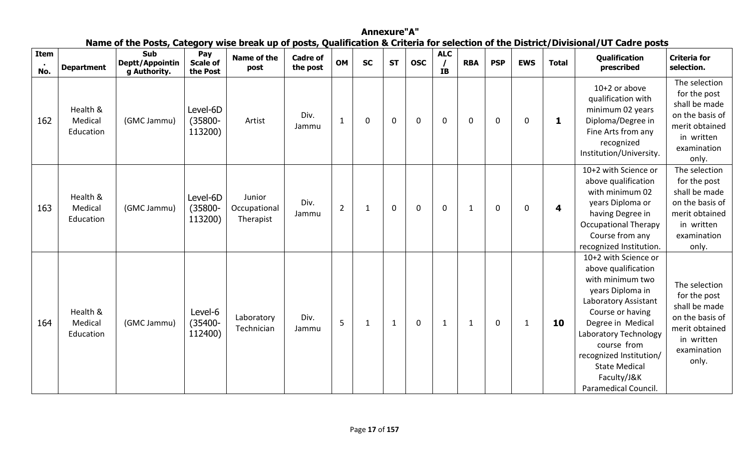# Annexure"A"

## Name of the Posts, Category wise break up of posts, Qualification & Criteria for selection of the District/Divisional/UT Cadre posts

| Item. No. | Department | Sub Deptt/Appointing Authority. | Pay Scale of the Post | Name of the post | Cadre of the post | OM | SC | ST | OSC | ALC / IB | RBA | PSP | EWS | Total | Qualification prescribed | Criteria for selection. |
|---|---|---|---|---|---|---|---|---|---|---|---|---|---|---|---|---|
| 162 | Health & Medical Education | (GMC Jammu) | Level-6D (35800-113200) | Artist | Div. Jammu | 1 | 0 | 0 | 0 | 0 | 0 | 0 | 0 | **1** | 10+2 or above qualification with minimum 02 years Diploma/Degree in Fine Arts from any recognized Institution/University. | The selection for the post shall be made on the basis of merit obtained in written examination only. |
| 163 | Health & Medical Education | (GMC Jammu) | Level-6D (35800-113200) | Junior Occupational Therapist | Div. Jammu | 2 | 1 | 0 | 0 | 0 | 1 | 0 | 0 | **4** | 10+2 with Science or above qualification with minimum 02 years Diploma or having Degree in Occupational Therapy Course from any recognized Institution. | The selection for the post shall be made on the basis of merit obtained in written examination only. |
| 164 | Health & Medical Education | (GMC Jammu) | Level-6 (35400-112400) | Laboratory Technician | Div. Jammu | 5 | 1 | 1 | 0 | 1 | 1 | 0 | 1 | **10** | 10+2 with Science or above qualification with minimum two years Diploma in Laboratory Assistant Course or having Degree in Medical Laboratory Technology course from recognized Institution/ State Medical Faculty/J&K Paramedical Council. | The selection for the post shall be made on the basis of merit obtained in written examination only. |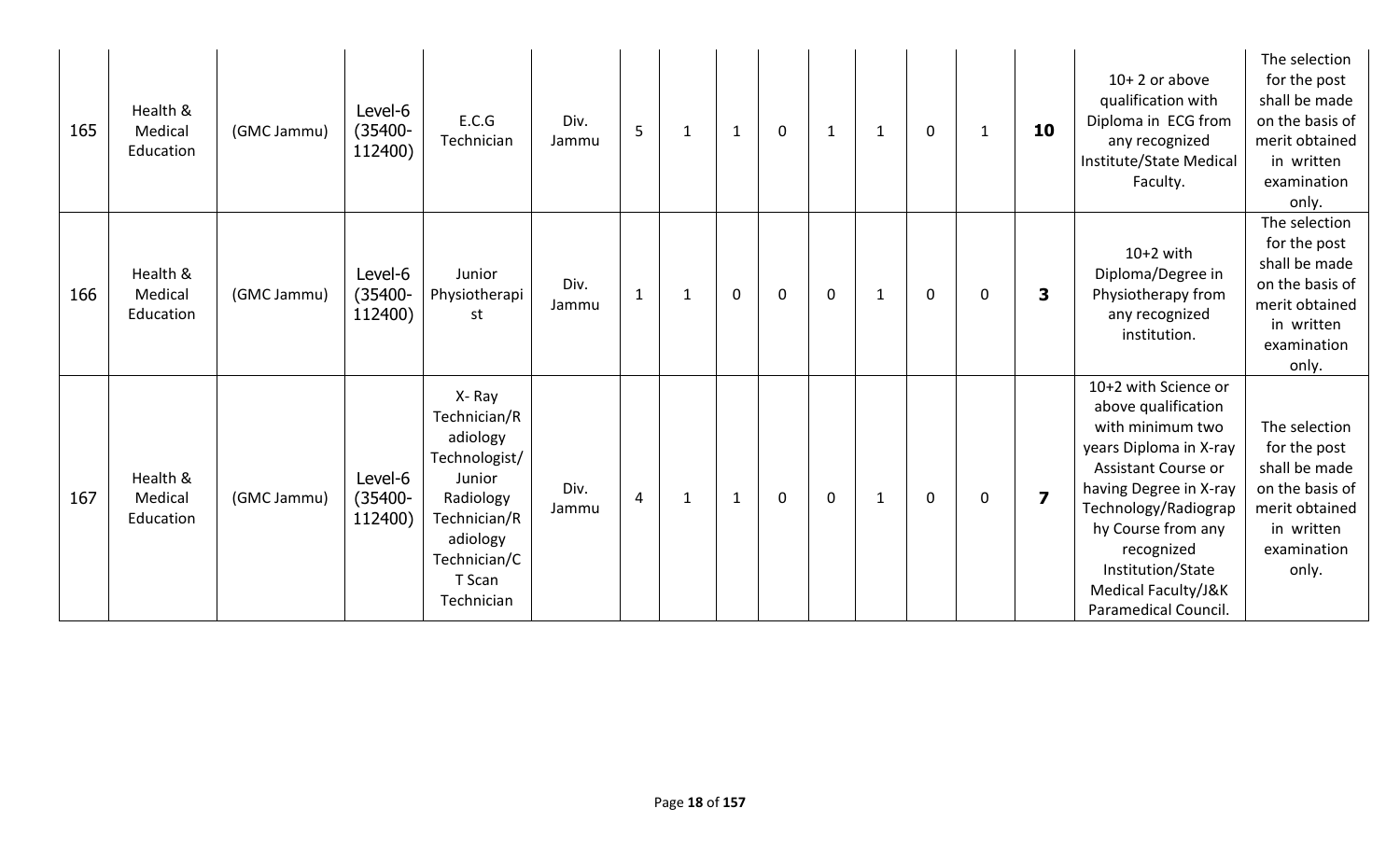| 165 | Health & Medical Education | (GMC Jammu) | Level-6 (35400-112400) | E.C.G Technician | Div. Jammu | 5 | 1 | 1 | 0 | 1 | 1 | 0 | 1 | **10** | 10+ 2 or above qualification with Diploma in ECG from any recognized Institute/State Medical Faculty. | The selection for the post shall be made on the basis of merit obtained in written examination only. |
|---|---|---|---|---|---|---|---|---|---|---|---|---|---|---|---|---|
| 166 | Health & Medical Education | (GMC Jammu) | Level-6 (35400-112400) | Junior Physiotherapist | Div. Jammu | 1 | 1 | 0 | 0 | 0 | 1 | 0 | 0 | **3** | 10+2 with Diploma/Degree in Physiotherapy from any recognized institution. | The selection for the post shall be made on the basis of merit obtained in written examination only. |
| 167 | Health & Medical Education | (GMC Jammu) | Level-6 (35400-112400) | X- Ray Technician/Radiology Technologist/Junior Radiology Technician/Radiology Technician/CT Scan Technician | Div. Jammu | 4 | 1 | 1 | 0 | 0 | 1 | 0 | 0 | **7** | 10+2 with Science or above qualification with minimum two years Diploma in X-ray Assistant Course or having Degree in X-ray Technology/Radiography Course from any recognized Institution/State Medical Faculty/J&K Paramedical Council. | The selection for the post shall be made on the basis of merit obtained in written examination only. |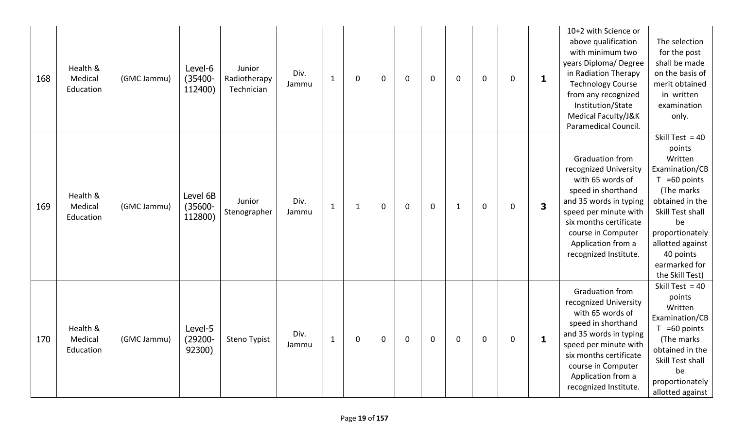| 168 | Health & Medical Education | (GMC Jammu) | Level-6 (35400-112400) | Junior Radiotherapy Technician | Div. Jammu | 1 | 0 | 0 | 0 | 0 | 0 | 0 | 0 | **1** | 10+2 with Science or above qualification with minimum two years Diploma/ Degree in Radiation Therapy Technology Course from any recognized Institution/State Medical Faculty/J&K Paramedical Council. | The selection for the post shall be made on the basis of merit obtained in written examination only. |
|---|---|---|---|---|---|---|---|---|---|---|---|---|---|---|---|---|
| 169 | Health & Medical Education | (GMC Jammu) | Level 6B (35600-112800) | Junior Stenographer | Div. Jammu | 1 | 1 | 0 | 0 | 0 | 1 | 0 | 0 | **3** | Graduation from recognized University with 65 words of speed in shorthand and 35 words in typing speed per minute with six months certificate course in Computer Application from a recognized Institute. | Skill Test = 40 points Written Examination/CBT =60 points (The marks obtained in the Skill Test shall be proportionately allotted against 40 points earmarked for the Skill Test) |
| 170 | Health & Medical Education | (GMC Jammu) | Level-5 (29200-92300) | Steno Typist | Div. Jammu | 1 | 0 | 0 | 0 | 0 | 0 | 0 | 0 | **1** | Graduation from recognized University with 65 words of speed in shorthand and 35 words in typing speed per minute with six months certificate course in Computer Application from a recognized Institute. | Skill Test = 40 points Written Examination/CBT =60 points (The marks obtained in the Skill Test shall be proportionately allotted against |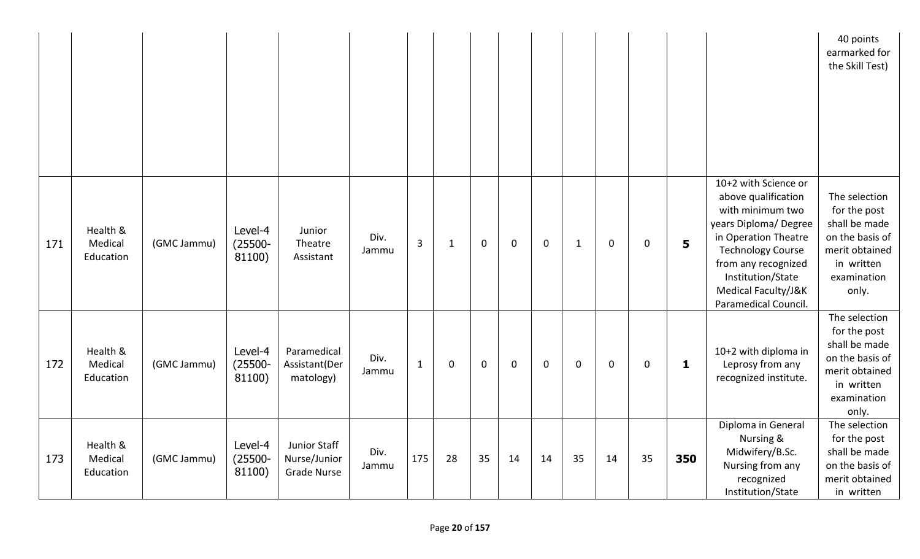| | | | | | | | | | | | | | | | | |
|---|---|---|---|---|---|---|---|---|---|---|---|---|---|---|---|---|
| | | | | | | | | | | | | | | | | 40 points earmarked for the Skill Test) |
| 171 | Health & Medical Education | (GMC Jammu) | Level-4 (25500-81100) | Junior Theatre Assistant | Div. Jammu | 3 | 1 | 0 | 0 | 0 | 1 | 0 | 0 | **5** | 10+2 with Science or above qualification with minimum two years Diploma/ Degree in Operation Theatre Technology Course from any recognized Institution/State Medical Faculty/J&K Paramedical Council. | The selection for the post shall be made on the basis of merit obtained in written examination only. |
| 172 | Health & Medical Education | (GMC Jammu) | Level-4 (25500-81100) | Paramedical Assistant(Dermatology) | Div. Jammu | 1 | 0 | 0 | 0 | 0 | 0 | 0 | 0 | **1** | 10+2 with diploma in Leprosy from any recognized institute. | The selection for the post shall be made on the basis of merit obtained in written examination only. |
| 173 | Health & Medical Education | (GMC Jammu) | Level-4 (25500-81100) | Junior Staff Nurse/Junior Grade Nurse | Div. Jammu | 175 | 28 | 35 | 14 | 14 | 35 | 14 | 35 | **350** | Diploma in General Nursing & Midwifery/B.Sc. Nursing from any recognized Institution/State | The selection for the post shall be made on the basis of merit obtained in written |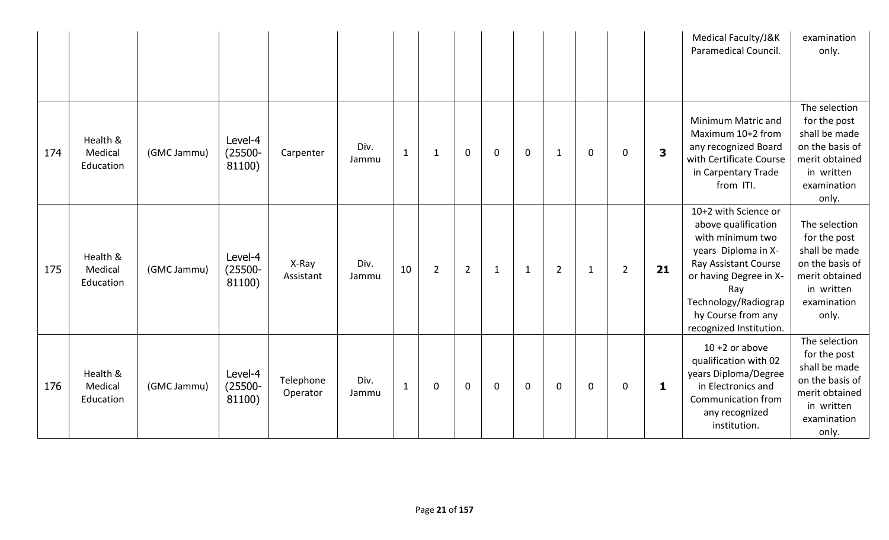| | | | | | | | | | | | | | | | | |
|---|---|---|---|---|---|---|---|---|---|---|---|---|---|---|---|---|
| | | | | | | | | | | | | | | | Medical Faculty/J&K Paramedical Council. | examination only. |
| 174 | Health & Medical Education | (GMC Jammu) | Level-4 (25500-81100) | Carpenter | Div. Jammu | 1 | 1 | 0 | 0 | 0 | 1 | 0 | 0 | **3** | Minimum Matric and Maximum 10+2 from any recognized Board with Certificate Course in Carpentary Trade from ITI. | The selection for the post shall be made on the basis of merit obtained in written examination only. |
| 175 | Health & Medical Education | (GMC Jammu) | Level-4 (25500-81100) | X-Ray Assistant | Div. Jammu | 10 | 2 | 2 | 1 | 1 | 2 | 1 | 2 | **21** | 10+2 with Science or above qualification with minimum two years Diploma in X-Ray Assistant Course or having Degree in X-Ray Technology/Radiography Course from any recognized Institution. | The selection for the post shall be made on the basis of merit obtained in written examination only. |
| 176 | Health & Medical Education | (GMC Jammu) | Level-4 (25500-81100) | Telephone Operator | Div. Jammu | 1 | 0 | 0 | 0 | 0 | 0 | 0 | 0 | **1** | 10 +2 or above qualification with 02 years Diploma/Degree in Electronics and Communication from any recognized institution. | The selection for the post shall be made on the basis of merit obtained in written examination only. |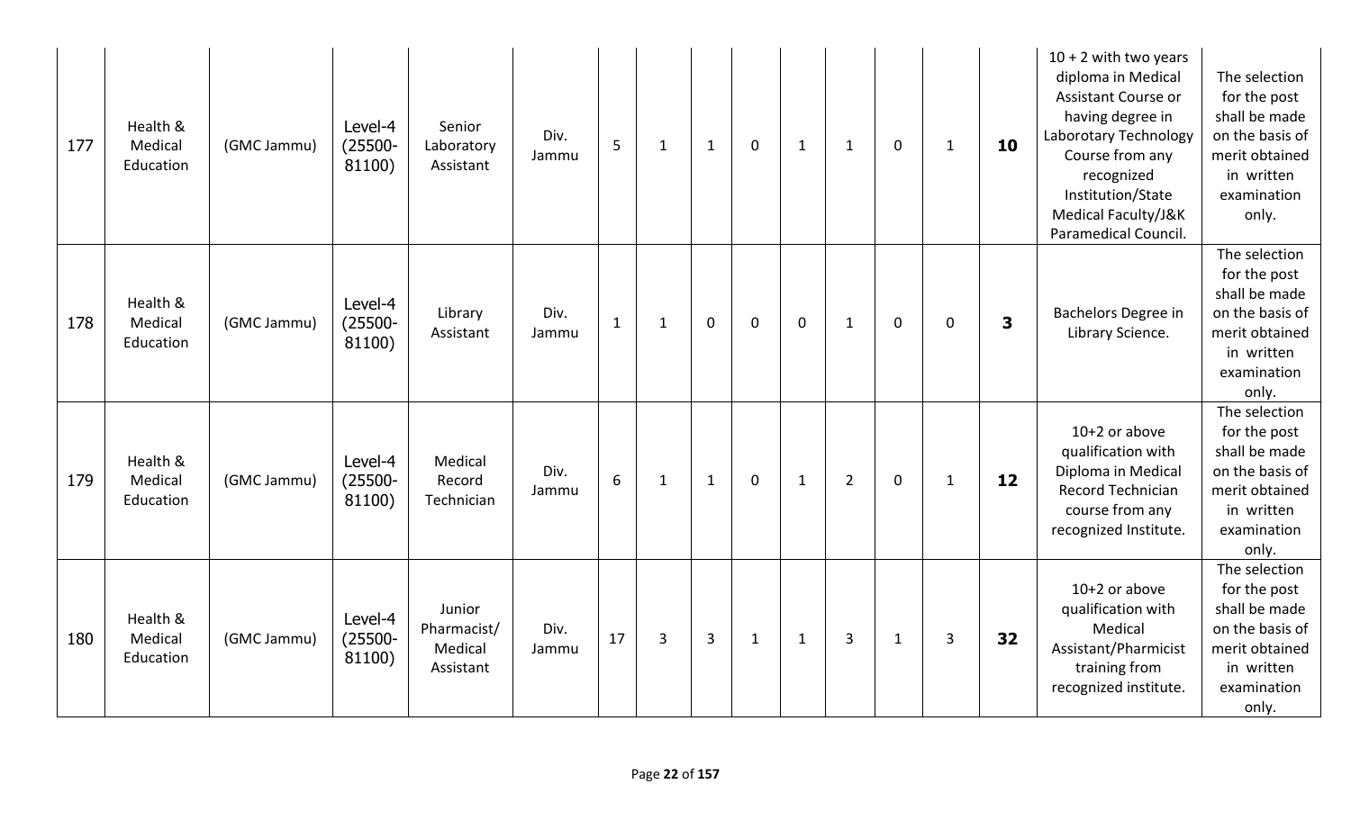| 177 | Health & Medical Education | (GMC Jammu) | Level-4 (25500-81100) | Senior Laboratory Assistant | Div. Jammu | 5 | 1 | 1 | 0 | 1 | 1 | 0 | 1 | **10** | 10 + 2 with two years diploma in Medical Assistant Course or having degree in Laborotary Technology Course from any recognized Institution/State Medical Faculty/J&K Paramedical Council. | The selection for the post shall be made on the basis of merit obtained in written examination only. |
|---|---|---|---|---|---|---|---|---|---|---|---|---|---|---|---|---|
| 178 | Health & Medical Education | (GMC Jammu) | Level-4 (25500-81100) | Library Assistant | Div. Jammu | 1 | 1 | 0 | 0 | 0 | 1 | 0 | 0 | **3** | Bachelors Degree in Library Science. | The selection for the post shall be made on the basis of merit obtained in written examination only. |
| 179 | Health & Medical Education | (GMC Jammu) | Level-4 (25500-81100) | Medical Record Technician | Div. Jammu | 6 | 1 | 1 | 0 | 1 | 2 | 0 | 1 | **12** | 10+2 or above qualification with Diploma in Medical Record Technician course from any recognized Institute. | The selection for the post shall be made on the basis of merit obtained in written examination only. |
| 180 | Health & Medical Education | (GMC Jammu) | Level-4 (25500-81100) | Junior Pharmacist/ Medical Assistant | Div. Jammu | 17 | 3 | 3 | 1 | 1 | 3 | 1 | 3 | **32** | 10+2 or above qualification with Medical Assistant/Pharmicist training from recognized institute. | The selection for the post shall be made on the basis of merit obtained in written examination only. |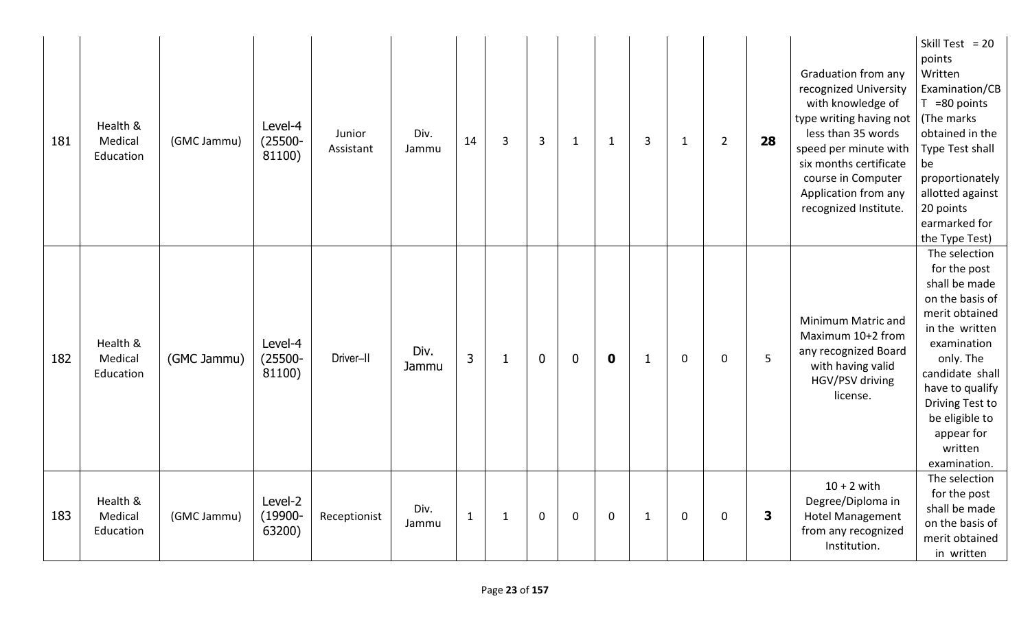| | | | | | | | | | | | | | | | | |
|---|---|---|---|---|---|---|---|---|---|---|---|---|---|---|---|---|
| 181 | Health & Medical Education | (GMC Jammu) | Level-4 (25500-81100) | Junior Assistant | Div. Jammu | 14 | 3 | 3 | 1 | 1 | 3 | 1 | 2 | **28** | Graduation from any recognized University with knowledge of type writing having not less than 35 words speed per minute with six months certificate course in Computer Application from any recognized Institute. | Skill Test = 20 points Written Examination/CBT =80 points (The marks obtained in the Type Test shall be proportionately allotted against 20 points earmarked for the Type Test) |
| 182 | Health & Medical Education | (GMC Jammu) | Level-4 (25500-81100) | Driver–II | Div. Jammu | 3 | 1 | 0 | 0 | **0** | 1 | 0 | 0 | 5 | Minimum Matric and Maximum 10+2 from any recognized Board with having valid HGV/PSV driving license. | The selection for the post shall be made on the basis of merit obtained in the written examination only. The candidate shall have to qualify Driving Test to be eligible to appear for written examination. |
| 183 | Health & Medical Education | (GMC Jammu) | Level-2 (19900-63200) | Receptionist | Div. Jammu | 1 | 1 | 0 | 0 | 0 | 1 | 0 | 0 | **3** | 10 + 2 with Degree/Diploma in Hotel Management from any recognized Institution. | The selection for the post shall be made on the basis of merit obtained in written |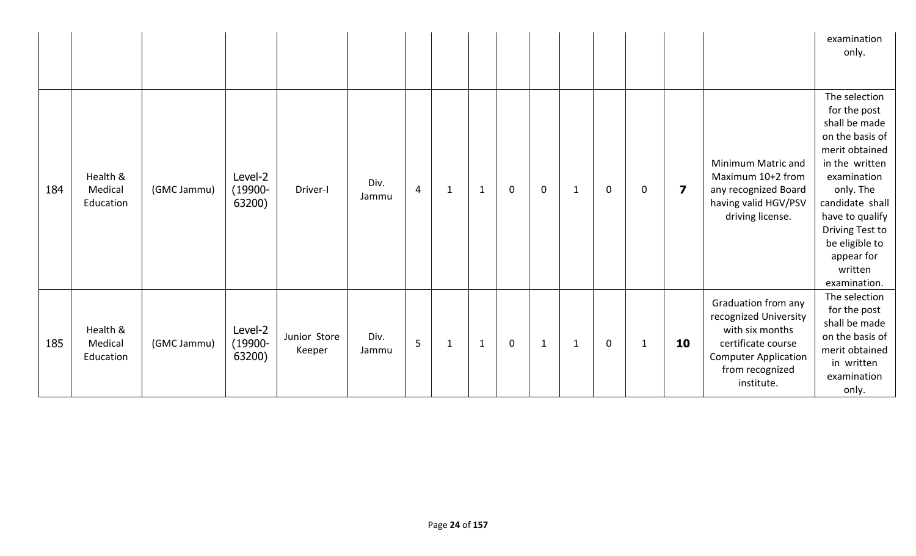| | | | | | | | | | | | | | | | | examination only. |
|---|---|---|---|---|---|---|---|---|---|---|---|---|---|---|---|---|
| 184 | Health & Medical Education | (GMC Jammu) | Level-2 (19900-63200) | Driver-I | Div. Jammu | 4 | 1 | 1 | 0 | 0 | 1 | 0 | 0 | **7** | Minimum Matric and Maximum 10+2 from any recognized Board having valid HGV/PSV driving license. | The selection for the post shall be made on the basis of merit obtained in the written examination only. The candidate shall have to qualify Driving Test to be eligible to appear for written examination. |
| 185 | Health & Medical Education | (GMC Jammu) | Level-2 (19900-63200) | Junior Store Keeper | Div. Jammu | 5 | 1 | 1 | 0 | 1 | 1 | 0 | 1 | **10** | Graduation from any recognized University with six months certificate course Computer Application from recognized institute. | The selection for the post shall be made on the basis of merit obtained in written examination only. |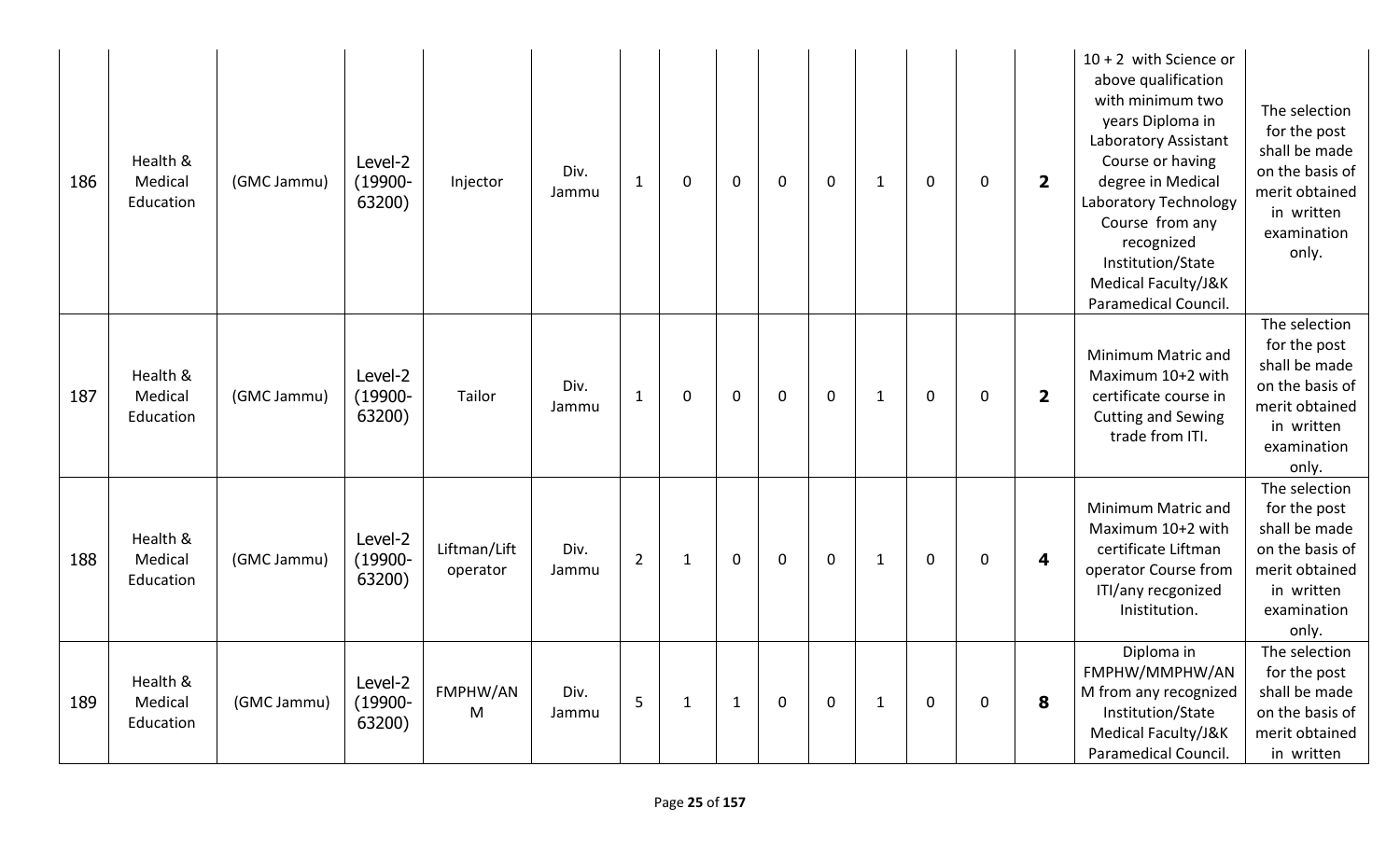| 186 | Health & Medical Education | (GMC Jammu) | Level-2 (19900-63200) | Injector | Div. Jammu | 1 | 0 | 0 | 0 | 0 | 1 | 0 | 0 | **2** | 10 + 2 with Science or above qualification with minimum two years Diploma in Laboratory Assistant Course or having degree in Medical Laboratory Technology Course from any recognized Institution/State Medical Faculty/J&K Paramedical Council. | The selection for the post shall be made on the basis of merit obtained in written examination only. |
|---|---|---|---|---|---|---|---|---|---|---|---|---|---|---|---|---|
| 187 | Health & Medical Education | (GMC Jammu) | Level-2 (19900-63200) | Tailor | Div. Jammu | 1 | 0 | 0 | 0 | 0 | 1 | 0 | 0 | **2** | Minimum Matric and Maximum 10+2 with certificate course in Cutting and Sewing trade from ITI. | The selection for the post shall be made on the basis of merit obtained in written examination only. |
| 188 | Health & Medical Education | (GMC Jammu) | Level-2 (19900-63200) | Liftman/Lift operator | Div. Jammu | 2 | 1 | 0 | 0 | 0 | 1 | 0 | 0 | **4** | Minimum Matric and Maximum 10+2 with certificate Liftman operator Course from ITI/any recgonized Inistitution. | The selection for the post shall be made on the basis of merit obtained in written examination only. |
| 189 | Health & Medical Education | (GMC Jammu) | Level-2 (19900-63200) | FMPHW/ANM | Div. Jammu | 5 | 1 | 1 | 0 | 0 | 1 | 0 | 0 | **8** | Diploma in FMPHW/MMPHW/ANM from any recognized Institution/State Medical Faculty/J&K Paramedical Council. | The selection for the post shall be made on the basis of merit obtained in written |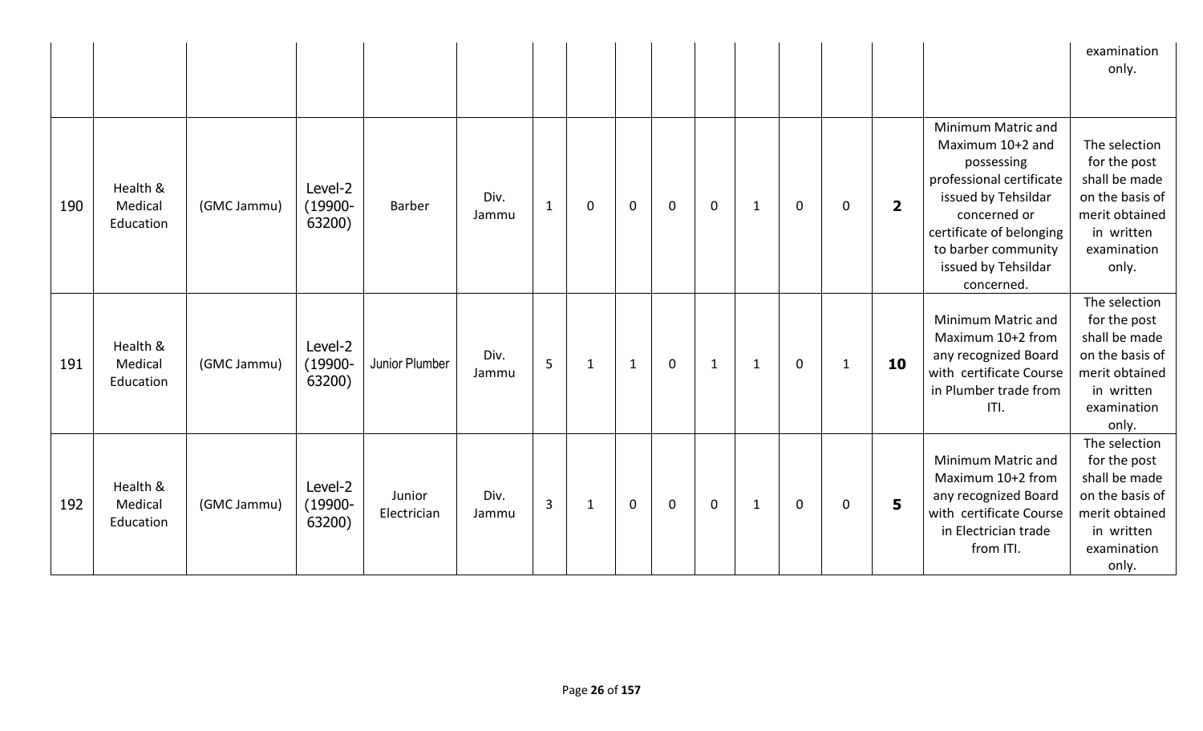| | | | | | | | | | | | | | | | | |
|---|---|---|---|---|---|---|---|---|---|---|---|---|---|---|---|---|
| | | | | | | | | | | | | | | | | examination only. |
| 190 | Health & Medical Education | (GMC Jammu) | Level-2 (19900-63200) | Barber | Div. Jammu | 1 | 0 | 0 | 0 | 0 | 1 | 0 | 0 | **2** | Minimum Matric and Maximum 10+2 and possessing professional certificate issued by Tehsildar concerned or certificate of belonging to barber community issued by Tehsildar concerned. | The selection for the post shall be made on the basis of merit obtained in written examination only. |
| 191 | Health & Medical Education | (GMC Jammu) | Level-2 (19900-63200) | Junior Plumber | Div. Jammu | 5 | 1 | 1 | 0 | 1 | 1 | 0 | 1 | **10** | Minimum Matric and Maximum 10+2 from any recognized Board with certificate Course in Plumber trade from ITI. | The selection for the post shall be made on the basis of merit obtained in written examination only. |
| 192 | Health & Medical Education | (GMC Jammu) | Level-2 (19900-63200) | Junior Electrician | Div. Jammu | 3 | 1 | 0 | 0 | 0 | 1 | 0 | 0 | **5** | Minimum Matric and Maximum 10+2 from any recognized Board with certificate Course in Electrician trade from ITI. | The selection for the post shall be made on the basis of merit obtained in written examination only. |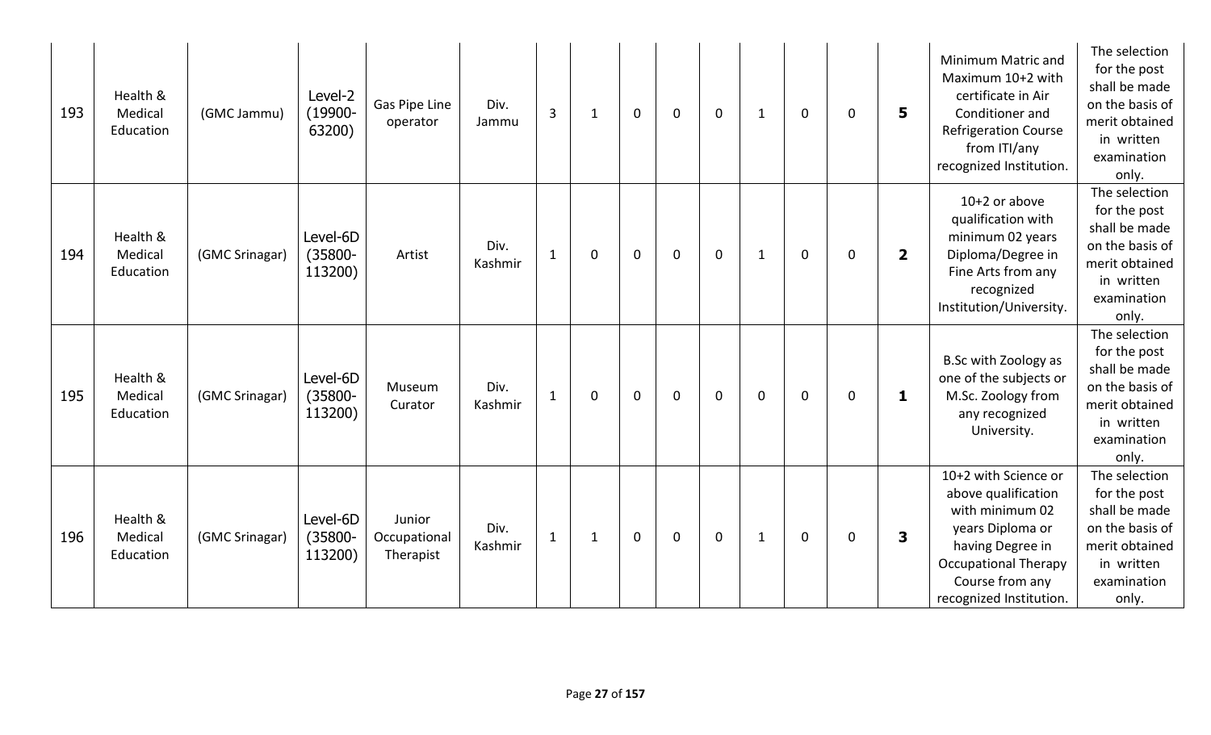| 193 | Health & Medical Education | (GMC Jammu) | Level-2 (19900-63200) | Gas Pipe Line operator | Div. Jammu | 3 | 1 | 0 | 0 | 0 | 1 | 0 | 0 | **5** | Minimum Matric and Maximum 10+2 with certificate in Air Conditioner and Refrigeration Course from ITI/any recognized Institution. | The selection for the post shall be made on the basis of merit obtained in written examination only. |
|---|---|---|---|---|---|---|---|---|---|---|---|---|---|---|---|---|
| 194 | Health & Medical Education | (GMC Srinagar) | Level-6D (35800-113200) | Artist | Div. Kashmir | 1 | 0 | 0 | 0 | 0 | 1 | 0 | 0 | **2** | 10+2 or above qualification with minimum 02 years Diploma/Degree in Fine Arts from any recognized Institution/University. | The selection for the post shall be made on the basis of merit obtained in written examination only. |
| 195 | Health & Medical Education | (GMC Srinagar) | Level-6D (35800-113200) | Museum Curator | Div. Kashmir | 1 | 0 | 0 | 0 | 0 | 0 | 0 | 0 | **1** | B.Sc with Zoology as one of the subjects or M.Sc. Zoology from any recognized University. | The selection for the post shall be made on the basis of merit obtained in written examination only. |
| 196 | Health & Medical Education | (GMC Srinagar) | Level-6D (35800-113200) | Junior Occupational Therapist | Div. Kashmir | 1 | 1 | 0 | 0 | 0 | 1 | 0 | 0 | **3** | 10+2 with Science or above qualification with minimum 02 years Diploma or having Degree in Occupational Therapy Course from any recognized Institution. | The selection for the post shall be made on the basis of merit obtained in written examination only. |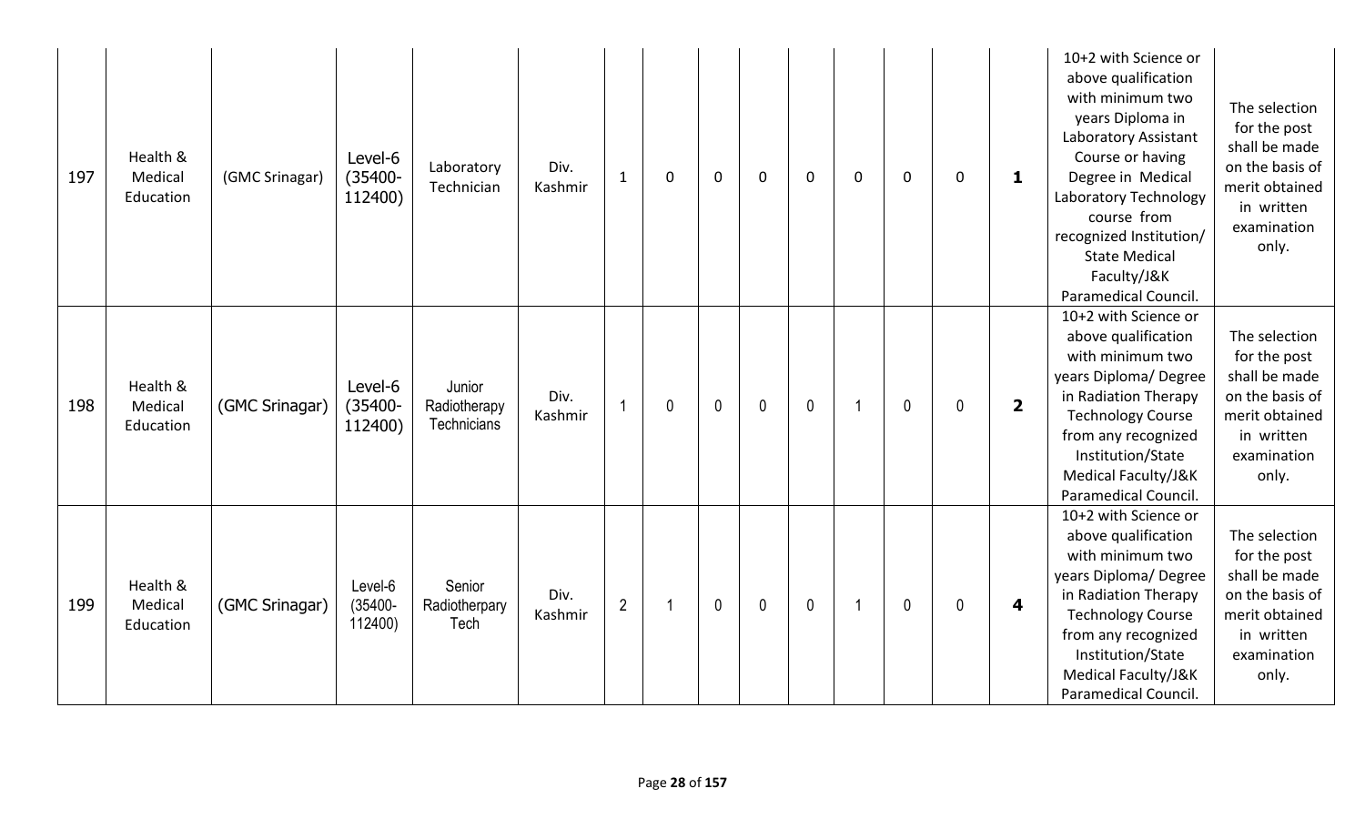| 197 | Health & Medical Education | (GMC Srinagar) | Level-6 (35400-112400) | Laboratory Technician | Div. Kashmir | 1 | 0 | 0 | 0 | 0 | 0 | 0 | 0 | **1** | 10+2 with Science or above qualification with minimum two years Diploma in Laboratory Assistant Course or having Degree in Medical Laboratory Technology course from recognized Institution/ State Medical Faculty/J&K Paramedical Council. | The selection for the post shall be made on the basis of merit obtained in written examination only. |
|---|---|---|---|---|---|---|---|---|---|---|---|---|---|---|---|---|
| 198 | Health & Medical Education | (GMC Srinagar) | Level-6 (35400-112400) | Junior Radiotherapy Technicians | Div. Kashmir | 1 | 0 | 0 | 0 | 0 | 1 | 0 | 0 | **2** | 10+2 with Science or above qualification with minimum two years Diploma/ Degree in Radiation Therapy Technology Course from any recognized Institution/State Medical Faculty/J&K Paramedical Council. | The selection for the post shall be made on the basis of merit obtained in written examination only. |
| 199 | Health & Medical Education | (GMC Srinagar) | Level-6 (35400-112400) | Senior Radiotherpary Tech | Div. Kashmir | 2 | 1 | 0 | 0 | 0 | 1 | 0 | 0 | **4** | 10+2 with Science or above qualification with minimum two years Diploma/ Degree in Radiation Therapy Technology Course from any recognized Institution/State Medical Faculty/J&K Paramedical Council. | The selection for the post shall be made on the basis of merit obtained in written examination only. |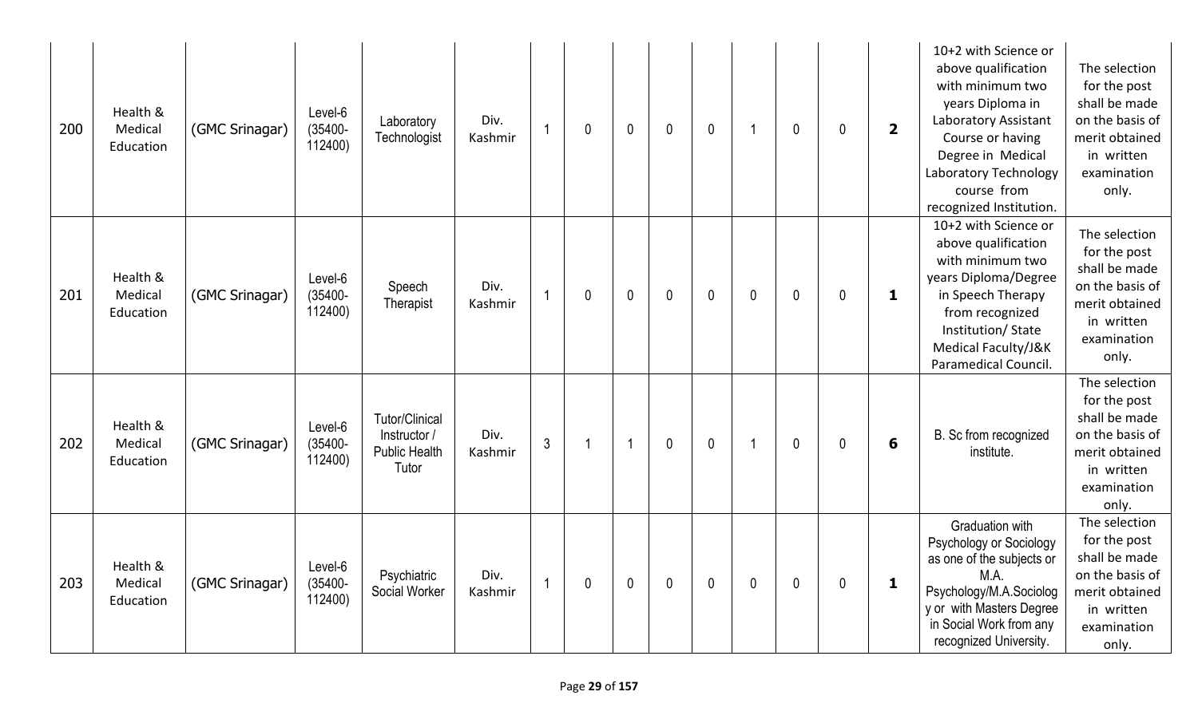| 200 | Health & Medical Education | (GMC Srinagar) | Level-6 (35400-112400) | Laboratory Technologist | Div. Kashmir | 1 | 0 | 0 | 0 | 0 | 1 | 0 | 0 | **2** | 10+2 with Science or above qualification with minimum two years Diploma in Laboratory Assistant Course or having Degree in Medical Laboratory Technology course from recognized Institution. | The selection for the post shall be made on the basis of merit obtained in written examination only. |
|---|---|---|---|---|---|---|---|---|---|---|---|---|---|---|---|---|
| 201 | Health & Medical Education | (GMC Srinagar) | Level-6 (35400-112400) | Speech Therapist | Div. Kashmir | 1 | 0 | 0 | 0 | 0 | 0 | 0 | 0 | **1** | 10+2 with Science or above qualification with minimum two years Diploma/Degree in Speech Therapy from recognized Institution/ State Medical Faculty/J&K Paramedical Council. | The selection for the post shall be made on the basis of merit obtained in written examination only. |
| 202 | Health & Medical Education | (GMC Srinagar) | Level-6 (35400-112400) | Tutor/Clinical Instructor / Public Health Tutor | Div. Kashmir | 3 | 1 | 1 | 0 | 0 | 1 | 0 | 0 | **6** | B. Sc from recognized institute. | The selection for the post shall be made on the basis of merit obtained in written examination only. |
| 203 | Health & Medical Education | (GMC Srinagar) | Level-6 (35400-112400) | Psychiatric Social Worker | Div. Kashmir | 1 | 0 | 0 | 0 | 0 | 0 | 0 | 0 | **1** | Graduation with Psychology or Sociology as one of the subjects or M.A. Psychology/M.A.Sociology or with Masters Degree in Social Work from any recognized University. | The selection for the post shall be made on the basis of merit obtained in written examination only. |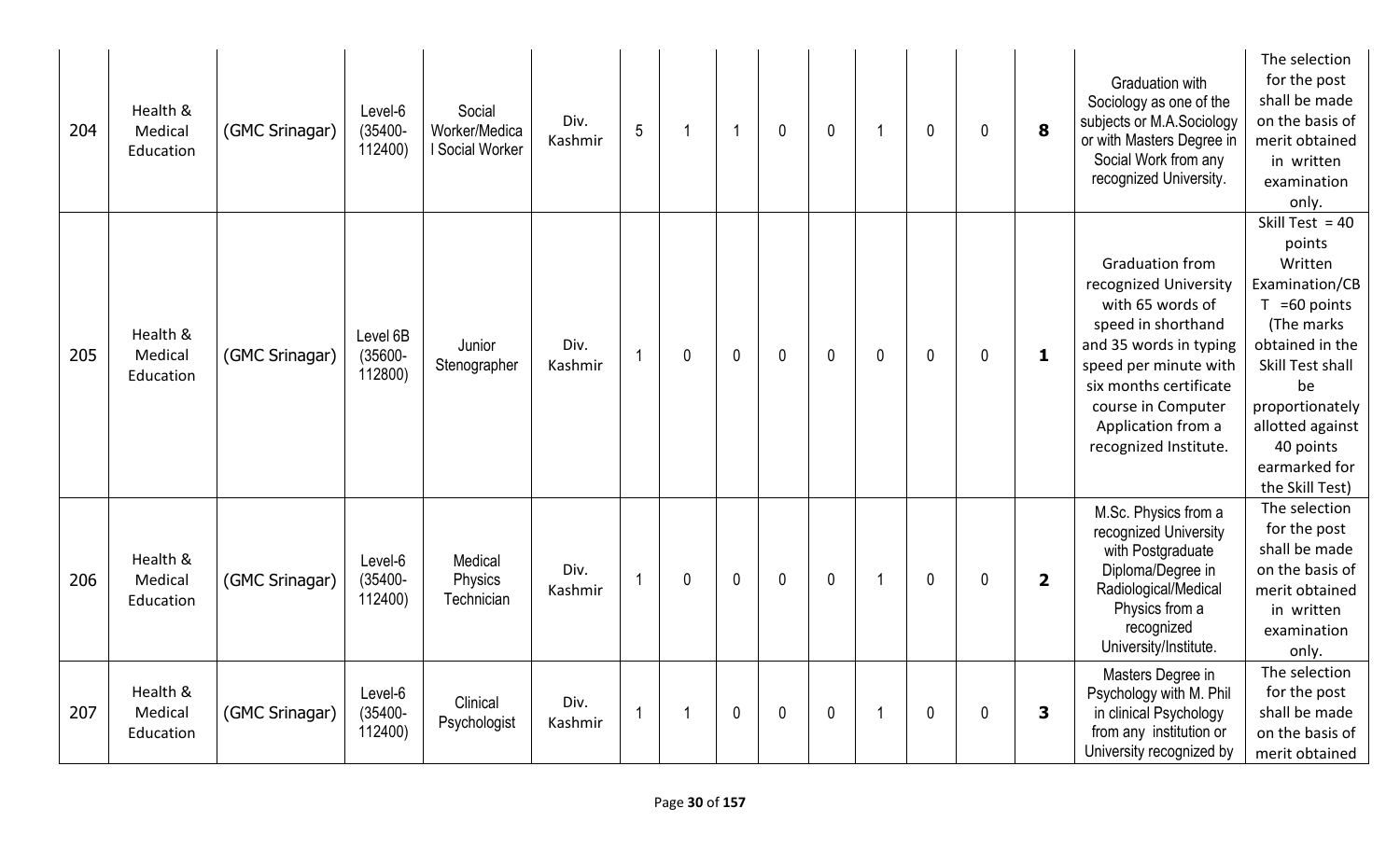| 204 | Health & Medical Education | (GMC Srinagar) | Level-6 (35400-112400) | Social Worker/Medical Social Worker | Div. Kashmir | 5 | 1 | 1 | 0 | 0 | 1 | 0 | 0 | **8** | Graduation with Sociology as one of the subjects or M.A.Sociology or with Masters Degree in Social Work from any recognized University. | The selection for the post shall be made on the basis of merit obtained in written examination only. |
|---|---|---|---|---|---|---|---|---|---|---|---|---|---|---|---|---|
| 205 | Health & Medical Education | (GMC Srinagar) | Level 6B (35600-112800) | Junior Stenographer | Div. Kashmir | 1 | 0 | 0 | 0 | 0 | 0 | 0 | 0 | **1** | Graduation from recognized University with 65 words of speed in shorthand and 35 words in typing speed per minute with six months certificate course in Computer Application from a recognized Institute. | Skill Test = 40 points Written Examination/CBT =60 points (The marks obtained in the Skill Test shall be proportionately allotted against 40 points earmarked for the Skill Test) |
| 206 | Health & Medical Education | (GMC Srinagar) | Level-6 (35400-112400) | Medical Physics Technician | Div. Kashmir | 1 | 0 | 0 | 0 | 0 | 1 | 0 | 0 | **2** | M.Sc. Physics from a recognized University with Postgraduate Diploma/Degree in Radiological/Medical Physics from a recognized University/Institute. | The selection for the post shall be made on the basis of merit obtained in written examination only. |
| 207 | Health & Medical Education | (GMC Srinagar) | Level-6 (35400-112400) | Clinical Psychologist | Div. Kashmir | 1 | 1 | 0 | 0 | 0 | 1 | 0 | 0 | **3** | Masters Degree in Psychology with M. Phil in clinical Psychology from any institution or University recognized by | The selection for the post shall be made on the basis of merit obtained |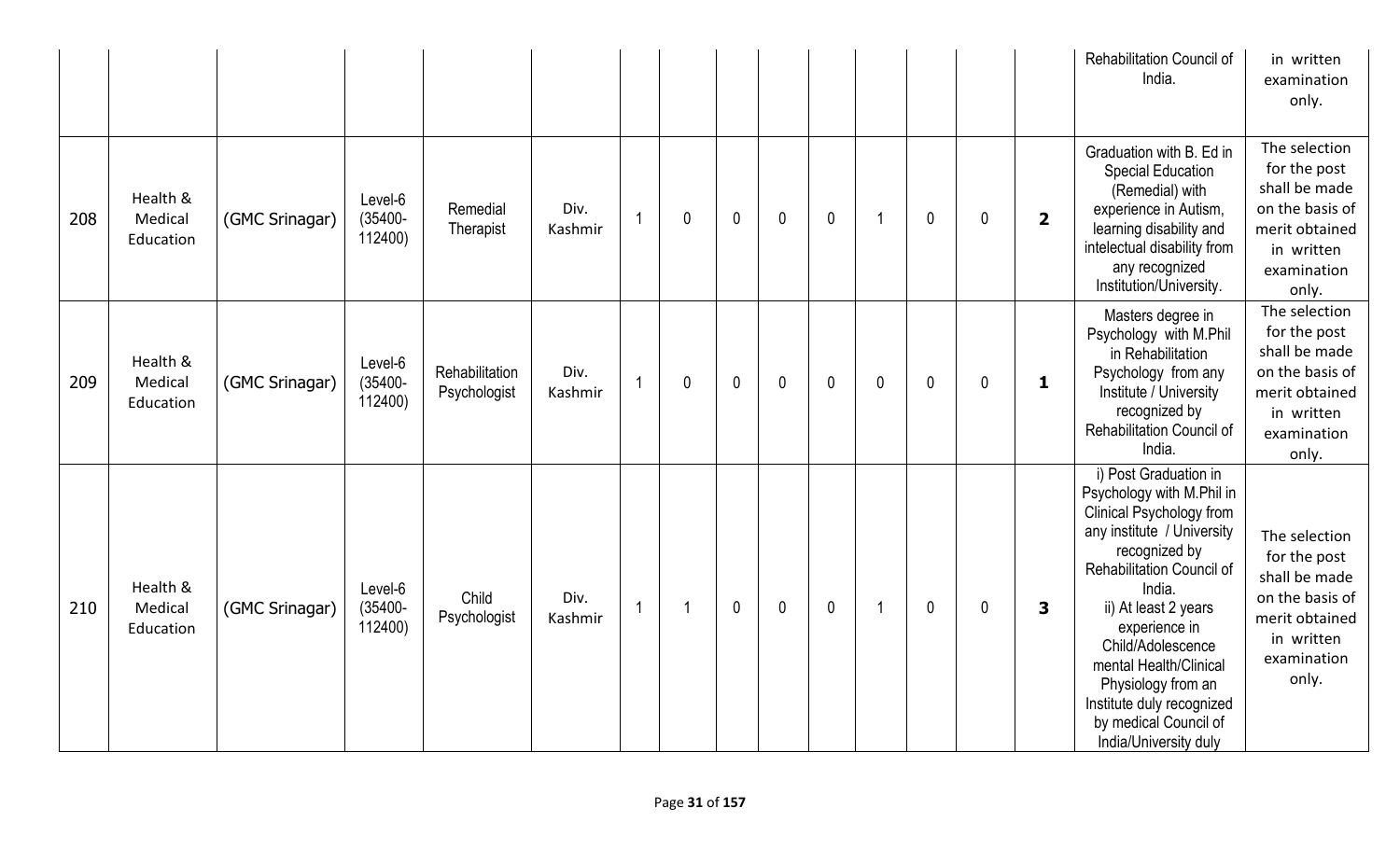| | | | | | | | | | | | | | | | Rehabilitation Council of India. | in written examination only. |
|---|---|---|---|---|---|---|---|---|---|---|---|---|---|---|---|---|
| 208 | Health & Medical Education | (GMC Srinagar) | Level-6 (35400-112400) | Remedial Therapist | Div. Kashmir | 1 | 0 | 0 | 0 | 0 | 1 | 0 | 0 | **2** | Graduation with B. Ed in Special Education (Remedial) with experience in Autism, learning disability and intelectual disability from any recognized Institution/University. | The selection for the post shall be made on the basis of merit obtained in written examination only. |
| 209 | Health & Medical Education | (GMC Srinagar) | Level-6 (35400-112400) | Rehabilitation Psychologist | Div. Kashmir | 1 | 0 | 0 | 0 | 0 | 0 | 0 | 0 | **1** | Masters degree in Psychology with M.Phil in Rehabilitation Psychology from any Institute / University recognized by Rehabilitation Council of India. | The selection for the post shall be made on the basis of merit obtained in written examination only. |
| 210 | Health & Medical Education | (GMC Srinagar) | Level-6 (35400-112400) | Child Psychologist | Div. Kashmir | 1 | 1 | 0 | 0 | 0 | 1 | 0 | 0 | **3** | i) Post Graduation in Psychology with M.Phil in Clinical Psychology from any institute / University recognized by Rehabilitation Council of India. ii) At least 2 years experience in Child/Adolescence mental Health/Clinical Physiology from an Institute duly recognized by medical Council of India/University duly | The selection for the post shall be made on the basis of merit obtained in written examination only. |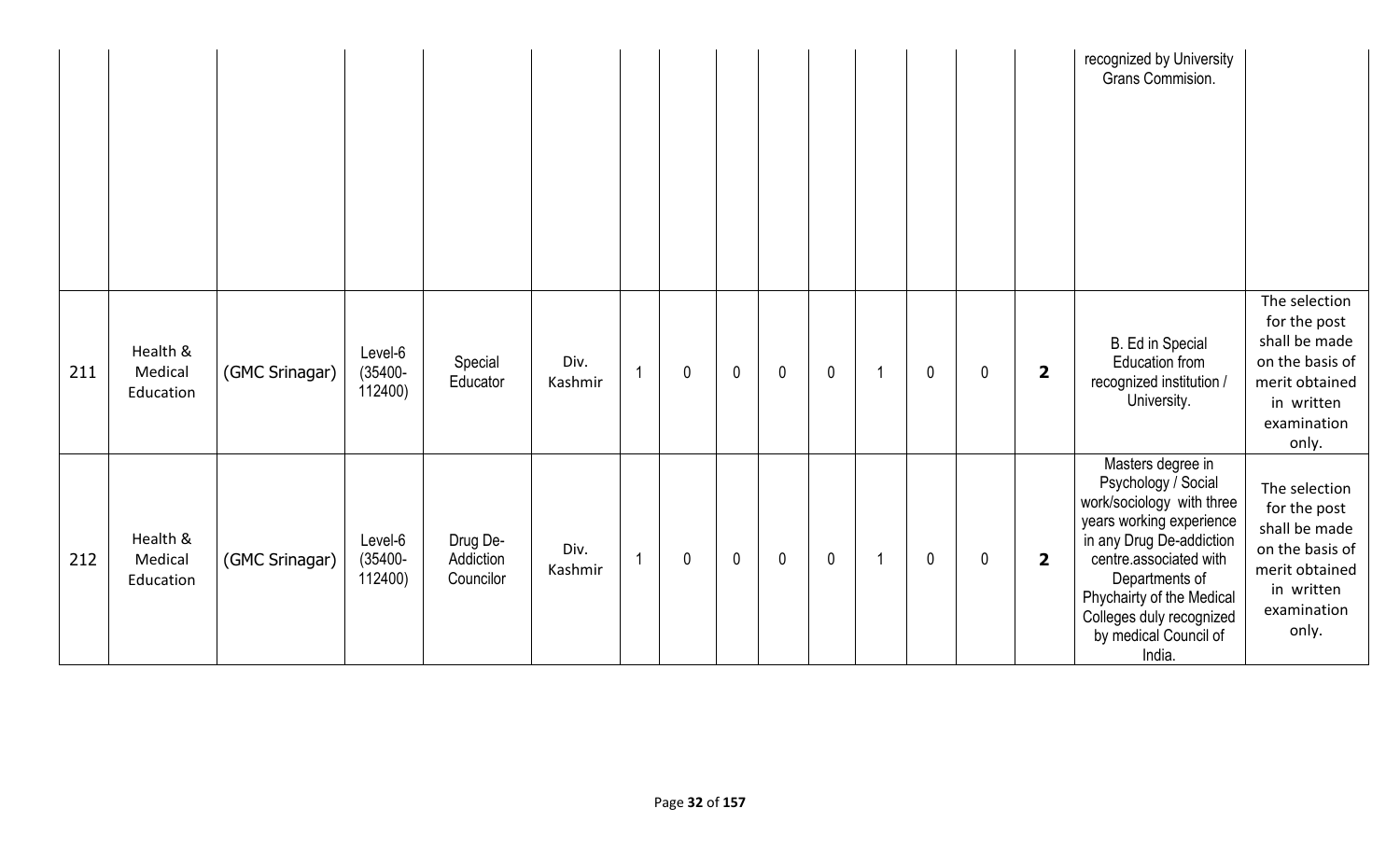| | | | | | | | | | | | | | | | recognized by University Grans Commision. | |
|---|---|---|---|---|---|---|---|---|---|---|---|---|---|---|---|---|
| 211 | Health & Medical Education | (GMC Srinagar) | Level-6 (35400-112400) | Special Educator | Div. Kashmir | 1 | 0 | 0 | 0 | 0 | 1 | 0 | 0 | **2** | B. Ed in Special Education from recognized institution / University. | The selection for the post shall be made on the basis of merit obtained in written examination only. |
| 212 | Health & Medical Education | (GMC Srinagar) | Level-6 (35400-112400) | Drug De-Addiction Councilor | Div. Kashmir | 1 | 0 | 0 | 0 | 0 | 1 | 0 | 0 | **2** | Masters degree in Psychology / Social work/sociology with three years working experience in any Drug De-addiction centre.associated with Departments of Phychairty of the Medical Colleges duly recognized by medical Council of India. | The selection for the post shall be made on the basis of merit obtained in written examination only. |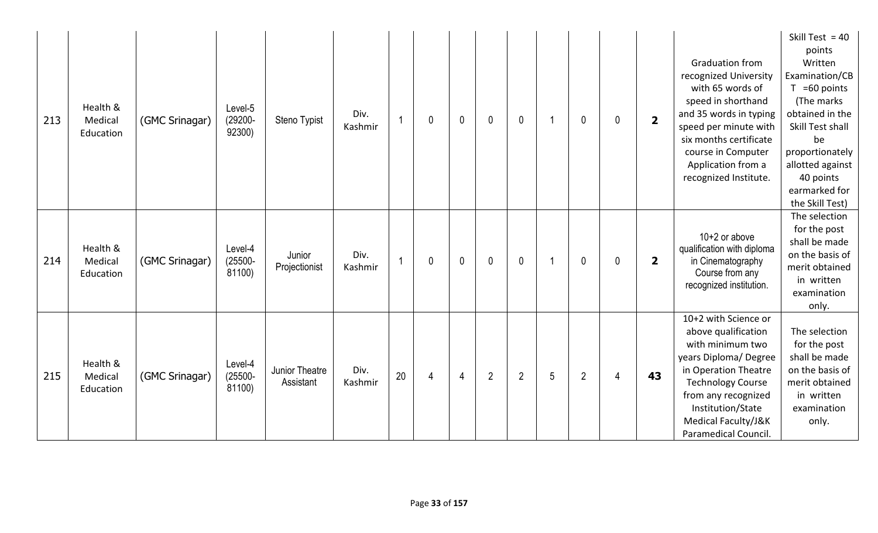| 213 | Health & Medical Education | (GMC Srinagar) | Level-5 (29200-92300) | Steno Typist | Div. Kashmir | 1 | 0 | 0 | 0 | 0 | 1 | 0 | 0 | **2** | Graduation from recognized University with 65 words of speed in shorthand and 35 words in typing speed per minute with six months certificate course in Computer Application from a recognized Institute. | Skill Test = 40 points Written Examination/CBT =60 points (The marks obtained in the Skill Test shall be proportionately allotted against 40 points earmarked for the Skill Test) |
|---|---|---|---|---|---|---|---|---|---|---|---|---|---|---|---|---|
| 214 | Health & Medical Education | (GMC Srinagar) | Level-4 (25500-81100) | Junior Projectionist | Div. Kashmir | 1 | 0 | 0 | 0 | 0 | 1 | 0 | 0 | **2** | 10+2 or above qualification with diploma in Cinematography Course from any recognized institution. | The selection for the post shall be made on the basis of merit obtained in written examination only. |
| 215 | Health & Medical Education | (GMC Srinagar) | Level-4 (25500-81100) | Junior Theatre Assistant | Div. Kashmir | 20 | 4 | 4 | 2 | 2 | 5 | 2 | 4 | **43** | 10+2 with Science or above qualification with minimum two years Diploma/ Degree in Operation Theatre Technology Course from any recognized Institution/State Medical Faculty/J&K Paramedical Council. | The selection for the post shall be made on the basis of merit obtained in written examination only. |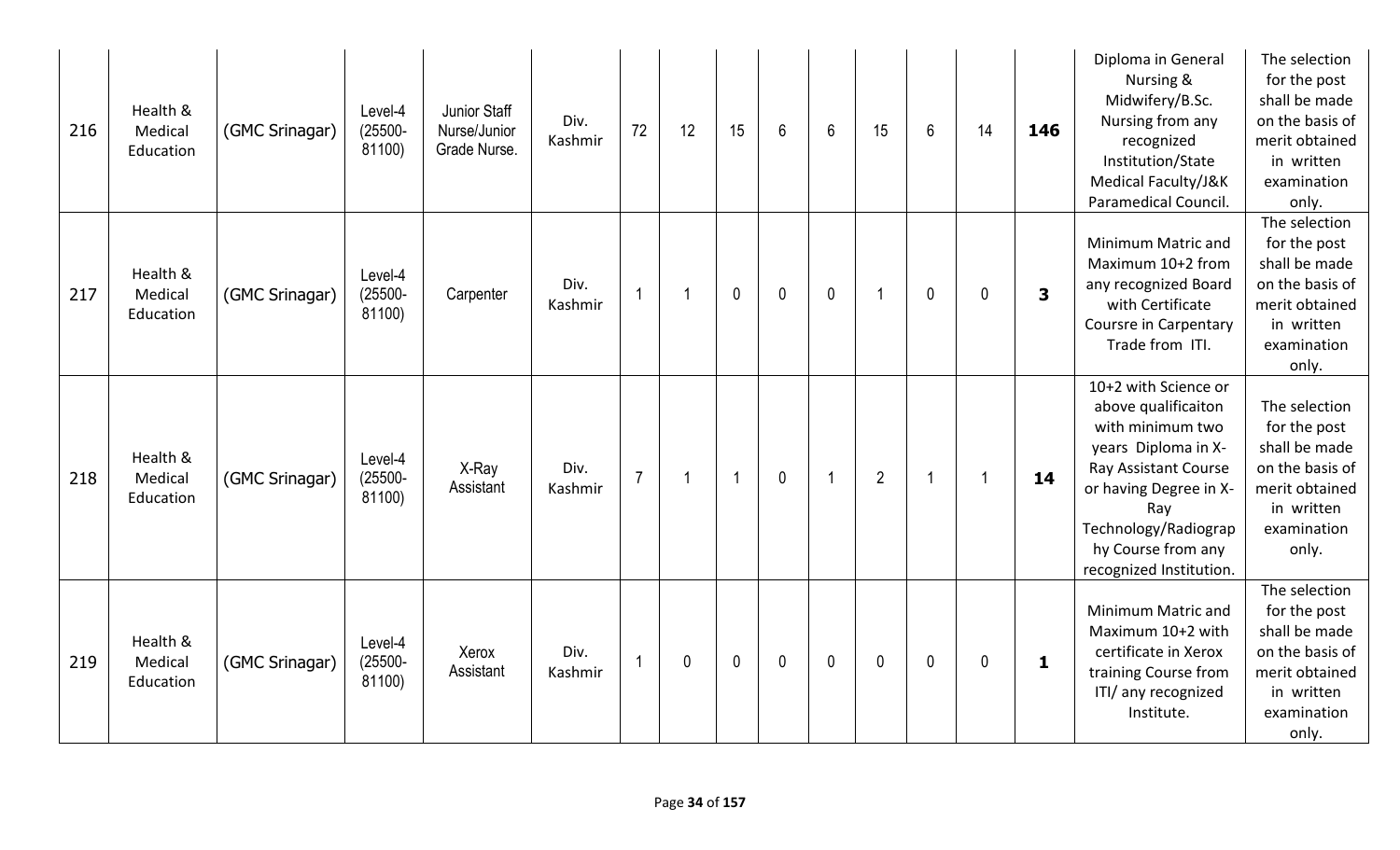| 216 | Health & Medical Education | (GMC Srinagar) | Level-4 (25500-81100) | Junior Staff Nurse/Junior Grade Nurse. | Div. Kashmir | 72 | 12 | 15 | 6 | 6 | 15 | 6 | 14 | **146** | Diploma in General Nursing & Midwifery/B.Sc. Nursing from any recognized Institution/State Medical Faculty/J&K Paramedical Council. | The selection for the post shall be made on the basis of merit obtained in written examination only. |
|---|---|---|---|---|---|---|---|---|---|---|---|---|---|---|---|---|
| 217 | Health & Medical Education | (GMC Srinagar) | Level-4 (25500-81100) | Carpenter | Div. Kashmir | 1 | 1 | 0 | 0 | 0 | 1 | 0 | 0 | **3** | Minimum Matric and Maximum 10+2 from any recognized Board with Certificate Coursre in Carpentary Trade from ITI. | The selection for the post shall be made on the basis of merit obtained in written examination only. |
| 218 | Health & Medical Education | (GMC Srinagar) | Level-4 (25500-81100) | X-Ray Assistant | Div. Kashmir | 7 | 1 | 1 | 0 | 1 | 2 | 1 | 1 | **14** | 10+2 with Science or above qualificaiton with minimum two years Diploma in X-Ray Assistant Course or having Degree in X-Ray Technology/Radiography Course from any recognized Institution. | The selection for the post shall be made on the basis of merit obtained in written examination only. |
| 219 | Health & Medical Education | (GMC Srinagar) | Level-4 (25500-81100) | Xerox Assistant | Div. Kashmir | 1 | 0 | 0 | 0 | 0 | 0 | 0 | 0 | **1** | Minimum Matric and Maximum 10+2 with certificate in Xerox training Course from ITI/ any recognized Institute. | The selection for the post shall be made on the basis of merit obtained in written examination only. |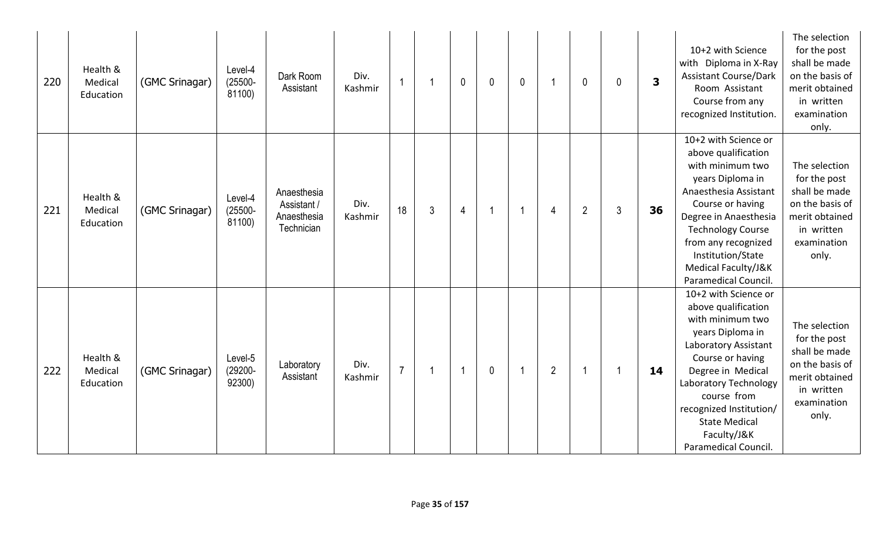| | | | | | | | | | | | | | | | | |
|---|---|---|---|---|---|---|---|---|---|---|---|---|---|---|---|---|
| 220 | Health & Medical Education | (GMC Srinagar) | Level-4 (25500-81100) | Dark Room Assistant | Div. Kashmir | 1 | 1 | 0 | 0 | 0 | 1 | 0 | 0 | **3** | 10+2 with Science with Diploma in X-Ray Assistant Course/Dark Room Assistant Course from any recognized Institution. | The selection for the post shall be made on the basis of merit obtained in written examination only. |
| 221 | Health & Medical Education | (GMC Srinagar) | Level-4 (25500-81100) | Anaesthesia Assistant / Anaesthesia Technician | Div. Kashmir | 18 | 3 | 4 | 1 | 1 | 4 | 2 | 3 | **36** | 10+2 with Science or above qualification with minimum two years Diploma in Anaesthesia Assistant Course or having Degree in Anaesthesia Technology Course from any recognized Institution/State Medical Faculty/J&K Paramedical Council. | The selection for the post shall be made on the basis of merit obtained in written examination only. |
| 222 | Health & Medical Education | (GMC Srinagar) | Level-5 (29200-92300) | Laboratory Assistant | Div. Kashmir | 7 | 1 | 1 | 0 | 1 | 2 | 1 | 1 | **14** | 10+2 with Science or above qualification with minimum two years Diploma in Laboratory Assistant Course or having Degree in Medical Laboratory Technology course from recognized Institution/ State Medical Faculty/J&K Paramedical Council. | The selection for the post shall be made on the basis of merit obtained in written examination only. |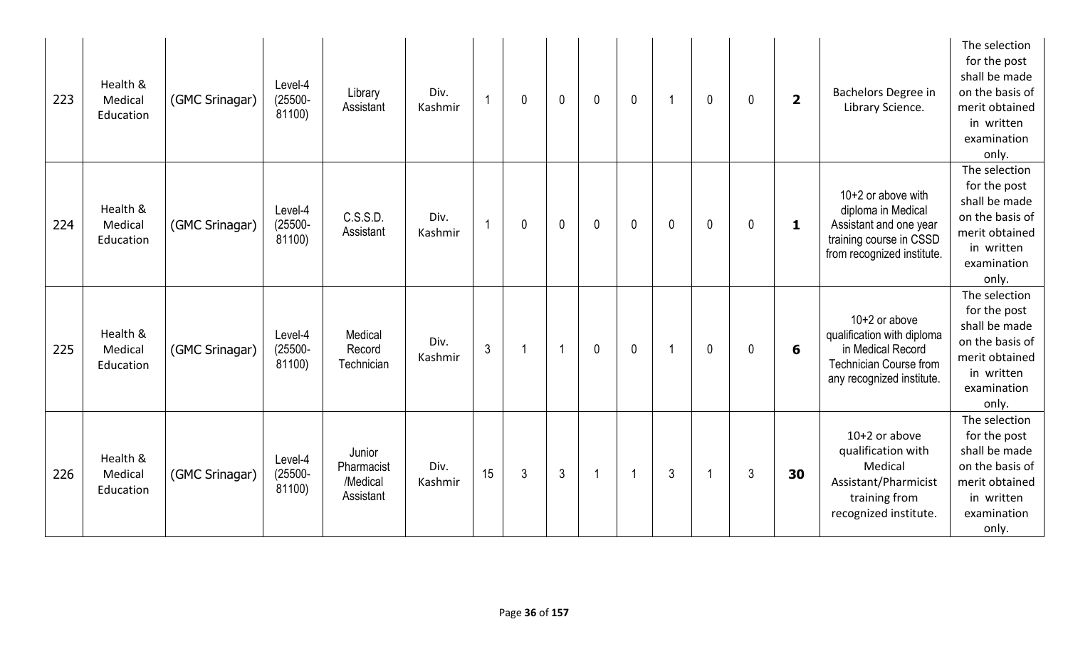| 223 | Health & Medical Education | (GMC Srinagar) | Level-4 (25500-81100) | Library Assistant | Div. Kashmir | 1 | 0 | 0 | 0 | 0 | 1 | 0 | 0 | **2** | Bachelors Degree in Library Science. | The selection for the post shall be made on the basis of merit obtained in written examination only. |
|---|---|---|---|---|---|---|---|---|---|---|---|---|---|---|---|---|
| 224 | Health & Medical Education | (GMC Srinagar) | Level-4 (25500-81100) | C.S.S.D. Assistant | Div. Kashmir | 1 | 0 | 0 | 0 | 0 | 0 | 0 | 0 | **1** | 10+2 or above with diploma in Medical Assistant and one year training course in CSSD from recognized institute. | The selection for the post shall be made on the basis of merit obtained in written examination only. |
| 225 | Health & Medical Education | (GMC Srinagar) | Level-4 (25500-81100) | Medical Record Technician | Div. Kashmir | 3 | 1 | 1 | 0 | 0 | 1 | 0 | 0 | **6** | 10+2 or above qualification with diploma in Medical Record Technician Course from any recognized institute. | The selection for the post shall be made on the basis of merit obtained in written examination only. |
| 226 | Health & Medical Education | (GMC Srinagar) | Level-4 (25500-81100) | Junior Pharmacist /Medical Assistant | Div. Kashmir | 15 | 3 | 3 | 1 | 1 | 3 | 1 | 3 | **30** | 10+2 or above qualification with Medical Assistant/Pharmicist training from recognized institute. | The selection for the post shall be made on the basis of merit obtained in written examination only. |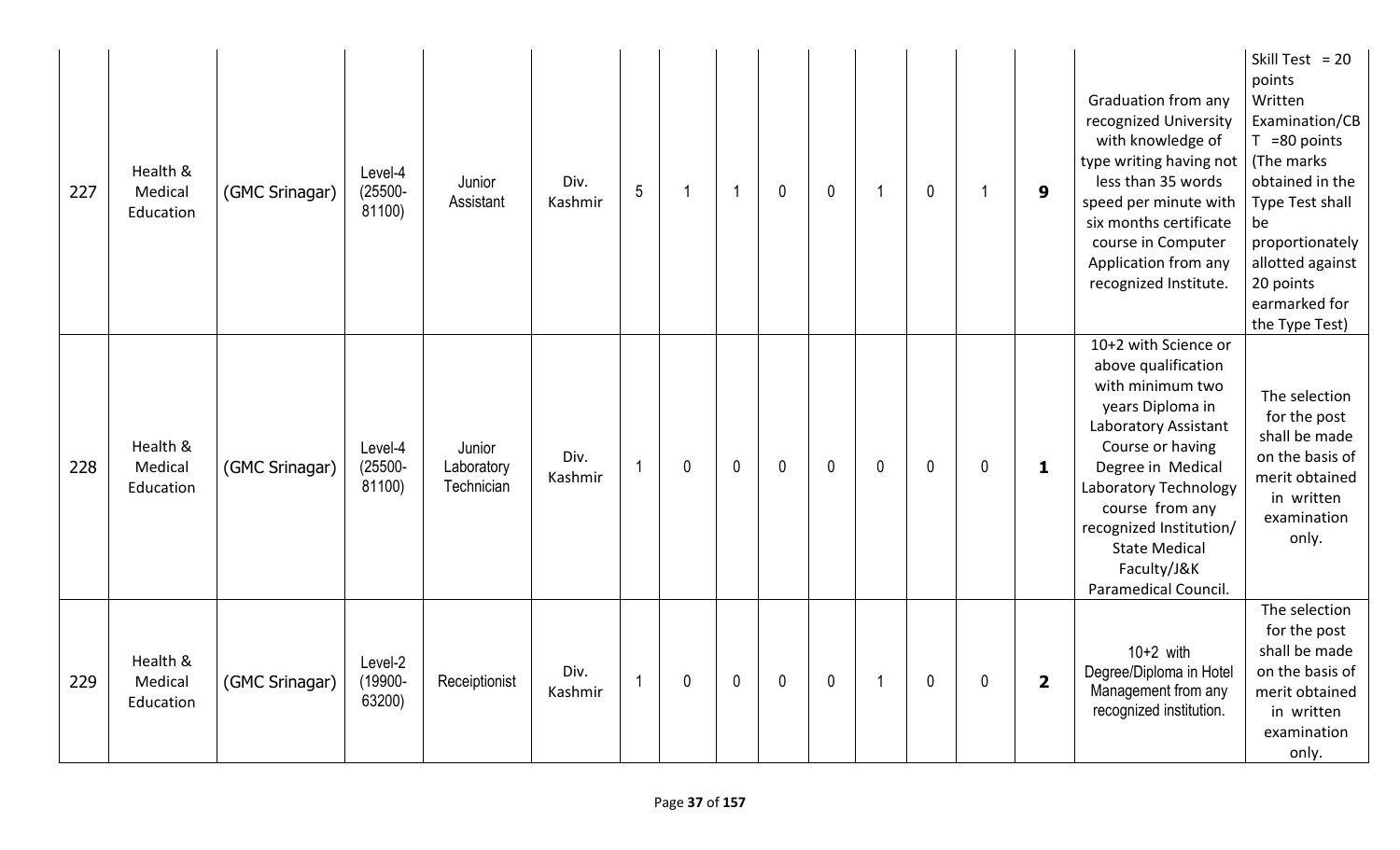| 227 | Health & Medical Education | (GMC Srinagar) | Level-4 (25500-81100) | Junior Assistant | Div. Kashmir | 5 | 1 | 1 | 0 | 0 | 1 | 0 | 1 | **9** | Graduation from any recognized University with knowledge of type writing having not less than 35 words speed per minute with six months certificate course in Computer Application from any recognized Institute. | Skill Test = 20 points Written Examination/CBT =80 points (The marks obtained in the Type Test shall be proportionately allotted against 20 points earmarked for the Type Test) |
|---|---|---|---|---|---|---|---|---|---|---|---|---|---|---|---|---|
| 228 | Health & Medical Education | (GMC Srinagar) | Level-4 (25500-81100) | Junior Laboratory Technician | Div. Kashmir | 1 | 0 | 0 | 0 | 0 | 0 | 0 | 0 | **1** | 10+2 with Science or above qualification with minimum two years Diploma in Laboratory Assistant Course or having Degree in Medical Laboratory Technology course from any recognized Institution/ State Medical Faculty/J&K Paramedical Council. | The selection for the post shall be made on the basis of merit obtained in written examination only. |
| 229 | Health & Medical Education | (GMC Srinagar) | Level-2 (19900-63200) | Receiptionist | Div. Kashmir | 1 | 0 | 0 | 0 | 0 | 1 | 0 | 0 | **2** | 10+2 with Degree/Diploma in Hotel Management from any recognized institution. | The selection for the post shall be made on the basis of merit obtained in written examination only. |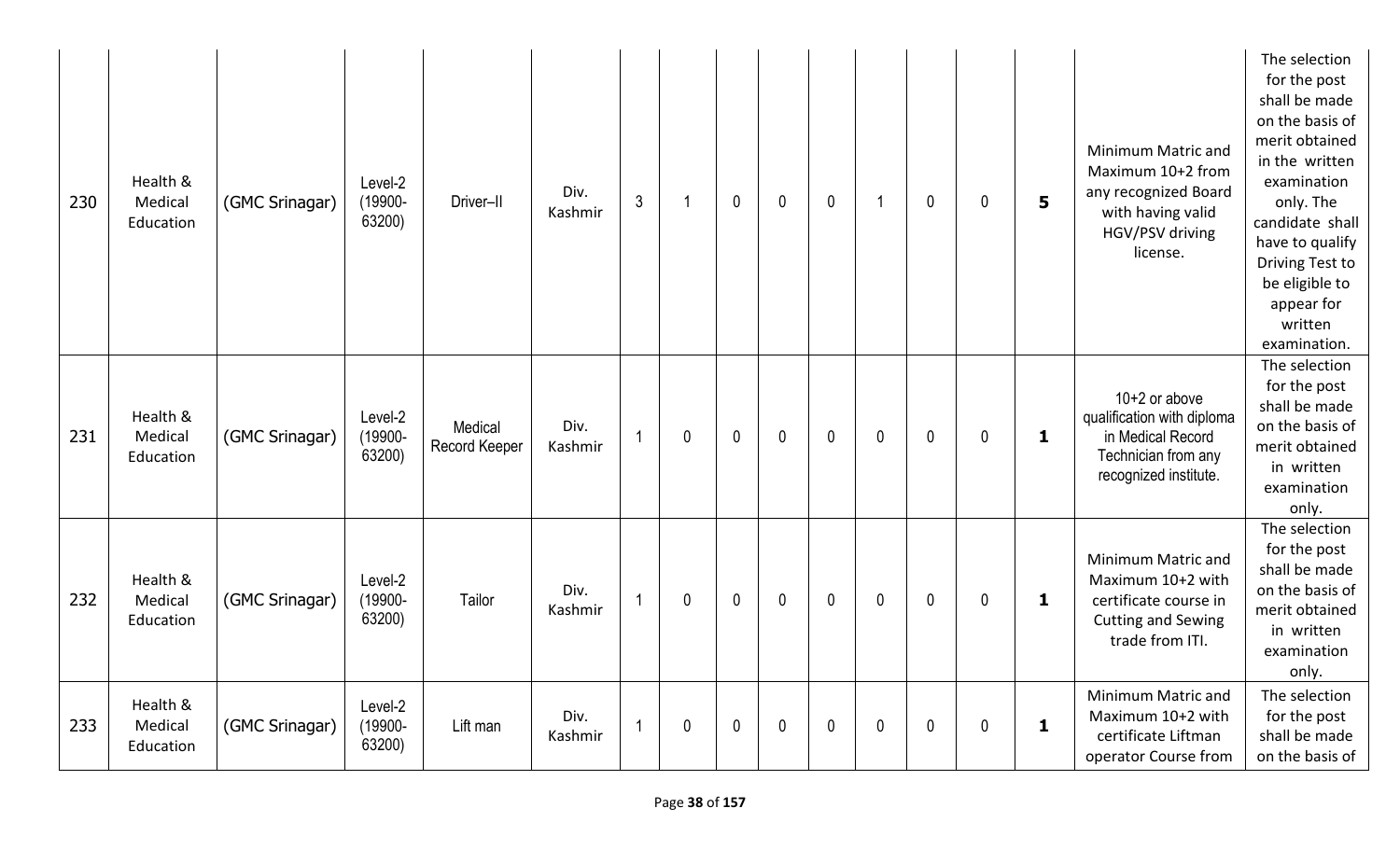| 230 | Health & Medical Education | (GMC Srinagar) | Level-2 (19900-63200) | Driver–II | Div. Kashmir | 3 | 1 | 0 | 0 | 0 | 1 | 0 | 0 | **5** | Minimum Matric and Maximum 10+2 from any recognized Board with having valid HGV/PSV driving license. | The selection for the post shall be made on the basis of merit obtained in the written examination only. The candidate shall have to qualify Driving Test to be eligible to appear for written examination. |
|---|---|---|---|---|---|---|---|---|---|---|---|---|---|---|---|---|
| 231 | Health & Medical Education | (GMC Srinagar) | Level-2 (19900-63200) | Medical Record Keeper | Div. Kashmir | 1 | 0 | 0 | 0 | 0 | 0 | 0 | 0 | **1** | 10+2 or above qualification with diploma in Medical Record Technician from any recognized institute. | The selection for the post shall be made on the basis of merit obtained in written examination only. |
| 232 | Health & Medical Education | (GMC Srinagar) | Level-2 (19900-63200) | Tailor | Div. Kashmir | 1 | 0 | 0 | 0 | 0 | 0 | 0 | 0 | **1** | Minimum Matric and Maximum 10+2 with certificate course in Cutting and Sewing trade from ITI. | The selection for the post shall be made on the basis of merit obtained in written examination only. |
| 233 | Health & Medical Education | (GMC Srinagar) | Level-2 (19900-63200) | Lift man | Div. Kashmir | 1 | 0 | 0 | 0 | 0 | 0 | 0 | 0 | **1** | Minimum Matric and Maximum 10+2 with certificate Liftman operator Course from | The selection for the post shall be made on the basis of |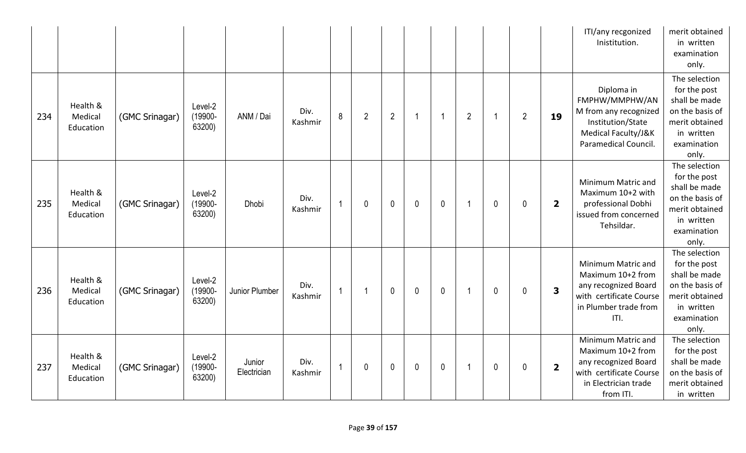| | | | | | | | | | | | | | | | ITI/any recgonized Inistitution. | merit obtained in written examination only. |
|---|---|---|---|---|---|---|---|---|---|---|---|---|---|---|---|---|
| 234 | Health & Medical Education | (GMC Srinagar) | Level-2 (19900-63200) | ANM / Dai | Div. Kashmir | 8 | 2 | 2 | 1 | 1 | 2 | 1 | 2 | **19** | Diploma in FMPHW/MMPHW/ANM from any recognized Institution/State Medical Faculty/J&K Paramedical Council. | The selection for the post shall be made on the basis of merit obtained in written examination only. |
| 235 | Health & Medical Education | (GMC Srinagar) | Level-2 (19900-63200) | Dhobi | Div. Kashmir | 1 | 0 | 0 | 0 | 0 | 1 | 0 | 0 | **2** | Minimum Matric and Maximum 10+2 with professional Dobhi issued from concerned Tehsildar. | The selection for the post shall be made on the basis of merit obtained in written examination only. |
| 236 | Health & Medical Education | (GMC Srinagar) | Level-2 (19900-63200) | Junior Plumber | Div. Kashmir | 1 | 1 | 0 | 0 | 0 | 1 | 0 | 0 | **3** | Minimum Matric and Maximum 10+2 from any recognized Board with certificate Course in Plumber trade from ITI. | The selection for the post shall be made on the basis of merit obtained in written examination only. |
| 237 | Health & Medical Education | (GMC Srinagar) | Level-2 (19900-63200) | Junior Electrician | Div. Kashmir | 1 | 0 | 0 | 0 | 0 | 1 | 0 | 0 | **2** | Minimum Matric and Maximum 10+2 from any recognized Board with certificate Course in Electrician trade from ITI. | The selection for the post shall be made on the basis of merit obtained in written |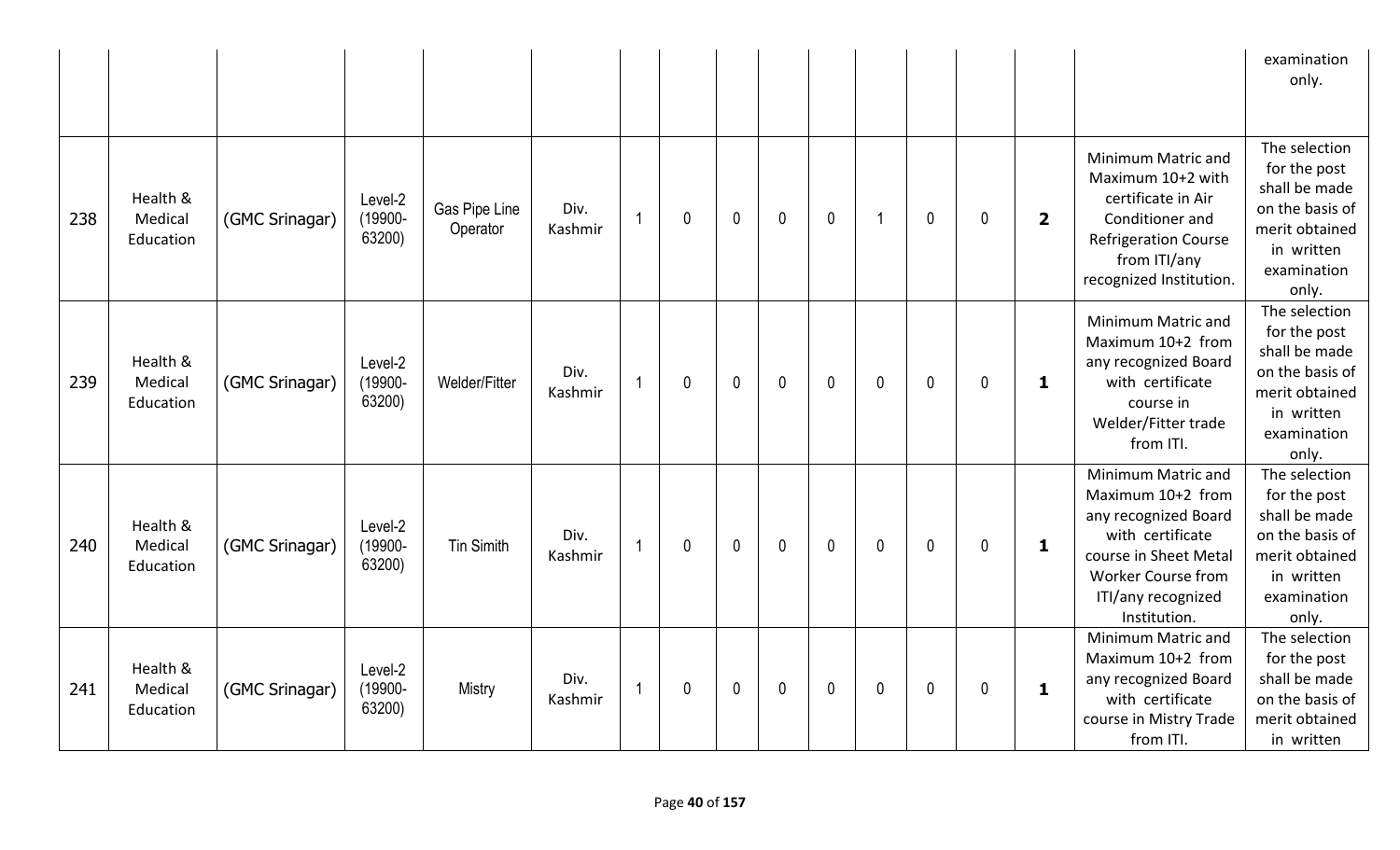| | | | | | | | | | | | | | | | | |
|---|---|---|---|---|---|---|---|---|---|---|---|---|---|---|---|---|
| | | | | | | | | | | | | | | | | examination only. |
| 238 | Health & Medical Education | (GMC Srinagar) | Level-2 (19900-63200) | Gas Pipe Line Operator | Div. Kashmir | 1 | 0 | 0 | 0 | 0 | 1 | 0 | 0 | **2** | Minimum Matric and Maximum 10+2 with certificate in Air Conditioner and Refrigeration Course from ITI/any recognized Institution. | The selection for the post shall be made on the basis of merit obtained in written examination only. |
| 239 | Health & Medical Education | (GMC Srinagar) | Level-2 (19900-63200) | Welder/Fitter | Div. Kashmir | 1 | 0 | 0 | 0 | 0 | 0 | 0 | 0 | **1** | Minimum Matric and Maximum 10+2 from any recognized Board with certificate course in Welder/Fitter trade from ITI. | The selection for the post shall be made on the basis of merit obtained in written examination only. |
| 240 | Health & Medical Education | (GMC Srinagar) | Level-2 (19900-63200) | Tin Simith | Div. Kashmir | 1 | 0 | 0 | 0 | 0 | 0 | 0 | 0 | **1** | Minimum Matric and Maximum 10+2 from any recognized Board with certificate course in Sheet Metal Worker Course from ITI/any recognized Institution. | The selection for the post shall be made on the basis of merit obtained in written examination only. |
| 241 | Health & Medical Education | (GMC Srinagar) | Level-2 (19900-63200) | Mistry | Div. Kashmir | 1 | 0 | 0 | 0 | 0 | 0 | 0 | 0 | **1** | Minimum Matric and Maximum 10+2 from any recognized Board with certificate course in Mistry Trade from ITI. | The selection for the post shall be made on the basis of merit obtained in written |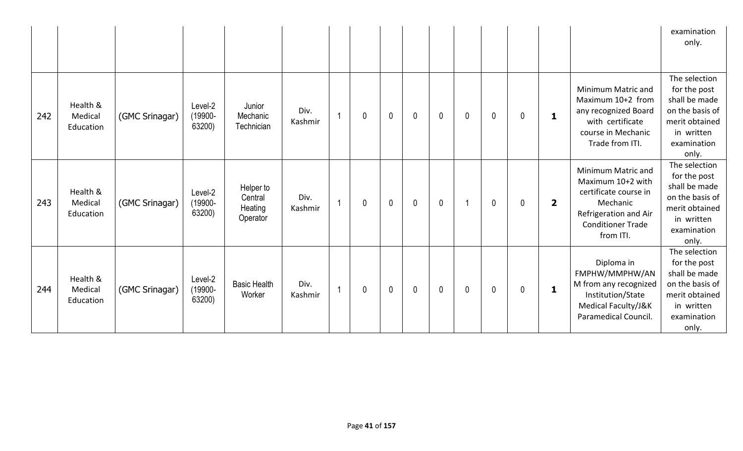| | | | | | | | | | | | | | | | | |
|---|---|---|---|---|---|---|---|---|---|---|---|---|---|---|---|---|
| | | | | | | | | | | | | | | | | examination only. |
| 242 | Health & Medical Education | (GMC Srinagar) | Level-2 (19900-63200) | Junior Mechanic Technician | Div. Kashmir | 1 | 0 | 0 | 0 | 0 | 0 | 0 | 0 | **1** | Minimum Matric and Maximum 10+2 from any recognized Board with certificate course in Mechanic Trade from ITI. | The selection for the post shall be made on the basis of merit obtained in written examination only. |
| 243 | Health & Medical Education | (GMC Srinagar) | Level-2 (19900-63200) | Helper to Central Heating Operator | Div. Kashmir | 1 | 0 | 0 | 0 | 0 | 1 | 0 | 0 | **2** | Minimum Matric and Maximum 10+2 with certificate course in Mechanic Refrigeration and Air Conditioner Trade from ITI. | The selection for the post shall be made on the basis of merit obtained in written examination only. |
| 244 | Health & Medical Education | (GMC Srinagar) | Level-2 (19900-63200) | Basic Health Worker | Div. Kashmir | 1 | 0 | 0 | 0 | 0 | 0 | 0 | 0 | **1** | Diploma in FMPHW/MMPHW/ANM from any recognized Institution/State Medical Faculty/J&K Paramedical Council. | The selection for the post shall be made on the basis of merit obtained in written examination only. |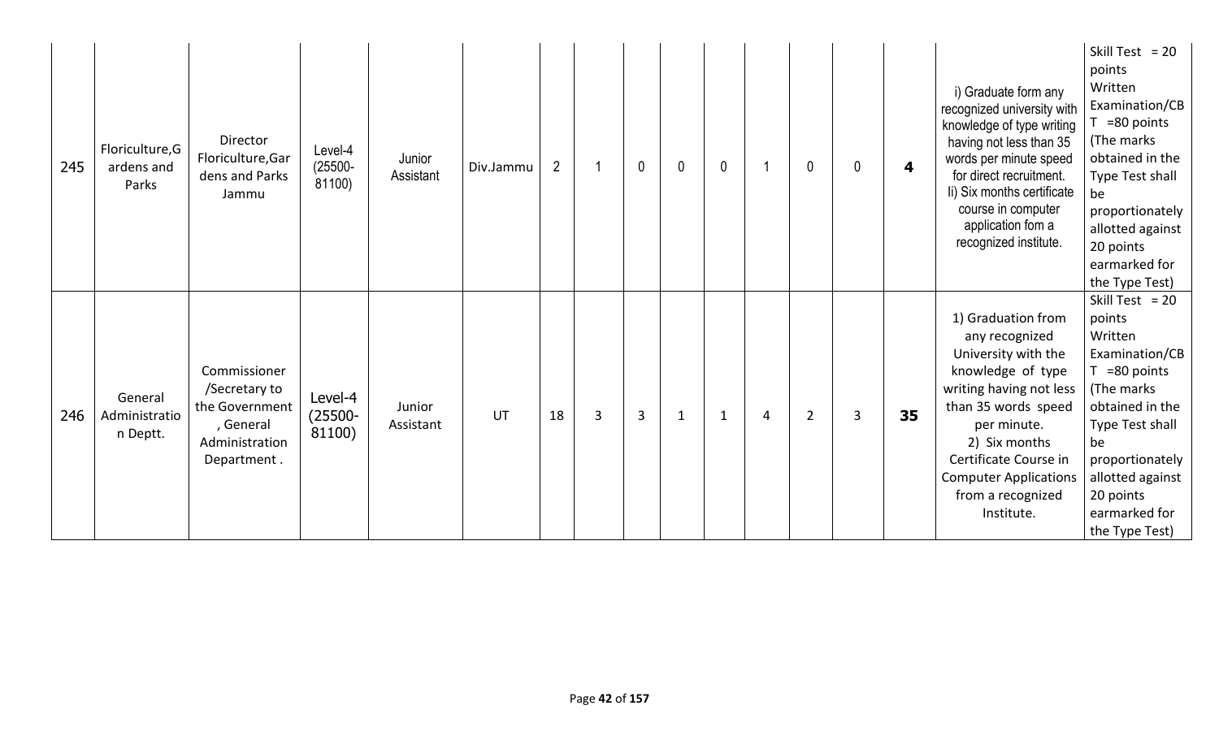| 245 | Floriculture,Gardens and Parks | Director Floriculture,Gardens and Parks Jammu | Level-4 (25500-81100) | Junior Assistant | Div.Jammu | 2 | 1 | 0 | 0 | 0 | 1 | 0 | 0 | **4** | i) Graduate form any recognized university with knowledge of type writing having not less than 35 words per minute speed for direct recruitment. Ii) Six months certificate course in computer application fom a recognized institute. | Skill Test = 20 points Written Examination/CBT =80 points (The marks obtained in the Type Test shall be proportionately allotted against 20 points earmarked for the Type Test) |
|---|---|---|---|---|---|---|---|---|---|---|---|---|---|---|---|---|
| 246 | General Administration Deptt. | Commissioner /Secretary to the Government , General Administration Department . | Level-4 (25500-81100) | Junior Assistant | UT | 18 | 3 | 3 | 1 | 1 | 4 | 2 | 3 | **35** | 1) Graduation from any recognized University with the knowledge of type writing having not less than 35 words speed per minute. 2) Six months Certificate Course in Computer Applications from a recognized Institute. | Skill Test = 20 points Written Examination/CBT =80 points (The marks obtained in the Type Test shall be proportionately allotted against 20 points earmarked for the Type Test) |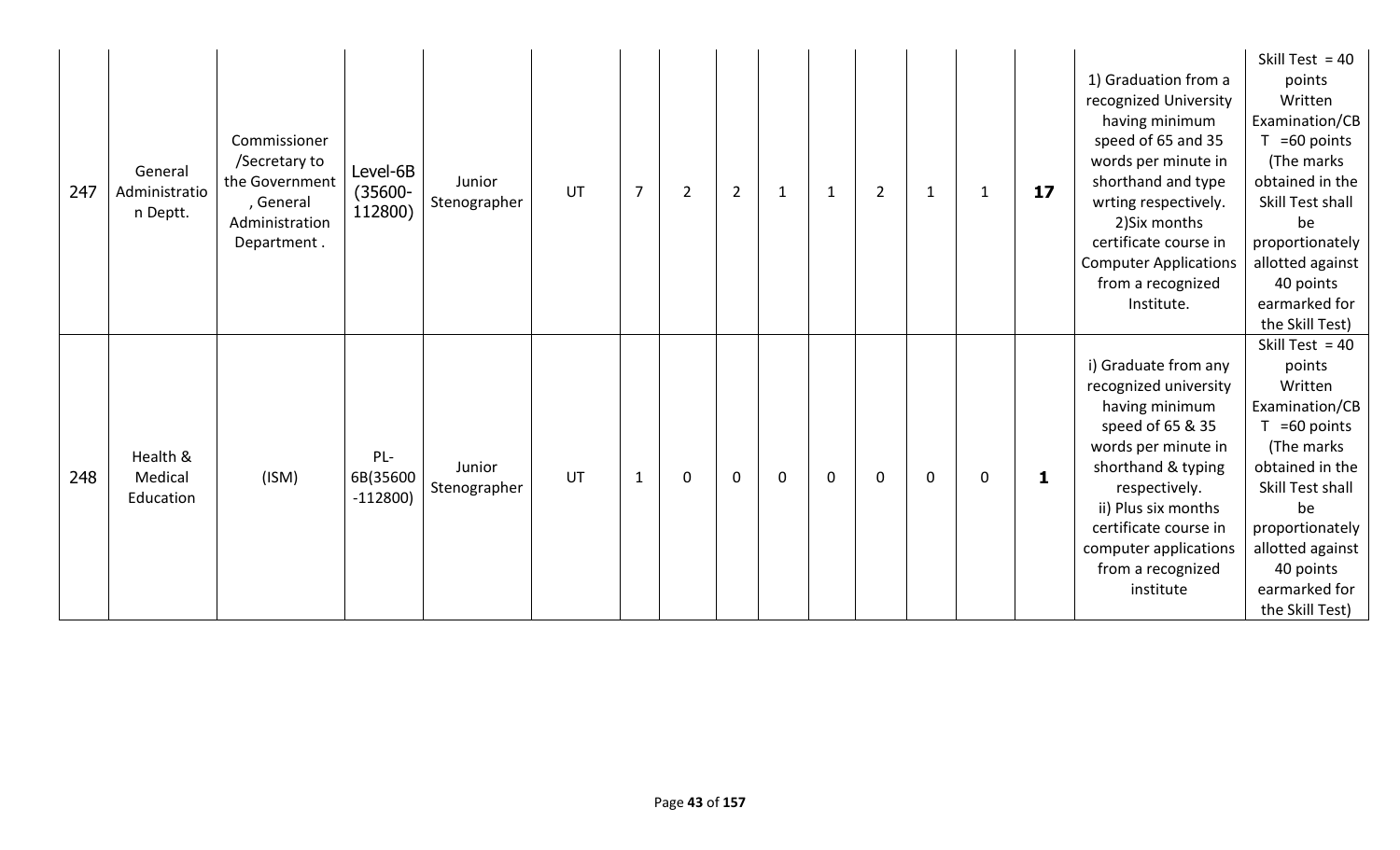| 247 | General Administration Deptt. | Commissioner /Secretary to the Government , General Administration Department . | Level-6B (35600-112800) | Junior Stenographer | UT | 7 | 2 | 2 | 1 | 1 | 2 | 1 | 1 | **17** | 1) Graduation from a recognized University having minimum speed of 65 and 35 words per minute in shorthand and type wrting respectively. 2)Six months certificate course in Computer Applications from a recognized Institute. | Skill Test = 40 points Written Examination/CBT =60 points (The marks obtained in the Skill Test shall be proportionately allotted against 40 points earmarked for the Skill Test) |
|---|---|---|---|---|---|---|---|---|---|---|---|---|---|---|---|---|
| 248 | Health & Medical Education | (ISM) | PL-6B(35600-112800) | Junior Stenographer | UT | 1 | 0 | 0 | 0 | 0 | 0 | 0 | 0 | **1** | i) Graduate from any recognized university having minimum speed of 65 & 35 words per minute in shorthand & typing respectively. ii) Plus six months certificate course in computer applications from a recognized institute | Skill Test = 40 points Written Examination/CBT =60 points (The marks obtained in the Skill Test shall be proportionately allotted against 40 points earmarked for the Skill Test) |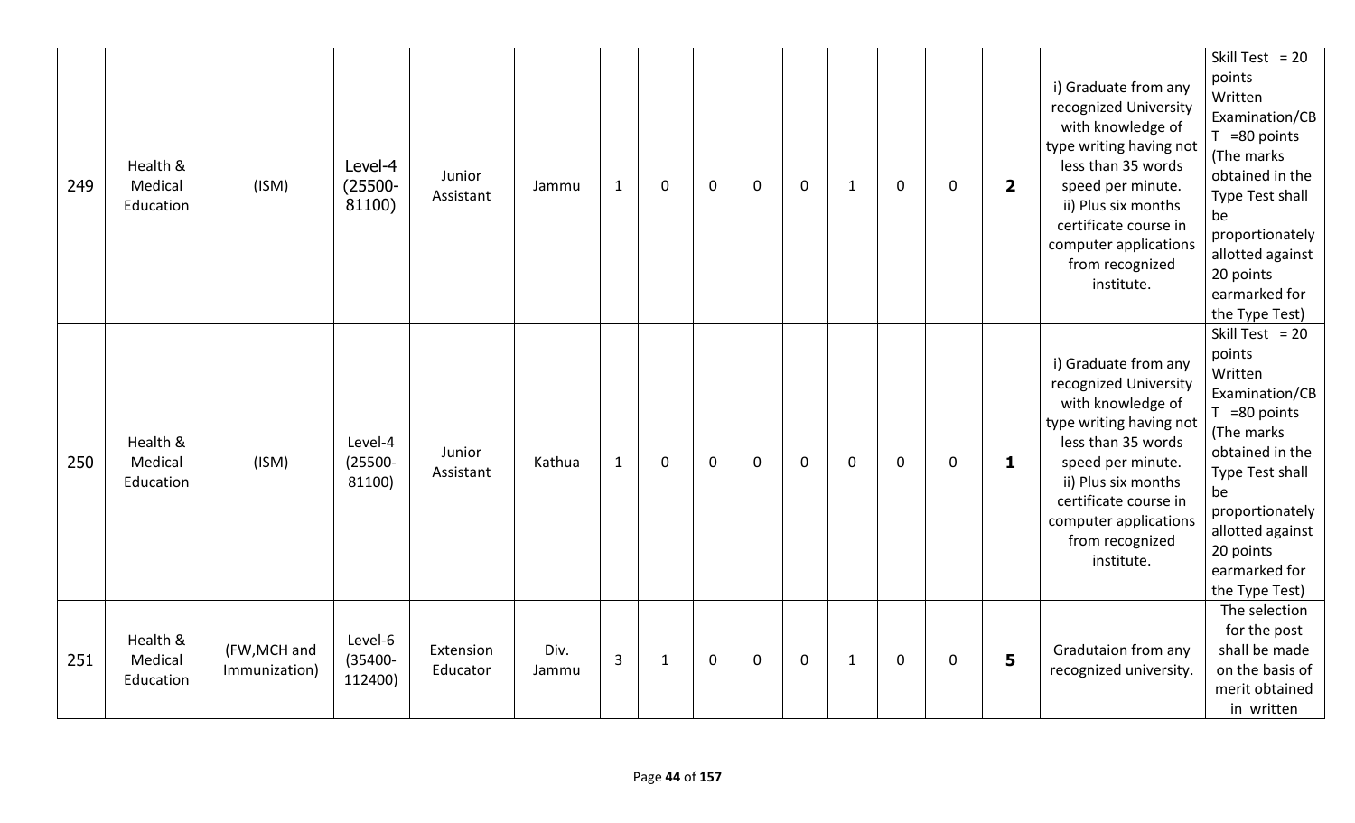| 249 | Health & Medical Education | (ISM) | Level-4 (25500-81100) | Junior Assistant | Jammu | 1 | 0 | 0 | 0 | 0 | 1 | 0 | 0 | **2** | i) Graduate from any recognized University with knowledge of type writing having not less than 35 words speed per minute. ii) Plus six months certificate course in computer applications from recognized institute. | Skill Test = 20 points Written Examination/CBT =80 points (The marks obtained in the Type Test shall be proportionately allotted against 20 points earmarked for the Type Test) |
|---|---|---|---|---|---|---|---|---|---|---|---|---|---|---|---|---|
| 250 | Health & Medical Education | (ISM) | Level-4 (25500-81100) | Junior Assistant | Kathua | 1 | 0 | 0 | 0 | 0 | 0 | 0 | 0 | **1** | i) Graduate from any recognized University with knowledge of type writing having not less than 35 words speed per minute. ii) Plus six months certificate course in computer applications from recognized institute. | Skill Test = 20 points Written Examination/CBT =80 points (The marks obtained in the Type Test shall be proportionately allotted against 20 points earmarked for the Type Test) |
| 251 | Health & Medical Education | (FW,MCH and Immunization) | Level-6 (35400-112400) | Extension Educator | Div. Jammu | 3 | 1 | 0 | 0 | 0 | 1 | 0 | 0 | **5** | Gradutaion from any recognized university. | The selection for the post shall be made on the basis of merit obtained in written |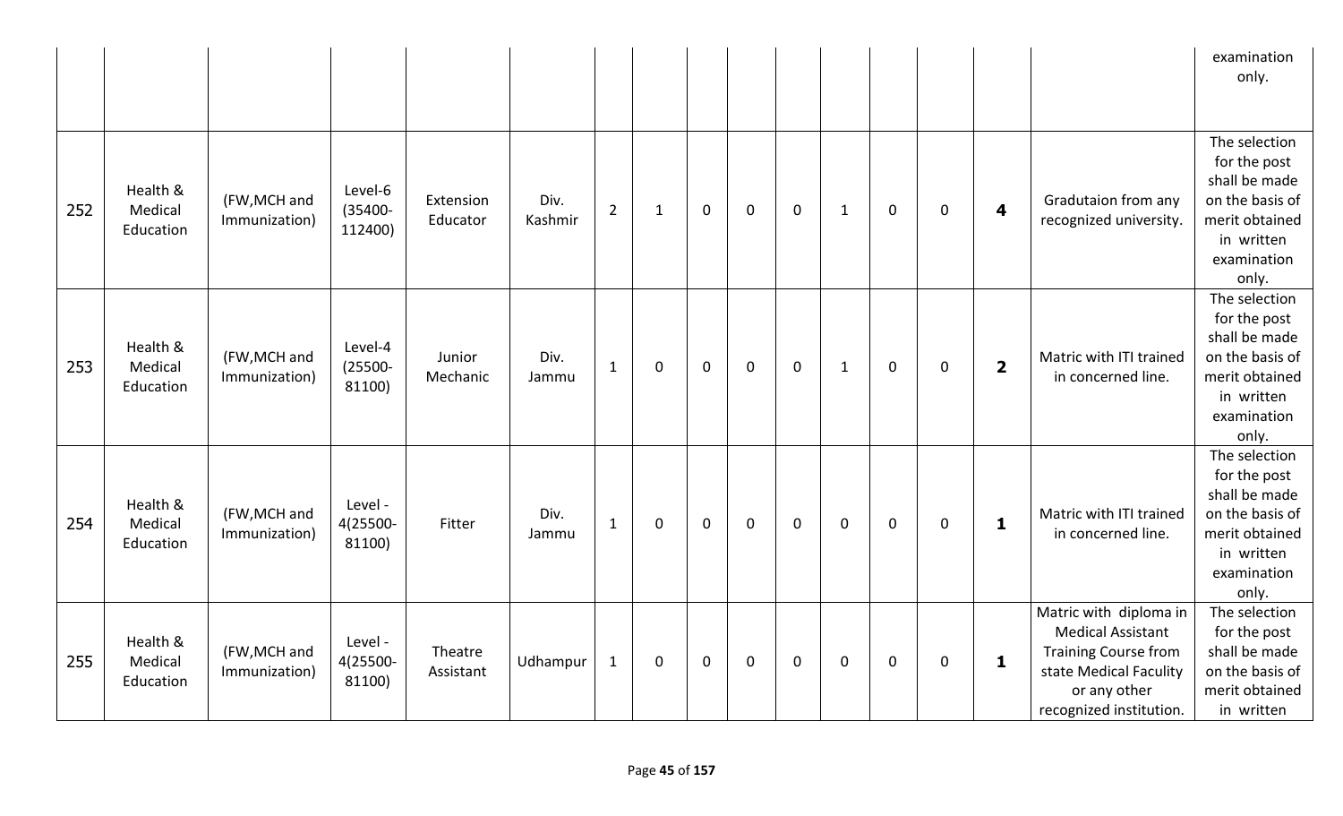| | | | | | | | | | | | | | | | | |
|---|---|---|---|---|---|---|---|---|---|---|---|---|---|---|---|---|
| | | | | | | | | | | | | | | | | examination only. |
| 252 | Health & Medical Education | (FW,MCH and Immunization) | Level-6 (35400-112400) | Extension Educator | Div. Kashmir | 2 | 1 | 0 | 0 | 0 | 1 | 0 | 0 | **4** | Gradutaion from any recognized university. | The selection for the post shall be made on the basis of merit obtained in written examination only. |
| 253 | Health & Medical Education | (FW,MCH and Immunization) | Level-4 (25500-81100) | Junior Mechanic | Div. Jammu | 1 | 0 | 0 | 0 | 0 | 1 | 0 | 0 | **2** | Matric with ITI trained in concerned line. | The selection for the post shall be made on the basis of merit obtained in written examination only. |
| 254 | Health & Medical Education | (FW,MCH and Immunization) | Level - 4(25500-81100) | Fitter | Div. Jammu | 1 | 0 | 0 | 0 | 0 | 0 | 0 | 0 | **1** | Matric with ITI trained in concerned line. | The selection for the post shall be made on the basis of merit obtained in written examination only. |
| 255 | Health & Medical Education | (FW,MCH and Immunization) | Level - 4(25500-81100) | Theatre Assistant | Udhampur | 1 | 0 | 0 | 0 | 0 | 0 | 0 | 0 | **1** | Matric with diploma in Medical Assistant Training Course from state Medical Faculity or any other recognized institution. | The selection for the post shall be made on the basis of merit obtained in written |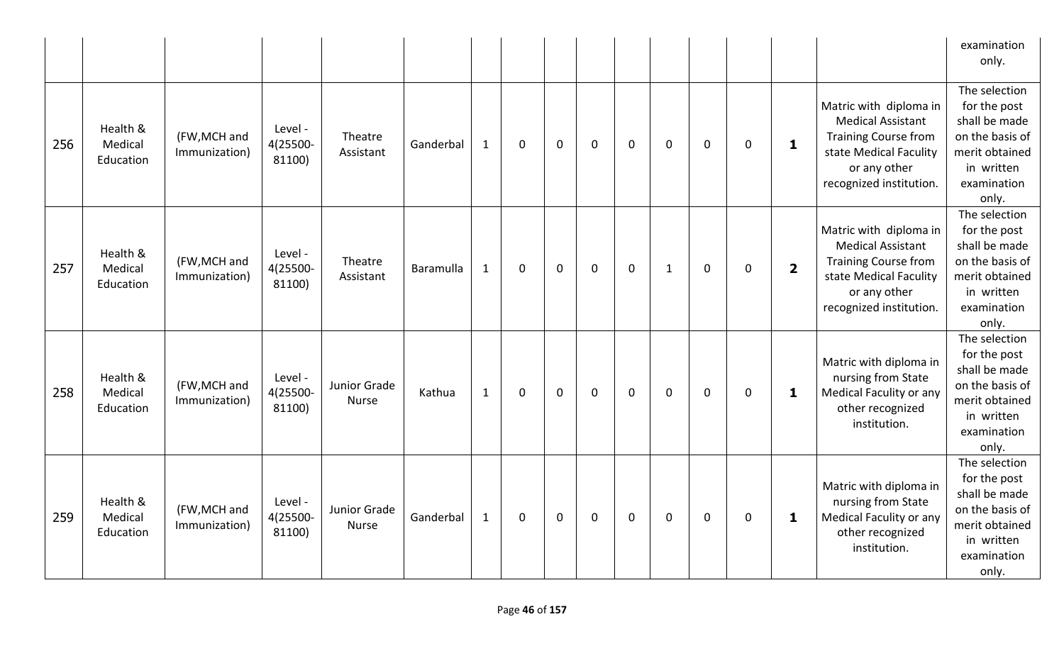| | | | | | | | | | | | | | | | | |
|---|---|---|---|---|---|---|---|---|---|---|---|---|---|---|---|---|
| | | | | | | | | | | | | | | | | examination only. |
| 256 | Health & Medical Education | (FW,MCH and Immunization) | Level - 4(25500-81100) | Theatre Assistant | Ganderbal | 1 | 0 | 0 | 0 | 0 | 0 | 0 | 0 | **1** | Matric with diploma in Medical Assistant Training Course from state Medical Faculty or any other recognized institution. | The selection for the post shall be made on the basis of merit obtained in written examination only. |
| 257 | Health & Medical Education | (FW,MCH and Immunization) | Level - 4(25500-81100) | Theatre Assistant | Baramulla | 1 | 0 | 0 | 0 | 0 | 1 | 0 | 0 | **2** | Matric with diploma in Medical Assistant Training Course from state Medical Faculty or any other recognized institution. | The selection for the post shall be made on the basis of merit obtained in written examination only. |
| 258 | Health & Medical Education | (FW,MCH and Immunization) | Level - 4(25500-81100) | Junior Grade Nurse | Kathua | 1 | 0 | 0 | 0 | 0 | 0 | 0 | 0 | **1** | Matric with diploma in nursing from State Medical Faculty or any other recognized institution. | The selection for the post shall be made on the basis of merit obtained in written examination only. |
| 259 | Health & Medical Education | (FW,MCH and Immunization) | Level - 4(25500-81100) | Junior Grade Nurse | Ganderbal | 1 | 0 | 0 | 0 | 0 | 0 | 0 | 0 | **1** | Matric with diploma in nursing from State Medical Faculty or any other recognized institution. | The selection for the post shall be made on the basis of merit obtained in written examination only. |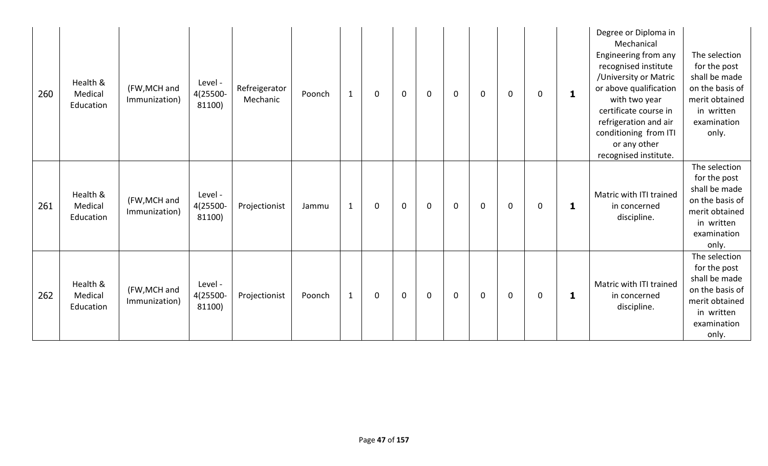| 260 | Health & Medical Education | (FW,MCH and Immunization) | Level - 4(25500-81100) | Refreigerator Mechanic | Poonch | 1 | 0 | 0 | 0 | 0 | 0 | 0 | 0 | **1** | Degree or Diploma in Mechanical Engineering from any recognised institute /University or Matric or above qualification with two year certificate course in refrigeration and air conditioning from ITI or any other recognised institute. | The selection for the post shall be made on the basis of merit obtained in written examination only. |
|---|---|---|---|---|---|---|---|---|---|---|---|---|---|---|---|---|
| 261 | Health & Medical Education | (FW,MCH and Immunization) | Level - 4(25500-81100) | Projectionist | Jammu | 1 | 0 | 0 | 0 | 0 | 0 | 0 | 0 | **1** | Matric with ITI trained in concerned discipline. | The selection for the post shall be made on the basis of merit obtained in written examination only. |
| 262 | Health & Medical Education | (FW,MCH and Immunization) | Level - 4(25500-81100) | Projectionist | Poonch | 1 | 0 | 0 | 0 | 0 | 0 | 0 | 0 | **1** | Matric with ITI trained in concerned discipline. | The selection for the post shall be made on the basis of merit obtained in written examination only. |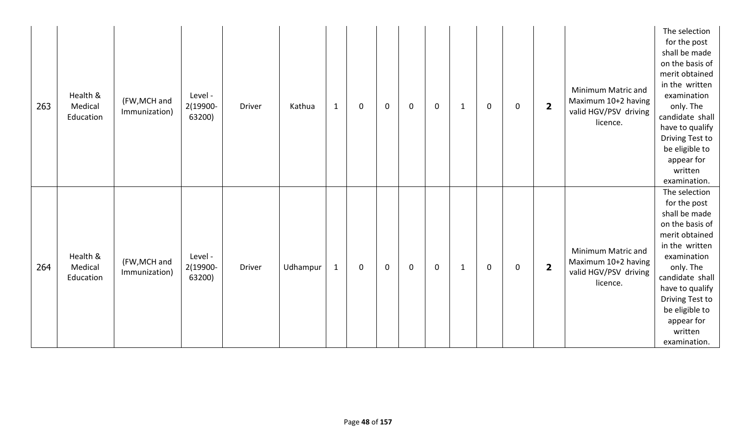| 263 | Health & Medical Education | (FW,MCH and Immunization) | Level - 2(19900-63200) | Driver | Kathua | 1 | 0 | 0 | 0 | 0 | 1 | 0 | 0 | **2** | Minimum Matric and Maximum 10+2 having valid HGV/PSV driving licence. | The selection for the post shall be made on the basis of merit obtained in the written examination only. The candidate shall have to qualify Driving Test to be eligible to appear for written examination. |
|---|---|---|---|---|---|---|---|---|---|---|---|---|---|---|---|---|
| 264 | Health & Medical Education | (FW,MCH and Immunization) | Level - 2(19900-63200) | Driver | Udhampur | 1 | 0 | 0 | 0 | 0 | 1 | 0 | 0 | **2** | Minimum Matric and Maximum 10+2 having valid HGV/PSV driving licence. | The selection for the post shall be made on the basis of merit obtained in the written examination only. The candidate shall have to qualify Driving Test to be eligible to appear for written examination. |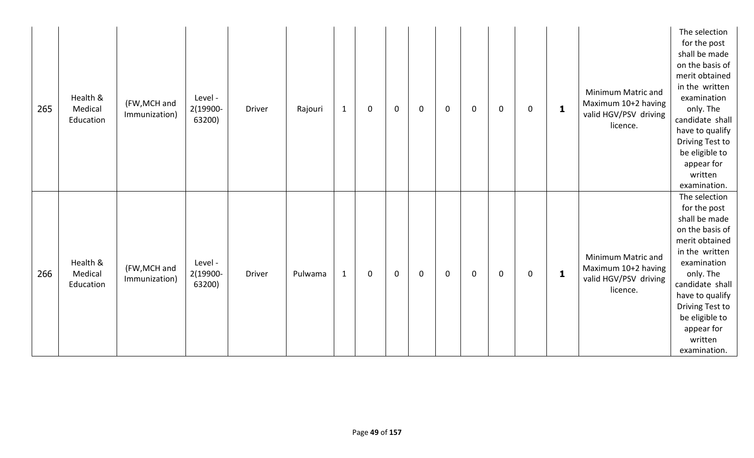| 265 | Health & Medical Education | (FW,MCH and Immunization) | Level - 2(19900-63200) | Driver | Rajouri | 1 | 0 | 0 | 0 | 0 | 0 | 0 | 0 | **1** | Minimum Matric and Maximum 10+2 having valid HGV/PSV driving licence. | The selection for the post shall be made on the basis of merit obtained in the written examination only. The candidate shall have to qualify Driving Test to be eligible to appear for written examination. |
|---|---|---|---|---|---|---|---|---|---|---|---|---|---|---|---|---|
| 266 | Health & Medical Education | (FW,MCH and Immunization) | Level - 2(19900-63200) | Driver | Pulwama | 1 | 0 | 0 | 0 | 0 | 0 | 0 | 0 | **1** | Minimum Matric and Maximum 10+2 having valid HGV/PSV driving licence. | The selection for the post shall be made on the basis of merit obtained in the written examination only. The candidate shall have to qualify Driving Test to be eligible to appear for written examination. |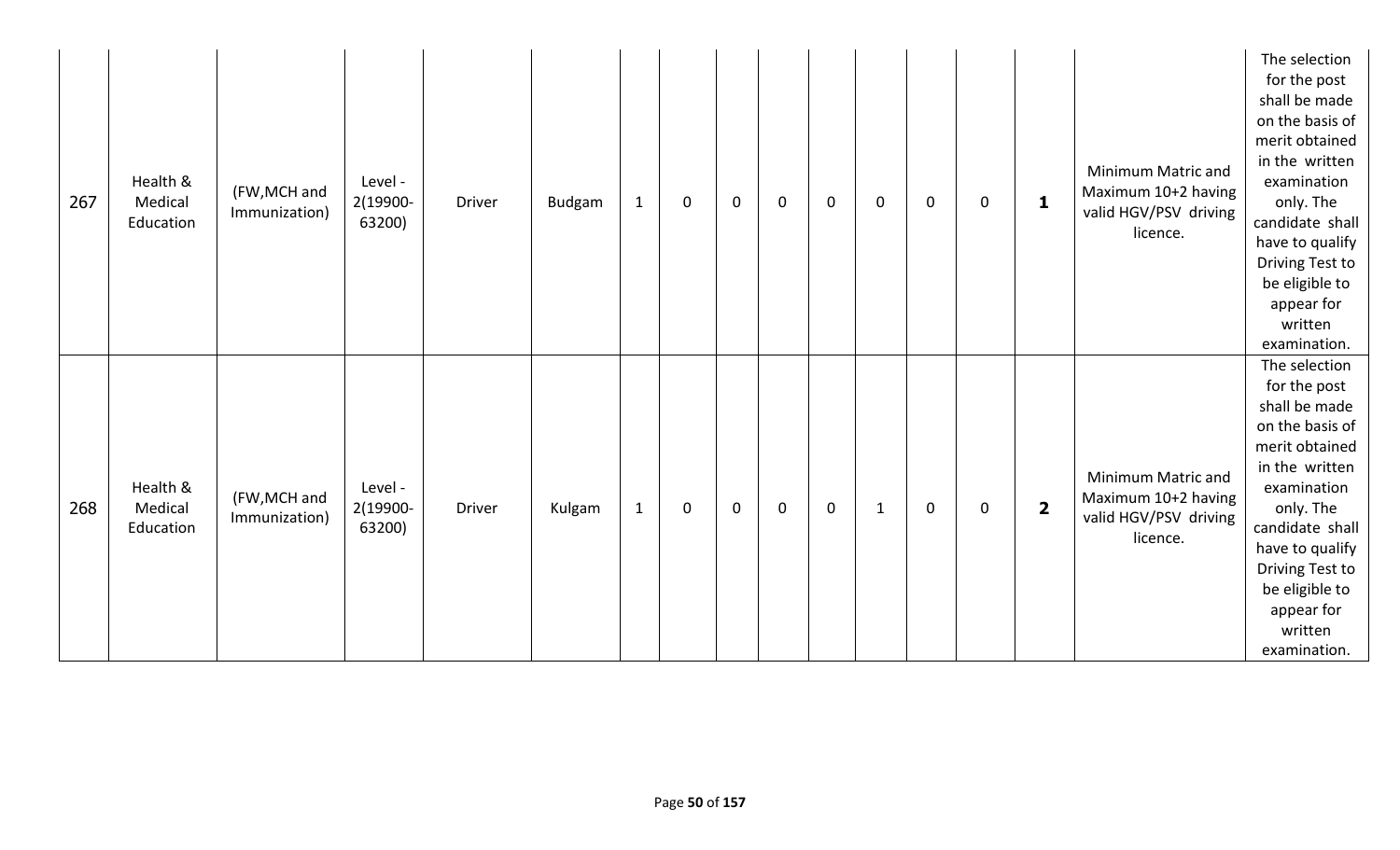| | | | | | | | | | | | | | | | | |
|---|---|---|---|---|---|---|---|---|---|---|---|---|---|---|---|---|
| 267 | Health & Medical Education | (FW,MCH and Immunization) | Level - 2(19900-63200) | Driver | Budgam | 1 | 0 | 0 | 0 | 0 | 0 | 0 | 0 | **1** | Minimum Matric and Maximum 10+2 having valid HGV/PSV driving licence. | The selection for the post shall be made on the basis of merit obtained in the written examination only. The candidate shall have to qualify Driving Test to be eligible to appear for written examination. |
| 268 | Health & Medical Education | (FW,MCH and Immunization) | Level - 2(19900-63200) | Driver | Kulgam | 1 | 0 | 0 | 0 | 0 | 1 | 0 | 0 | **2** | Minimum Matric and Maximum 10+2 having valid HGV/PSV driving licence. | The selection for the post shall be made on the basis of merit obtained in the written examination only. The candidate shall have to qualify Driving Test to be eligible to appear for written examination. |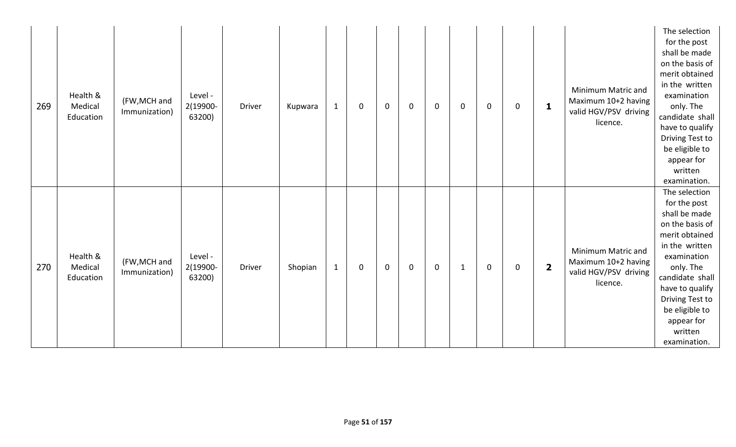| | | | | | | | | | | | | | | | | |
|---|---|---|---|---|---|---|---|---|---|---|---|---|---|---|---|---|
| 269 | Health & Medical Education | (FW,MCH and Immunization) | Level - 2(19900-63200) | Driver | Kupwara | 1 | 0 | 0 | 0 | 0 | 0 | 0 | 0 | **1** | Minimum Matric and Maximum 10+2 having valid HGV/PSV driving licence. | The selection for the post shall be made on the basis of merit obtained in the written examination only. The candidate shall have to qualify Driving Test to be eligible to appear for written examination. |
| 270 | Health & Medical Education | (FW,MCH and Immunization) | Level - 2(19900-63200) | Driver | Shopian | 1 | 0 | 0 | 0 | 0 | 1 | 0 | 0 | **2** | Minimum Matric and Maximum 10+2 having valid HGV/PSV driving licence. | The selection for the post shall be made on the basis of merit obtained in the written examination only. The candidate shall have to qualify Driving Test to be eligible to appear for written examination. |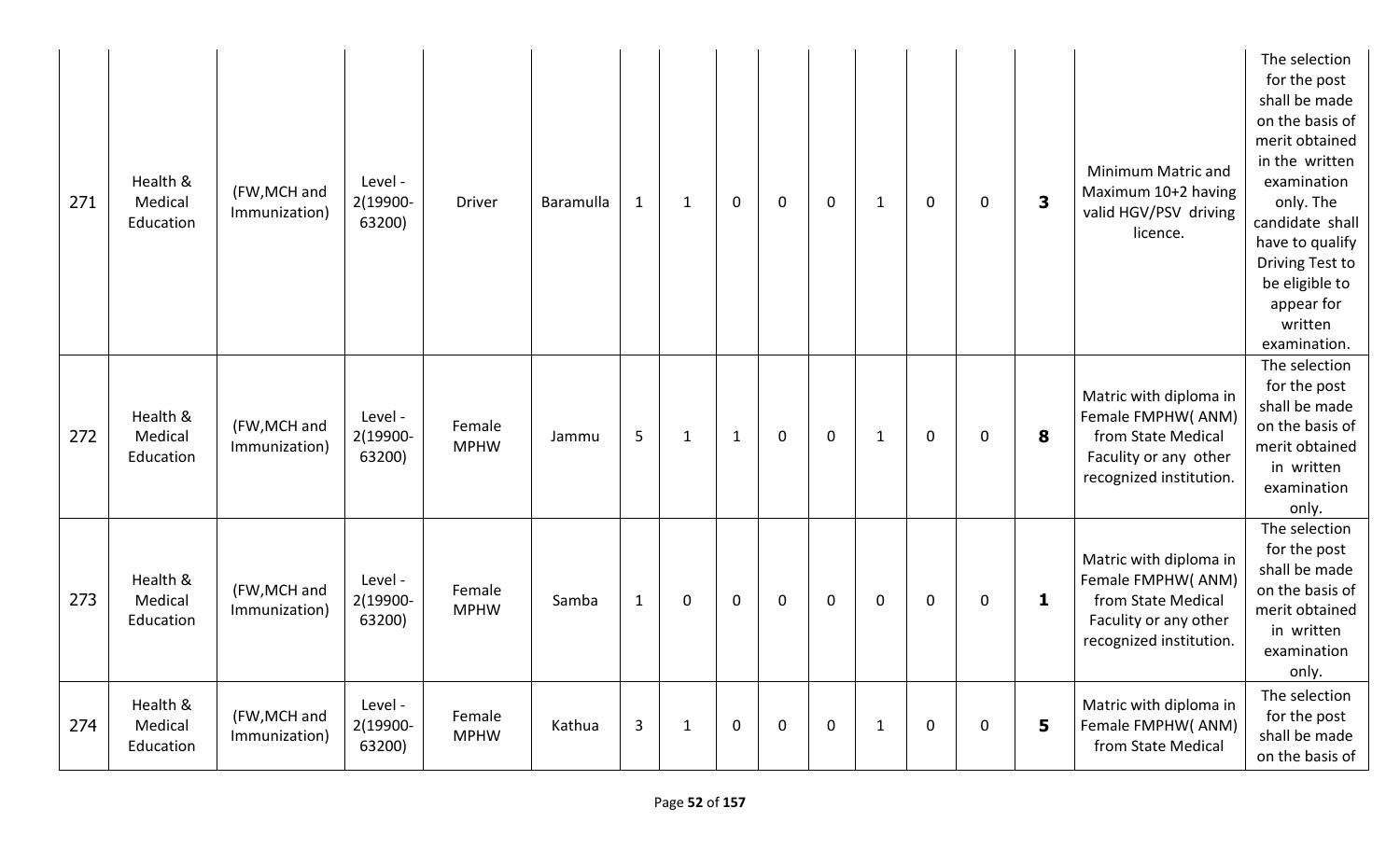| | | | | | | | | | | | | | | | | |
|---|---|---|---|---|---|---|---|---|---|---|---|---|---|---|---|---|
| 271 | Health & Medical Education | (FW,MCH and Immunization) | Level - 2(19900-63200) | Driver | Baramulla | 1 | 1 | 0 | 0 | 0 | 1 | 0 | 0 | **3** | Minimum Matric and Maximum 10+2 having valid HGV/PSV driving licence. | The selection for the post shall be made on the basis of merit obtained in the written examination only. The candidate shall have to qualify Driving Test to be eligible to appear for written examination. |
| 272 | Health & Medical Education | (FW,MCH and Immunization) | Level - 2(19900-63200) | Female MPHW | Jammu | 5 | 1 | 1 | 0 | 0 | 1 | 0 | 0 | **8** | Matric with diploma in Female FMPHW( ANM) from State Medical Faculty or any other recognized institution. | The selection for the post shall be made on the basis of merit obtained in written examination only. |
| 273 | Health & Medical Education | (FW,MCH and Immunization) | Level - 2(19900-63200) | Female MPHW | Samba | 1 | 0 | 0 | 0 | 0 | 0 | 0 | 0 | **1** | Matric with diploma in Female FMPHW( ANM) from State Medical Faculty or any other recognized institution. | The selection for the post shall be made on the basis of merit obtained in written examination only. |
| 274 | Health & Medical Education | (FW,MCH and Immunization) | Level - 2(19900-63200) | Female MPHW | Kathua | 3 | 1 | 0 | 0 | 0 | 1 | 0 | 0 | **5** | Matric with diploma in Female FMPHW( ANM) from State Medical | The selection for the post shall be made on the basis of |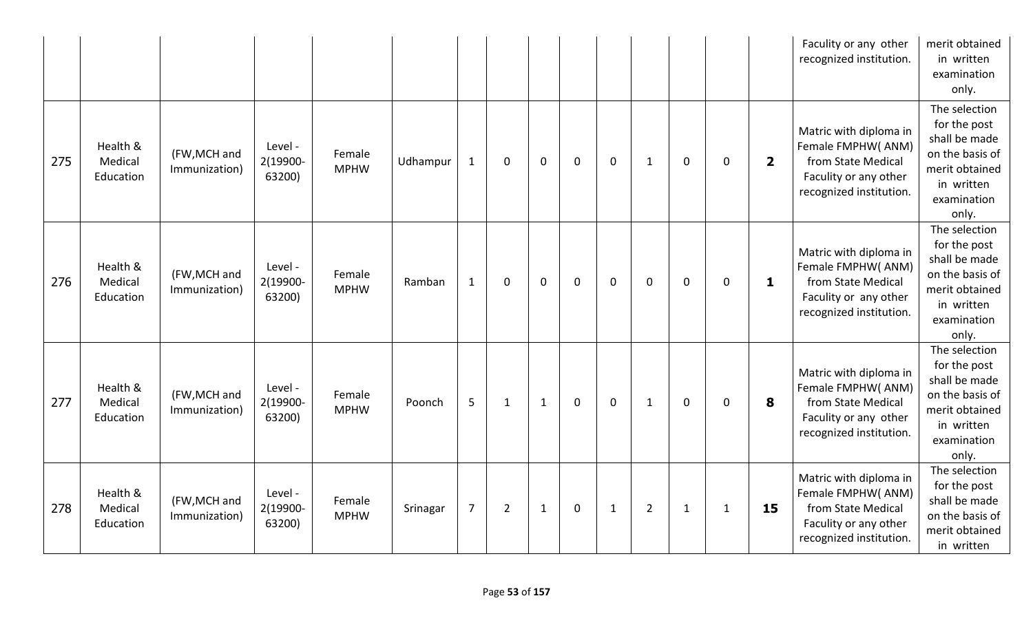| | | | | | | | | | | | | | | | | |
|---|---|---|---|---|---|---|---|---|---|---|---|---|---|---|---|---|
| | | | | | | | | | | | | | | | Faculty or any other recognized institution. | merit obtained in written examination only. |
| 275 | Health & Medical Education | (FW,MCH and Immunization) | Level - 2(19900-63200) | Female MPHW | Udhampur | 1 | 0 | 0 | 0 | 0 | 1 | 0 | 0 | **2** | Matric with diploma in Female FMPHW( ANM) from State Medical Faculty or any other recognized institution. | The selection for the post shall be made on the basis of merit obtained in written examination only. |
| 276 | Health & Medical Education | (FW,MCH and Immunization) | Level - 2(19900-63200) | Female MPHW | Ramban | 1 | 0 | 0 | 0 | 0 | 0 | 0 | 0 | **1** | Matric with diploma in Female FMPHW( ANM) from State Medical Faculty or any other recognized institution. | The selection for the post shall be made on the basis of merit obtained in written examination only. |
| 277 | Health & Medical Education | (FW,MCH and Immunization) | Level - 2(19900-63200) | Female MPHW | Poonch | 5 | 1 | 1 | 0 | 0 | 1 | 0 | 0 | **8** | Matric with diploma in Female FMPHW( ANM) from State Medical Faculty or any other recognized institution. | The selection for the post shall be made on the basis of merit obtained in written examination only. |
| 278 | Health & Medical Education | (FW,MCH and Immunization) | Level - 2(19900-63200) | Female MPHW | Srinagar | 7 | 2 | 1 | 0 | 1 | 2 | 1 | 1 | **15** | Matric with diploma in Female FMPHW( ANM) from State Medical Faculty or any other recognized institution. | The selection for the post shall be made on the basis of merit obtained in written |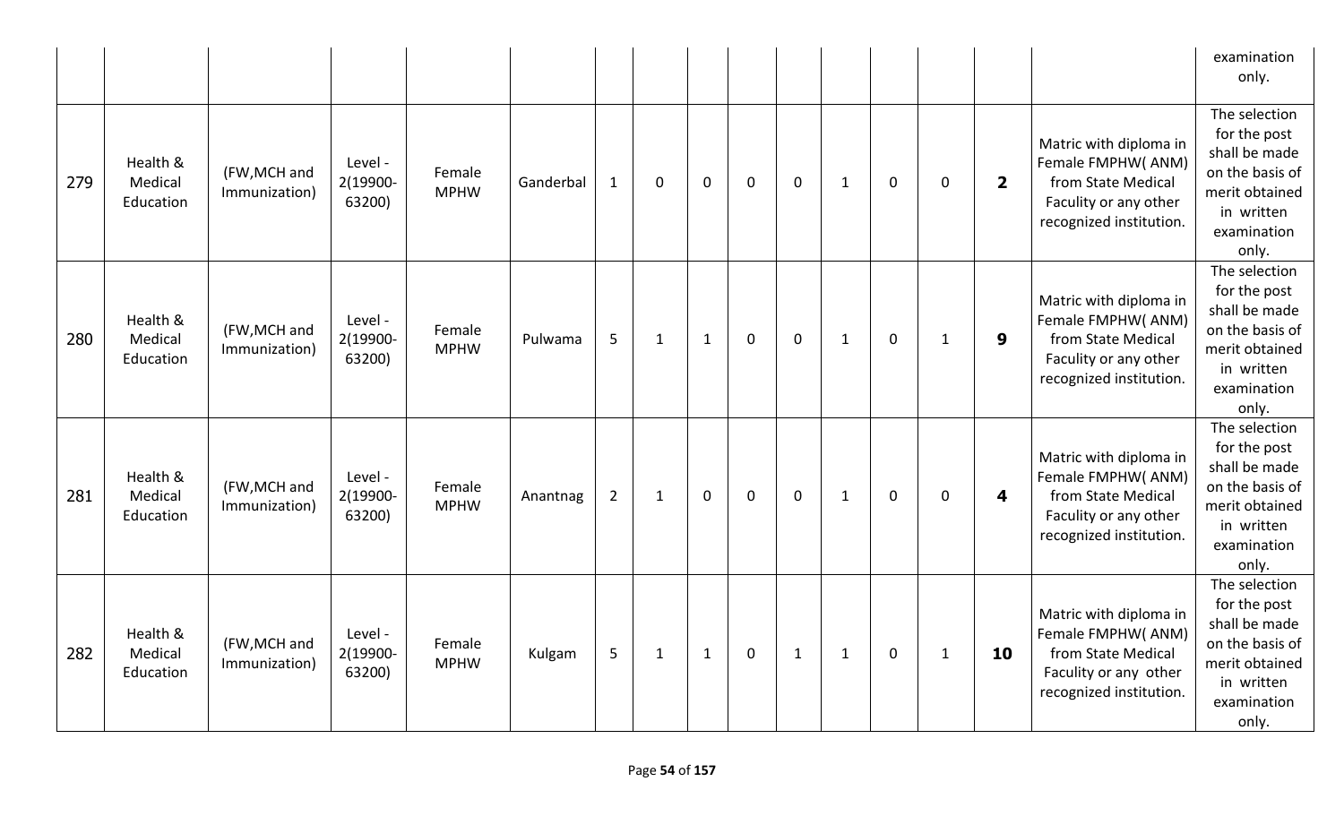| | | | | | | | | | | | | | | | | examination only. |
|---|---|---|---|---|---|---|---|---|---|---|---|---|---|---|---|---|
| 279 | Health & Medical Education | (FW,MCH and Immunization) | Level - 2(19900-63200) | Female MPHW | Ganderbal | 1 | 0 | 0 | 0 | 0 | 1 | 0 | 0 | **2** | Matric with diploma in Female FMPHW( ANM) from State Medical Faculty or any other recognized institution. | The selection for the post shall be made on the basis of merit obtained in written examination only. |
| 280 | Health & Medical Education | (FW,MCH and Immunization) | Level - 2(19900-63200) | Female MPHW | Pulwama | 5 | 1 | 1 | 0 | 0 | 1 | 0 | 1 | **9** | Matric with diploma in Female FMPHW( ANM) from State Medical Faculty or any other recognized institution. | The selection for the post shall be made on the basis of merit obtained in written examination only. |
| 281 | Health & Medical Education | (FW,MCH and Immunization) | Level - 2(19900-63200) | Female MPHW | Anantnag | 2 | 1 | 0 | 0 | 0 | 1 | 0 | 0 | **4** | Matric with diploma in Female FMPHW( ANM) from State Medical Faculty or any other recognized institution. | The selection for the post shall be made on the basis of merit obtained in written examination only. |
| 282 | Health & Medical Education | (FW,MCH and Immunization) | Level - 2(19900-63200) | Female MPHW | Kulgam | 5 | 1 | 1 | 0 | 1 | 1 | 0 | 1 | **10** | Matric with diploma in Female FMPHW( ANM) from State Medical Faculty or any other recognized institution. | The selection for the post shall be made on the basis of merit obtained in written examination only. |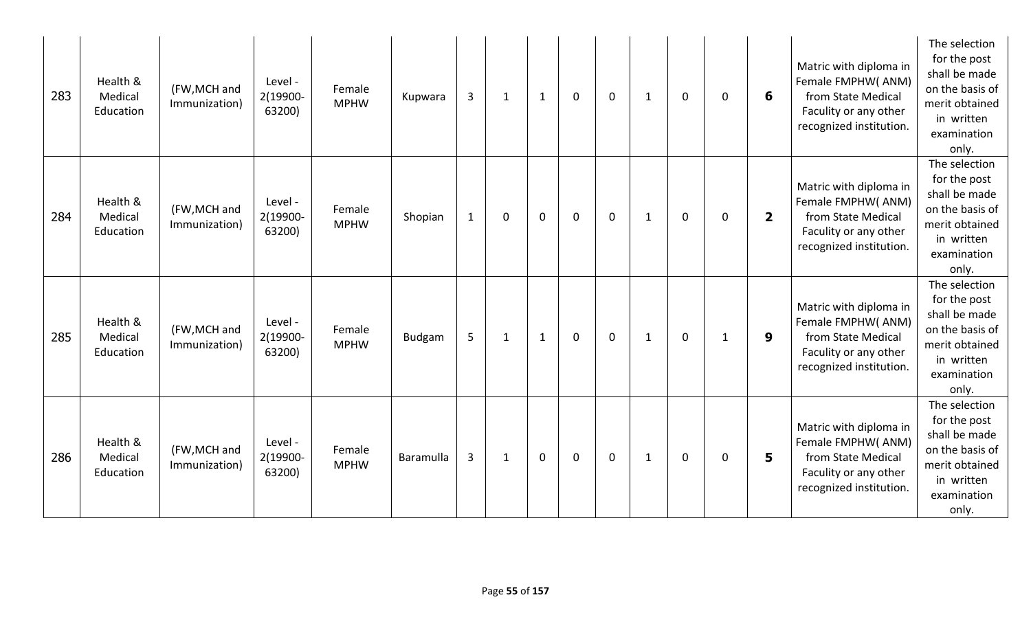| | | | | | | | | | | | | | | | | |
|---|---|---|---|---|---|---|---|---|---|---|---|---|---|---|---|---|
| 283 | Health & Medical Education | (FW,MCH and Immunization) | Level - 2(19900-63200) | Female MPHW | Kupwara | 3 | 1 | 1 | 0 | 0 | 1 | 0 | 0 | **6** | Matric with diploma in Female FMPHW( ANM) from State Medical Faculity or any other recognized institution. | The selection for the post shall be made on the basis of merit obtained in written examination only. |
| 284 | Health & Medical Education | (FW,MCH and Immunization) | Level - 2(19900-63200) | Female MPHW | Shopian | 1 | 0 | 0 | 0 | 0 | 1 | 0 | 0 | **2** | Matric with diploma in Female FMPHW( ANM) from State Medical Faculity or any other recognized institution. | The selection for the post shall be made on the basis of merit obtained in written examination only. |
| 285 | Health & Medical Education | (FW,MCH and Immunization) | Level - 2(19900-63200) | Female MPHW | Budgam | 5 | 1 | 1 | 0 | 0 | 1 | 0 | 1 | **9** | Matric with diploma in Female FMPHW( ANM) from State Medical Faculity or any other recognized institution. | The selection for the post shall be made on the basis of merit obtained in written examination only. |
| 286 | Health & Medical Education | (FW,MCH and Immunization) | Level - 2(19900-63200) | Female MPHW | Baramulla | 3 | 1 | 0 | 0 | 0 | 1 | 0 | 0 | **5** | Matric with diploma in Female FMPHW( ANM) from State Medical Faculity or any other recognized institution. | The selection for the post shall be made on the basis of merit obtained in written examination only. |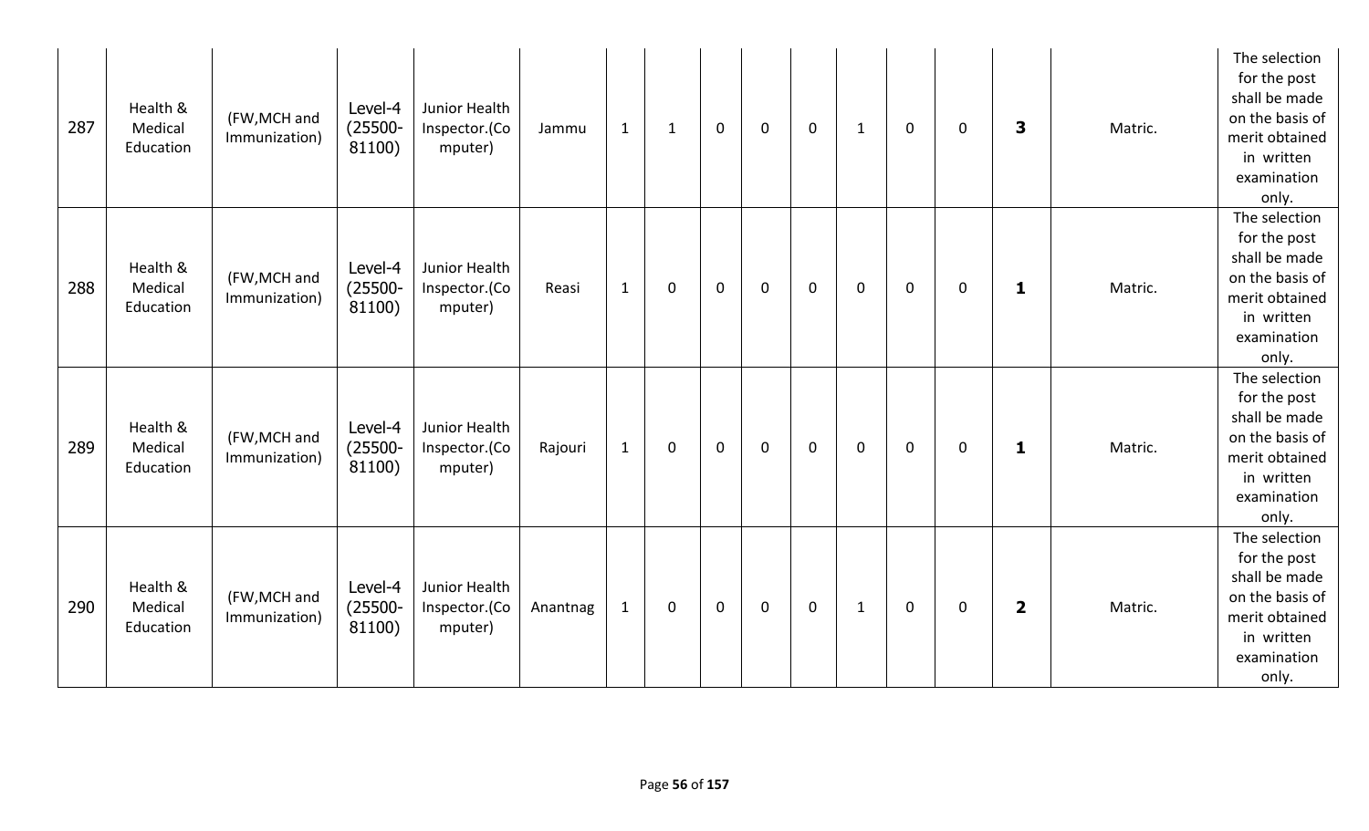| 287 | Health & Medical Education | (FW,MCH and Immunization) | Level-4 (25500-81100) | Junior Health Inspector.(Computer) | Jammu | 1 | 1 | 0 | 0 | 0 | 1 | 0 | 0 | **3** | Matric. | The selection for the post shall be made on the basis of merit obtained in written examination only. |
|---|---|---|---|---|---|---|---|---|---|---|---|---|---|---|---|---|
| 288 | Health & Medical Education | (FW,MCH and Immunization) | Level-4 (25500-81100) | Junior Health Inspector.(Computer) | Reasi | 1 | 0 | 0 | 0 | 0 | 0 | 0 | 0 | **1** | Matric. | The selection for the post shall be made on the basis of merit obtained in written examination only. |
| 289 | Health & Medical Education | (FW,MCH and Immunization) | Level-4 (25500-81100) | Junior Health Inspector.(Computer) | Rajouri | 1 | 0 | 0 | 0 | 0 | 0 | 0 | 0 | **1** | Matric. | The selection for the post shall be made on the basis of merit obtained in written examination only. |
| 290 | Health & Medical Education | (FW,MCH and Immunization) | Level-4 (25500-81100) | Junior Health Inspector.(Computer) | Anantnag | 1 | 0 | 0 | 0 | 0 | 1 | 0 | 0 | **2** | Matric. | The selection for the post shall be made on the basis of merit obtained in written examination only. |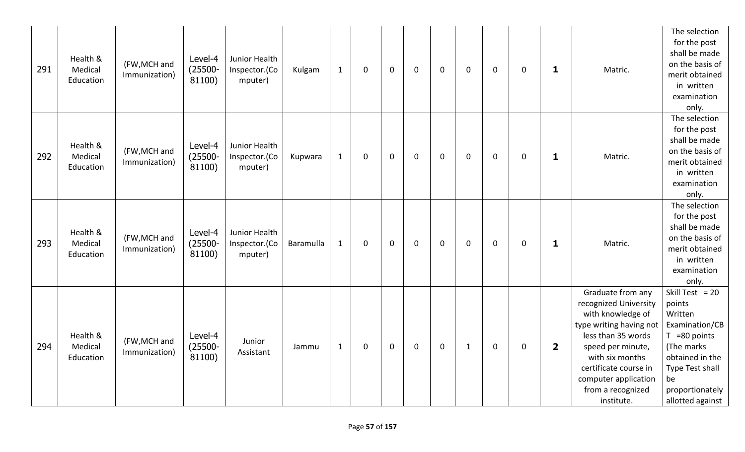| 291 | Health & Medical Education | (FW,MCH and Immunization) | Level-4 (25500-81100) | Junior Health Inspector.(Computer) | Kulgam | 1 | 0 | 0 | 0 | 0 | 0 | 0 | 0 | **1** | Matric. | The selection for the post shall be made on the basis of merit obtained in written examination only. |
|---|---|---|---|---|---|---|---|---|---|---|---|---|---|---|---|---|
| 292 | Health & Medical Education | (FW,MCH and Immunization) | Level-4 (25500-81100) | Junior Health Inspector.(Computer) | Kupwara | 1 | 0 | 0 | 0 | 0 | 0 | 0 | 0 | **1** | Matric. | The selection for the post shall be made on the basis of merit obtained in written examination only. |
| 293 | Health & Medical Education | (FW,MCH and Immunization) | Level-4 (25500-81100) | Junior Health Inspector.(Computer) | Baramulla | 1 | 0 | 0 | 0 | 0 | 0 | 0 | 0 | **1** | Matric. | The selection for the post shall be made on the basis of merit obtained in written examination only. |
| 294 | Health & Medical Education | (FW,MCH and Immunization) | Level-4 (25500-81100) | Junior Assistant | Jammu | 1 | 0 | 0 | 0 | 0 | 1 | 0 | 0 | **2** | Graduate from any recognized University with knowledge of type writing having not less than 35 words speed per minute, with six months certificate course in computer application from a recognized institute. | Skill Test = 20 points Written Examination/CBT =80 points (The marks obtained in the Type Test shall be proportionately allotted against |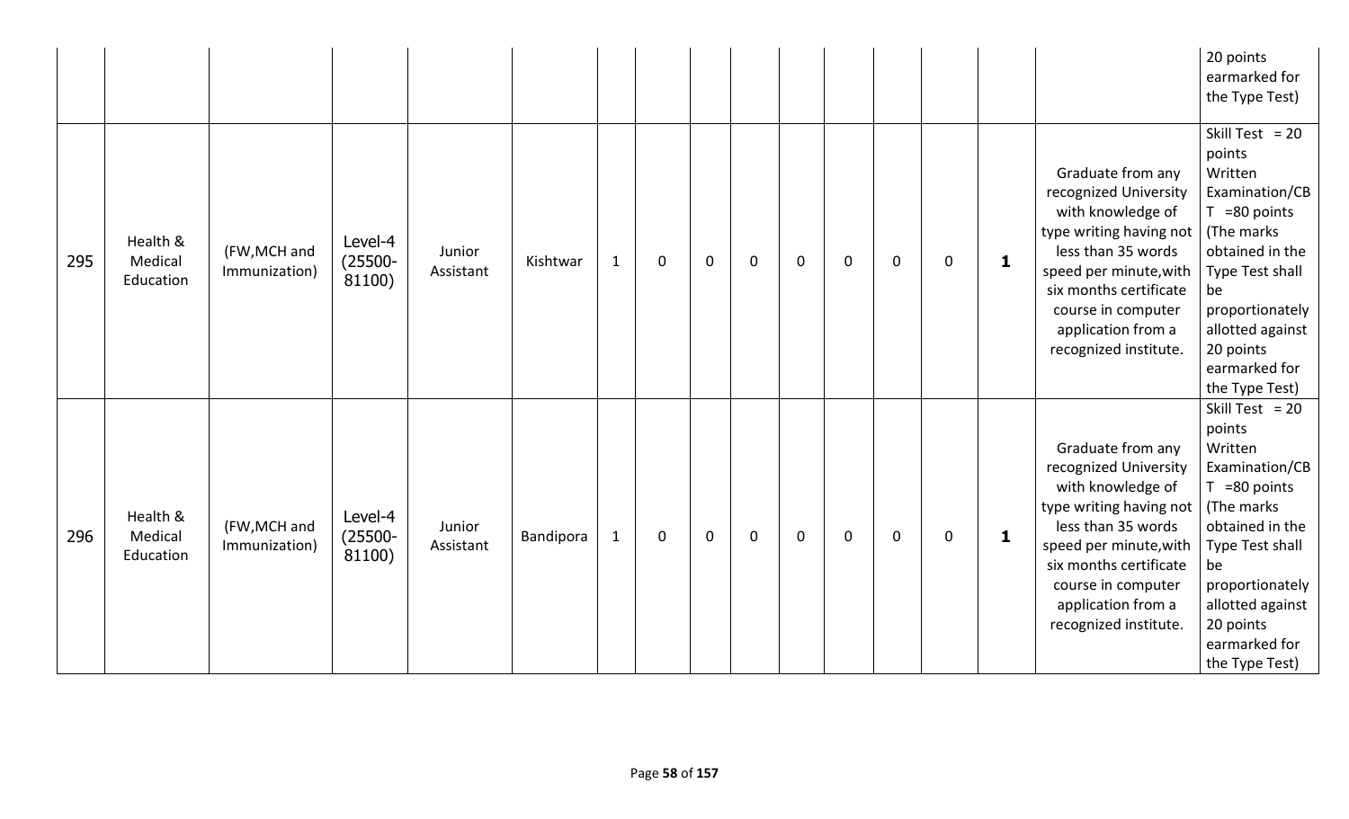| | | | | | | | | | | | | | | | | 20 points earmarked for the Type Test) |
|---|---|---|---|---|---|---|---|---|---|---|---|---|---|---|---|---|
| 295 | Health & Medical Education | (FW,MCH and Immunization) | Level-4 (25500-81100) | Junior Assistant | Kishtwar | 1 | 0 | 0 | 0 | 0 | 0 | 0 | 0 | **1** | Graduate from any recognized University with knowledge of type writing having not less than 35 words speed per minute,with six months certificate course in computer application from a recognized institute. | Skill Test = 20 points Written Examination/CBT =80 points (The marks obtained in the Type Test shall be proportionately allotted against 20 points earmarked for the Type Test) |
| 296 | Health & Medical Education | (FW,MCH and Immunization) | Level-4 (25500-81100) | Junior Assistant | Bandipora | 1 | 0 | 0 | 0 | 0 | 0 | 0 | 0 | **1** | Graduate from any recognized University with knowledge of type writing having not less than 35 words speed per minute,with six months certificate course in computer application from a recognized institute. | Skill Test = 20 points Written Examination/CBT =80 points (The marks obtained in the Type Test shall be proportionately allotted against 20 points earmarked for the Type Test) |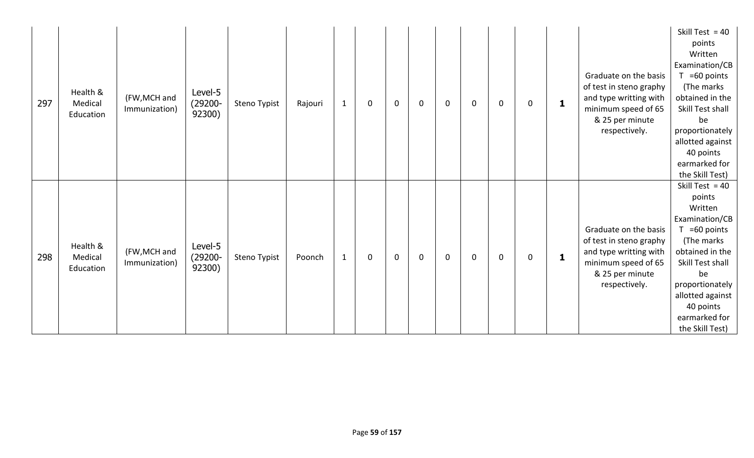| 297 | Health & Medical Education | (FW,MCH and Immunization) | Level-5 (29200-92300) | Steno Typist | Rajouri | 1 | 0 | 0 | 0 | 0 | 0 | 0 | 0 | **1** | Graduate on the basis of test in steno graphy and type writting with minimum speed of 65 & 25 per minute respectively. | Skill Test = 40 points Written Examination/CBT =60 points (The marks obtained in the Skill Test shall be proportionately allotted against 40 points earmarked for the Skill Test) |
|---|---|---|---|---|---|---|---|---|---|---|---|---|---|---|---|---|
| 298 | Health & Medical Education | (FW,MCH and Immunization) | Level-5 (29200-92300) | Steno Typist | Poonch | 1 | 0 | 0 | 0 | 0 | 0 | 0 | 0 | **1** | Graduate on the basis of test in steno graphy and type writting with minimum speed of 65 & 25 per minute respectively. | Skill Test = 40 points Written Examination/CBT =60 points (The marks obtained in the Skill Test shall be proportionately allotted against 40 points earmarked for the Skill Test) |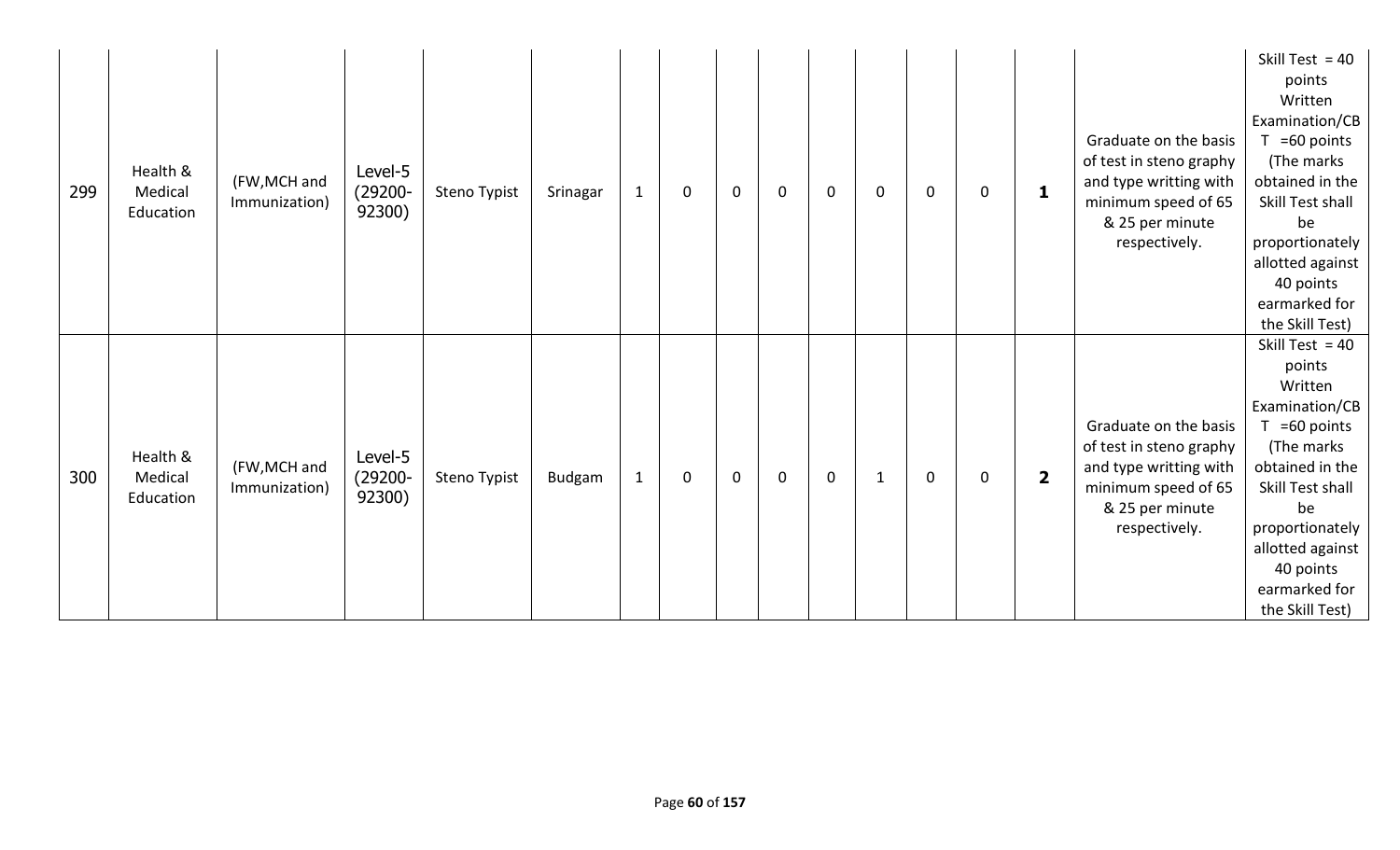| 299 | Health & Medical Education | (FW,MCH and Immunization) | Level-5 (29200-92300) | Steno Typist | Srinagar | 1 | 0 | 0 | 0 | 0 | 0 | 0 | 0 | **1** | Graduate on the basis of test in steno graphy and type writting with minimum speed of 65 & 25 per minute respectively. | Skill Test = 40 points Written Examination/CBT =60 points (The marks obtained in the Skill Test shall be proportionately allotted against 40 points earmarked for the Skill Test) |
|---|---|---|---|---|---|---|---|---|---|---|---|---|---|---|---|---|
| 300 | Health & Medical Education | (FW,MCH and Immunization) | Level-5 (29200-92300) | Steno Typist | Budgam | 1 | 0 | 0 | 0 | 0 | 1 | 0 | 0 | **2** | Graduate on the basis of test in steno graphy and type writting with minimum speed of 65 & 25 per minute respectively. | Skill Test = 40 points Written Examination/CBT =60 points (The marks obtained in the Skill Test shall be proportionately allotted against 40 points earmarked for the Skill Test) |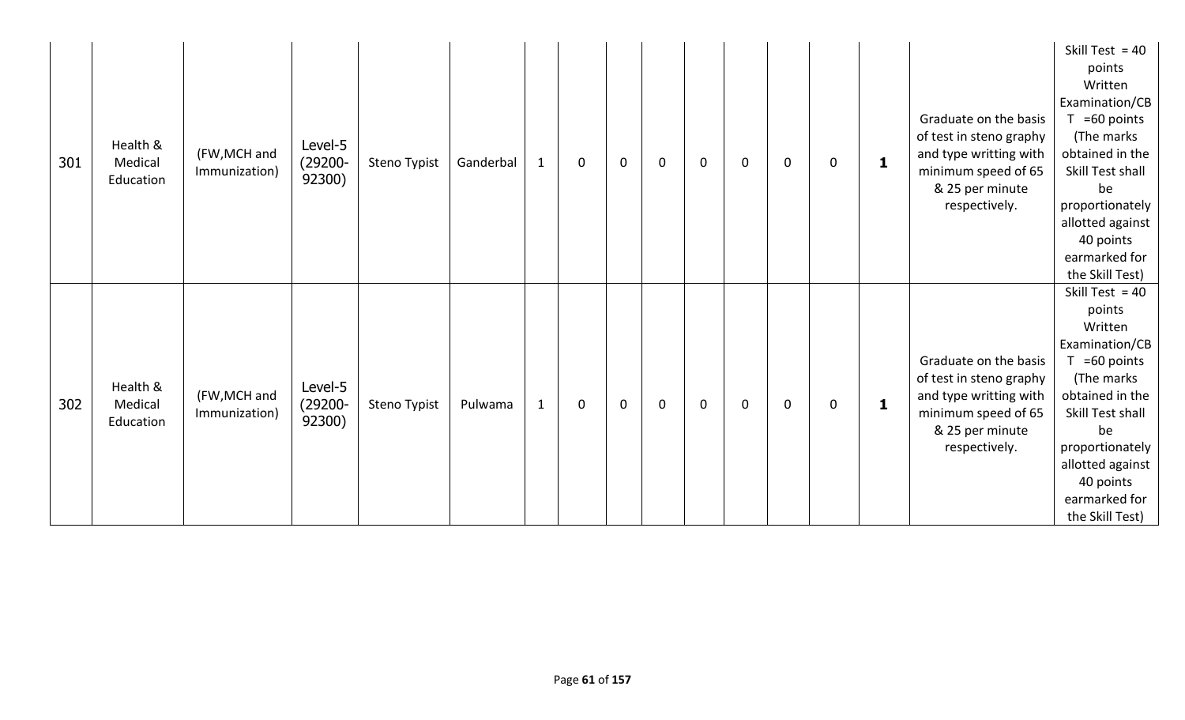| | | | | | | | | | | | | | | | | |
|---|---|---|---|---|---|---|---|---|---|---|---|---|---|---|---|---|
| 301 | Health & Medical Education | (FW,MCH and Immunization) | Level-5 (29200-92300) | Steno Typist | Ganderbal | 1 | 0 | 0 | 0 | 0 | 0 | 0 | 0 | **1** | Graduate on the basis of test in steno graphy and type writting with minimum speed of 65 & 25 per minute respectively. | Skill Test = 40 points Written Examination/CBT =60 points (The marks obtained in the Skill Test shall be proportionately allotted against 40 points earmarked for the Skill Test) |
| 302 | Health & Medical Education | (FW,MCH and Immunization) | Level-5 (29200-92300) | Steno Typist | Pulwama | 1 | 0 | 0 | 0 | 0 | 0 | 0 | 0 | **1** | Graduate on the basis of test in steno graphy and type writting with minimum speed of 65 & 25 per minute respectively. | Skill Test = 40 points Written Examination/CBT =60 points (The marks obtained in the Skill Test shall be proportionately allotted against 40 points earmarked for the Skill Test) |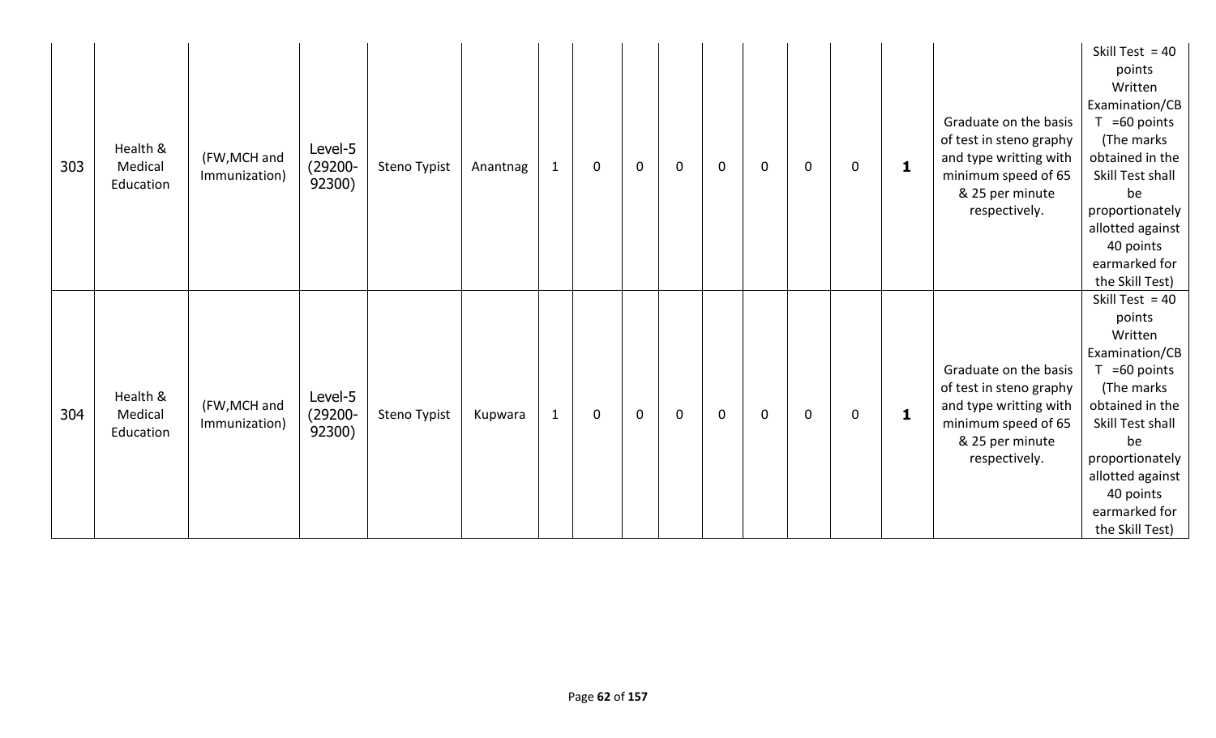| 303 | Health & Medical Education | (FW,MCH and Immunization) | Level-5 (29200-92300) | Steno Typist | Anantnag | 1 | 0 | 0 | 0 | 0 | 0 | 0 | 0 | **1** | Graduate on the basis of test in steno graphy and type writting with minimum speed of 65 & 25 per minute respectively. | Skill Test = 40 points Written Examination/CBT =60 points (The marks obtained in the Skill Test shall be proportionately allotted against 40 points earmarked for the Skill Test) |
|---|---|---|---|---|---|---|---|---|---|---|---|---|---|---|---|---|
| 304 | Health & Medical Education | (FW,MCH and Immunization) | Level-5 (29200-92300) | Steno Typist | Kupwara | 1 | 0 | 0 | 0 | 0 | 0 | 0 | 0 | **1** | Graduate on the basis of test in steno graphy and type writting with minimum speed of 65 & 25 per minute respectively. | Skill Test = 40 points Written Examination/CBT =60 points (The marks obtained in the Skill Test shall be proportionately allotted against 40 points earmarked for the Skill Test) |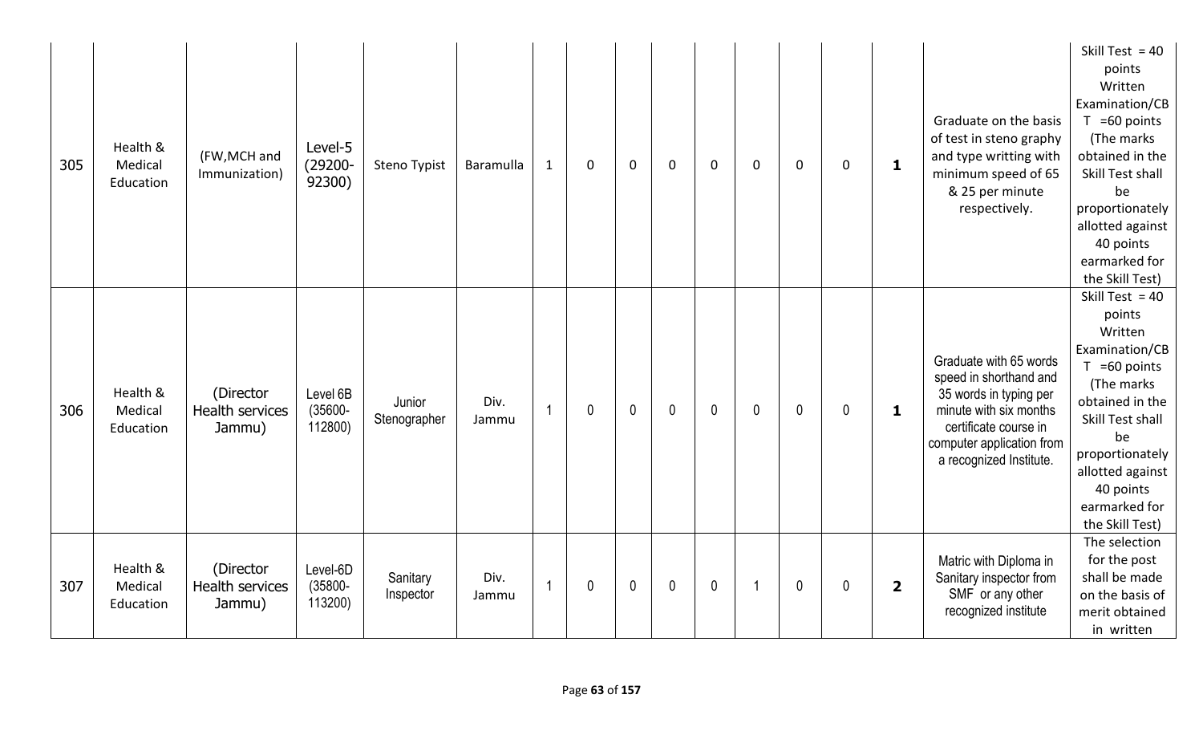| 305 | Health & Medical Education | (FW,MCH and Immunization) | Level-5 (29200-92300) | Steno Typist | Baramulla | 1 | 0 | 0 | 0 | 0 | 0 | 0 | 0 | **1** | Graduate on the basis of test in steno graphy and type writting with minimum speed of 65 & 25 per minute respectively. | Skill Test = 40 points Written Examination/CBT =60 points (The marks obtained in the Skill Test shall be proportionately allotted against 40 points earmarked for the Skill Test) |
|---|---|---|---|---|---|---|---|---|---|---|---|---|---|---|---|---|
| 306 | Health & Medical Education | (Director Health services Jammu) | Level 6B (35600-112800) | Junior Stenographer | Div. Jammu | 1 | 0 | 0 | 0 | 0 | 0 | 0 | 0 | **1** | Graduate with 65 words speed in shorthand and 35 words in typing per minute with six months certificate course in computer application from a recognized Institute. | Skill Test = 40 points Written Examination/CBT =60 points (The marks obtained in the Skill Test shall be proportionately allotted against 40 points earmarked for the Skill Test) |
| 307 | Health & Medical Education | (Director Health services Jammu) | Level-6D (35800-113200) | Sanitary Inspector | Div. Jammu | 1 | 0 | 0 | 0 | 0 | 1 | 0 | 0 | **2** | Matric with Diploma in Sanitary inspector from SMF or any other recognized institute | The selection for the post shall be made on the basis of merit obtained in written |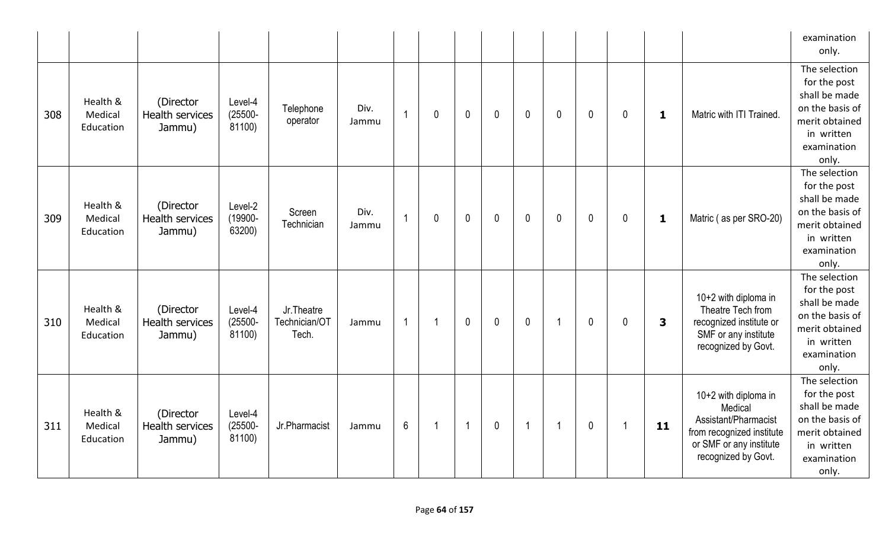| | | | | | | | | | | | | | | | | |
|---|---|---|---|---|---|---|---|---|---|---|---|---|---|---|---|---|
| | | | | | | | | | | | | | | | | examination only. |
| 308 | Health & Medical Education | (Director Health services Jammu) | Level-4 (25500-81100) | Telephone operator | Div. Jammu | 1 | 0 | 0 | 0 | 0 | 0 | 0 | 0 | **1** | Matric with ITI Trained. | The selection for the post shall be made on the basis of merit obtained in written examination only. |
| 309 | Health & Medical Education | (Director Health services Jammu) | Level-2 (19900-63200) | Screen Technician | Div. Jammu | 1 | 0 | 0 | 0 | 0 | 0 | 0 | 0 | **1** | Matric ( as per SRO-20) | The selection for the post shall be made on the basis of merit obtained in written examination only. |
| 310 | Health & Medical Education | (Director Health services Jammu) | Level-4 (25500-81100) | Jr.Theatre Technician/OT Tech. | Jammu | 1 | 1 | 0 | 0 | 0 | 1 | 0 | 0 | **3** | 10+2 with diploma in Theatre Tech from recognized institute or SMF or any institute recognized by Govt. | The selection for the post shall be made on the basis of merit obtained in written examination only. |
| 311 | Health & Medical Education | (Director Health services Jammu) | Level-4 (25500-81100) | Jr.Pharmacist | Jammu | 6 | 1 | 1 | 0 | 1 | 1 | 0 | 1 | **11** | 10+2 with diploma in Medical Assistant/Pharmacist from recognized institute or SMF or any institute recognized by Govt. | The selection for the post shall be made on the basis of merit obtained in written examination only. |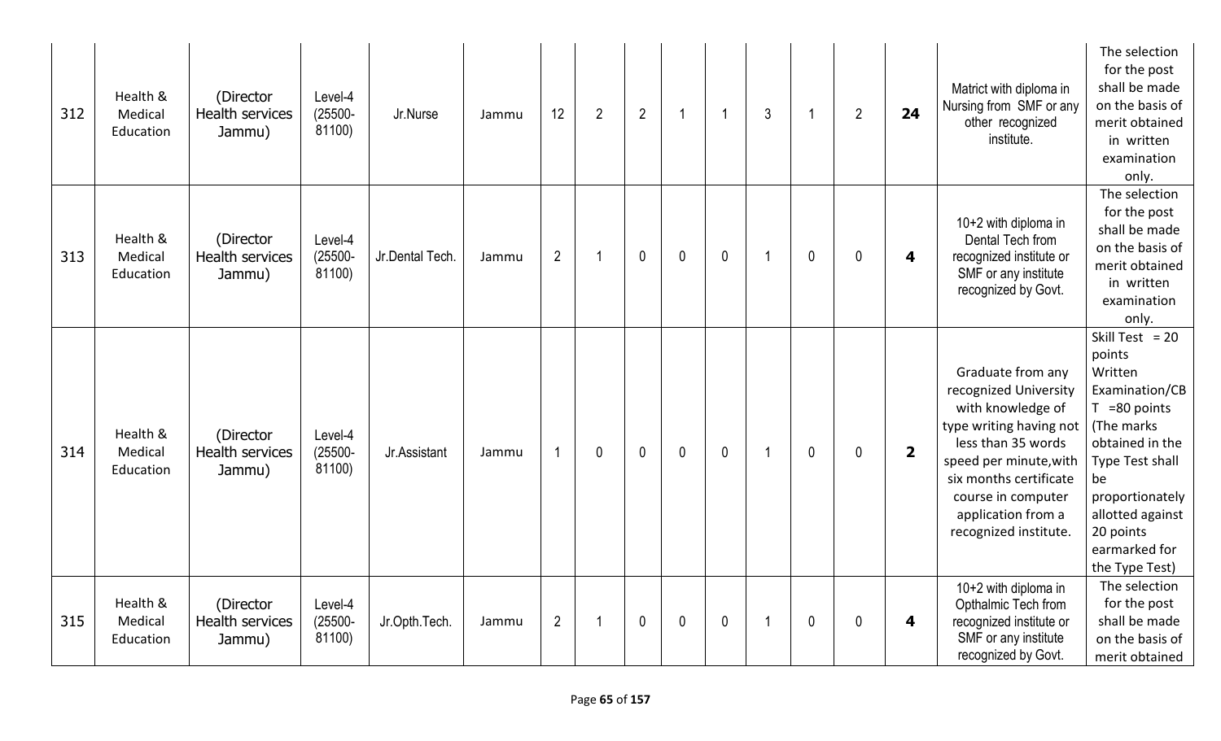| 312 | Health & Medical Education | (Director Health services Jammu) | Level-4 (25500-81100) | Jr.Nurse | Jammu | 12 | 2 | 2 | 1 | 1 | 3 | 1 | 2 | **24** | Matric with diploma in Nursing from SMF or any other recognized institute. | The selection for the post shall be made on the basis of merit obtained in written examination only. |
|---|---|---|---|---|---|---|---|---|---|---|---|---|---|---|---|---|
| 313 | Health & Medical Education | (Director Health services Jammu) | Level-4 (25500-81100) | Jr.Dental Tech. | Jammu | 2 | 1 | 0 | 0 | 0 | 1 | 0 | 0 | **4** | 10+2 with diploma in Dental Tech from recognized institute or SMF or any institute recognized by Govt. | The selection for the post shall be made on the basis of merit obtained in written examination only. |
| 314 | Health & Medical Education | (Director Health services Jammu) | Level-4 (25500-81100) | Jr.Assistant | Jammu | 1 | 0 | 0 | 0 | 0 | 1 | 0 | 0 | **2** | Graduate from any recognized University with knowledge of type writing having not less than 35 words speed per minute,with six months certificate course in computer application from a recognized institute. | Skill Test = 20 points Written Examination/CBT =80 points (The marks obtained in the Type Test shall be proportionately allotted against 20 points earmarked for the Type Test) |
| 315 | Health & Medical Education | (Director Health services Jammu) | Level-4 (25500-81100) | Jr.Opth.Tech. | Jammu | 2 | 1 | 0 | 0 | 0 | 1 | 0 | 0 | **4** | 10+2 with diploma in Opthalmic Tech from recognized institute or SMF or any institute recognized by Govt. | The selection for the post shall be made on the basis of merit obtained |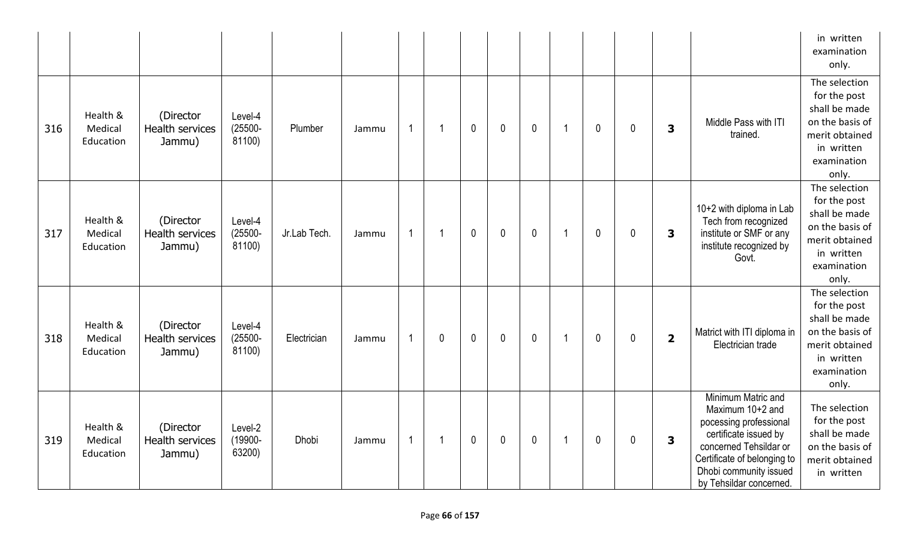| | | | | | | | | | | | | | | | | in written examination only. |
|---|---|---|---|---|---|---|---|---|---|---|---|---|---|---|---|---|
| 316 | Health & Medical Education | (Director Health services Jammu) | Level-4 (25500-81100) | Plumber | Jammu | 1 | 1 | 0 | 0 | 0 | 1 | 0 | 0 | **3** | Middle Pass with ITI trained. | The selection for the post shall be made on the basis of merit obtained in written examination only. |
| 317 | Health & Medical Education | (Director Health services Jammu) | Level-4 (25500-81100) | Jr.Lab Tech. | Jammu | 1 | 1 | 0 | 0 | 0 | 1 | 0 | 0 | **3** | 10+2 with diploma in Lab Tech from recognized institute or SMF or any institute recognized by Govt. | The selection for the post shall be made on the basis of merit obtained in written examination only. |
| 318 | Health & Medical Education | (Director Health services Jammu) | Level-4 (25500-81100) | Electrician | Jammu | 1 | 0 | 0 | 0 | 0 | 1 | 0 | 0 | **2** | Matrict with ITI diploma in Electrician trade | The selection for the post shall be made on the basis of merit obtained in written examination only. |
| 319 | Health & Medical Education | (Director Health services Jammu) | Level-2 (19900-63200) | Dhobi | Jammu | 1 | 1 | 0 | 0 | 0 | 1 | 0 | 0 | **3** | Minimum Matric and Maximum 10+2 and pocessing professional certificate issued by concerned Tehsildar or Certificate of belonging to Dhobi community issued by Tehsildar concerned. | The selection for the post shall be made on the basis of merit obtained in written |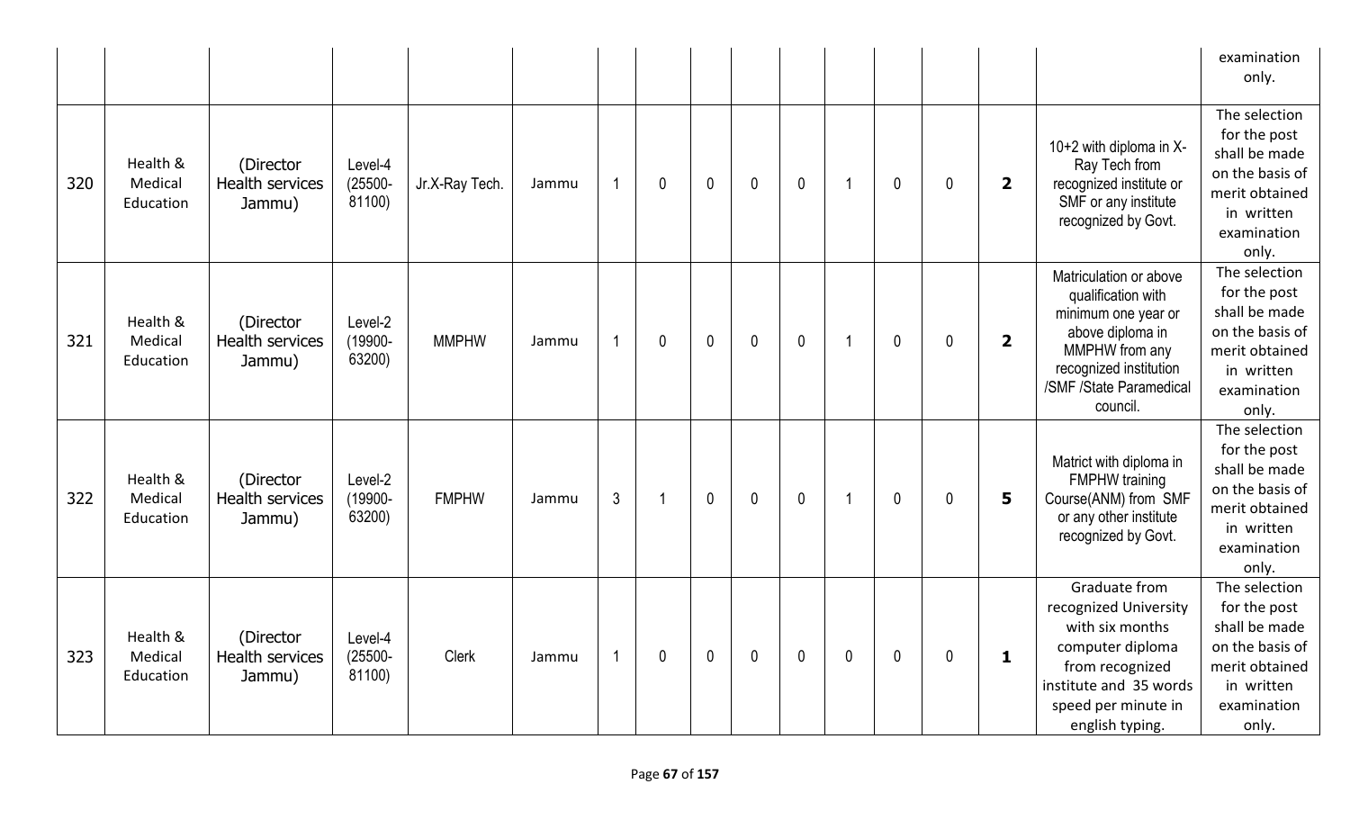| | | | | | | | | | | | | | | | |
|---|---|---|---|---|---|---|---|---|---|---|---|---|---|---|---|
| | | | | | | | | | | | | | | | examination only. |
| 320 | Health & Medical Education | (Director Health services Jammu) | Level-4 (25500-81100) | Jr.X-Ray Tech. | Jammu | 1 | 0 | 0 | 0 | 0 | 1 | 0 | 0 | **2** | 10+2 with diploma in X-Ray Tech from recognized institute or SMF or any institute recognized by Govt. | The selection for the post shall be made on the basis of merit obtained in written examination only. |
| 321 | Health & Medical Education | (Director Health services Jammu) | Level-2 (19900-63200) | MMPHW | Jammu | 1 | 0 | 0 | 0 | 0 | 1 | 0 | 0 | **2** | Matriculation or above qualification with minimum one year or above diploma in MMPHW from any recognized institution /SMF /State Paramedical council. | The selection for the post shall be made on the basis of merit obtained in written examination only. |
| 322 | Health & Medical Education | (Director Health services Jammu) | Level-2 (19900-63200) | FMPHW | Jammu | 3 | 1 | 0 | 0 | 0 | 1 | 0 | 0 | **5** | Matric with diploma in FMPHW training Course(ANM) from SMF or any other institute recognized by Govt. | The selection for the post shall be made on the basis of merit obtained in written examination only. |
| 323 | Health & Medical Education | (Director Health services Jammu) | Level-4 (25500-81100) | Clerk | Jammu | 1 | 0 | 0 | 0 | 0 | 0 | 0 | 0 | **1** | Graduate from recognized University with six months computer diploma from recognized institute and 35 words speed per minute in english typing. | The selection for the post shall be made on the basis of merit obtained in written examination only. |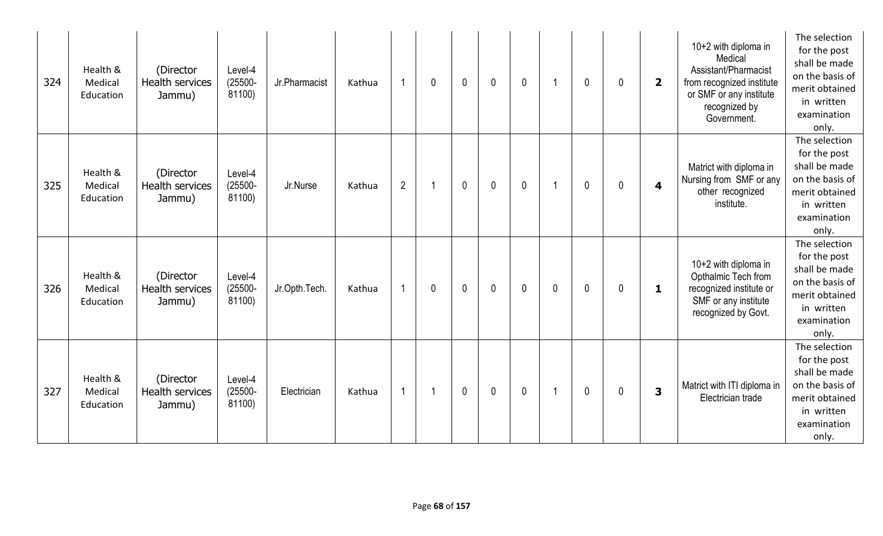| 324 | Health & Medical Education | (Director Health services Jammu) | Level-4 (25500-81100) | Jr.Pharmacist | Kathua | 1 | 0 | 0 | 0 | 0 | 1 | 0 | 0 | **2** | 10+2 with diploma in Medical Assistant/Pharmacist from recognized institute or SMF or any institute recognized by Government. | The selection for the post shall be made on the basis of merit obtained in written examination only. |
|---|---|---|---|---|---|---|---|---|---|---|---|---|---|---|---|---|
| 325 | Health & Medical Education | (Director Health services Jammu) | Level-4 (25500-81100) | Jr.Nurse | Kathua | 2 | 1 | 0 | 0 | 0 | 1 | 0 | 0 | **4** | Matric with diploma in Nursing from SMF or any other recognized institute. | The selection for the post shall be made on the basis of merit obtained in written examination only. |
| 326 | Health & Medical Education | (Director Health services Jammu) | Level-4 (25500-81100) | Jr.Opth.Tech. | Kathua | 1 | 0 | 0 | 0 | 0 | 0 | 0 | 0 | **1** | 10+2 with diploma in Opthalmic Tech from recognized institute or SMF or any institute recognized by Govt. | The selection for the post shall be made on the basis of merit obtained in written examination only. |
| 327 | Health & Medical Education | (Director Health services Jammu) | Level-4 (25500-81100) | Electrician | Kathua | 1 | 1 | 0 | 0 | 0 | 1 | 0 | 0 | **3** | Matric with ITI diploma in Electrician trade | The selection for the post shall be made on the basis of merit obtained in written examination only. |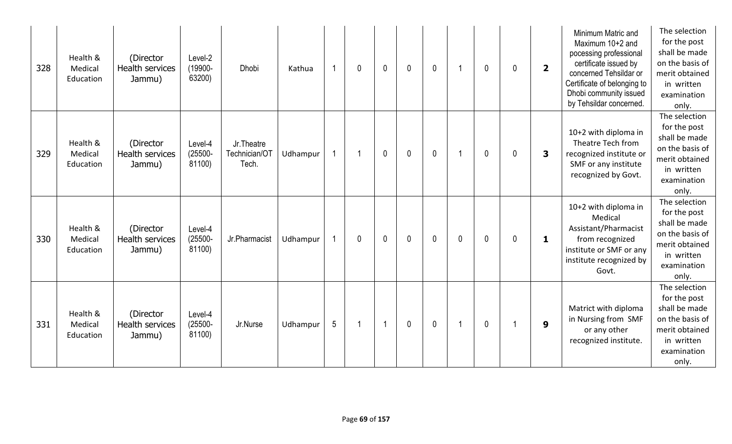| 328 | Health & Medical Education | (Director Health services Jammu) | Level-2 (19900-63200) | Dhobi | Kathua | 1 | 0 | 0 | 0 | 0 | 1 | 0 | 0 | **2** | Minimum Matric and Maximum 10+2 and pocessing professional certificate issued by concerned Tehsildar or Certificate of belonging to Dhobi community issued by Tehsildar concerned. | The selection for the post shall be made on the basis of merit obtained in written examination only. |
|---|---|---|---|---|---|---|---|---|---|---|---|---|---|---|---|---|
| 329 | Health & Medical Education | (Director Health services Jammu) | Level-4 (25500-81100) | Jr.Theatre Technician/OT Tech. | Udhampur | 1 | 1 | 0 | 0 | 0 | 1 | 0 | 0 | **3** | 10+2 with diploma in Theatre Tech from recognized institute or SMF or any institute recognized by Govt. | The selection for the post shall be made on the basis of merit obtained in written examination only. |
| 330 | Health & Medical Education | (Director Health services Jammu) | Level-4 (25500-81100) | Jr.Pharmacist | Udhampur | 1 | 0 | 0 | 0 | 0 | 0 | 0 | 0 | **1** | 10+2 with diploma in Medical Assistant/Pharmacist from recognized institute or SMF or any institute recognized by Govt. | The selection for the post shall be made on the basis of merit obtained in written examination only. |
| 331 | Health & Medical Education | (Director Health services Jammu) | Level-4 (25500-81100) | Jr.Nurse | Udhampur | 5 | 1 | 1 | 0 | 0 | 1 | 0 | 1 | **9** | Matrict with diploma in Nursing from SMF or any other recognized institute. | The selection for the post shall be made on the basis of merit obtained in written examination only. |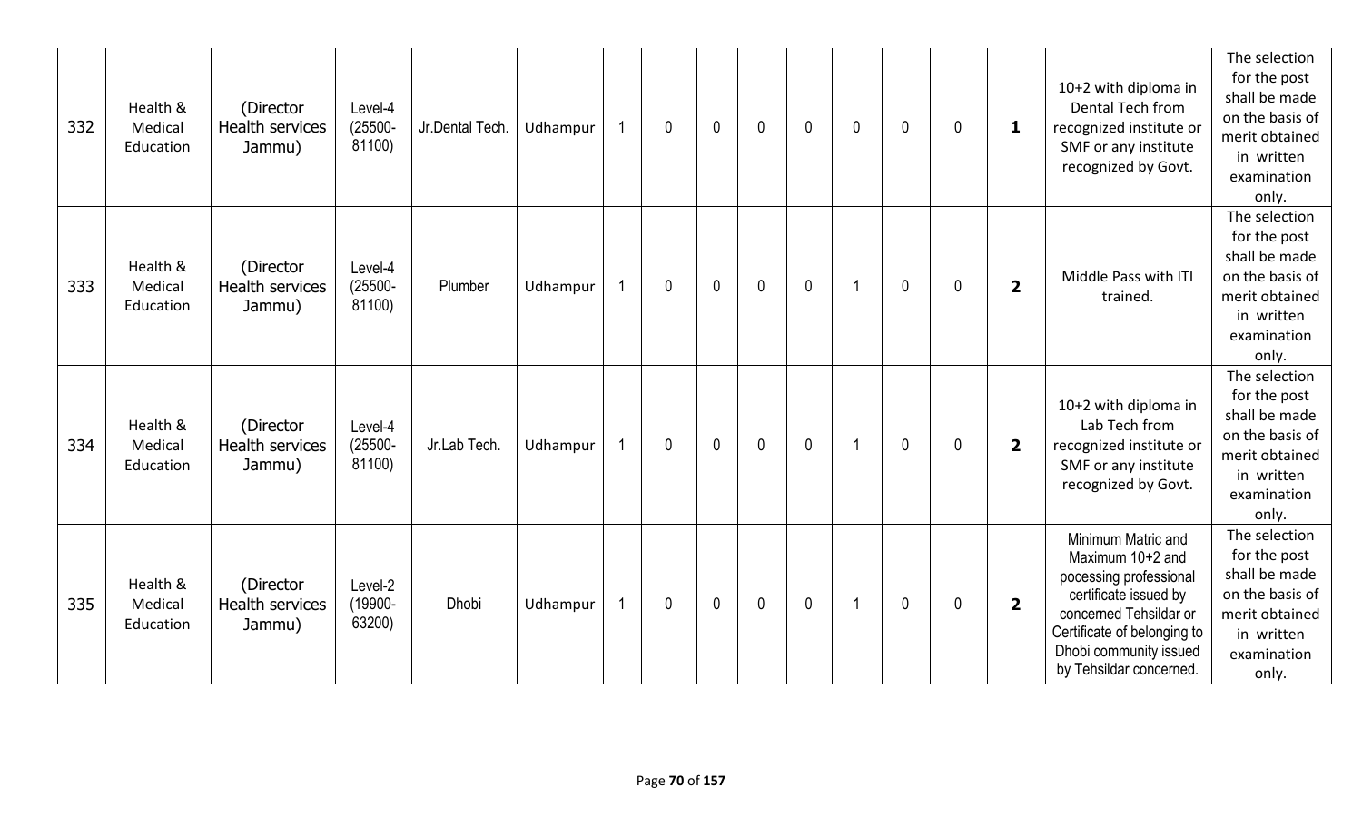| 332 | Health & Medical Education | (Director Health services Jammu) | Level-4 (25500-81100) | Jr.Dental Tech. | Udhampur | 1 | 0 | 0 | 0 | 0 | 0 | 0 | 0 | **1** | 10+2 with diploma in Dental Tech from recognized institute or SMF or any institute recognized by Govt. | The selection for the post shall be made on the basis of merit obtained in written examination only. |
|---|---|---|---|---|---|---|---|---|---|---|---|---|---|---|---|---|
| 333 | Health & Medical Education | (Director Health services Jammu) | Level-4 (25500-81100) | Plumber | Udhampur | 1 | 0 | 0 | 0 | 0 | 1 | 0 | 0 | **2** | Middle Pass with ITI trained. | The selection for the post shall be made on the basis of merit obtained in written examination only. |
| 334 | Health & Medical Education | (Director Health services Jammu) | Level-4 (25500-81100) | Jr.Lab Tech. | Udhampur | 1 | 0 | 0 | 0 | 0 | 1 | 0 | 0 | **2** | 10+2 with diploma in Lab Tech from recognized institute or SMF or any institute recognized by Govt. | The selection for the post shall be made on the basis of merit obtained in written examination only. |
| 335 | Health & Medical Education | (Director Health services Jammu) | Level-2 (19900-63200) | Dhobi | Udhampur | 1 | 0 | 0 | 0 | 0 | 1 | 0 | 0 | **2** | Minimum Matric and Maximum 10+2 and pocessing professional certificate issued by concerned Tehsildar or Certificate of belonging to Dhobi community issued by Tehsildar concerned. | The selection for the post shall be made on the basis of merit obtained in written examination only. |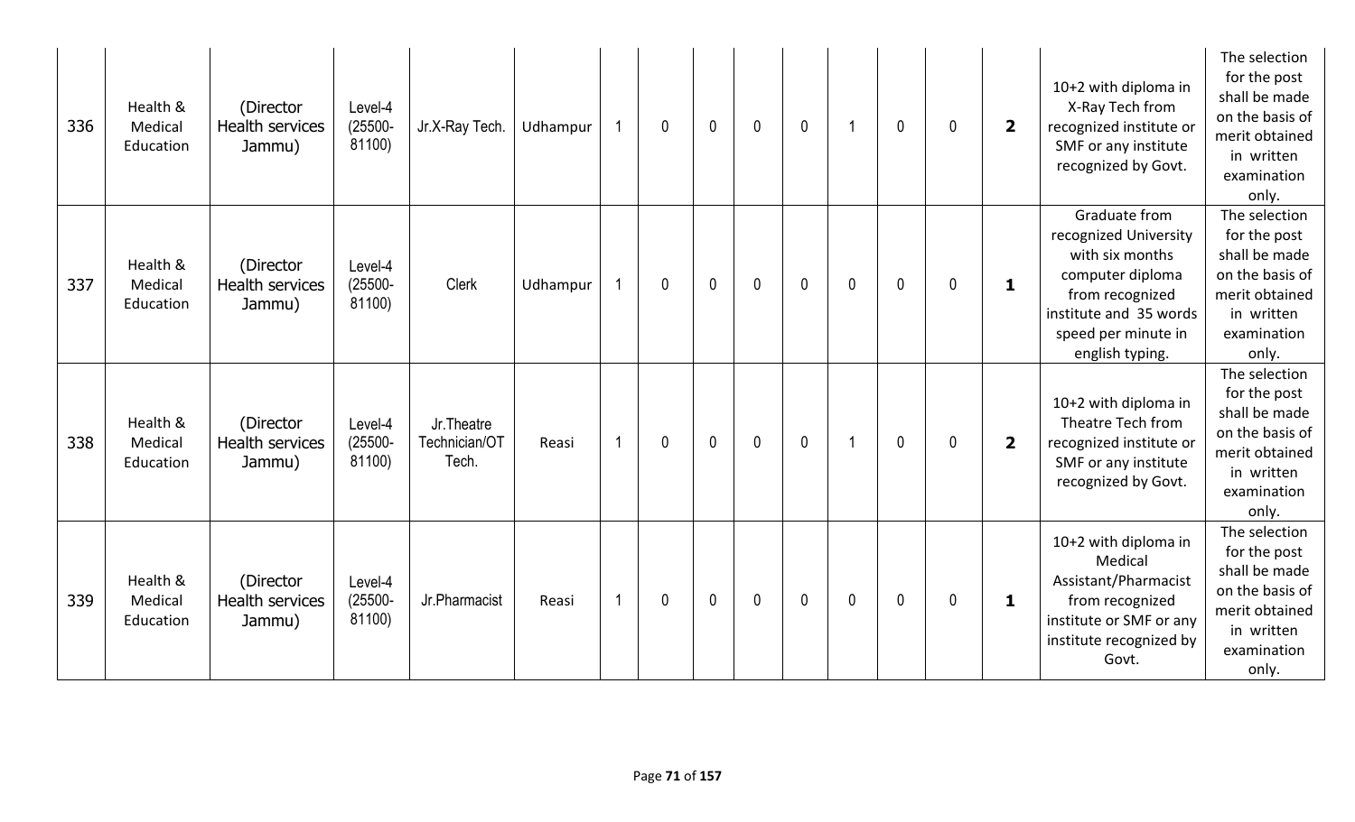| 336 | Health & Medical Education | (Director Health services Jammu) | Level-4 (25500-81100) | Jr.X-Ray Tech. | Udhampur | 1 | 0 | 0 | 0 | 0 | 1 | 0 | 0 | **2** | 10+2 with diploma in X-Ray Tech from recognized institute or SMF or any institute recognized by Govt. | The selection for the post shall be made on the basis of merit obtained in written examination only. |
|---|---|---|---|---|---|---|---|---|---|---|---|---|---|---|---|---|
| 337 | Health & Medical Education | (Director Health services Jammu) | Level-4 (25500-81100) | Clerk | Udhampur | 1 | 0 | 0 | 0 | 0 | 0 | 0 | 0 | **1** | Graduate from recognized University with six months computer diploma from recognized institute and 35 words speed per minute in english typing. | The selection for the post shall be made on the basis of merit obtained in written examination only. |
| 338 | Health & Medical Education | (Director Health services Jammu) | Level-4 (25500-81100) | Jr.Theatre Technician/OT Tech. | Reasi | 1 | 0 | 0 | 0 | 0 | 1 | 0 | 0 | **2** | 10+2 with diploma in Theatre Tech from recognized institute or SMF or any institute recognized by Govt. | The selection for the post shall be made on the basis of merit obtained in written examination only. |
| 339 | Health & Medical Education | (Director Health services Jammu) | Level-4 (25500-81100) | Jr.Pharmacist | Reasi | 1 | 0 | 0 | 0 | 0 | 0 | 0 | 0 | **1** | 10+2 with diploma in Medical Assistant/Pharmacist from recognized institute or SMF or any institute recognized by Govt. | The selection for the post shall be made on the basis of merit obtained in written examination only. |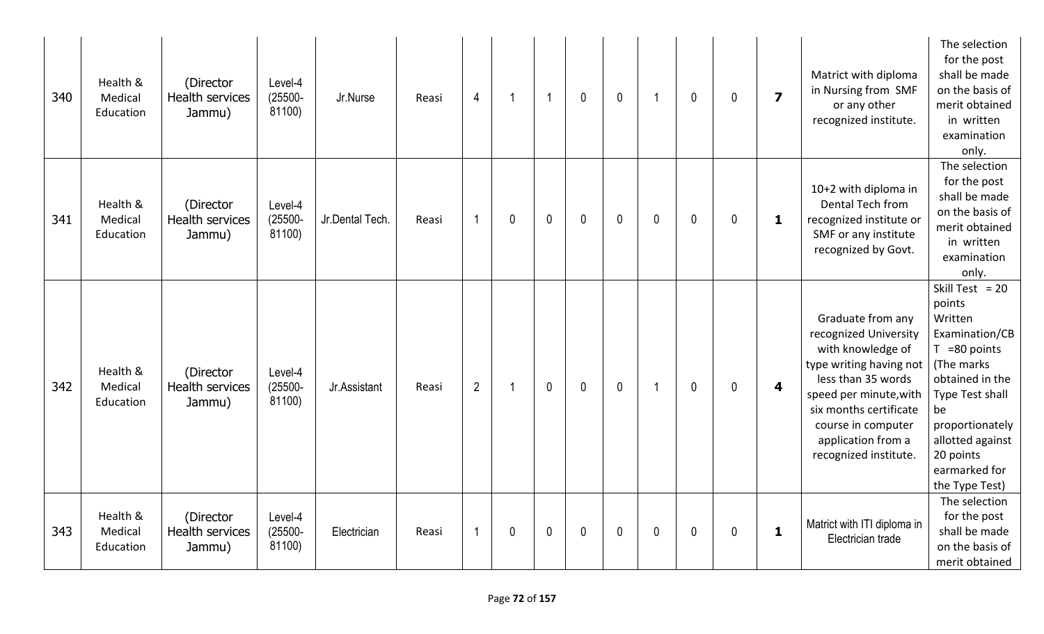| 340 | Health & Medical Education | (Director Health services Jammu) | Level-4 (25500-81100) | Jr.Nurse | Reasi | 4 | 1 | 1 | 0 | 0 | 1 | 0 | 0 | **7** | Matric with diploma in Nursing from SMF or any other recognized institute. | The selection for the post shall be made on the basis of merit obtained in written examination only. |
|---|---|---|---|---|---|---|---|---|---|---|---|---|---|---|---|---|
| 341 | Health & Medical Education | (Director Health services Jammu) | Level-4 (25500-81100) | Jr.Dental Tech. | Reasi | 1 | 0 | 0 | 0 | 0 | 0 | 0 | 0 | **1** | 10+2 with diploma in Dental Tech from recognized institute or SMF or any institute recognized by Govt. | The selection for the post shall be made on the basis of merit obtained in written examination only. |
| 342 | Health & Medical Education | (Director Health services Jammu) | Level-4 (25500-81100) | Jr.Assistant | Reasi | 2 | 1 | 0 | 0 | 0 | 1 | 0 | 0 | **4** | Graduate from any recognized University with knowledge of type writing having not less than 35 words speed per minute,with six months certificate course in computer application from a recognized institute. | Skill Test = 20 points Written Examination/CBT =80 points (The marks obtained in the Type Test shall be proportionately allotted against 20 points earmarked for the Type Test) |
| 343 | Health & Medical Education | (Director Health services Jammu) | Level-4 (25500-81100) | Electrician | Reasi | 1 | 0 | 0 | 0 | 0 | 0 | 0 | 0 | **1** | Matric with ITI diploma in Electrician trade | The selection for the post shall be made on the basis of merit obtained |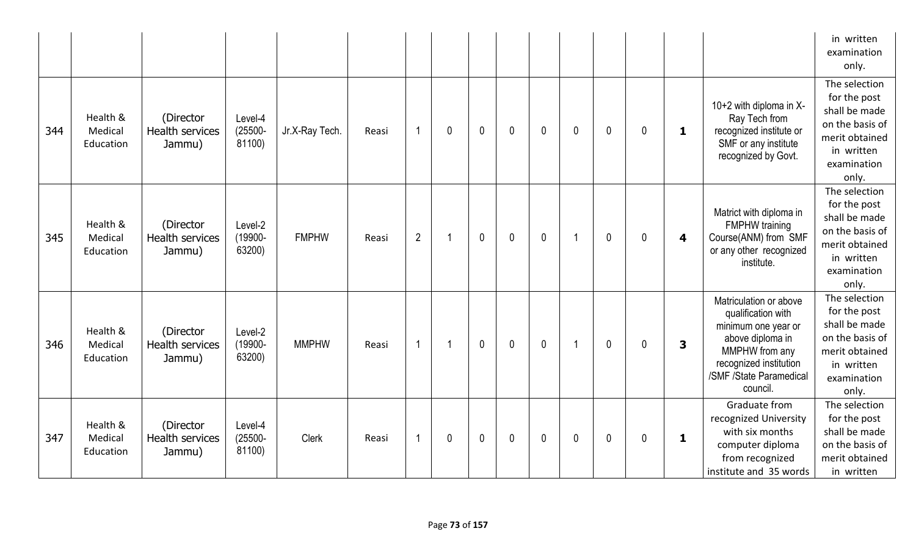| | | | | | | | | | | | | | | | | |
|---|---|---|---|---|---|---|---|---|---|---|---|---|---|---|---|---|
| | | | | | | | | | | | | | | | | in written examination only. |
| 344 | Health & Medical Education | (Director Health services Jammu) | Level-4 (25500-81100) | Jr.X-Ray Tech. | Reasi | 1 | 0 | 0 | 0 | 0 | 0 | 0 | 0 | **1** | 10+2 with diploma in X-Ray Tech from recognized institute or SMF or any institute recognized by Govt. | The selection for the post shall be made on the basis of merit obtained in written examination only. |
| 345 | Health & Medical Education | (Director Health services Jammu) | Level-2 (19900-63200) | FMPHW | Reasi | 2 | 1 | 0 | 0 | 0 | 1 | 0 | 0 | **4** | Matric with diploma in FMPHW training Course(ANM) from SMF or any other recognized institute. | The selection for the post shall be made on the basis of merit obtained in written examination only. |
| 346 | Health & Medical Education | (Director Health services Jammu) | Level-2 (19900-63200) | MMPHW | Reasi | 1 | 1 | 0 | 0 | 0 | 1 | 0 | 0 | **3** | Matriculation or above qualification with minimum one year or above diploma in MMPHW from any recognized institution /SMF /State Paramedical council. | The selection for the post shall be made on the basis of merit obtained in written examination only. |
| 347 | Health & Medical Education | (Director Health services Jammu) | Level-4 (25500-81100) | Clerk | Reasi | 1 | 0 | 0 | 0 | 0 | 0 | 0 | 0 | **1** | Graduate from recognized University with six months computer diploma from recognized institute and 35 words | The selection for the post shall be made on the basis of merit obtained in written |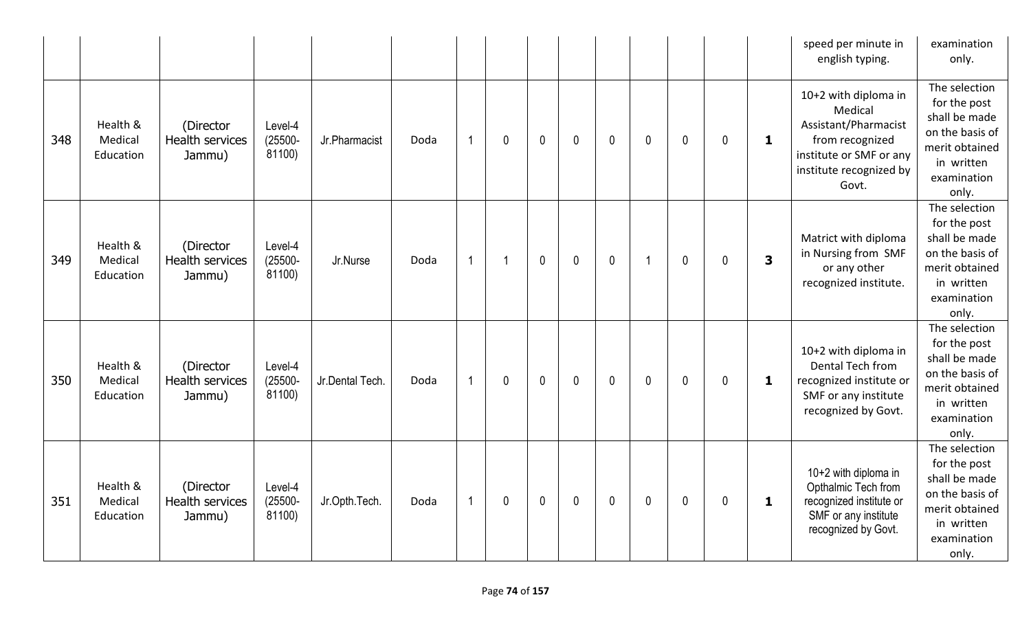| | | | | | | | | | | | | | | | |
|---|---|---|---|---|---|---|---|---|---|---|---|---|---|---|---|
| | | | | | | | | | | | | | | speed per minute in english typing. | examination only. |
| 348 | Health & Medical Education | (Director Health services Jammu) | Level-4 (25500-81100) | Jr.Pharmacist | Doda | 1 | 0 | 0 | 0 | 0 | 0 | 0 | 0 | **1** | 10+2 with diploma in Medical Assistant/Pharmacist from recognized institute or SMF or any institute recognized by Govt. | The selection for the post shall be made on the basis of merit obtained in written examination only. |
| 349 | Health & Medical Education | (Director Health services Jammu) | Level-4 (25500-81100) | Jr.Nurse | Doda | 1 | 1 | 0 | 0 | 0 | 1 | 0 | 0 | **3** | Matric with diploma in Nursing from SMF or any other recognized institute. | The selection for the post shall be made on the basis of merit obtained in written examination only. |
| 350 | Health & Medical Education | (Director Health services Jammu) | Level-4 (25500-81100) | Jr.Dental Tech. | Doda | 1 | 0 | 0 | 0 | 0 | 0 | 0 | 0 | **1** | 10+2 with diploma in Dental Tech from recognized institute or SMF or any institute recognized by Govt. | The selection for the post shall be made on the basis of merit obtained in written examination only. |
| 351 | Health & Medical Education | (Director Health services Jammu) | Level-4 (25500-81100) | Jr.Opth.Tech. | Doda | 1 | 0 | 0 | 0 | 0 | 0 | 0 | 0 | **1** | 10+2 with diploma in Opthalmic Tech from recognized institute or SMF or any institute recognized by Govt. | The selection for the post shall be made on the basis of merit obtained in written examination only. |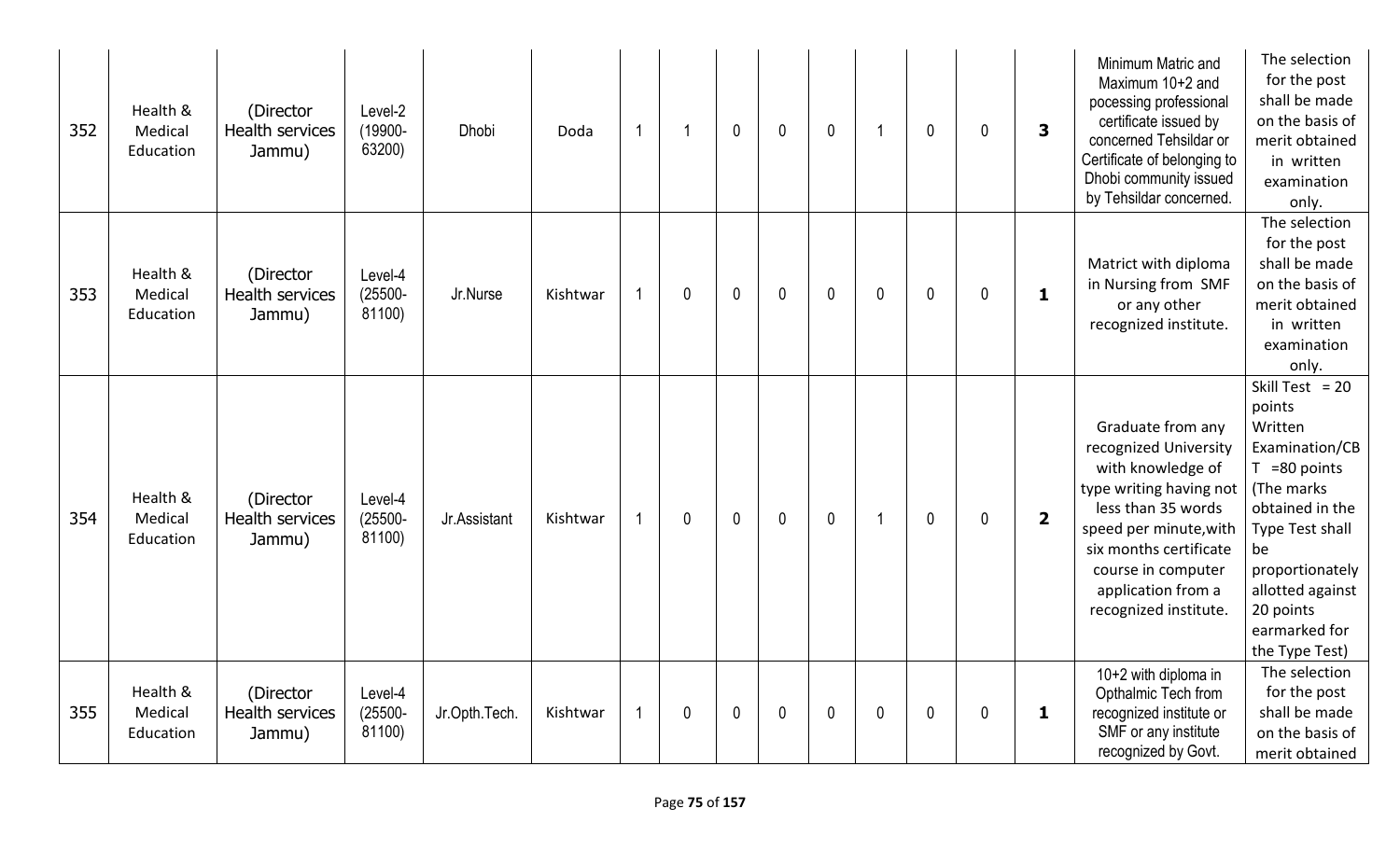| | | | | | | | | | | | | | | | |
|---|---|---|---|---|---|---|---|---|---|---|---|---|---|---|---|
| 352 | Health & Medical Education | (Director Health services Jammu) | Level-2 (19900-63200) | Dhobi | Doda | 1 | 1 | 0 | 0 | 0 | 1 | 0 | 0 | **3** | Minimum Matric and Maximum 10+2 and pocessing professional certificate issued by concerned Tehsildar or Certificate of belonging to Dhobi community issued by Tehsildar concerned. | The selection for the post shall be made on the basis of merit obtained in written examination only. |
| 353 | Health & Medical Education | (Director Health services Jammu) | Level-4 (25500-81100) | Jr.Nurse | Kishtwar | 1 | 0 | 0 | 0 | 0 | 0 | 0 | 0 | **1** | Matric with diploma in Nursing from SMF or any other recognized institute. | The selection for the post shall be made on the basis of merit obtained in written examination only. |
| 354 | Health & Medical Education | (Director Health services Jammu) | Level-4 (25500-81100) | Jr.Assistant | Kishtwar | 1 | 0 | 0 | 0 | 0 | 1 | 0 | 0 | **2** | Graduate from any recognized University with knowledge of type writing having not less than 35 words speed per minute,with six months certificate course in computer application from a recognized institute. | Skill Test = 20 points Written Examination/CBT =80 points (The marks obtained in the Type Test shall be proportionately allotted against 20 points earmarked for the Type Test) |
| 355 | Health & Medical Education | (Director Health services Jammu) | Level-4 (25500-81100) | Jr.Opth.Tech. | Kishtwar | 1 | 0 | 0 | 0 | 0 | 0 | 0 | 0 | **1** | 10+2 with diploma in Opthalmic Tech from recognized institute or SMF or any institute recognized by Govt. | The selection for the post shall be made on the basis of merit obtained |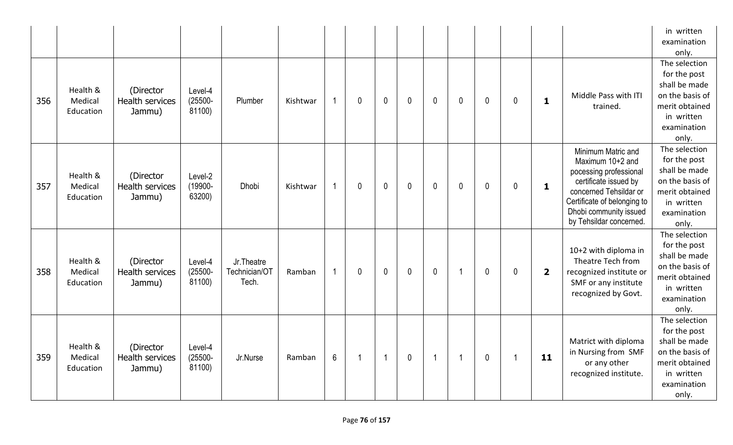| | | | | | | | | | | | | | | | in written examination only. |
|---|---|---|---|---|---|---|---|---|---|---|---|---|---|---|---|
| 356 | Health & Medical Education | (Director Health services Jammu) | Level-4 (25500-81100) | Plumber | Kishtwar | 1 | 0 | 0 | 0 | 0 | 0 | 0 | 0 | **1** | Middle Pass with ITI trained. | The selection for the post shall be made on the basis of merit obtained in written examination only. |
| 357 | Health & Medical Education | (Director Health services Jammu) | Level-2 (19900-63200) | Dhobi | Kishtwar | 1 | 0 | 0 | 0 | 0 | 0 | 0 | 0 | **1** | Minimum Matric and Maximum 10+2 and pocessing professional certificate issued by concerned Tehsildar or Certificate of belonging to Dhobi community issued by Tehsildar concerned. | The selection for the post shall be made on the basis of merit obtained in written examination only. |
| 358 | Health & Medical Education | (Director Health services Jammu) | Level-4 (25500-81100) | Jr.Theatre Technician/OT Tech. | Ramban | 1 | 0 | 0 | 0 | 0 | 1 | 0 | 0 | **2** | 10+2 with diploma in Theatre Tech from recognized institute or SMF or any institute recognized by Govt. | The selection for the post shall be made on the basis of merit obtained in written examination only. |
| 359 | Health & Medical Education | (Director Health services Jammu) | Level-4 (25500-81100) | Jr.Nurse | Ramban | 6 | 1 | 1 | 0 | 1 | 1 | 0 | 1 | **11** | Matrict with diploma in Nursing from SMF or any other recognized institute. | The selection for the post shall be made on the basis of merit obtained in written examination only. |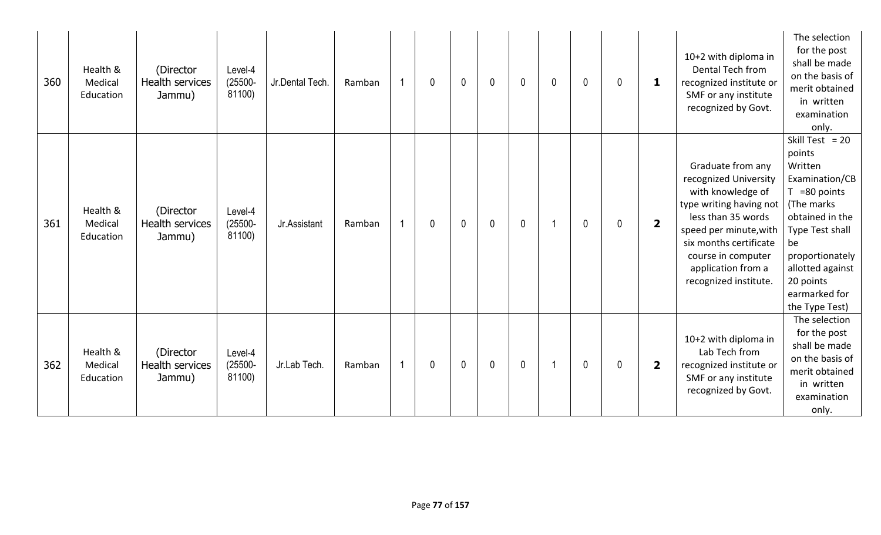| 360 | Health & Medical Education | (Director Health services Jammu) | Level-4 (25500-81100) | Jr.Dental Tech. | Ramban | 1 | 0 | 0 | 0 | 0 | 0 | 0 | 0 | **1** | 10+2 with diploma in Dental Tech from recognized institute or SMF or any institute recognized by Govt. | The selection for the post shall be made on the basis of merit obtained in written examination only. |
|---|---|---|---|---|---|---|---|---|---|---|---|---|---|---|---|---|
| 361 | Health & Medical Education | (Director Health services Jammu) | Level-4 (25500-81100) | Jr.Assistant | Ramban | 1 | 0 | 0 | 0 | 0 | 1 | 0 | 0 | **2** | Graduate from any recognized University with knowledge of type writing having not less than 35 words speed per minute,with six months certificate course in computer application from a recognized institute. | Skill Test = 20 points Written Examination/CBT =80 points (The marks obtained in the Type Test shall be proportionately allotted against 20 points earmarked for the Type Test) |
| 362 | Health & Medical Education | (Director Health services Jammu) | Level-4 (25500-81100) | Jr.Lab Tech. | Ramban | 1 | 0 | 0 | 0 | 0 | 1 | 0 | 0 | **2** | 10+2 with diploma in Lab Tech from recognized institute or SMF or any institute recognized by Govt. | The selection for the post shall be made on the basis of merit obtained in written examination only. |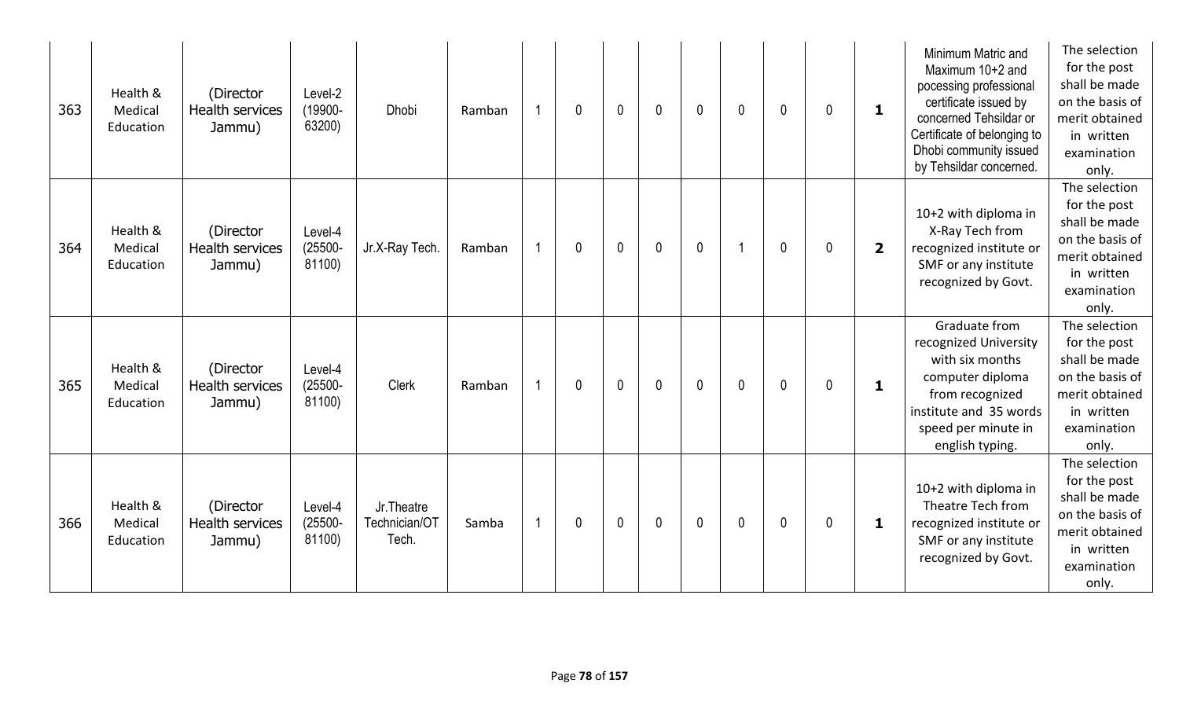| 363 | Health & Medical Education | (Director Health services Jammu) | Level-2 (19900-63200) | Dhobi | Ramban | 1 | 0 | 0 | 0 | 0 | 0 | 0 | 0 | **1** | Minimum Matric and Maximum 10+2 and pocessing professional certificate issued by concerned Tehsildar or Certificate of belonging to Dhobi community issued by Tehsildar concerned. | The selection for the post shall be made on the basis of merit obtained in written examination only. |
|---|---|---|---|---|---|---|---|---|---|---|---|---|---|---|---|---|
| 364 | Health & Medical Education | (Director Health services Jammu) | Level-4 (25500-81100) | Jr.X-Ray Tech. | Ramban | 1 | 0 | 0 | 0 | 0 | 1 | 0 | 0 | **2** | 10+2 with diploma in X-Ray Tech from recognized institute or SMF or any institute recognized by Govt. | The selection for the post shall be made on the basis of merit obtained in written examination only. |
| 365 | Health & Medical Education | (Director Health services Jammu) | Level-4 (25500-81100) | Clerk | Ramban | 1 | 0 | 0 | 0 | 0 | 0 | 0 | 0 | **1** | Graduate from recognized University with six months computer diploma from recognized institute and 35 words speed per minute in english typing. | The selection for the post shall be made on the basis of merit obtained in written examination only. |
| 366 | Health & Medical Education | (Director Health services Jammu) | Level-4 (25500-81100) | Jr.Theatre Technician/OT Tech. | Samba | 1 | 0 | 0 | 0 | 0 | 0 | 0 | 0 | **1** | 10+2 with diploma in Theatre Tech from recognized institute or SMF or any institute recognized by Govt. | The selection for the post shall be made on the basis of merit obtained in written examination only. |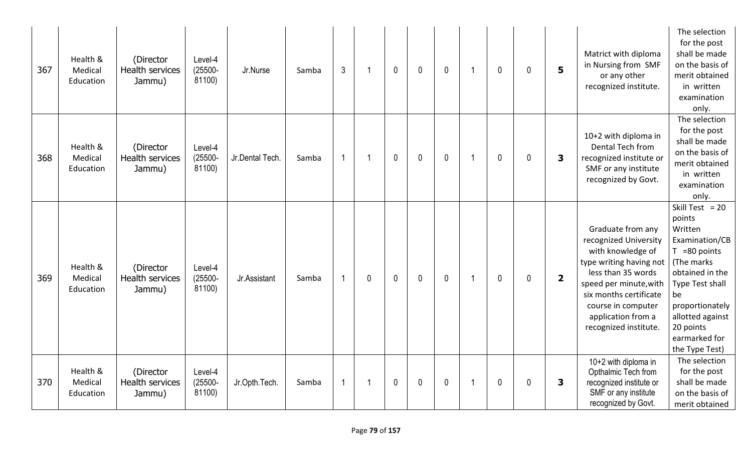| 367 | Health & Medical Education | (Director Health services Jammu) | Level-4 (25500-81100) | Jr.Nurse | Samba | 3 | 1 | 0 | 0 | 0 | 1 | 0 | 0 | **5** | Matric with diploma in Nursing from SMF or any other recognized institute. | The selection for the post shall be made on the basis of merit obtained in written examination only. |
|---|---|---|---|---|---|---|---|---|---|---|---|---|---|---|---|---|
| 368 | Health & Medical Education | (Director Health services Jammu) | Level-4 (25500-81100) | Jr.Dental Tech. | Samba | 1 | 1 | 0 | 0 | 0 | 1 | 0 | 0 | **3** | 10+2 with diploma in Dental Tech from recognized institute or SMF or any institute recognized by Govt. | The selection for the post shall be made on the basis of merit obtained in written examination only. |
| 369 | Health & Medical Education | (Director Health services Jammu) | Level-4 (25500-81100) | Jr.Assistant | Samba | 1 | 0 | 0 | 0 | 0 | 1 | 0 | 0 | **2** | Graduate from any recognized University with knowledge of type writing having not less than 35 words speed per minute,with six months certificate course in computer application from a recognized institute. | Skill Test = 20 points Written Examination/CBT =80 points (The marks obtained in the Type Test shall be proportionately allotted against 20 points earmarked for the Type Test) |
| 370 | Health & Medical Education | (Director Health services Jammu) | Level-4 (25500-81100) | Jr.Opth.Tech. | Samba | 1 | 1 | 0 | 0 | 0 | 1 | 0 | 0 | **3** | 10+2 with diploma in Opthalmic Tech from recognized institute or SMF or any institute recognized by Govt. | The selection for the post shall be made on the basis of merit obtained |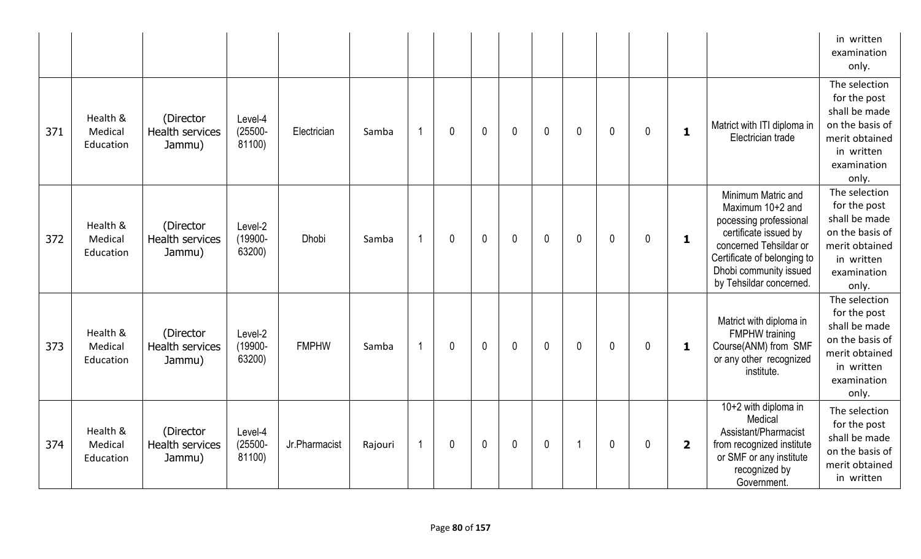| | | | | | | | | | | | | | | | |
|---|---|---|---|---|---|---|---|---|---|---|---|---|---|---|---|
| | | | | | | | | | | | | | | | in written examination only. |
| 371 | Health & Medical Education | (Director Health services Jammu) | Level-4 (25500-81100) | Electrician | Samba | 1 | 0 | 0 | 0 | 0 | 0 | 0 | 0 | **1** | Matric with ITI diploma in Electrician trade | The selection for the post shall be made on the basis of merit obtained in written examination only. |
| 372 | Health & Medical Education | (Director Health services Jammu) | Level-2 (19900-63200) | Dhobi | Samba | 1 | 0 | 0 | 0 | 0 | 0 | 0 | 0 | **1** | Minimum Matric and Maximum 10+2 and pocessing professional certificate issued by concerned Tehsildar or Certificate of belonging to Dhobi community issued by Tehsildar concerned. | The selection for the post shall be made on the basis of merit obtained in written examination only. |
| 373 | Health & Medical Education | (Director Health services Jammu) | Level-2 (19900-63200) | FMPHW | Samba | 1 | 0 | 0 | 0 | 0 | 0 | 0 | 0 | **1** | Matric with diploma in FMPHW training Course(ANM) from SMF or any other recognized institute. | The selection for the post shall be made on the basis of merit obtained in written examination only. |
| 374 | Health & Medical Education | (Director Health services Jammu) | Level-4 (25500-81100) | Jr.Pharmacist | Rajouri | 1 | 0 | 0 | 0 | 0 | 1 | 0 | 0 | **2** | 10+2 with diploma in Medical Assistant/Pharmacist from recognized institute or SMF or any institute recognized by Government. | The selection for the post shall be made on the basis of merit obtained in written |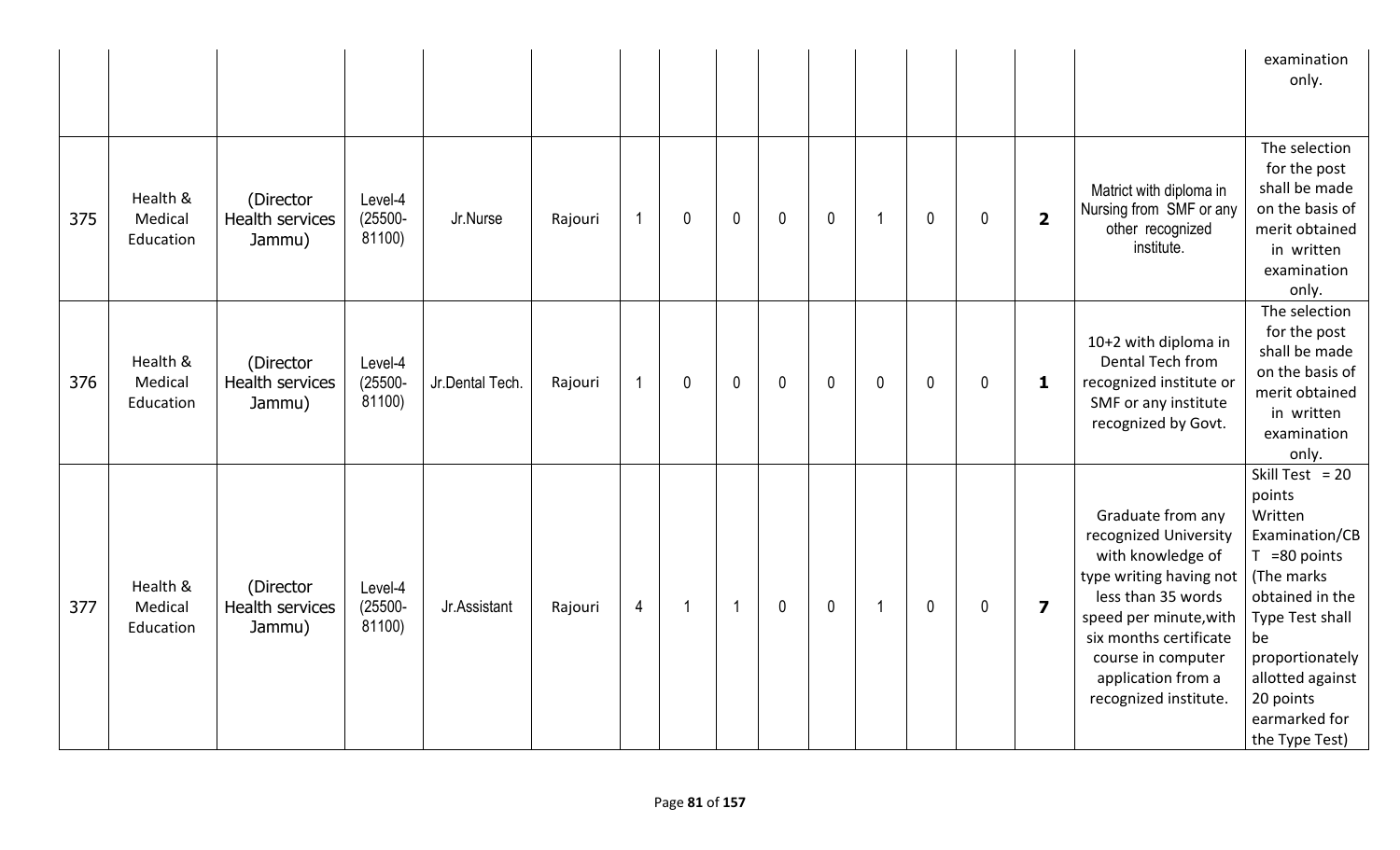| | | | | | | | | | | | | | | | | |
|---|---|---|---|---|---|---|---|---|---|---|---|---|---|---|---|---|
| | | | | | | | | | | | | | | | | examination only. |
| 375 | Health & Medical Education | (Director Health services Jammu) | Level-4 (25500-81100) | Jr.Nurse | Rajouri | 1 | 0 | 0 | 0 | 0 | 1 | 0 | 0 | **2** | Matric with diploma in Nursing from SMF or any other recognized institute. | The selection for the post shall be made on the basis of merit obtained in written examination only. |
| 376 | Health & Medical Education | (Director Health services Jammu) | Level-4 (25500-81100) | Jr.Dental Tech. | Rajouri | 1 | 0 | 0 | 0 | 0 | 0 | 0 | 0 | **1** | 10+2 with diploma in Dental Tech from recognized institute or SMF or any institute recognized by Govt. | The selection for the post shall be made on the basis of merit obtained in written examination only. |
| 377 | Health & Medical Education | (Director Health services Jammu) | Level-4 (25500-81100) | Jr.Assistant | Rajouri | 4 | 1 | 1 | 0 | 0 | 1 | 0 | 0 | **7** | Graduate from any recognized University with knowledge of type writing having not less than 35 words speed per minute,with six months certificate course in computer application from a recognized institute. | Skill Test = 20 points Written Examination/CBT =80 points (The marks obtained in the Type Test shall be proportionately allotted against 20 points earmarked for the Type Test) |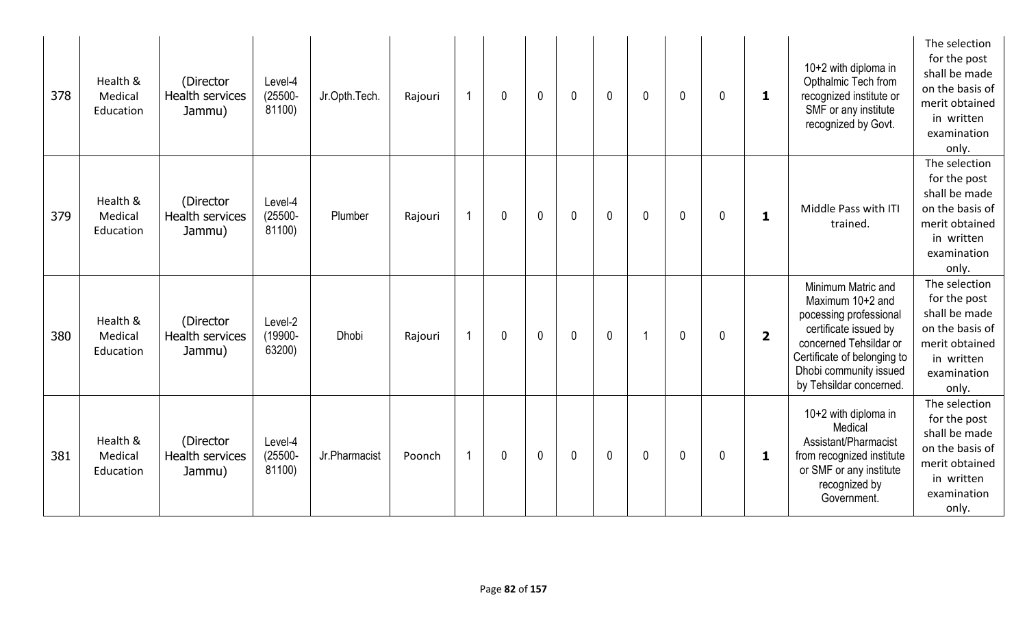| 378 | Health & Medical Education | (Director Health services Jammu) | Level-4 (25500-81100) | Jr.Opth.Tech. | Rajouri | 1 | 0 | 0 | 0 | 0 | 0 | 0 | 0 | **1** | 10+2 with diploma in Opthalmic Tech from recognized institute or SMF or any institute recognized by Govt. | The selection for the post shall be made on the basis of merit obtained in written examination only. |
|---|---|---|---|---|---|---|---|---|---|---|---|---|---|---|---|---|
| 379 | Health & Medical Education | (Director Health services Jammu) | Level-4 (25500-81100) | Plumber | Rajouri | 1 | 0 | 0 | 0 | 0 | 0 | 0 | 0 | **1** | Middle Pass with ITI trained. | The selection for the post shall be made on the basis of merit obtained in written examination only. |
| 380 | Health & Medical Education | (Director Health services Jammu) | Level-2 (19900-63200) | Dhobi | Rajouri | 1 | 0 | 0 | 0 | 0 | 1 | 0 | 0 | **2** | Minimum Matric and Maximum 10+2 and pocessing professional certificate issued by concerned Tehsildar or Certificate of belonging to Dhobi community issued by Tehsildar concerned. | The selection for the post shall be made on the basis of merit obtained in written examination only. |
| 381 | Health & Medical Education | (Director Health services Jammu) | Level-4 (25500-81100) | Jr.Pharmacist | Poonch | 1 | 0 | 0 | 0 | 0 | 0 | 0 | 0 | **1** | 10+2 with diploma in Medical Assistant/Pharmacist from recognized institute or SMF or any institute recognized by Government. | The selection for the post shall be made on the basis of merit obtained in written examination only. |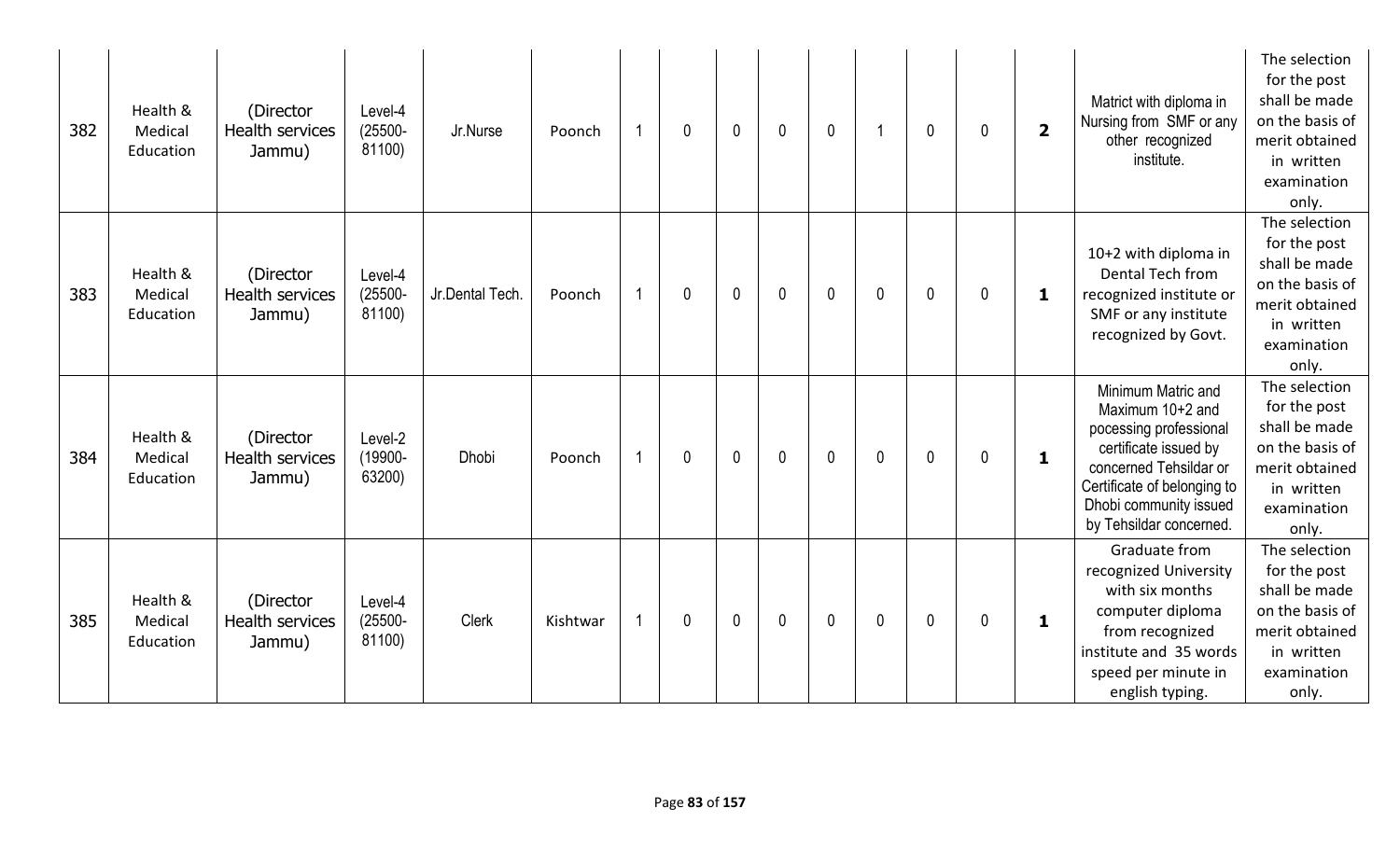| 382 | Health & Medical Education | (Director Health services Jammu) | Level-4 (25500-81100) | Jr.Nurse | Poonch | 1 | 0 | 0 | 0 | 0 | 1 | 0 | 0 | **2** | Matric with diploma in Nursing from SMF or any other recognized institute. | The selection for the post shall be made on the basis of merit obtained in written examination only. |
|---|---|---|---|---|---|---|---|---|---|---|---|---|---|---|---|---|
| 383 | Health & Medical Education | (Director Health services Jammu) | Level-4 (25500-81100) | Jr.Dental Tech. | Poonch | 1 | 0 | 0 | 0 | 0 | 0 | 0 | 0 | **1** | 10+2 with diploma in Dental Tech from recognized institute or SMF or any institute recognized by Govt. | The selection for the post shall be made on the basis of merit obtained in written examination only. |
| 384 | Health & Medical Education | (Director Health services Jammu) | Level-2 (19900-63200) | Dhobi | Poonch | 1 | 0 | 0 | 0 | 0 | 0 | 0 | 0 | **1** | Minimum Matric and Maximum 10+2 and pocessing professional certificate issued by concerned Tehsildar or Certificate of belonging to Dhobi community issued by Tehsildar concerned. | The selection for the post shall be made on the basis of merit obtained in written examination only. |
| 385 | Health & Medical Education | (Director Health services Jammu) | Level-4 (25500-81100) | Clerk | Kishtwar | 1 | 0 | 0 | 0 | 0 | 0 | 0 | 0 | **1** | Graduate from recognized University with six months computer diploma from recognized institute and 35 words speed per minute in english typing. | The selection for the post shall be made on the basis of merit obtained in written examination only. |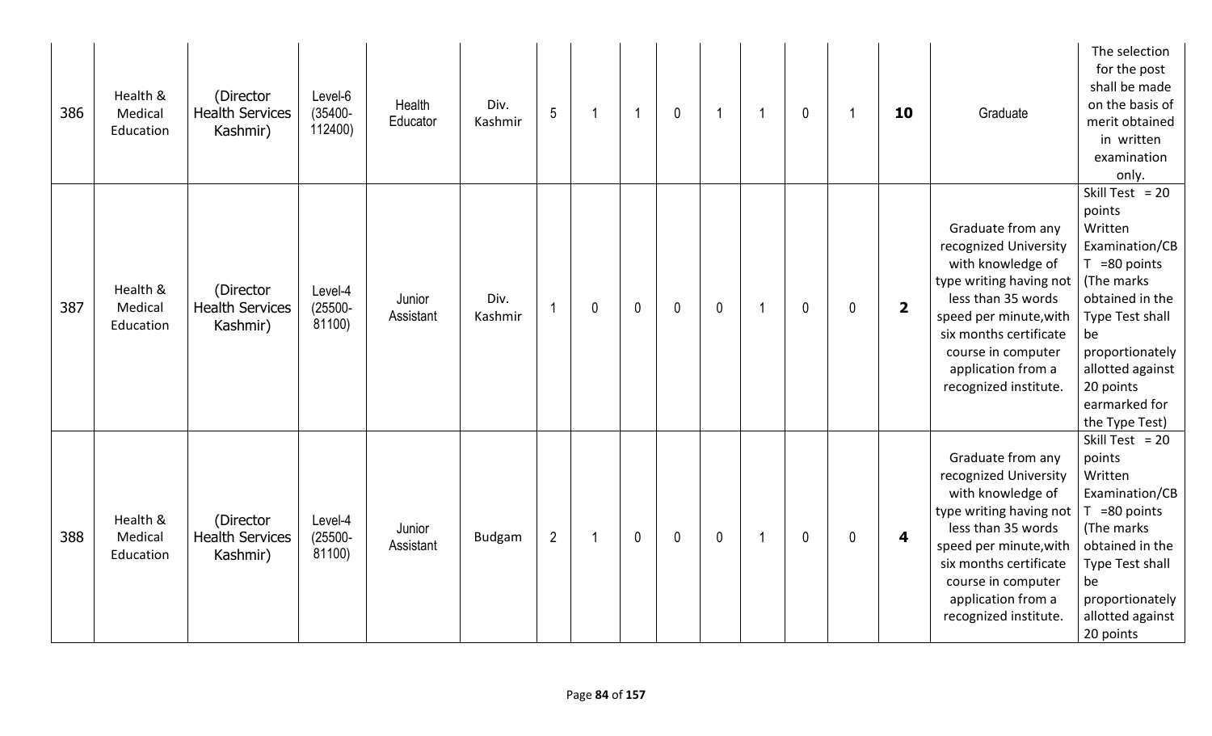| | | | | | | | | | | | | | | | | |
|---|---|---|---|---|---|---|---|---|---|---|---|---|---|---|---|---|
| 386 | Health & Medical Education | (Director Health Services Kashmir) | Level-6 (35400-112400) | Health Educator | Div. Kashmir | 5 | 1 | 1 | 0 | 1 | 1 | 0 | 1 | **10** | Graduate | The selection for the post shall be made on the basis of merit obtained in written examination only. |
| 387 | Health & Medical Education | (Director Health Services Kashmir) | Level-4 (25500-81100) | Junior Assistant | Div. Kashmir | 1 | 0 | 0 | 0 | 0 | 1 | 0 | 0 | **2** | Graduate from any recognized University with knowledge of type writing having not less than 35 words speed per minute,with six months certificate course in computer application from a recognized institute. | Skill Test = 20 points Written Examination/CBT =80 points (The marks obtained in the Type Test shall be proportionately allotted against 20 points earmarked for the Type Test) |
| 388 | Health & Medical Education | (Director Health Services Kashmir) | Level-4 (25500-81100) | Junior Assistant | Budgam | 2 | 1 | 0 | 0 | 0 | 1 | 0 | 0 | **4** | Graduate from any recognized University with knowledge of type writing having not less than 35 words speed per minute,with six months certificate course in computer application from a recognized institute. | Skill Test = 20 points Written Examination/CBT =80 points (The marks obtained in the Type Test shall be proportionately allotted against 20 points |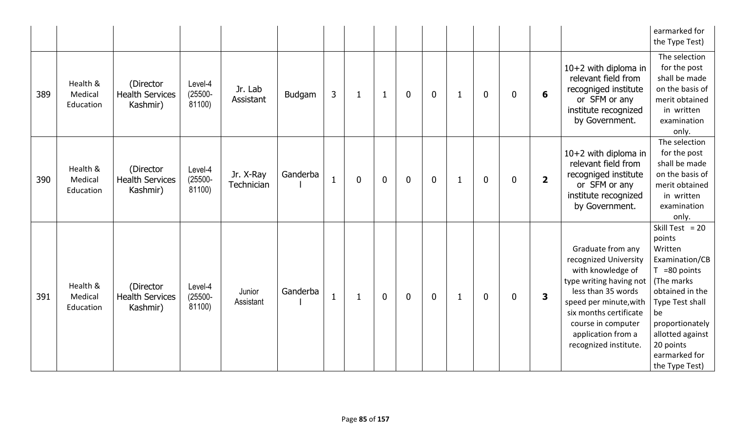|  |  |  |  |  |  |  |  |  |  |  |  |  |  |  |  | earmarked for the Type Test) |
|---|---|---|---|---|---|---|---|---|---|---|---|---|---|---|---|---|
| 389 | Health & Medical Education | (Director Health Services Kashmir) | Level-4 (25500-81100) | Jr. Lab Assistant | Budgam | 3 | 1 | 1 | 0 | 0 | 1 | 0 | 0 | **6** | 10+2 with diploma in relevant field from recogniged institute or SFM or any institute recognized by Government. | The selection for the post shall be made on the basis of merit obtained in written examination only. |
| 390 | Health & Medical Education | (Director Health Services Kashmir) | Level-4 (25500-81100) | Jr. X-Ray Technician | Ganderbal | 1 | 0 | 0 | 0 | 0 | 1 | 0 | 0 | **2** | 10+2 with diploma in relevant field from recogniged institute or SFM or any institute recognized by Government. | The selection for the post shall be made on the basis of merit obtained in written examination only. |
| 391 | Health & Medical Education | (Director Health Services Kashmir) | Level-4 (25500-81100) | Junior Assistant | Ganderbal | 1 | 1 | 0 | 0 | 0 | 1 | 0 | 0 | **3** | Graduate from any recognized University with knowledge of type writing having not less than 35 words speed per minute,with six months certificate course in computer application from a recognized institute. | Skill Test = 20 points Written Examination/CBT =80 points (The marks obtained in the Type Test shall be proportionately allotted against 20 points earmarked for the Type Test) |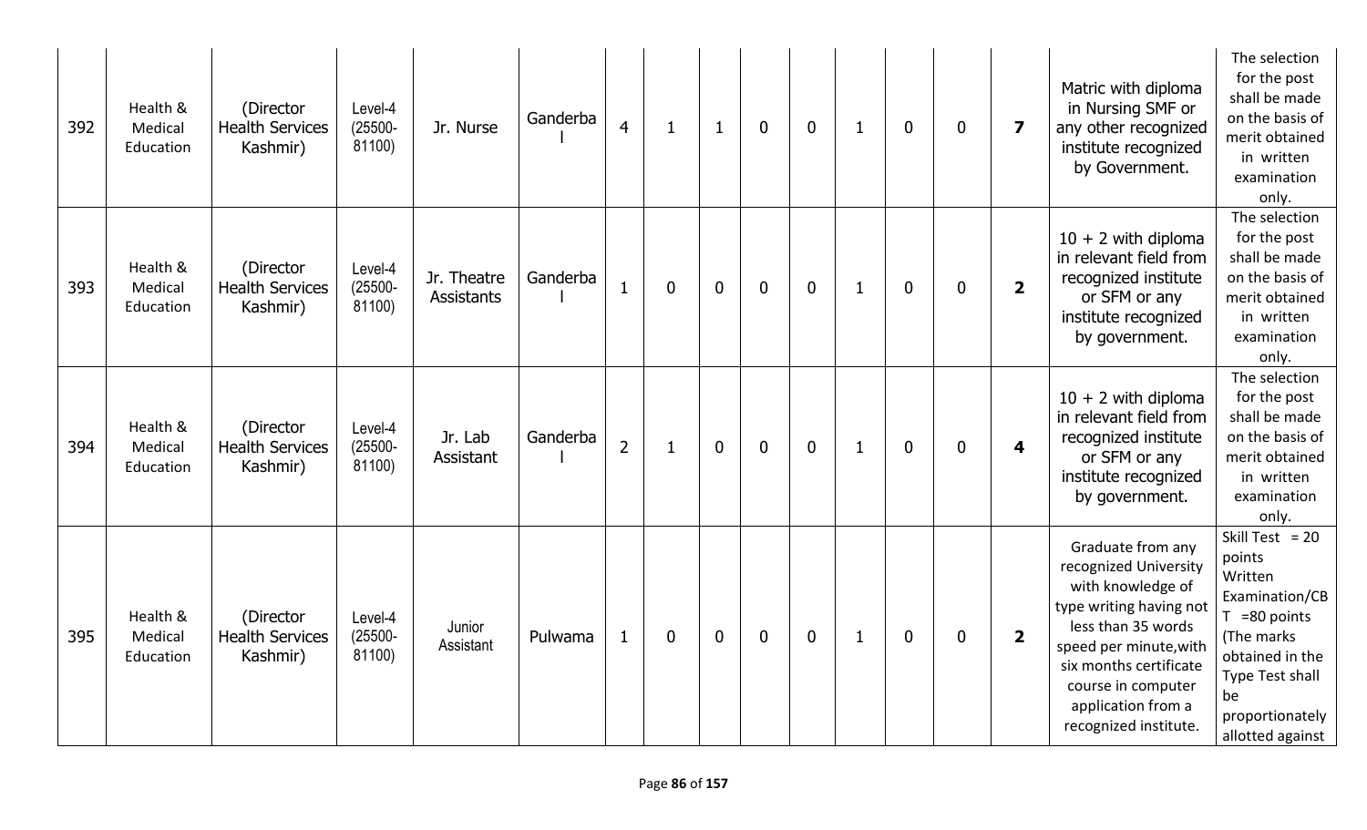| 392 | Health & Medical Education | (Director Health Services Kashmir) | Level-4 (25500-81100) | Jr. Nurse | Ganderbal | 4 | 1 | 1 | 0 | 0 | 1 | 0 | 0 | **7** | Matric with diploma in Nursing SMF or any other recognized institute recognized by Government. | The selection for the post shall be made on the basis of merit obtained in written examination only. |
|---|---|---|---|---|---|---|---|---|---|---|---|---|---|---|---|---|
| 393 | Health & Medical Education | (Director Health Services Kashmir) | Level-4 (25500-81100) | Jr. Theatre Assistants | Ganderbal | 1 | 0 | 0 | 0 | 0 | 1 | 0 | 0 | **2** | 10 + 2 with diploma in relevant field from recognized institute or SFM or any institute recognized by government. | The selection for the post shall be made on the basis of merit obtained in written examination only. |
| 394 | Health & Medical Education | (Director Health Services Kashmir) | Level-4 (25500-81100) | Jr. Lab Assistant | Ganderbal | 2 | 1 | 0 | 0 | 0 | 1 | 0 | 0 | **4** | 10 + 2 with diploma in relevant field from recognized institute or SFM or any institute recognized by government. | The selection for the post shall be made on the basis of merit obtained in written examination only. |
| 395 | Health & Medical Education | (Director Health Services Kashmir) | Level-4 (25500-81100) | Junior Assistant | Pulwama | 1 | 0 | 0 | 0 | 0 | 1 | 0 | 0 | **2** | Graduate from any recognized University with knowledge of type writing having not less than 35 words speed per minute,with six months certificate course in computer application from a recognized institute. | Skill Test = 20 points Written Examination/CBT =80 points (The marks obtained in the Type Test shall be proportionately allotted against |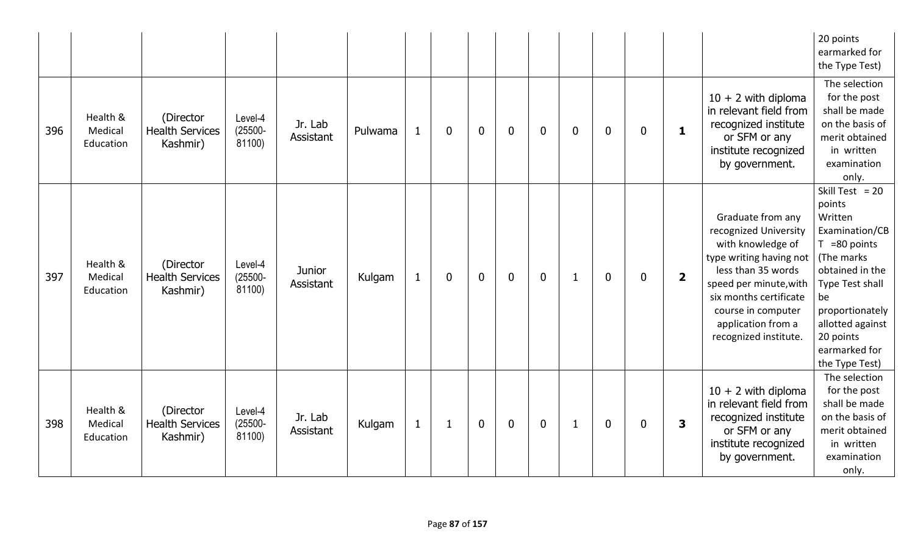| | | | | | | | | | | | | | | | |
|---|---|---|---|---|---|---|---|---|---|---|---|---|---|---|---|
| | | | | | | | | | | | | | | | 20 points earmarked for the Type Test) |
| 396 | Health & Medical Education | (Director Health Services Kashmir) | Level-4 (25500-81100) | Jr. Lab Assistant | Pulwama | 1 | 0 | 0 | 0 | 0 | 0 | 0 | 0 | **1** | 10 + 2 with diploma in relevant field from recognized institute or SFM or any institute recognized by government. | The selection for the post shall be made on the basis of merit obtained in written examination only. |
| 397 | Health & Medical Education | (Director Health Services Kashmir) | Level-4 (25500-81100) | Junior Assistant | Kulgam | 1 | 0 | 0 | 0 | 0 | 1 | 0 | 0 | **2** | Graduate from any recognized University with knowledge of type writing having not less than 35 words speed per minute,with six months certificate course in computer application from a recognized institute. | Skill Test = 20 points Written Examination/CBT =80 points (The marks obtained in the Type Test shall be proportionately allotted against 20 points earmarked for the Type Test) |
| 398 | Health & Medical Education | (Director Health Services Kashmir) | Level-4 (25500-81100) | Jr. Lab Assistant | Kulgam | 1 | 1 | 0 | 0 | 0 | 1 | 0 | 0 | **3** | 10 + 2 with diploma in relevant field from recognized institute or SFM or any institute recognized by government. | The selection for the post shall be made on the basis of merit obtained in written examination only. |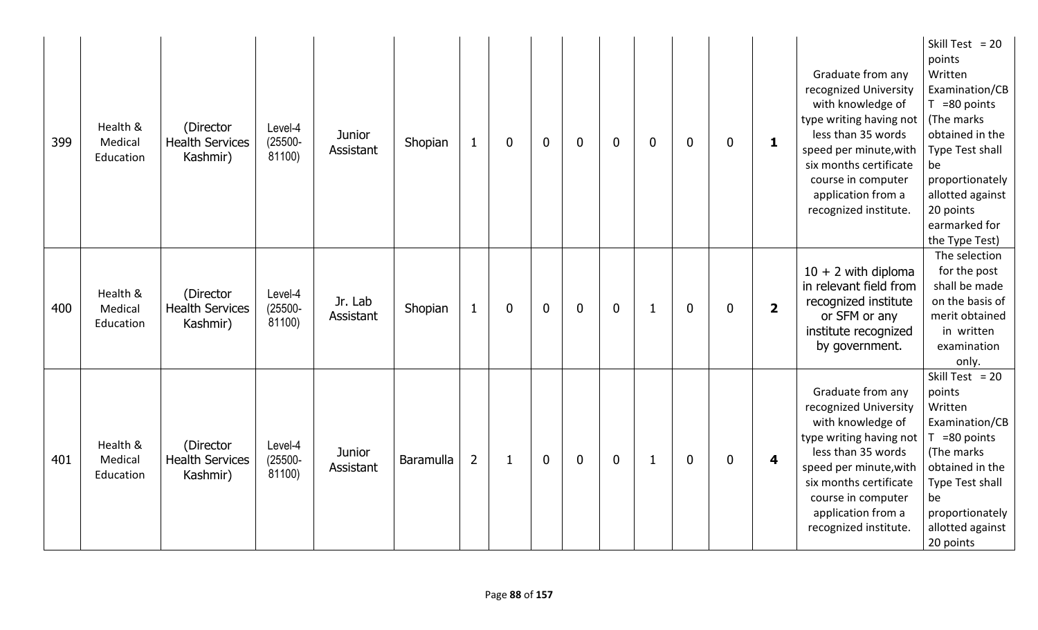| | | | | | | | | | | | | | | | | |
|---|---|---|---|---|---|---|---|---|---|---|---|---|---|---|---|---|
| 399 | Health & Medical Education | (Director Health Services Kashmir) | Level-4 (25500-81100) | Junior Assistant | Shopian | 1 | 0 | 0 | 0 | 0 | 0 | 0 | 0 | **1** | Graduate from any recognized University with knowledge of type writing having not less than 35 words speed per minute,with six months certificate course in computer application from a recognized institute. | Skill Test = 20 points Written Examination/CBT =80 points (The marks obtained in the Type Test shall be proportionately allotted against 20 points earmarked for the Type Test) |
| 400 | Health & Medical Education | (Director Health Services Kashmir) | Level-4 (25500-81100) | Jr. Lab Assistant | Shopian | 1 | 0 | 0 | 0 | 0 | 1 | 0 | 0 | **2** | 10 + 2 with diploma in relevant field from recognized institute or SFM or any institute recognized by government. | The selection for the post shall be made on the basis of merit obtained in written examination only. |
| 401 | Health & Medical Education | (Director Health Services Kashmir) | Level-4 (25500-81100) | Junior Assistant | Baramulla | 2 | 1 | 0 | 0 | 0 | 1 | 0 | 0 | **4** | Graduate from any recognized University with knowledge of type writing having not less than 35 words speed per minute,with six months certificate course in computer application from a recognized institute. | Skill Test = 20 points Written Examination/CBT =80 points (The marks obtained in the Type Test shall be proportionately allotted against 20 points |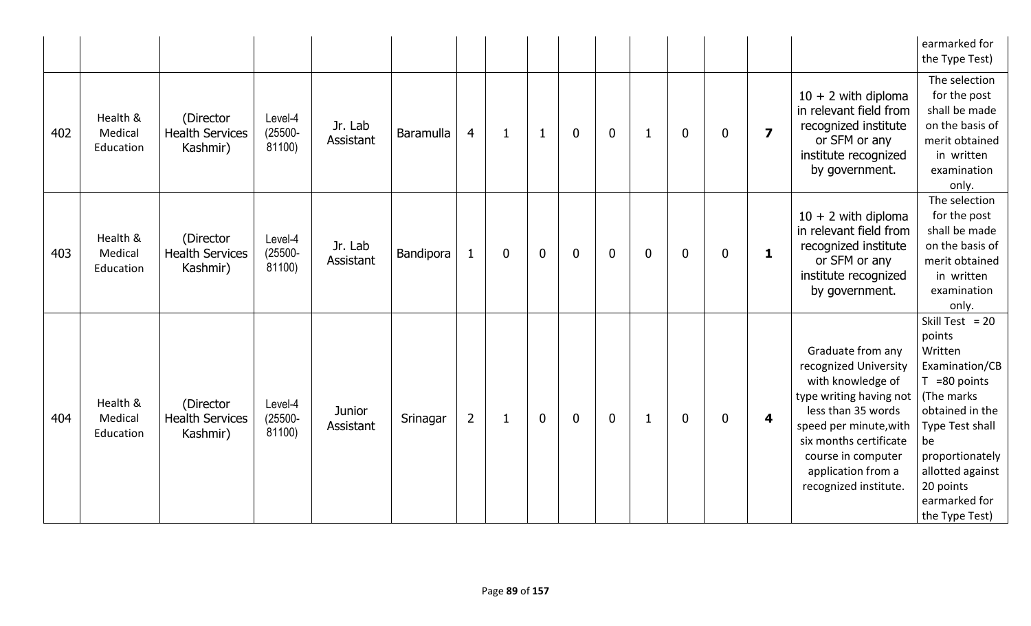| | | | | | | | | | | | | | | | earmarked for the Type Test) |
|---|---|---|---|---|---|---|---|---|---|---|---|---|---|---|---|
| 402 | Health & Medical Education | (Director Health Services Kashmir) | Level-4 (25500-81100) | Jr. Lab Assistant | Baramulla | 4 | 1 | 1 | 0 | 0 | 1 | 0 | 0 | **7** | 10 + 2 with diploma in relevant field from recognized institute or SFM or any institute recognized by government. | The selection for the post shall be made on the basis of merit obtained in written examination only. |
| 403 | Health & Medical Education | (Director Health Services Kashmir) | Level-4 (25500-81100) | Jr. Lab Assistant | Bandipora | 1 | 0 | 0 | 0 | 0 | 0 | 0 | 0 | **1** | 10 + 2 with diploma in relevant field from recognized institute or SFM or any institute recognized by government. | The selection for the post shall be made on the basis of merit obtained in written examination only. |
| 404 | Health & Medical Education | (Director Health Services Kashmir) | Level-4 (25500-81100) | Junior Assistant | Srinagar | 2 | 1 | 0 | 0 | 0 | 1 | 0 | 0 | **4** | Graduate from any recognized University with knowledge of type writing having not less than 35 words speed per minute,with six months certificate course in computer application from a recognized institute. | Skill Test = 20 points Written Examination/CBT =80 points (The marks obtained in the Type Test shall be proportionately allotted against 20 points earmarked for the Type Test) |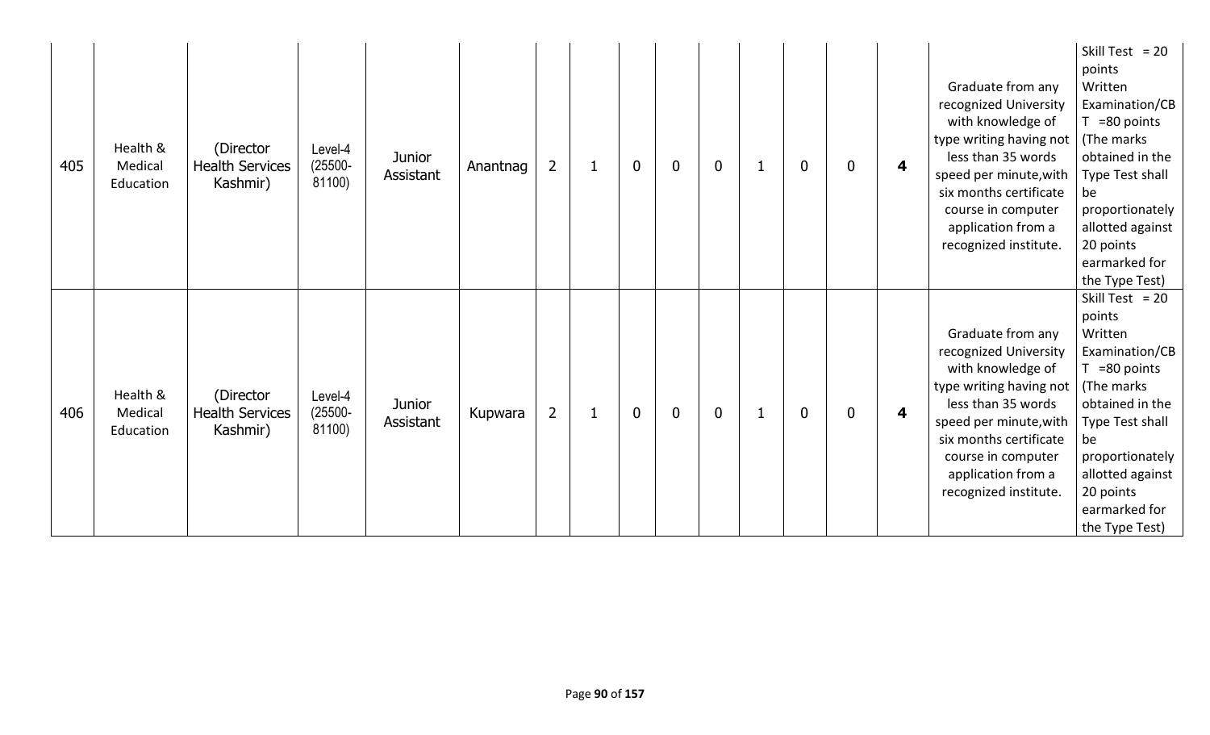| 405 | Health & Medical Education | (Director Health Services Kashmir) | Level-4 (25500-81100) | Junior Assistant | Anantnag | 2 | 1 | 0 | 0 | 0 | 1 | 0 | 0 | **4** | Graduate from any recognized University with knowledge of type writing having not less than 35 words speed per minute,with six months certificate course in computer application from a recognized institute. | Skill Test = 20 points Written Examination/CBT =80 points (The marks obtained in the Type Test shall be proportionately allotted against 20 points earmarked for the Type Test) |
|---|---|---|---|---|---|---|---|---|---|---|---|---|---|---|---|---|
| 406 | Health & Medical Education | (Director Health Services Kashmir) | Level-4 (25500-81100) | Junior Assistant | Kupwara | 2 | 1 | 0 | 0 | 0 | 1 | 0 | 0 | **4** | Graduate from any recognized University with knowledge of type writing having not less than 35 words speed per minute,with six months certificate course in computer application from a recognized institute. | Skill Test = 20 points Written Examination/CBT =80 points (The marks obtained in the Type Test shall be proportionately allotted against 20 points earmarked for the Type Test) |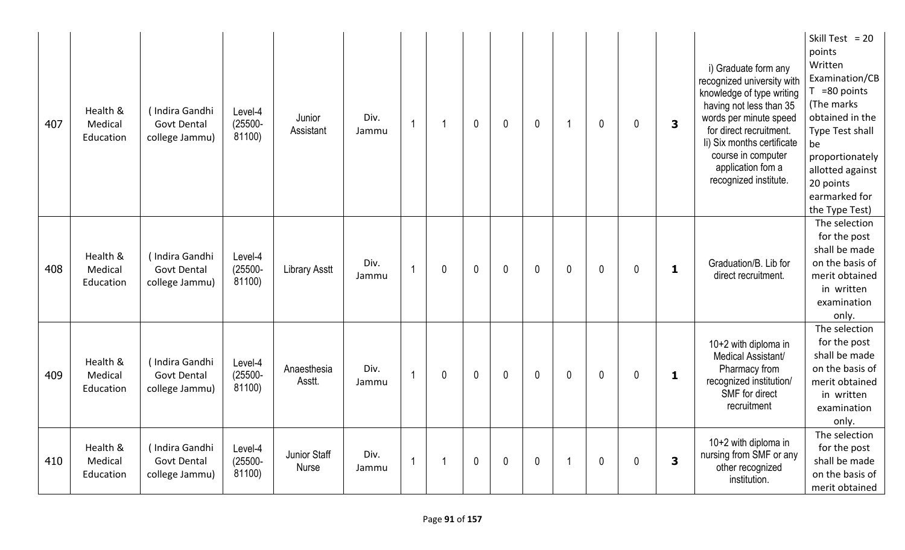| | | | | | | | | | | | | | | | | |
|---|---|---|---|---|---|---|---|---|---|---|---|---|---|---|---|---|
| 407 | Health & Medical Education | ( Indira Gandhi Govt Dental college Jammu) | Level-4 (25500-81100) | Junior Assistant | Div. Jammu | 1 | 1 | 0 | 0 | 0 | 1 | 0 | 0 | **3** | i) Graduate form any recognized university with knowledge of type writing having not less than 35 words per minute speed for direct recruitment. Ii) Six months certificate course in computer application fom a recognized institute. | Skill Test = 20 points Written Examination/CBT =80 points (The marks obtained in the Type Test shall be proportionately allotted against 20 points earmarked for the Type Test) |
| 408 | Health & Medical Education | ( Indira Gandhi Govt Dental college Jammu) | Level-4 (25500-81100) | Library Asstt | Div. Jammu | 1 | 0 | 0 | 0 | 0 | 0 | 0 | 0 | **1** | Graduation/B. Lib for direct recruitment. | The selection for the post shall be made on the basis of merit obtained in written examination only. |
| 409 | Health & Medical Education | ( Indira Gandhi Govt Dental college Jammu) | Level-4 (25500-81100) | Anaesthesia Asstt. | Div. Jammu | 1 | 0 | 0 | 0 | 0 | 0 | 0 | 0 | **1** | 10+2 with diploma in Medical Assistant/ Pharmacy from recognized institution/ SMF for direct recruitment | The selection for the post shall be made on the basis of merit obtained in written examination only. |
| 410 | Health & Medical Education | ( Indira Gandhi Govt Dental college Jammu) | Level-4 (25500-81100) | Junior Staff Nurse | Div. Jammu | 1 | 1 | 0 | 0 | 0 | 1 | 0 | 0 | **3** | 10+2 with diploma in nursing from SMF or any other recognized institution. | The selection for the post shall be made on the basis of merit obtained |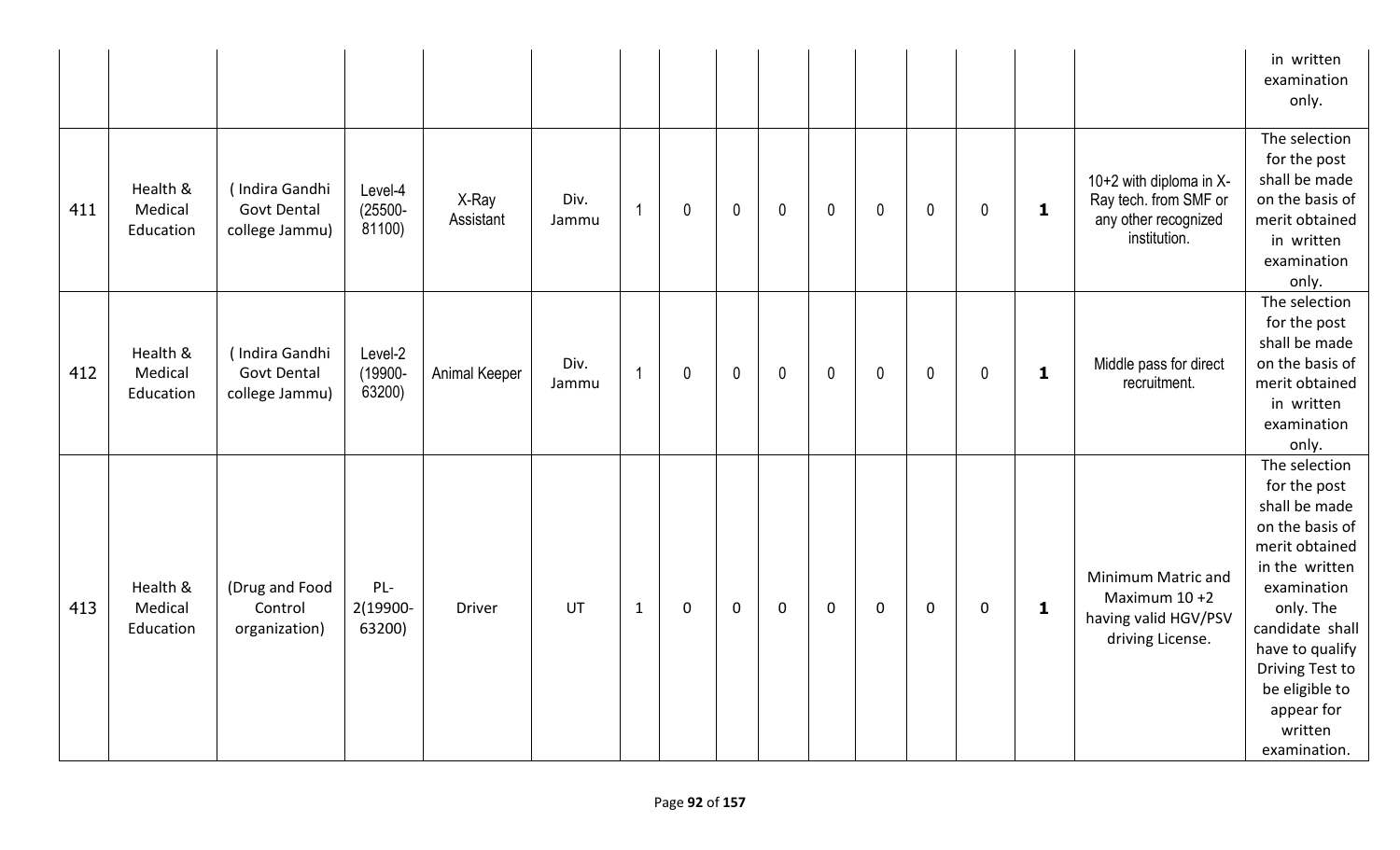| | | | | | | | | | | | | | | | | |
|---|---|---|---|---|---|---|---|---|---|---|---|---|---|---|---|---|
| | | | | | | | | | | | | | | | | in written examination only. |
| 411 | Health & Medical Education | ( Indira Gandhi Govt Dental college Jammu) | Level-4 (25500-81100) | X-Ray Assistant | Div. Jammu | 1 | 0 | 0 | 0 | 0 | 0 | 0 | 0 | **1** | 10+2 with diploma in X-Ray tech. from SMF or any other recognized institution. | The selection for the post shall be made on the basis of merit obtained in written examination only. |
| 412 | Health & Medical Education | ( Indira Gandhi Govt Dental college Jammu) | Level-2 (19900-63200) | Animal Keeper | Div. Jammu | 1 | 0 | 0 | 0 | 0 | 0 | 0 | 0 | **1** | Middle pass for direct recruitment. | The selection for the post shall be made on the basis of merit obtained in written examination only. |
| 413 | Health & Medical Education | (Drug and Food Control organization) | PL-2(19900-63200) | Driver | UT | 1 | 0 | 0 | 0 | 0 | 0 | 0 | 0 | **1** | Minimum Matric and Maximum 10 +2 having valid HGV/PSV driving License. | The selection for the post shall be made on the basis of merit obtained in the written examination only. The candidate shall have to qualify Driving Test to be eligible to appear for written examination. |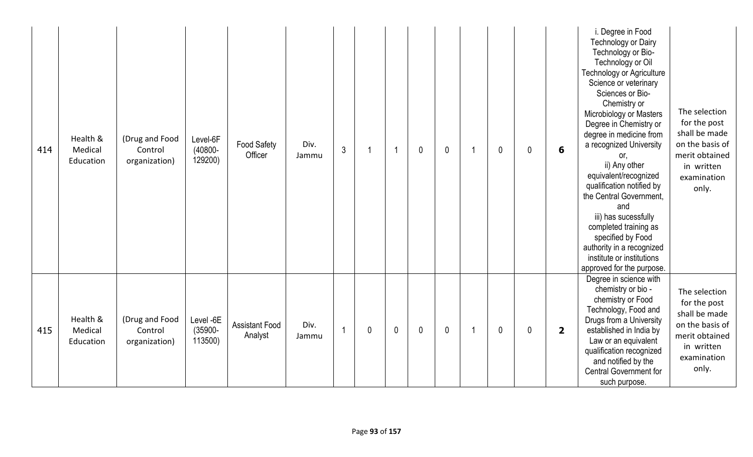| | | | | | | | | | | | | | | | | |
|---|---|---|---|---|---|---|---|---|---|---|---|---|---|---|---|---|
| 414 | Health & Medical Education | (Drug and Food Control organization) | Level-6F (40800-129200) | Food Safety Officer | Div. Jammu | 3 | 1 | 1 | 0 | 0 | 1 | 0 | 0 | **6** | i. Degree in Food Technology or Dairy Technology or Bio-Technology or Oil Technology or Agriculture Science or veterinary Sciences or Bio-Chemistry or Microbiology or Masters Degree in Chemistry or degree in medicine from a recognized University or, ii) Any other equivalent/recognized qualification notified by the Central Government, and iii) has sucessfully completed training as specified by Food authority in a recognized institute or institutions approved for the purpose. | The selection for the post shall be made on the basis of merit obtained in written examination only. |
| 415 | Health & Medical Education | (Drug and Food Control organization) | Level -6E (35900-113500) | Assistant Food Analyst | Div. Jammu | 1 | 0 | 0 | 0 | 0 | 1 | 0 | 0 | **2** | Degree in science with chemistry or bio - chemistry or Food Technology, Food and Drugs from a University established in India by Law or an equivalent qualification recognized and notified by the Central Government for such purpose. | The selection for the post shall be made on the basis of merit obtained in written examination only. |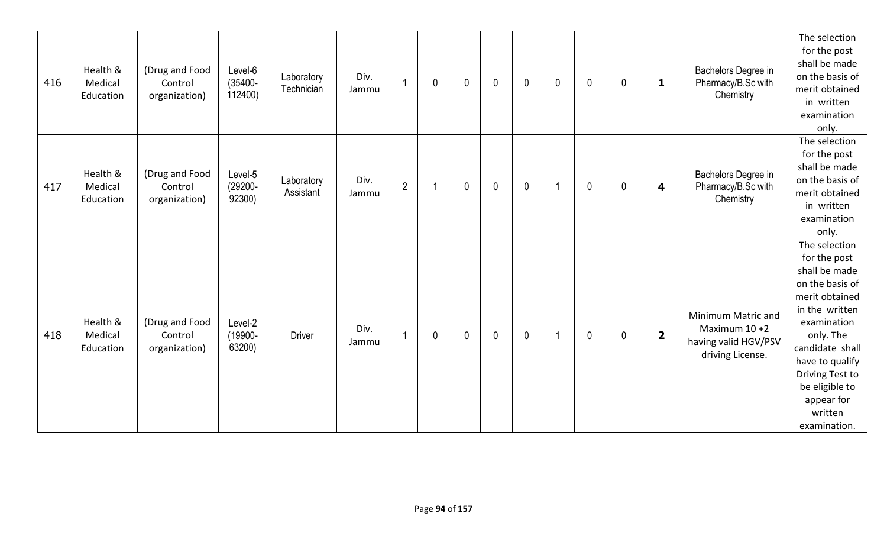| 416 | Health & Medical Education | (Drug and Food Control organization) | Level-6 (35400-112400) | Laboratory Technician | Div. Jammu | 1 | 0 | 0 | 0 | 0 | 0 | 0 | 0 | **1** | Bachelors Degree in Pharmacy/B.Sc with Chemistry | The selection for the post shall be made on the basis of merit obtained in written examination only. |
|---|---|---|---|---|---|---|---|---|---|---|---|---|---|---|---|---|
| 417 | Health & Medical Education | (Drug and Food Control organization) | Level-5 (29200-92300) | Laboratory Assistant | Div. Jammu | 2 | 1 | 0 | 0 | 0 | 1 | 0 | 0 | **4** | Bachelors Degree in Pharmacy/B.Sc with Chemistry | The selection for the post shall be made on the basis of merit obtained in written examination only. |
| 418 | Health & Medical Education | (Drug and Food Control organization) | Level-2 (19900-63200) | Driver | Div. Jammu | 1 | 0 | 0 | 0 | 0 | 1 | 0 | 0 | **2** | Minimum Matric and Maximum 10 +2 having valid HGV/PSV driving License. | The selection for the post shall be made on the basis of merit obtained in the written examination only. The candidate shall have to qualify Driving Test to be eligible to appear for written examination. |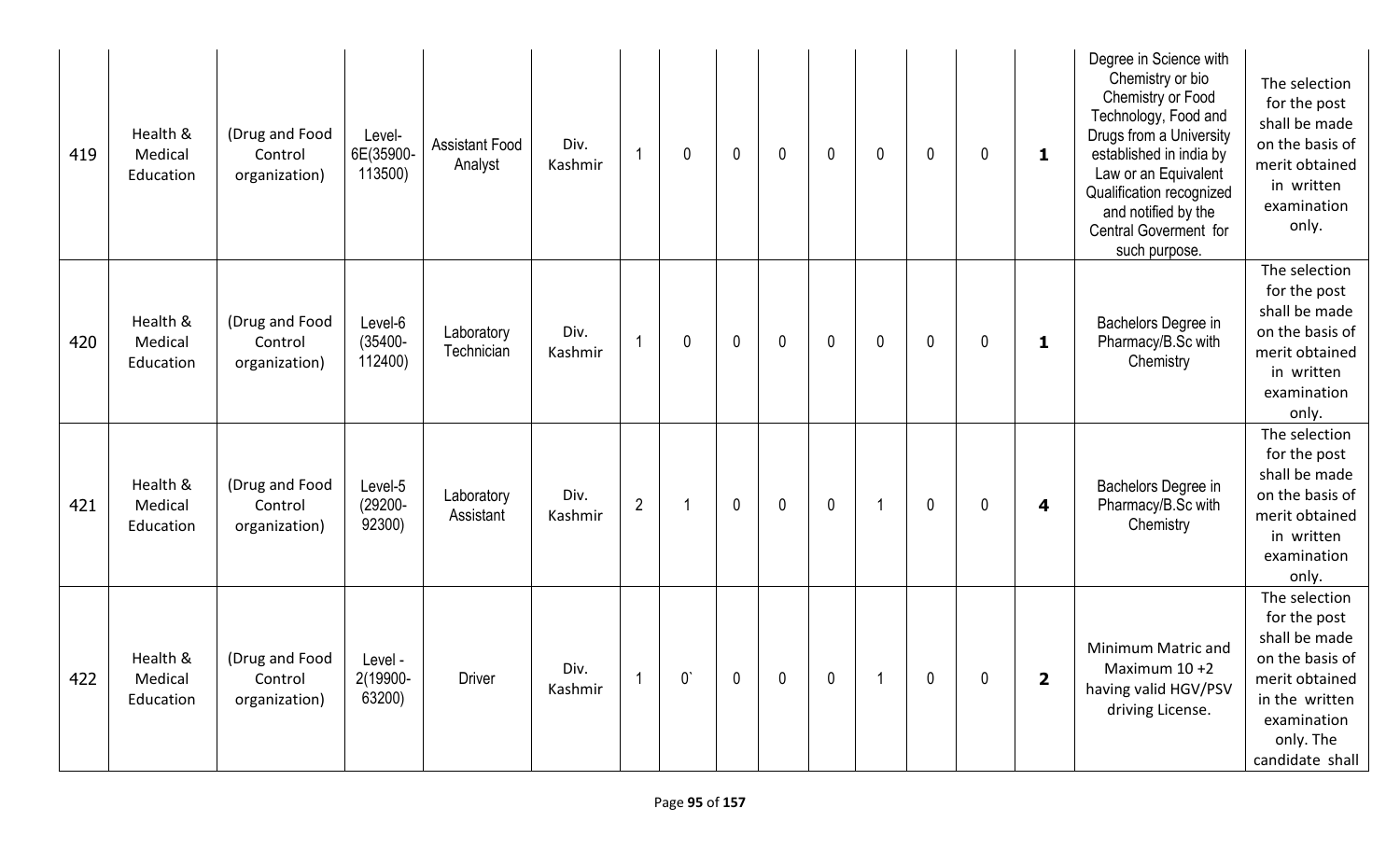| 419 | Health & Medical Education | (Drug and Food Control organization) | Level-6E(35900-113500) | Assistant Food Analyst | Div. Kashmir | 1 | 0 | 0 | 0 | 0 | 0 | 0 | 0 | **1** | Degree in Science with Chemistry or bio Chemistry or Food Technology, Food and Drugs from a University established in india by Law or an Equivalent Qualification recognized and notified by the Central Goverment for such purpose. | The selection for the post shall be made on the basis of merit obtained in written examination only. |
|---|---|---|---|---|---|---|---|---|---|---|---|---|---|---|---|---|
| 420 | Health & Medical Education | (Drug and Food Control organization) | Level-6 (35400-112400) | Laboratory Technician | Div. Kashmir | 1 | 0 | 0 | 0 | 0 | 0 | 0 | 0 | **1** | Bachelors Degree in Pharmacy/B.Sc with Chemistry | The selection for the post shall be made on the basis of merit obtained in written examination only. |
| 421 | Health & Medical Education | (Drug and Food Control organization) | Level-5 (29200-92300) | Laboratory Assistant | Div. Kashmir | 2 | 1 | 0 | 0 | 0 | 1 | 0 | 0 | **4** | Bachelors Degree in Pharmacy/B.Sc with Chemistry | The selection for the post shall be made on the basis of merit obtained in written examination only. |
| 422 | Health & Medical Education | (Drug and Food Control organization) | Level - 2(19900-63200) | Driver | Div. Kashmir | 1 | 0` | 0 | 0 | 0 | 1 | 0 | 0 | **2** | Minimum Matric and Maximum 10 +2 having valid HGV/PSV driving License. | The selection for the post shall be made on the basis of merit obtained in the written examination only. The candidate shall |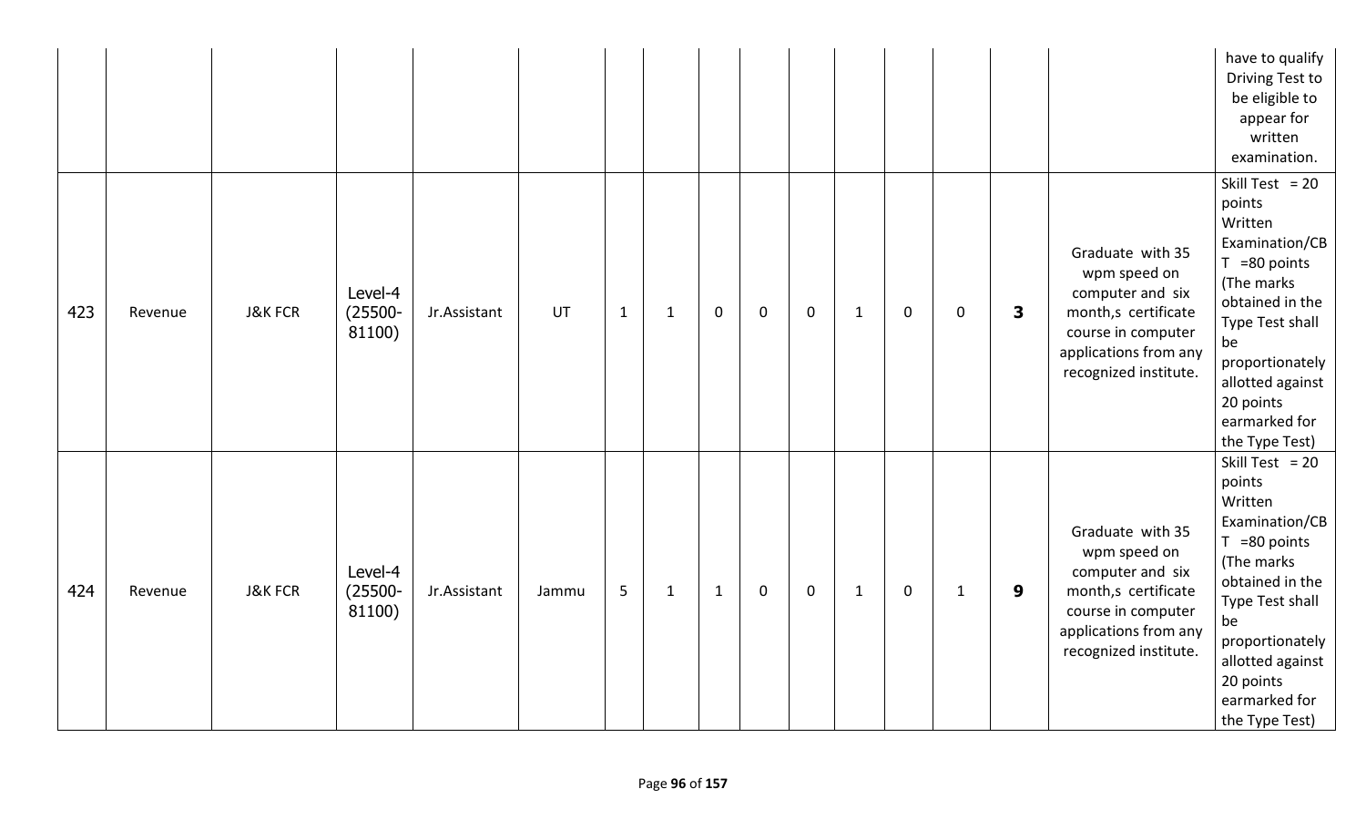|  |  |  |  |  |  |  |  |  |  |  |  |  |  |  |  | have to qualify Driving Test to be eligible to appear for written examination. |
|---|---|---|---|---|---|---|---|---|---|---|---|---|---|---|---|---|
| 423 | Revenue | J&K FCR | Level-4 (25500-81100) | Jr.Assistant | UT | 1 | 1 | 0 | 0 | 0 | 1 | 0 | 0 | **3** | Graduate with 35 wpm speed on computer and six month,s certificate course in computer applications from any recognized institute. | Skill Test = 20 points Written Examination/CBT =80 points (The marks obtained in the Type Test shall be proportionately allotted against 20 points earmarked for the Type Test) |
| 424 | Revenue | J&K FCR | Level-4 (25500-81100) | Jr.Assistant | Jammu | 5 | 1 | 1 | 0 | 0 | 1 | 0 | 1 | **9** | Graduate with 35 wpm speed on computer and six month,s certificate course in computer applications from any recognized institute. | Skill Test = 20 points Written Examination/CBT =80 points (The marks obtained in the Type Test shall be proportionately allotted against 20 points earmarked for the Type Test) |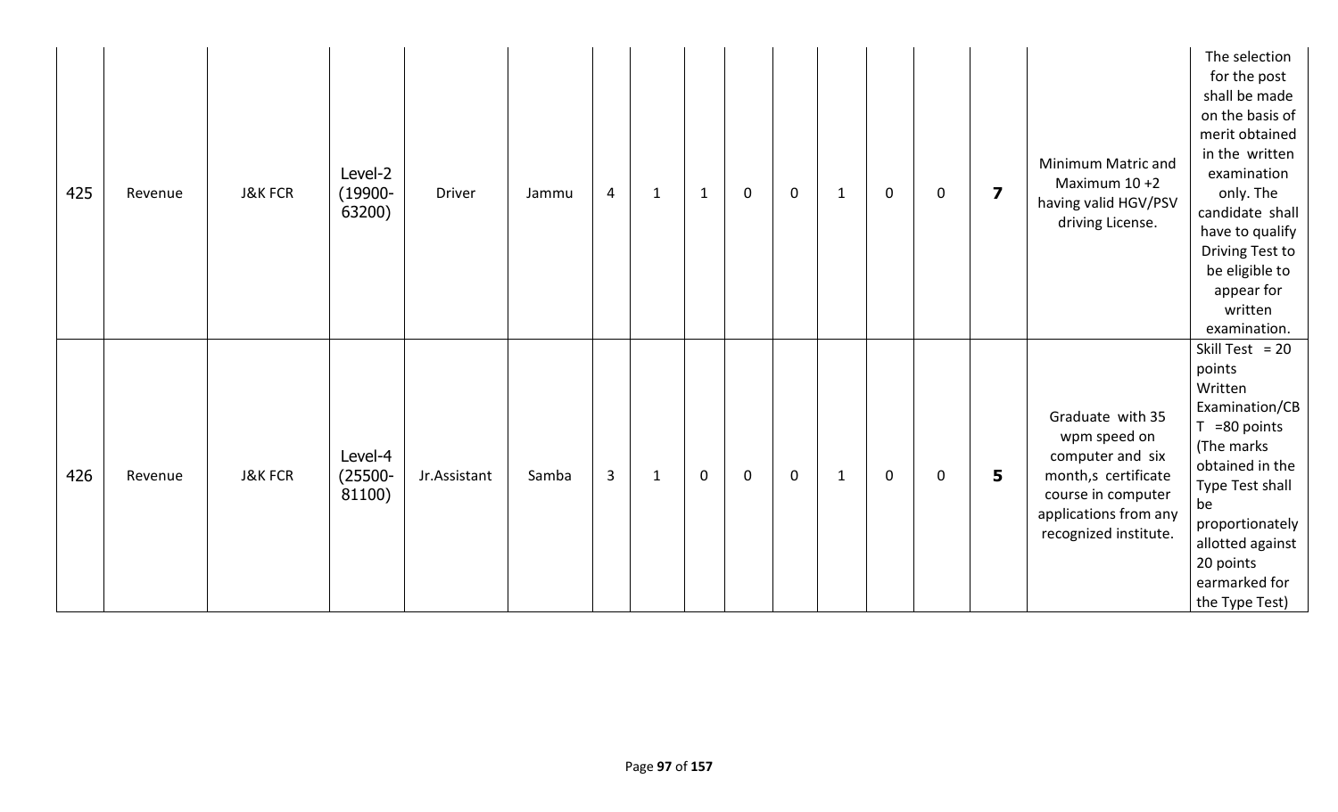| | | | | | | | | | | | | | | | | |
|---|---|---|---|---|---|---|---|---|---|---|---|---|---|---|---|---|
| 425 | Revenue | J&K FCR | Level-2 (19900-63200) | Driver | Jammu | 4 | 1 | 1 | 0 | 0 | 1 | 0 | 0 | **7** | Minimum Matric and Maximum 10 +2 having valid HGV/PSV driving License. | The selection for the post shall be made on the basis of merit obtained in the written examination only. The candidate shall have to qualify Driving Test to be eligible to appear for written examination. |
| 426 | Revenue | J&K FCR | Level-4 (25500-81100) | Jr.Assistant | Samba | 3 | 1 | 0 | 0 | 0 | 1 | 0 | 0 | **5** | Graduate with 35 wpm speed on computer and six month,s certificate course in computer applications from any recognized institute. | Skill Test = 20 points Written Examination/CBT =80 points (The marks obtained in the Type Test shall be proportionately allotted against 20 points earmarked for the Type Test) |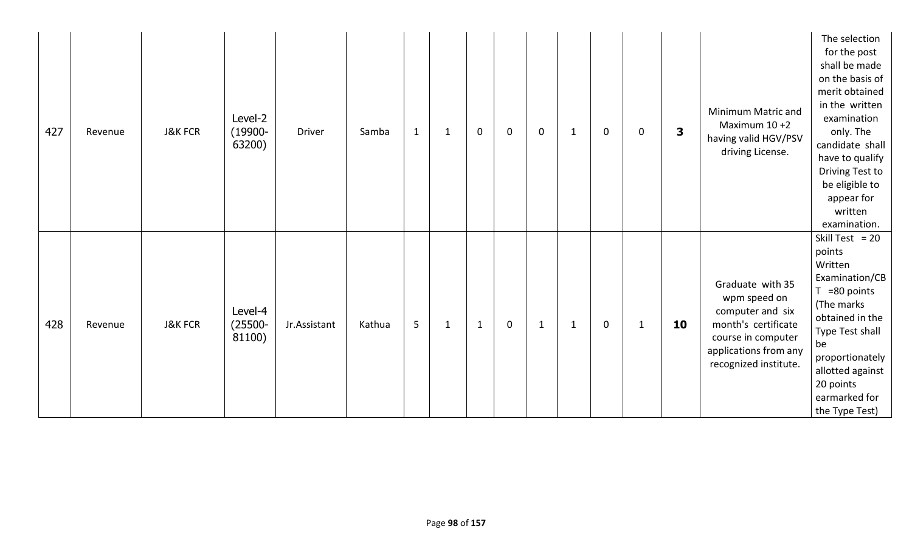| 427 | Revenue | J&K FCR | Level-2 (19900-63200) | Driver | Samba | 1 | 1 | 0 | 0 | 0 | 1 | 0 | 0 | **3** | Minimum Matric and Maximum 10 +2 having valid HGV/PSV driving License. | The selection for the post shall be made on the basis of merit obtained in the written examination only. The candidate shall have to qualify Driving Test to be eligible to appear for written examination. |
|---|---|---|---|---|---|---|---|---|---|---|---|---|---|---|---|---|
| 428 | Revenue | J&K FCR | Level-4 (25500-81100) | Jr.Assistant | Kathua | 5 | 1 | 1 | 0 | 1 | 1 | 0 | 1 | **10** | Graduate with 35 wpm speed on computer and six month's certificate course in computer applications from any recognized institute. | Skill Test = 20 points Written Examination/CBT =80 points (The marks obtained in the Type Test shall be proportionately allotted against 20 points earmarked for the Type Test) |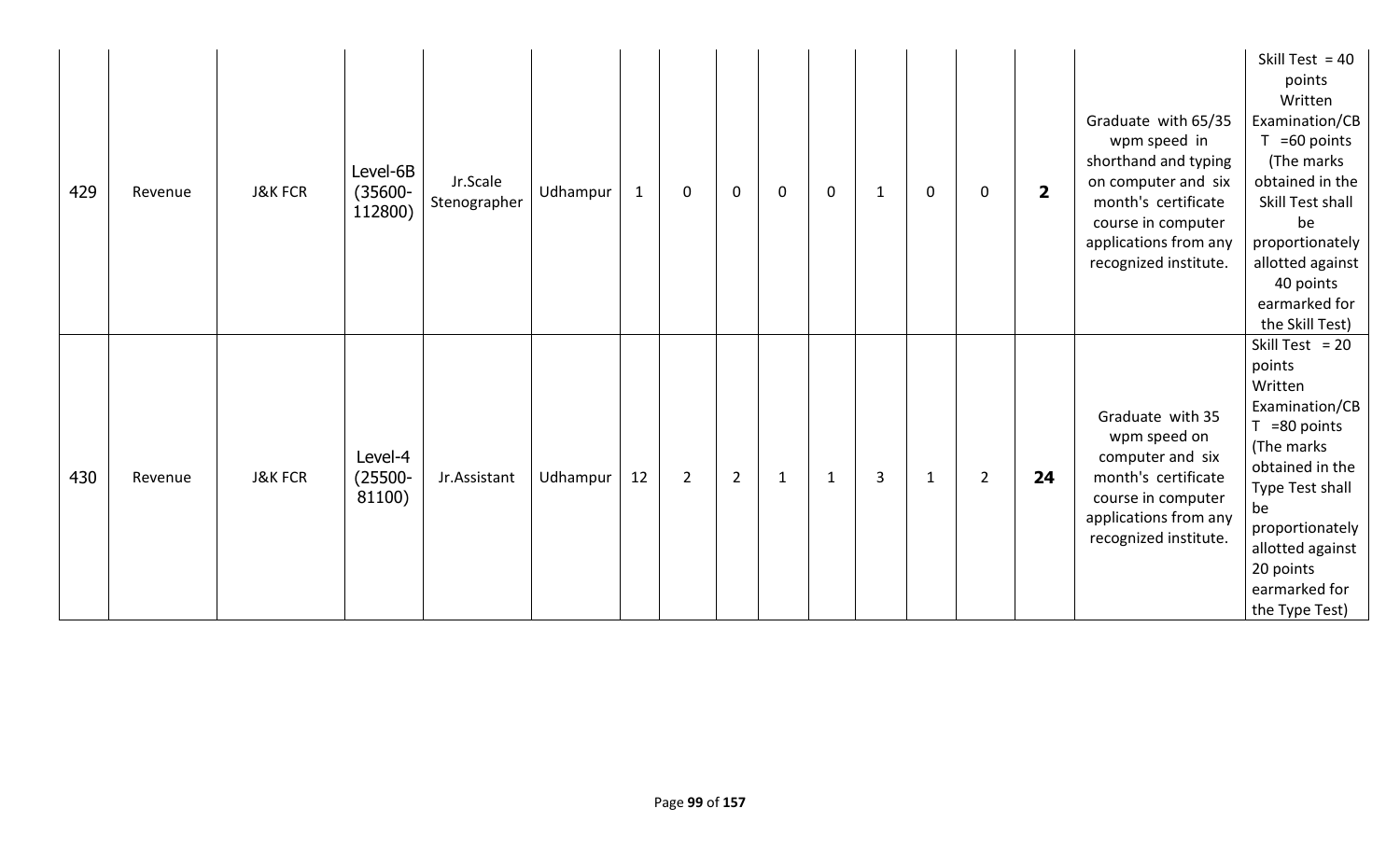| | | | | | | | | | | | | | | | | |
|---|---|---|---|---|---|---|---|---|---|---|---|---|---|---|---|---|
| 429 | Revenue | J&K FCR | Level-6B (35600-112800) | Jr.Scale Stenographer | Udhampur | 1 | 0 | 0 | 0 | 0 | 1 | 0 | 0 | **2** | Graduate with 65/35 wpm speed in shorthand and typing on computer and six month's certificate course in computer applications from any recognized institute. | Skill Test = 40 points Written Examination/CBT =60 points (The marks obtained in the Skill Test shall be proportionately allotted against 40 points earmarked for the Skill Test) |
| 430 | Revenue | J&K FCR | Level-4 (25500-81100) | Jr.Assistant | Udhampur | 12 | 2 | 2 | 1 | 1 | 3 | 1 | 2 | **24** | Graduate with 35 wpm speed on computer and six month's certificate course in computer applications from any recognized institute. | Skill Test = 20 points Written Examination/CBT =80 points (The marks obtained in the Type Test shall be proportionately allotted against 20 points earmarked for the Type Test) |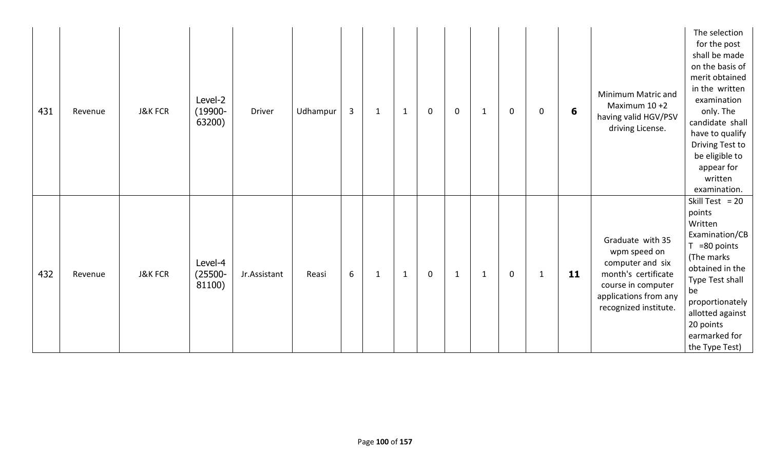| | | | | | | | | | | | | | | | | |
|---|---|---|---|---|---|---|---|---|---|---|---|---|---|---|---|---|
| 431 | Revenue | J&K FCR | Level-2 (19900-63200) | Driver | Udhampur | 3 | 1 | 1 | 0 | 0 | 1 | 0 | 0 | **6** | Minimum Matric and Maximum 10 +2 having valid HGV/PSV driving License. | The selection for the post shall be made on the basis of merit obtained in the written examination only. The candidate shall have to qualify Driving Test to be eligible to appear for written examination. |
| 432 | Revenue | J&K FCR | Level-4 (25500-81100) | Jr.Assistant | Reasi | 6 | 1 | 1 | 0 | 1 | 1 | 0 | 1 | **11** | Graduate with 35 wpm speed on computer and six month's certificate course in computer applications from any recognized institute. | Skill Test = 20 points Written Examination/CBT =80 points (The marks obtained in the Type Test shall be proportionately allotted against 20 points earmarked for the Type Test) |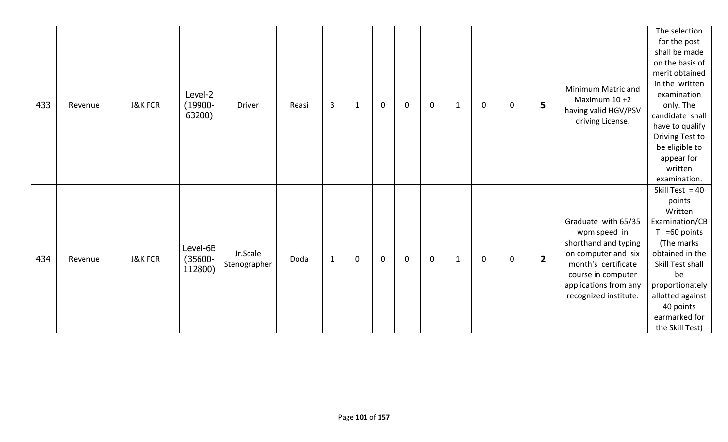| | | | | | | | | | | | | | | | | |
|---|---|---|---|---|---|---|---|---|---|---|---|---|---|---|---|---|
| 433 | Revenue | J&K FCR | Level-2 (19900-63200) | Driver | Reasi | 3 | 1 | 0 | 0 | 0 | 1 | 0 | 0 | **5** | Minimum Matric and Maximum 10 +2 having valid HGV/PSV driving License. | The selection for the post shall be made on the basis of merit obtained in the written examination only. The candidate shall have to qualify Driving Test to be eligible to appear for written examination. |
| 434 | Revenue | J&K FCR | Level-6B (35600-112800) | Jr.Scale Stenographer | Doda | 1 | 0 | 0 | 0 | 0 | 1 | 0 | 0 | **2** | Graduate with 65/35 wpm speed in shorthand and typing on computer and six month's certificate course in computer applications from any recognized institute. | Skill Test = 40 points Written Examination/CBT =60 points (The marks obtained in the Skill Test shall be proportionately allotted against 40 points earmarked for the Skill Test) |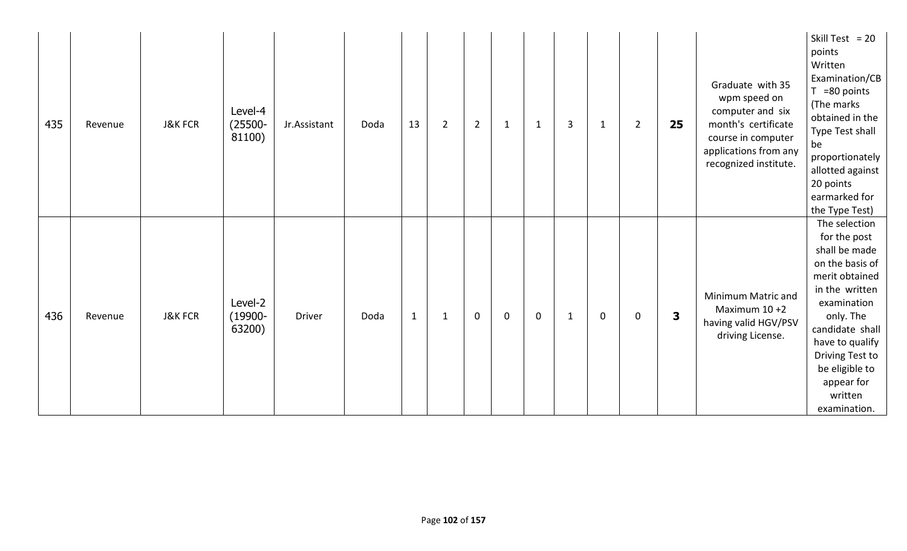| 435 | Revenue | J&K FCR | Level-4 (25500-81100) | Jr.Assistant | Doda | 13 | 2 | 2 | 1 | 1 | 3 | 1 | 2 | **25** | Graduate with 35 wpm speed on computer and six month's certificate course in computer applications from any recognized institute. | Skill Test = 20 points Written Examination/CBT =80 points (The marks obtained in the Type Test shall be proportionately allotted against 20 points earmarked for the Type Test) |
|---|---|---|---|---|---|---|---|---|---|---|---|---|---|---|---|---|
| 436 | Revenue | J&K FCR | Level-2 (19900-63200) | Driver | Doda | 1 | 1 | 0 | 0 | 0 | 1 | 0 | 0 | **3** | Minimum Matric and Maximum 10 +2 having valid HGV/PSV driving License. | The selection for the post shall be made on the basis of merit obtained in the written examination only. The candidate shall have to qualify Driving Test to be eligible to appear for written examination. |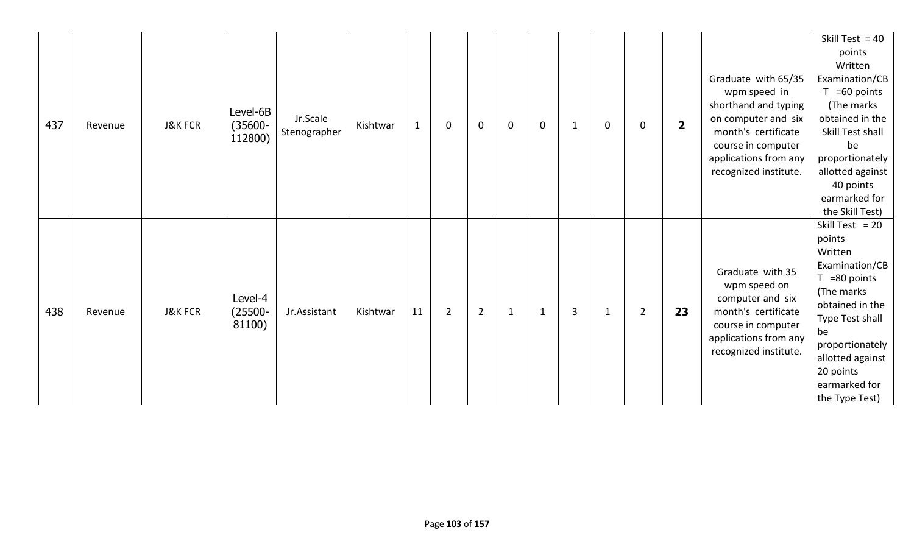| | | | | | | | | | | | | | | | | |
|---|---|---|---|---|---|---|---|---|---|---|---|---|---|---|---|---|
| 437 | Revenue | J&K FCR | Level-6B (35600-112800) | Jr.Scale Stenographer | Kishtwar | 1 | 0 | 0 | 0 | 0 | 1 | 0 | 0 | **2** | Graduate with 65/35 wpm speed in shorthand and typing on computer and six month's certificate course in computer applications from any recognized institute. | Skill Test = 40 points Written Examination/CBT =60 points (The marks obtained in the Skill Test shall be proportionately allotted against 40 points earmarked for the Skill Test) |
| 438 | Revenue | J&K FCR | Level-4 (25500-81100) | Jr.Assistant | Kishtwar | 11 | 2 | 2 | 1 | 1 | 3 | 1 | 2 | **23** | Graduate with 35 wpm speed on computer and six month's certificate course in computer applications from any recognized institute. | Skill Test = 20 points Written Examination/CBT =80 points (The marks obtained in the Type Test shall be proportionately allotted against 20 points earmarked for the Type Test) |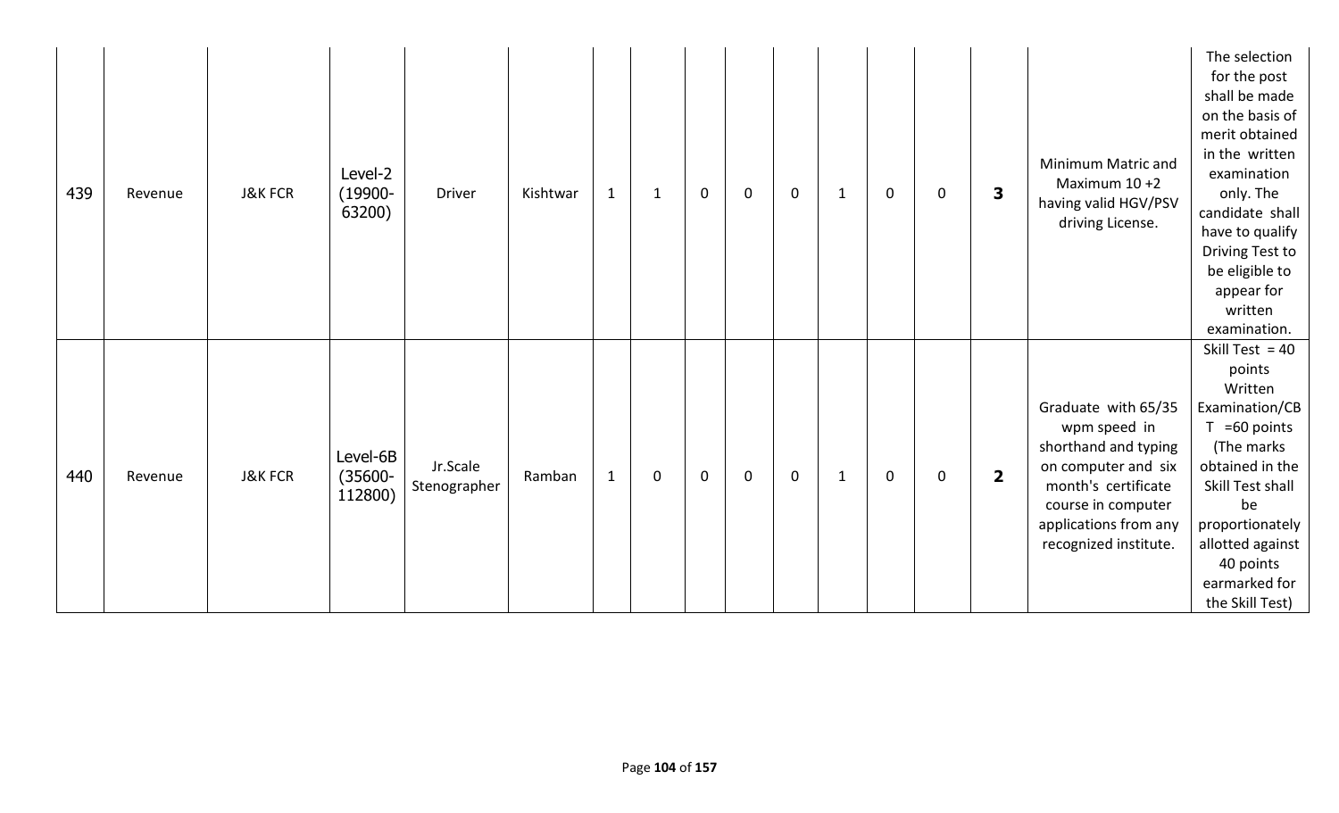| 439 | Revenue | J&K FCR | Level-2 (19900-63200) | Driver | Kishtwar | 1 | 1 | 0 | 0 | 0 | 1 | 0 | 0 | **3** | Minimum Matric and Maximum 10 +2 having valid HGV/PSV driving License. | The selection for the post shall be made on the basis of merit obtained in the written examination only. The candidate shall have to qualify Driving Test to be eligible to appear for written examination. |
|---|---|---|---|---|---|---|---|---|---|---|---|---|---|---|---|---|
| 440 | Revenue | J&K FCR | Level-6B (35600-112800) | Jr.Scale Stenographer | Ramban | 1 | 0 | 0 | 0 | 0 | 1 | 0 | 0 | **2** | Graduate with 65/35 wpm speed in shorthand and typing on computer and six month's certificate course in computer applications from any recognized institute. | Skill Test = 40 points Written Examination/CBT =60 points (The marks obtained in the Skill Test shall be proportionately allotted against 40 points earmarked for the Skill Test) |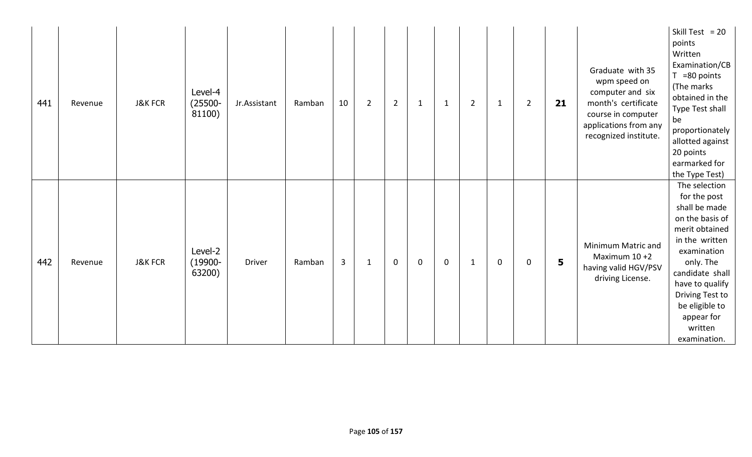| 441 | Revenue | J&K FCR | Level-4 (25500-81100) | Jr.Assistant | Ramban | 10 | 2 | 2 | 1 | 1 | 2 | 1 | 2 | **21** | Graduate with 35 wpm speed on computer and six month's certificate course in computer applications from any recognized institute. | Skill Test = 20 points Written Examination/CBT =80 points (The marks obtained in the Type Test shall be proportionately allotted against 20 points earmarked for the Type Test) |
|---|---|---|---|---|---|---|---|---|---|---|---|---|---|---|---|---|
| 442 | Revenue | J&K FCR | Level-2 (19900-63200) | Driver | Ramban | 3 | 1 | 0 | 0 | 0 | 1 | 0 | 0 | **5** | Minimum Matric and Maximum 10 +2 having valid HGV/PSV driving License. | The selection for the post shall be made on the basis of merit obtained in the written examination only. The candidate shall have to qualify Driving Test to be eligible to appear for written examination. |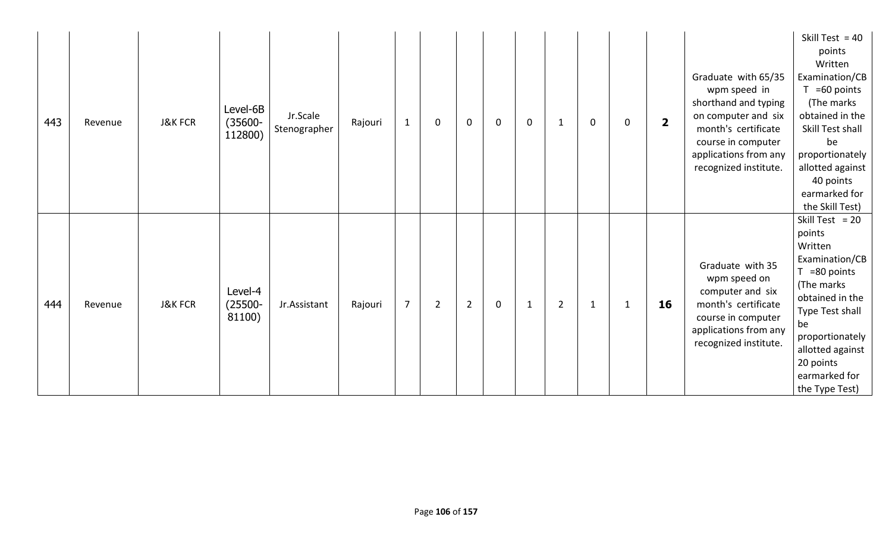| 443 | Revenue | J&K FCR | Level-6B (35600-112800) | Jr.Scale Stenographer | Rajouri | 1 | 0 | 0 | 0 | 0 | 1 | 0 | 0 | **2** | Graduate with 65/35 wpm speed in shorthand and typing on computer and six month's certificate course in computer applications from any recognized institute. | Skill Test = 40 points Written Examination/CBT =60 points (The marks obtained in the Skill Test shall be proportionately allotted against 40 points earmarked for the Skill Test) |
|---|---|---|---|---|---|---|---|---|---|---|---|---|---|---|---|---|
| 444 | Revenue | J&K FCR | Level-4 (25500-81100) | Jr.Assistant | Rajouri | 7 | 2 | 2 | 0 | 1 | 2 | 1 | 1 | **16** | Graduate with 35 wpm speed on computer and six month's certificate course in computer applications from any recognized institute. | Skill Test = 20 points Written Examination/CBT =80 points (The marks obtained in the Type Test shall be proportionately allotted against 20 points earmarked for the Type Test) |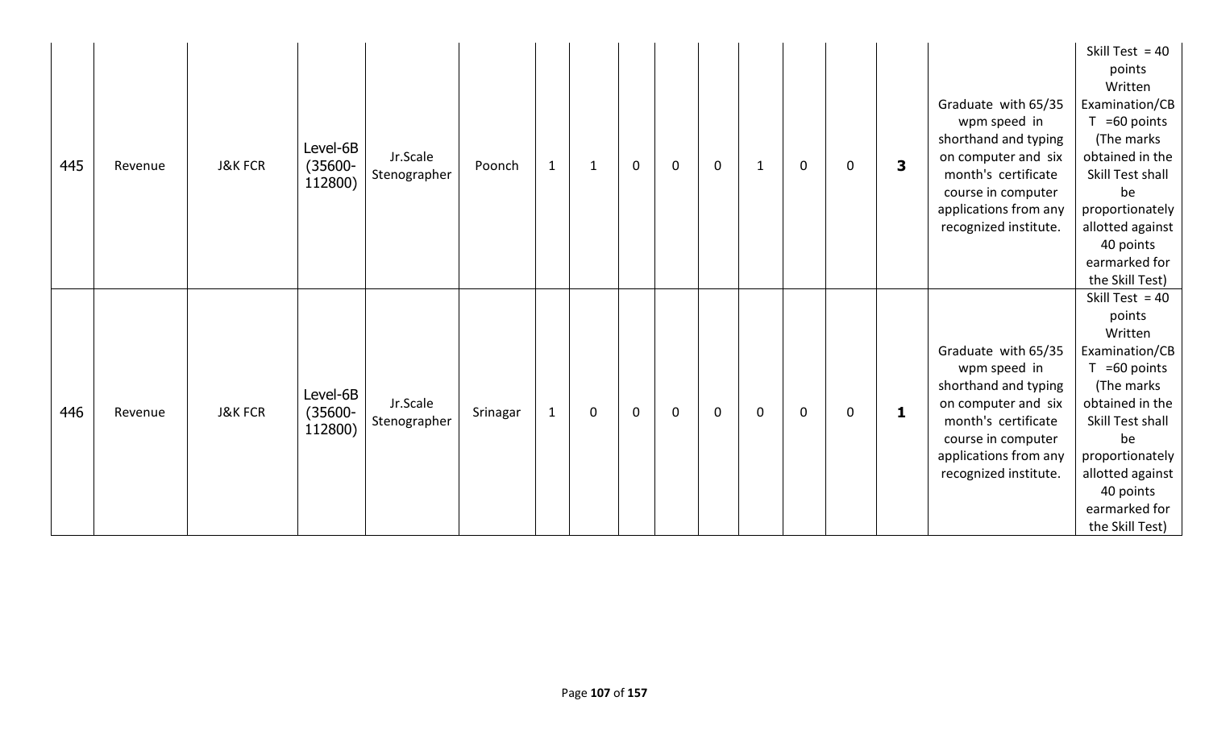| 445 | Revenue | J&K FCR | Level-6B (35600-112800) | Jr.Scale Stenographer | Poonch | 1 | 1 | 0 | 0 | 0 | 1 | 0 | 0 | **3** | Graduate with 65/35 wpm speed in shorthand and typing on computer and six month's certificate course in computer applications from any recognized institute. | Skill Test = 40 points Written Examination/CBT =60 points (The marks obtained in the Skill Test shall be proportionately allotted against 40 points earmarked for the Skill Test) |
|---|---|---|---|---|---|---|---|---|---|---|---|---|---|---|---|---|
| 446 | Revenue | J&K FCR | Level-6B (35600-112800) | Jr.Scale Stenographer | Srinagar | 1 | 0 | 0 | 0 | 0 | 0 | 0 | 0 | **1** | Graduate with 65/35 wpm speed in shorthand and typing on computer and six month's certificate course in computer applications from any recognized institute. | Skill Test = 40 points Written Examination/CBT =60 points (The marks obtained in the Skill Test shall be proportionately allotted against 40 points earmarked for the Skill Test) |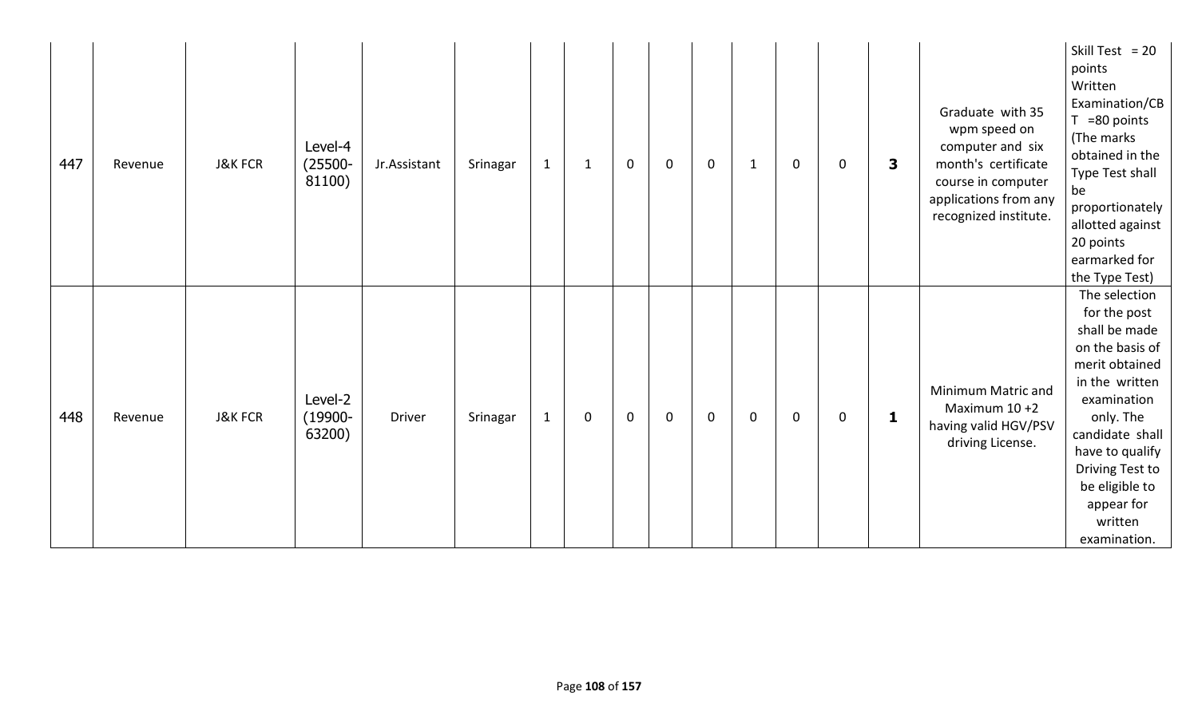| 447 | Revenue | J&K FCR | Level-4 (25500-81100) | Jr.Assistant | Srinagar | 1 | 1 | 0 | 0 | 0 | 1 | 0 | 0 | **3** | Graduate with 35 wpm speed on computer and six month's certificate course in computer applications from any recognized institute. | Skill Test = 20 points Written Examination/CBT =80 points (The marks obtained in the Type Test shall be proportionately allotted against 20 points earmarked for the Type Test) |
|---|---|---|---|---|---|---|---|---|---|---|---|---|---|---|---|---|
| 448 | Revenue | J&K FCR | Level-2 (19900-63200) | Driver | Srinagar | 1 | 0 | 0 | 0 | 0 | 0 | 0 | 0 | **1** | Minimum Matric and Maximum 10 +2 having valid HGV/PSV driving License. | The selection for the post shall be made on the basis of merit obtained in the written examination only. The candidate shall have to qualify Driving Test to be eligible to appear for written examination. |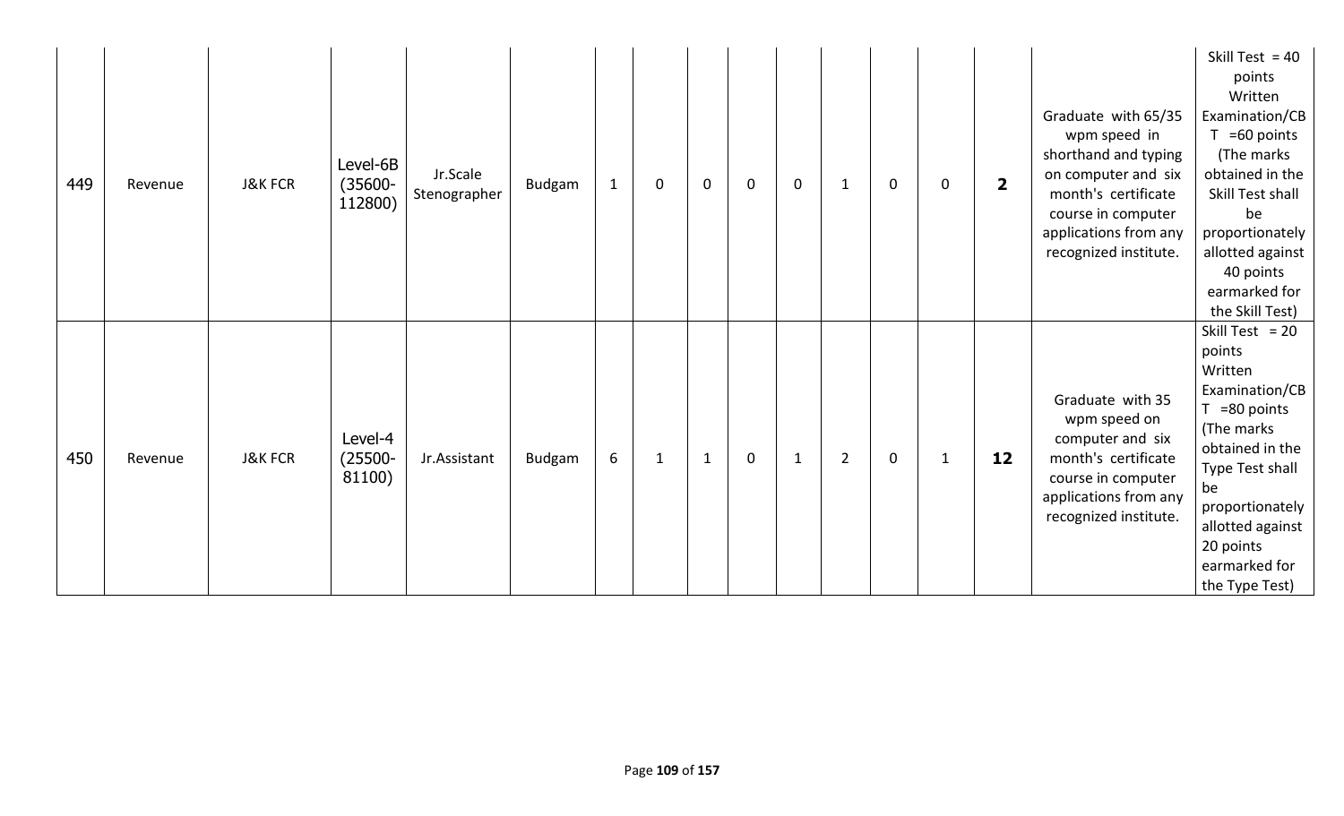| 449 | Revenue | J&K FCR | Level-6B (35600-112800) | Jr.Scale Stenographer | Budgam | 1 | 0 | 0 | 0 | 0 | 1 | 0 | 0 | **2** | Graduate with 65/35 wpm speed in shorthand and typing on computer and six month's certificate course in computer applications from any recognized institute. | Skill Test = 40 points Written Examination/CBT =60 points (The marks obtained in the Skill Test shall be proportionately allotted against 40 points earmarked for the Skill Test) |
|---|---|---|---|---|---|---|---|---|---|---|---|---|---|---|---|---|
| 450 | Revenue | J&K FCR | Level-4 (25500-81100) | Jr.Assistant | Budgam | 6 | 1 | 1 | 0 | 1 | 2 | 0 | 1 | **12** | Graduate with 35 wpm speed on computer and six month's certificate course in computer applications from any recognized institute. | Skill Test = 20 points Written Examination/CBT =80 points (The marks obtained in the Type Test shall be proportionately allotted against 20 points earmarked for the Type Test) |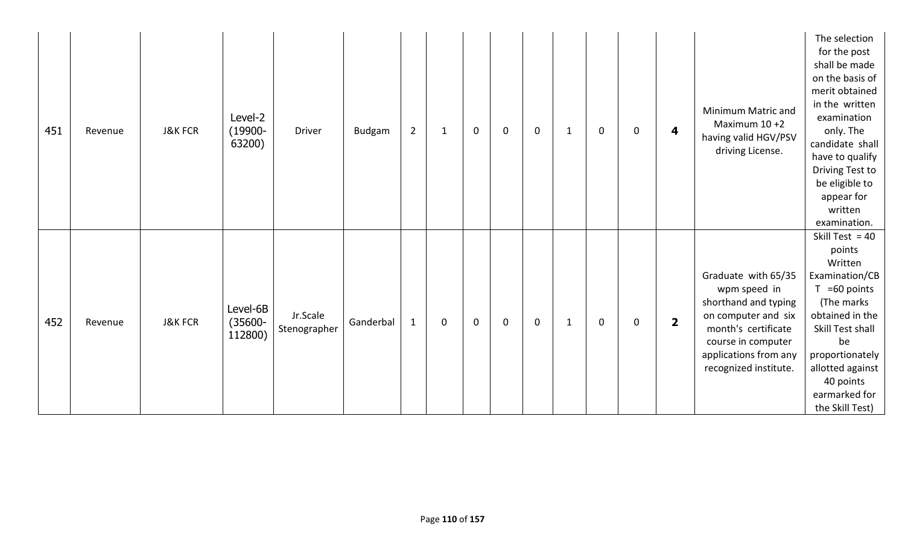| | | | | | | | | | | | | | | | | |
|---|---|---|---|---|---|---|---|---|---|---|---|---|---|---|---|---|
| 451 | Revenue | J&K FCR | Level-2 (19900-63200) | Driver | Budgam | 2 | 1 | 0 | 0 | 0 | 1 | 0 | 0 | **4** | Minimum Matric and Maximum 10 +2 having valid HGV/PSV driving License. | The selection for the post shall be made on the basis of merit obtained in the written examination only. The candidate shall have to qualify Driving Test to be eligible to appear for written examination. |
| 452 | Revenue | J&K FCR | Level-6B (35600-112800) | Jr.Scale Stenographer | Ganderbal | 1 | 0 | 0 | 0 | 0 | 1 | 0 | 0 | **2** | Graduate with 65/35 wpm speed in shorthand and typing on computer and six month's certificate course in computer applications from any recognized institute. | Skill Test = 40 points Written Examination/CBT =60 points (The marks obtained in the Skill Test shall be proportionately allotted against 40 points earmarked for the Skill Test) |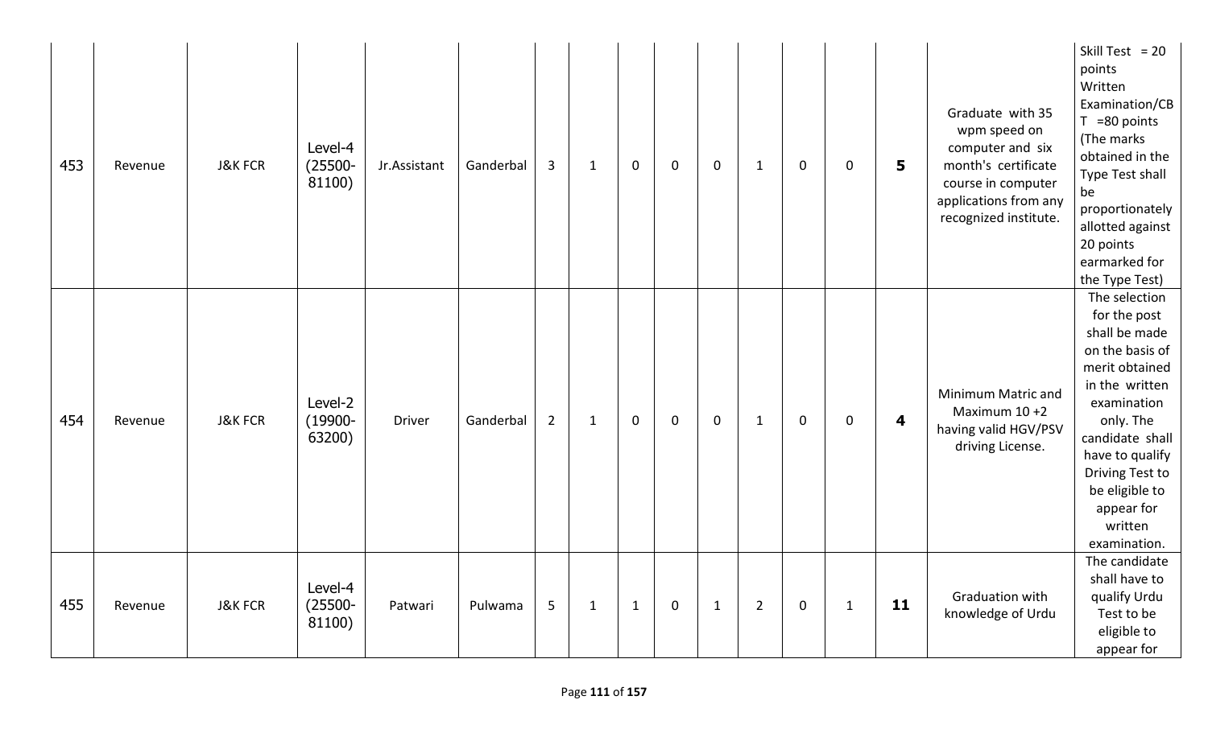| 453 | Revenue | J&K FCR | Level-4 (25500-81100) | Jr.Assistant | Ganderbal | 3 | 1 | 0 | 0 | 0 | 1 | 0 | 0 | **5** | Graduate with 35 wpm speed on computer and six month's certificate course in computer applications from any recognized institute. | Skill Test = 20 points Written Examination/CBT =80 points (The marks obtained in the Type Test shall be proportionately allotted against 20 points earmarked for the Type Test) |
|---|---|---|---|---|---|---|---|---|---|---|---|---|---|---|---|---|
| 454 | Revenue | J&K FCR | Level-2 (19900-63200) | Driver | Ganderbal | 2 | 1 | 0 | 0 | 0 | 1 | 0 | 0 | **4** | Minimum Matric and Maximum 10 +2 having valid HGV/PSV driving License. | The selection for the post shall be made on the basis of merit obtained in the written examination only. The candidate shall have to qualify Driving Test to be eligible to appear for written examination. |
| 455 | Revenue | J&K FCR | Level-4 (25500-81100) | Patwari | Pulwama | 5 | 1 | 1 | 0 | 1 | 2 | 0 | 1 | **11** | Graduation with knowledge of Urdu | The candidate shall have to qualify Urdu Test to be eligible to appear for |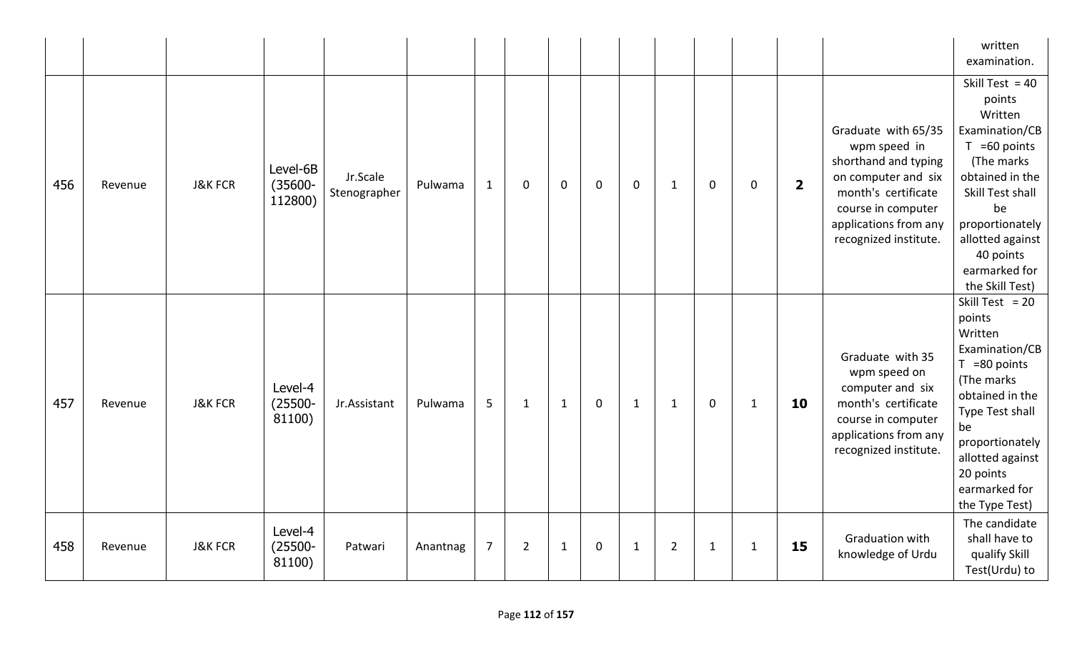| | | | | | | | | | | | | | | | | written examination. |
|---|---|---|---|---|---|---|---|---|---|---|---|---|---|---|---|---|
| 456 | Revenue | J&K FCR | Level-6B (35600-112800) | Jr.Scale Stenographer | Pulwama | 1 | 0 | 0 | 0 | 0 | 1 | 0 | 0 | **2** | Graduate with 65/35 wpm speed in shorthand and typing on computer and six month's certificate course in computer applications from any recognized institute. | Skill Test = 40 points Written Examination/CBT =60 points (The marks obtained in the Skill Test shall be proportionately allotted against 40 points earmarked for the Skill Test) |
| 457 | Revenue | J&K FCR | Level-4 (25500-81100) | Jr.Assistant | Pulwama | 5 | 1 | 1 | 0 | 1 | 1 | 0 | 1 | **10** | Graduate with 35 wpm speed on computer and six month's certificate course in computer applications from any recognized institute. | Skill Test = 20 points Written Examination/CBT =80 points (The marks obtained in the Type Test shall be proportionately allotted against 20 points earmarked for the Type Test) |
| 458 | Revenue | J&K FCR | Level-4 (25500-81100) | Patwari | Anantnag | 7 | 2 | 1 | 0 | 1 | 2 | 1 | 1 | **15** | Graduation with knowledge of Urdu | The candidate shall have to qualify Skill Test(Urdu) to |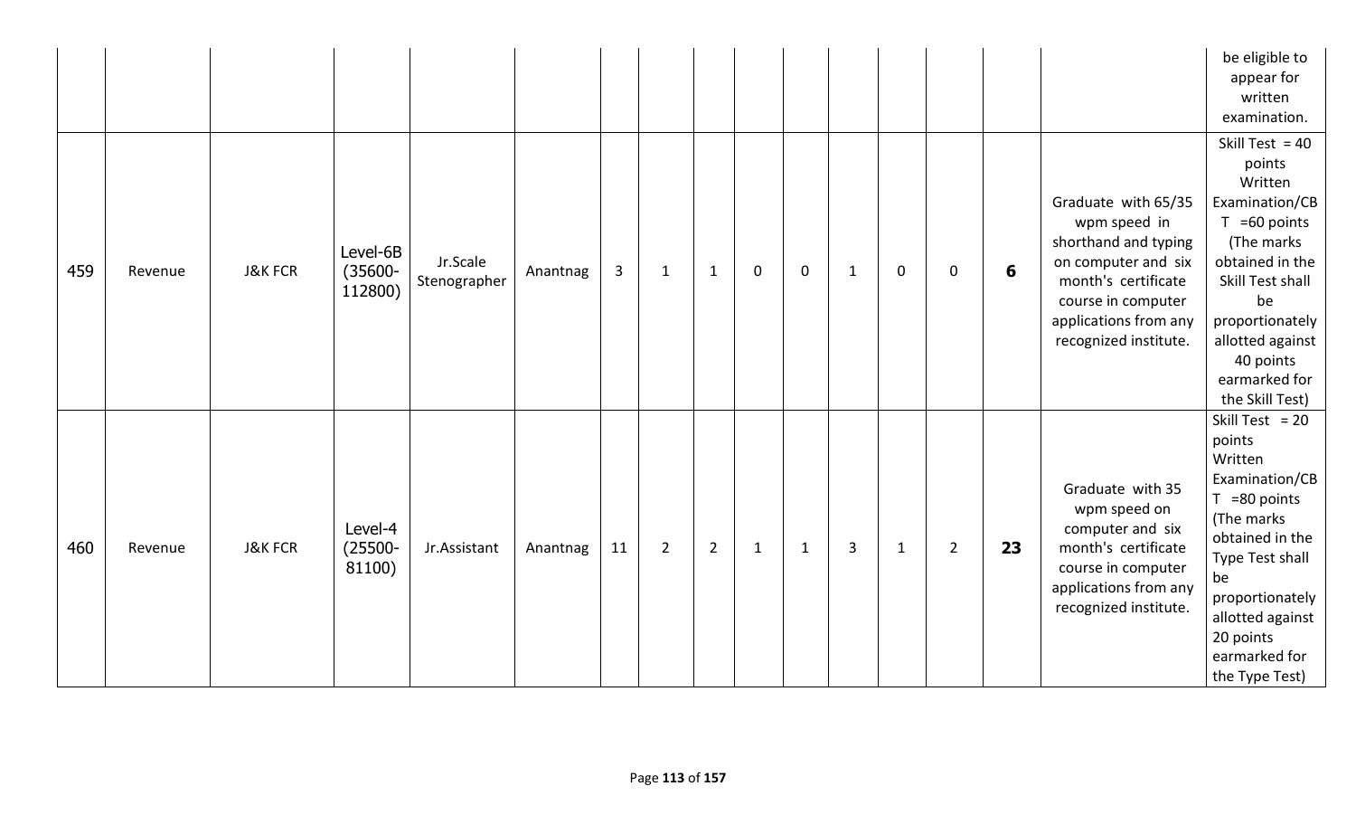| | | | | | | | | | | | | | | | | |
|---|---|---|---|---|---|---|---|---|---|---|---|---|---|---|---|---|
| | | | | | | | | | | | | | | | | be eligible to appear for written examination. |
| 459 | Revenue | J&K FCR | Level-6B (35600-112800) | Jr.Scale Stenographer | Anantnag | 3 | 1 | 1 | 0 | 0 | 1 | 0 | 0 | **6** | Graduate with 65/35 wpm speed in shorthand and typing on computer and six month's certificate course in computer applications from any recognized institute. | Skill Test = 40 points Written Examination/CBT =60 points (The marks obtained in the Skill Test shall be proportionately allotted against 40 points earmarked for the Skill Test) |
| 460 | Revenue | J&K FCR | Level-4 (25500-81100) | Jr.Assistant | Anantnag | 11 | 2 | 2 | 1 | 1 | 3 | 1 | 2 | **23** | Graduate with 35 wpm speed on computer and six month's certificate course in computer applications from any recognized institute. | Skill Test = 20 points Written Examination/CBT =80 points (The marks obtained in the Type Test shall be proportionately allotted against 20 points earmarked for the Type Test) |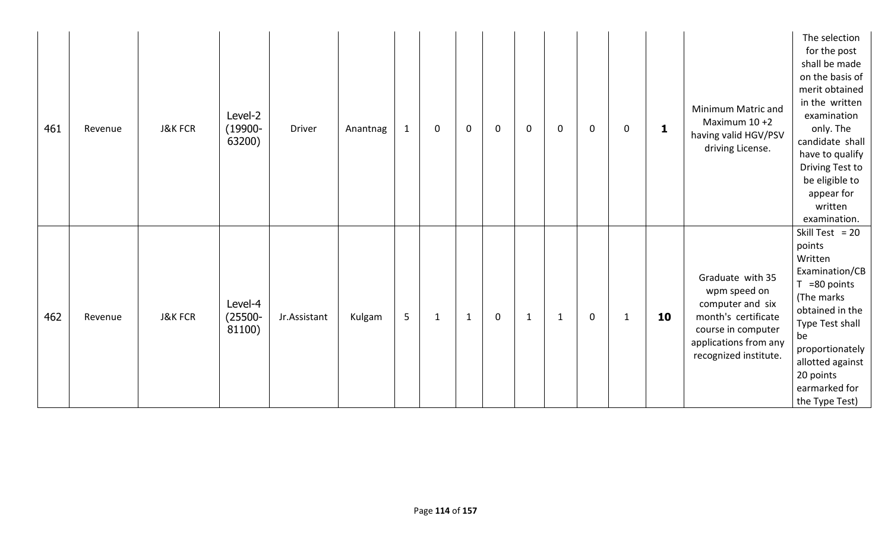| 461 | Revenue | J&K FCR | Level-2 (19900-63200) | Driver | Anantnag | 1 | 0 | 0 | 0 | 0 | 0 | 0 | 0 | **1** | Minimum Matric and Maximum 10 +2 having valid HGV/PSV driving License. | The selection for the post shall be made on the basis of merit obtained in the written examination only. The candidate shall have to qualify Driving Test to be eligible to appear for written examination. |
|---|---|---|---|---|---|---|---|---|---|---|---|---|---|---|---|---|
| 462 | Revenue | J&K FCR | Level-4 (25500-81100) | Jr.Assistant | Kulgam | 5 | 1 | 1 | 0 | 1 | 1 | 0 | 1 | **10** | Graduate with 35 wpm speed on computer and six month's certificate course in computer applications from any recognized institute. | Skill Test = 20 points Written Examination/CBT =80 points (The marks obtained in the Type Test shall be proportionately allotted against 20 points earmarked for the Type Test) |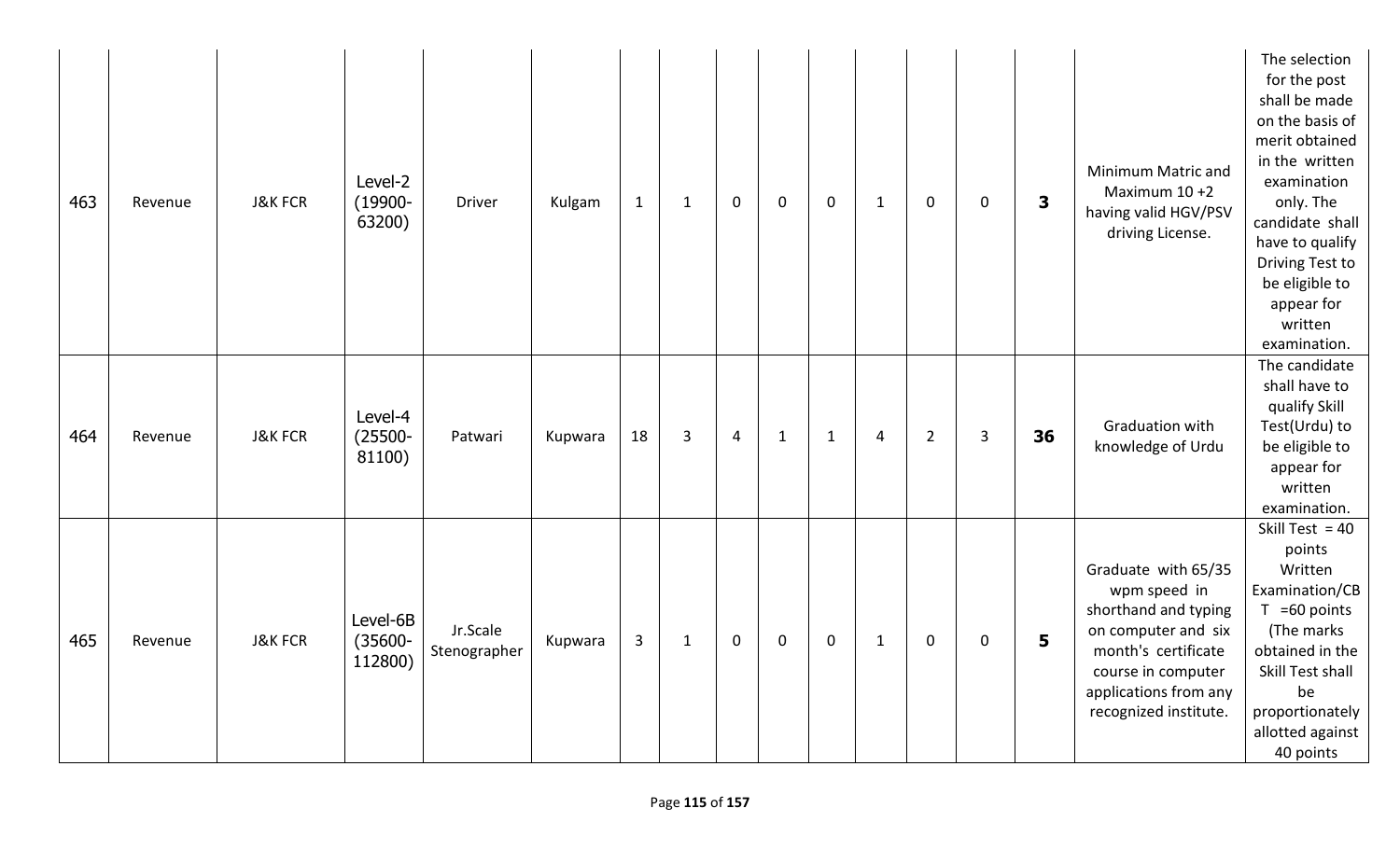| 463 | Revenue | J&K FCR | Level-2 (19900-63200) | Driver | Kulgam | 1 | 1 | 0 | 0 | 0 | 1 | 0 | 0 | **3** | Minimum Matric and Maximum 10 +2 having valid HGV/PSV driving License. | The selection for the post shall be made on the basis of merit obtained in the written examination only. The candidate shall have to qualify Driving Test to be eligible to appear for written examination. |
|---|---|---|---|---|---|---|---|---|---|---|---|---|---|---|---|---|
| 464 | Revenue | J&K FCR | Level-4 (25500-81100) | Patwari | Kupwara | 18 | 3 | 4 | 1 | 1 | 4 | 2 | 3 | **36** | Graduation with knowledge of Urdu | The candidate shall have to qualify Skill Test(Urdu) to be eligible to appear for written examination. |
| 465 | Revenue | J&K FCR | Level-6B (35600-112800) | Jr.Scale Stenographer | Kupwara | 3 | 1 | 0 | 0 | 0 | 1 | 0 | 0 | **5** | Graduate with 65/35 wpm speed in shorthand and typing on computer and six month's certificate course in computer applications from any recognized institute. | Skill Test = 40 points Written Examination/CBT =60 points (The marks obtained in the Skill Test shall be proportionately allotted against 40 points |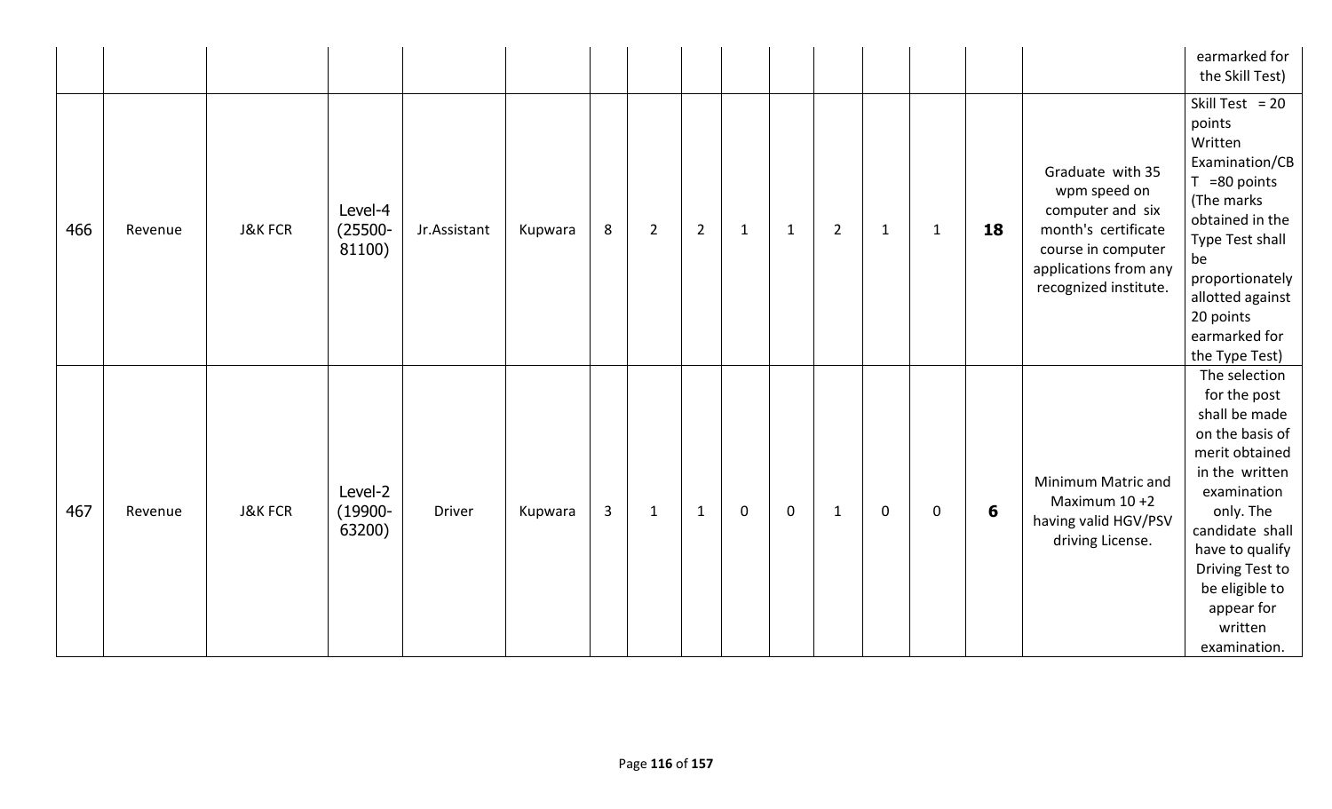| | | | | | | | | | | | | | | | | earmarked for the Skill Test) |
|---|---|---|---|---|---|---|---|---|---|---|---|---|---|---|---|---|
| 466 | Revenue | J&K FCR | Level-4 (25500-81100) | Jr.Assistant | Kupwara | 8 | 2 | 2 | 1 | 1 | 2 | 1 | 1 | **18** | Graduate with 35 wpm speed on computer and six month's certificate course in computer applications from any recognized institute. | Skill Test = 20 points Written Examination/CBT =80 points (The marks obtained in the Type Test shall be proportionately allotted against 20 points earmarked for the Type Test) |
| 467 | Revenue | J&K FCR | Level-2 (19900-63200) | Driver | Kupwara | 3 | 1 | 1 | 0 | 0 | 1 | 0 | 0 | **6** | Minimum Matric and Maximum 10 +2 having valid HGV/PSV driving License. | The selection for the post shall be made on the basis of merit obtained in the written examination only. The candidate shall have to qualify Driving Test to be eligible to appear for written examination. |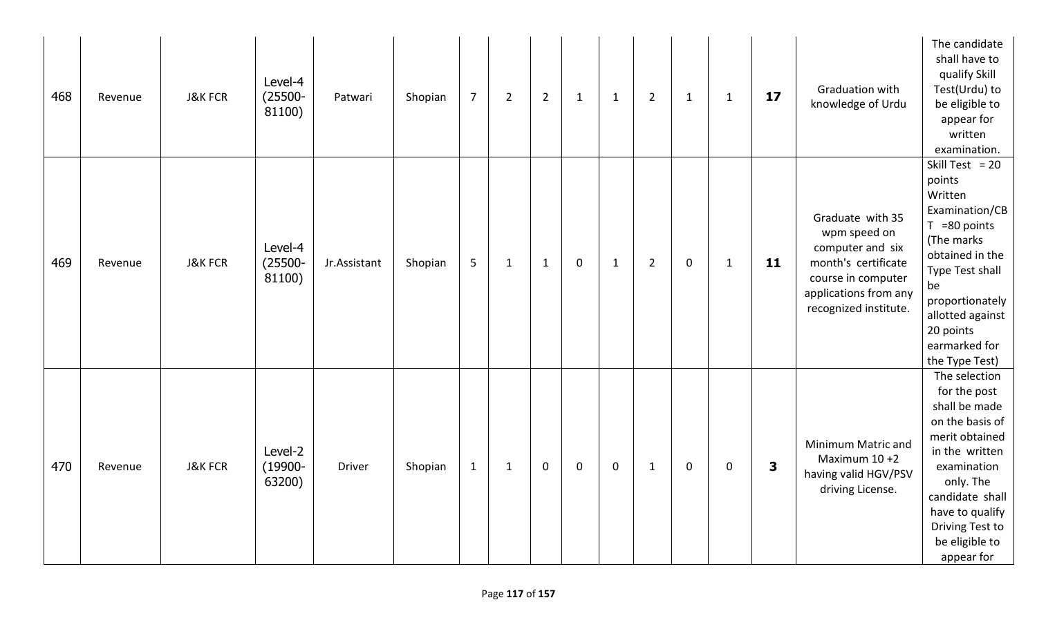| 468 | Revenue | J&K FCR | Level-4 (25500-81100) | Patwari | Shopian | 7 | 2 | 2 | 1 | 1 | 2 | 1 | 1 | **17** | Graduation with knowledge of Urdu | The candidate shall have to qualify Skill Test(Urdu) to be eligible to appear for written examination. |
|---|---|---|---|---|---|---|---|---|---|---|---|---|---|---|---|---|
| 469 | Revenue | J&K FCR | Level-4 (25500-81100) | Jr.Assistant | Shopian | 5 | 1 | 1 | 0 | 1 | 2 | 0 | 1 | **11** | Graduate with 35 wpm speed on computer and six month's certificate course in computer applications from any recognized institute. | Skill Test = 20 points Written Examination/CBT =80 points (The marks obtained in the Type Test shall be proportionately allotted against 20 points earmarked for the Type Test) |
| 470 | Revenue | J&K FCR | Level-2 (19900-63200) | Driver | Shopian | 1 | 1 | 0 | 0 | 0 | 1 | 0 | 0 | **3** | Minimum Matric and Maximum 10 +2 having valid HGV/PSV driving License. | The selection for the post shall be made on the basis of merit obtained in the written examination only. The candidate shall have to qualify Driving Test to be eligible to appear for |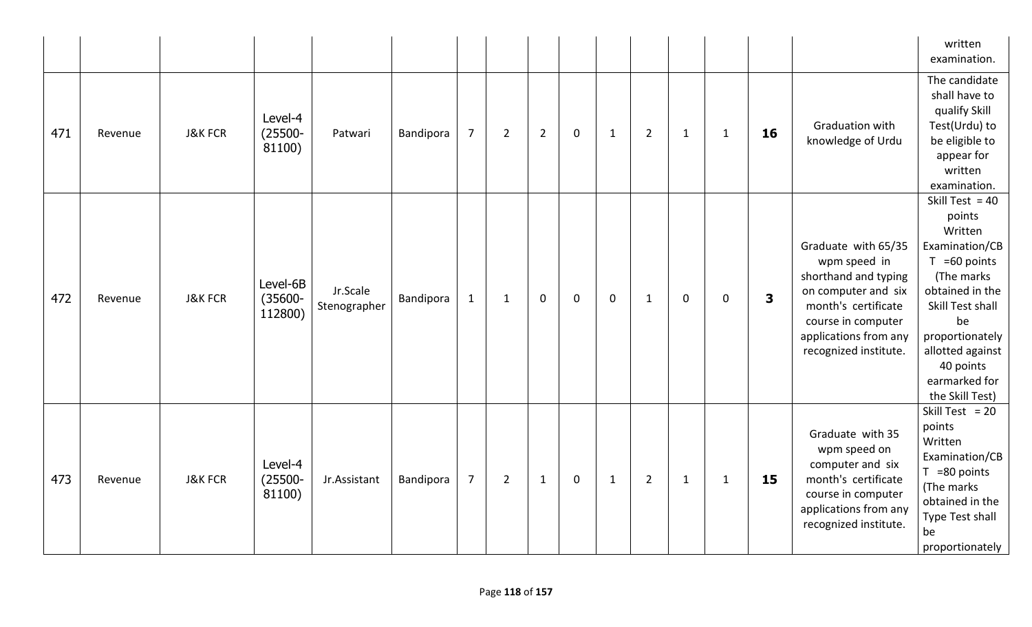| | | | | | | | | | | | | | | | |
|---|---|---|---|---|---|---|---|---|---|---|---|---|---|---|---|
| | | | | | | | | | | | | | | | written examination. |
| 471 | Revenue | J&K FCR | Level-4 (25500-81100) | Patwari | Bandipora | 7 | 2 | 2 | 0 | 1 | 2 | 1 | 1 | **16** | Graduation with knowledge of Urdu | The candidate shall have to qualify Skill Test(Urdu) to be eligible to appear for written examination. |
| 472 | Revenue | J&K FCR | Level-6B (35600-112800) | Jr.Scale Stenographer | Bandipora | 1 | 1 | 0 | 0 | 0 | 1 | 0 | 0 | **3** | Graduate with 65/35 wpm speed in shorthand and typing on computer and six month's certificate course in computer applications from any recognized institute. | Skill Test = 40 points Written Examination/CBT =60 points (The marks obtained in the Skill Test shall be proportionately allotted against 40 points earmarked for the Skill Test) |
| 473 | Revenue | J&K FCR | Level-4 (25500-81100) | Jr.Assistant | Bandipora | 7 | 2 | 1 | 0 | 1 | 2 | 1 | 1 | **15** | Graduate with 35 wpm speed on computer and six month's certificate course in computer applications from any recognized institute. | Skill Test = 20 points Written Examination/CBT =80 points (The marks obtained in the Type Test shall be proportionately |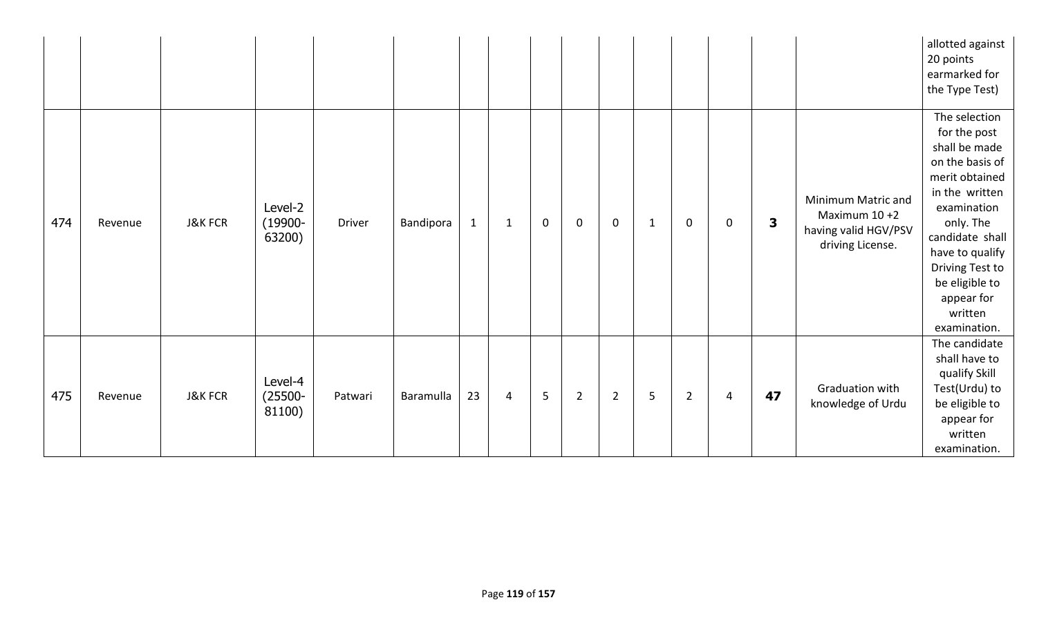| | | | | | | | | | | | | | | | | |
|---|---|---|---|---|---|---|---|---|---|---|---|---|---|---|---|---|
| | | | | | | | | | | | | | | | | allotted against 20 points earmarked for the Type Test) |
| 474 | Revenue | J&K FCR | Level-2 (19900-63200) | Driver | Bandipora | 1 | 1 | 0 | 0 | 0 | 1 | 0 | 0 | **3** | Minimum Matric and Maximum 10 +2 having valid HGV/PSV driving License. | The selection for the post shall be made on the basis of merit obtained in the written examination only. The candidate shall have to qualify Driving Test to be eligible to appear for written examination. |
| 475 | Revenue | J&K FCR | Level-4 (25500-81100) | Patwari | Baramulla | 23 | 4 | 5 | 2 | 2 | 5 | 2 | 4 | **47** | Graduation with knowledge of Urdu | The candidate shall have to qualify Skill Test(Urdu) to be eligible to appear for written examination. |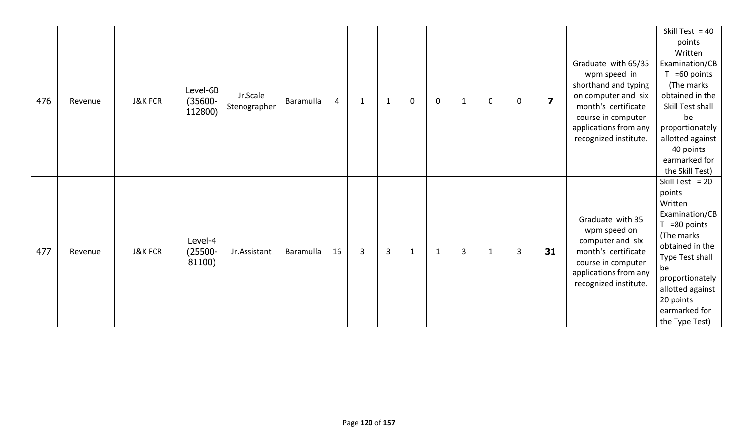| | | | | | | | | | | | | | | | | |
|---|---|---|---|---|---|---|---|---|---|---|---|---|---|---|---|---|
| 476 | Revenue | J&K FCR | Level-6B (35600-112800) | Jr.Scale Stenographer | Baramulla | 4 | 1 | 1 | 0 | 0 | 1 | 0 | 0 | **7** | Graduate with 65/35 wpm speed in shorthand and typing on computer and six month's certificate course in computer applications from any recognized institute. | Skill Test = 40 points Written Examination/CBT =60 points (The marks obtained in the Skill Test shall be proportionately allotted against 40 points earmarked for the Skill Test) |
| 477 | Revenue | J&K FCR | Level-4 (25500-81100) | Jr.Assistant | Baramulla | 16 | 3 | 3 | 1 | 1 | 3 | 1 | 3 | **31** | Graduate with 35 wpm speed on computer and six month's certificate course in computer applications from any recognized institute. | Skill Test = 20 points Written Examination/CBT =80 points (The marks obtained in the Type Test shall be proportionately allotted against 20 points earmarked for the Type Test) |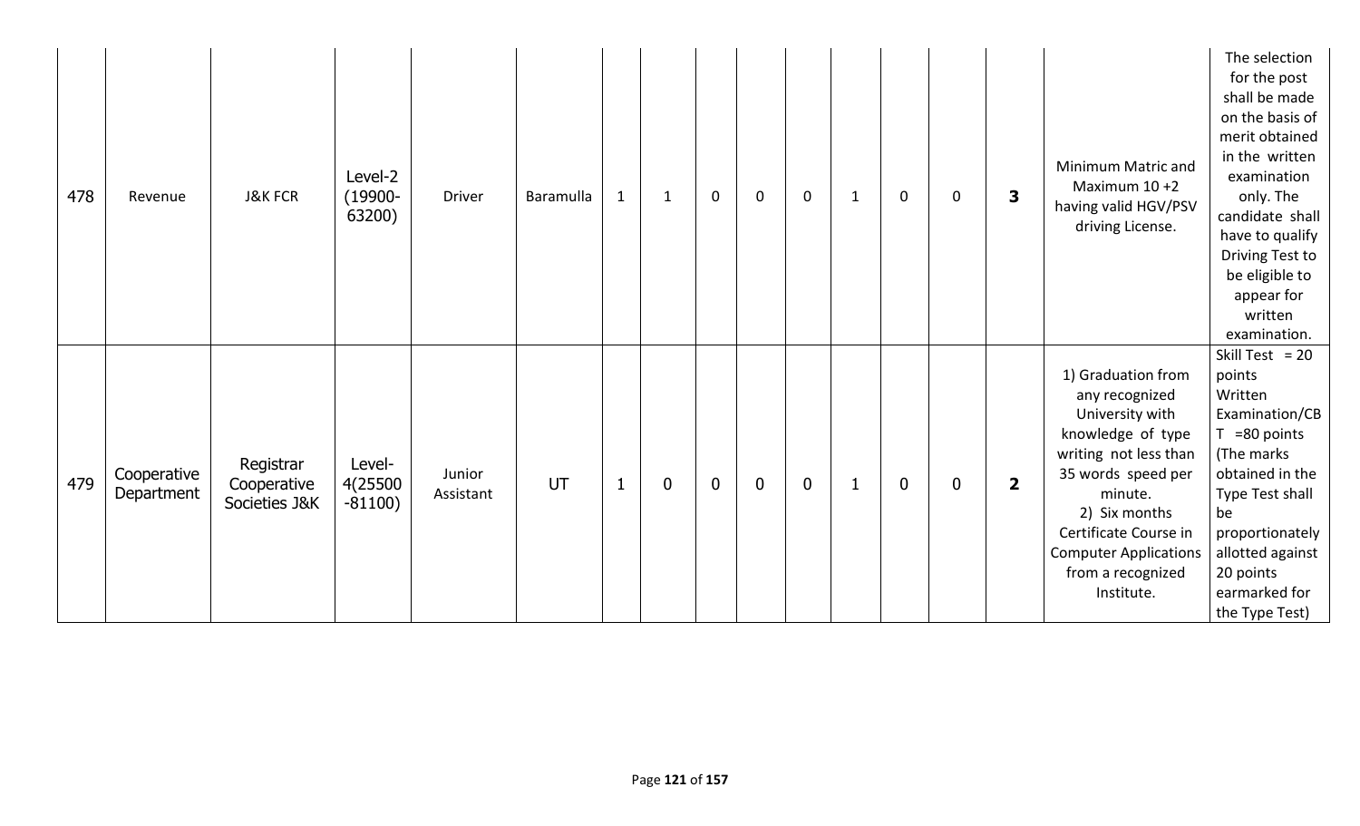| | | | | | | | | | | | | | | | | |
|---|---|---|---|---|---|---|---|---|---|---|---|---|---|---|---|---|
| 478 | Revenue | J&K FCR | Level-2 (19900-63200) | Driver | Baramulla | 1 | 1 | 0 | 0 | 0 | 1 | 0 | 0 | **3** | Minimum Matric and Maximum 10 +2 having valid HGV/PSV driving License. | The selection for the post shall be made on the basis of merit obtained in the written examination only. The candidate shall have to qualify Driving Test to be eligible to appear for written examination. |
| 479 | Cooperative Department | Registrar Cooperative Societies J&K | Level-4(25500-81100) | Junior Assistant | UT | 1 | 0 | 0 | 0 | 0 | 1 | 0 | 0 | **2** | 1) Graduation from any recognized University with knowledge of type writing not less than 35 words speed per minute. 2) Six months Certificate Course in Computer Applications from a recognized Institute. | Skill Test = 20 points Written Examination/CBT =80 points (The marks obtained in the Type Test shall be proportionately allotted against 20 points earmarked for the Type Test) |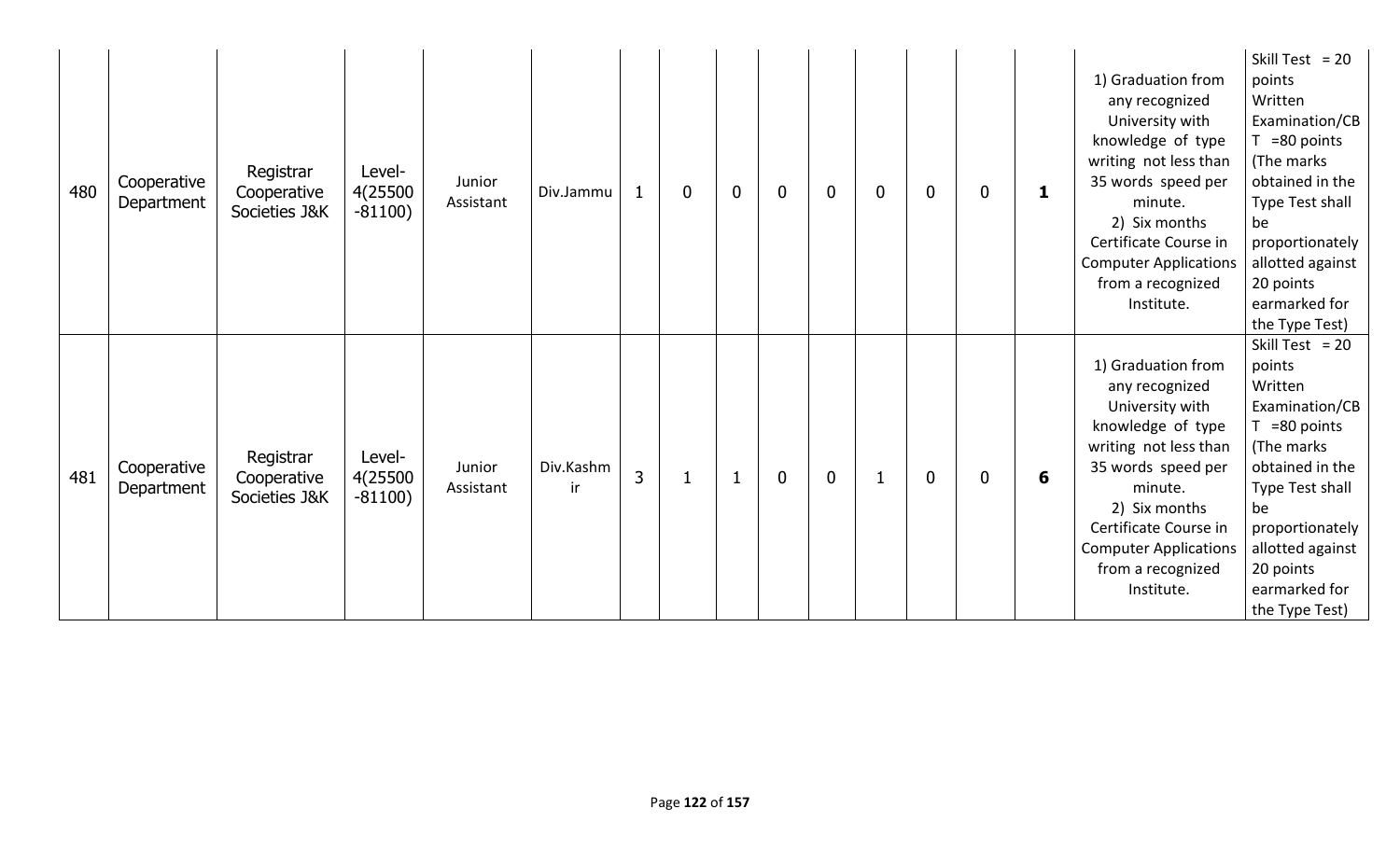| | | | | | | | | | | | | | | | | |
|---|---|---|---|---|---|---|---|---|---|---|---|---|---|---|---|---|
| 480 | Cooperative Department | Registrar Cooperative Societies J&K | Level-4(25500-81100) | Junior Assistant | Div.Jammu | 1 | 0 | 0 | 0 | 0 | 0 | 0 | 0 | **1** | 1) Graduation from any recognized University with knowledge of type writing not less than 35 words speed per minute. 2) Six months Certificate Course in Computer Applications from a recognized Institute. | Skill Test = 20 points Written Examination/CBT =80 points (The marks obtained in the Type Test shall be proportionately allotted against 20 points earmarked for the Type Test) |
| 481 | Cooperative Department | Registrar Cooperative Societies J&K | Level-4(25500-81100) | Junior Assistant | Div.Kashmir | 3 | 1 | 1 | 0 | 0 | 1 | 0 | 0 | **6** | 1) Graduation from any recognized University with knowledge of type writing not less than 35 words speed per minute. 2) Six months Certificate Course in Computer Applications from a recognized Institute. | Skill Test = 20 points Written Examination/CBT =80 points (The marks obtained in the Type Test shall be proportionately allotted against 20 points earmarked for the Type Test) |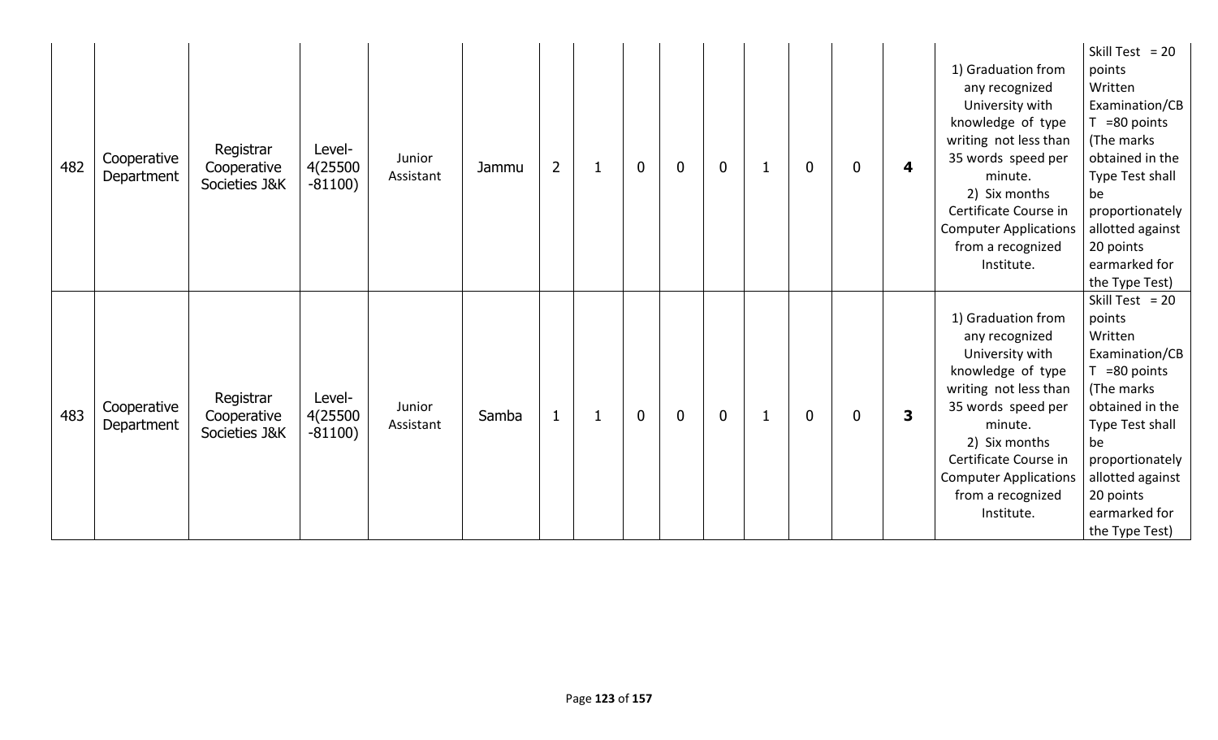| | | | | | | | | | | | | | | | | |
|---|---|---|---|---|---|---|---|---|---|---|---|---|---|---|---|---|
| 482 | Cooperative Department | Registrar Cooperative Societies J&K | Level-4(25500-81100) | Junior Assistant | Jammu | 2 | 1 | 0 | 0 | 0 | 1 | 0 | 0 | **4** | 1) Graduation from any recognized University with knowledge of type writing not less than 35 words speed per minute. 2) Six months Certificate Course in Computer Applications from a recognized Institute. | Skill Test = 20 points Written Examination/CBT =80 points (The marks obtained in the Type Test shall be proportionately allotted against 20 points earmarked for the Type Test) |
| 483 | Cooperative Department | Registrar Cooperative Societies J&K | Level-4(25500-81100) | Junior Assistant | Samba | 1 | 1 | 0 | 0 | 0 | 1 | 0 | 0 | **3** | 1) Graduation from any recognized University with knowledge of type writing not less than 35 words speed per minute. 2) Six months Certificate Course in Computer Applications from a recognized Institute. | Skill Test = 20 points Written Examination/CBT =80 points (The marks obtained in the Type Test shall be proportionately allotted against 20 points earmarked for the Type Test) |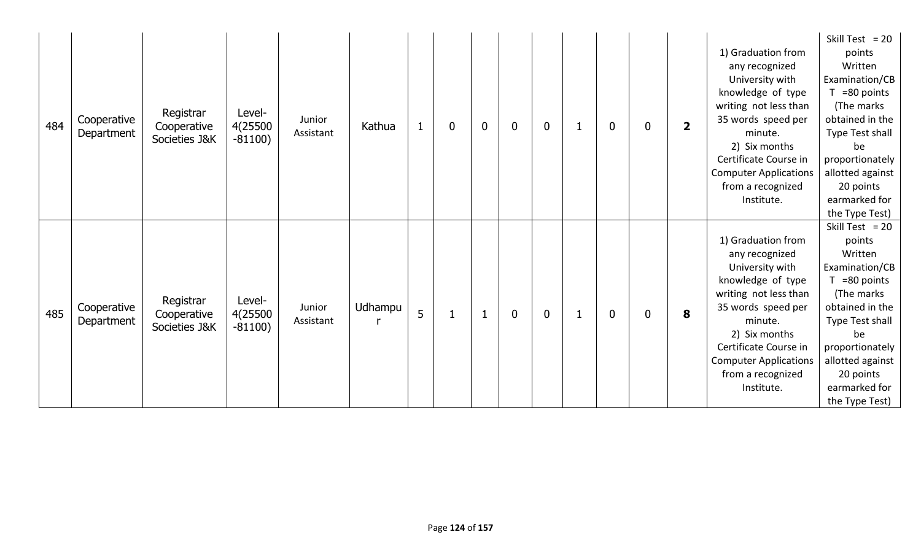| | | | | | | | | | | | | | | | | |
|---|---|---|---|---|---|---|---|---|---|---|---|---|---|---|---|---|
| 484 | Cooperative Department | Registrar Cooperative Societies J&K | Level-4(25500-81100) | Junior Assistant | Kathua | 1 | 0 | 0 | 0 | 0 | 1 | 0 | 0 | **2** | 1) Graduation from any recognized University with knowledge of type writing not less than 35 words speed per minute.<br>2) Six months Certificate Course in Computer Applications from a recognized Institute. | Skill Test = 20 points Written Examination/CBT =80 points (The marks obtained in the Type Test shall be proportionately allotted against 20 points earmarked for the Type Test) |
| 485 | Cooperative Department | Registrar Cooperative Societies J&K | Level-4(25500-81100) | Junior Assistant | Udhampur | 5 | 1 | 1 | 0 | 0 | 1 | 0 | 0 | **8** | 1) Graduation from any recognized University with knowledge of type writing not less than 35 words speed per minute.<br>2) Six months Certificate Course in Computer Applications from a recognized Institute. | Skill Test = 20 points Written Examination/CBT =80 points (The marks obtained in the Type Test shall be proportionately allotted against 20 points earmarked for the Type Test) |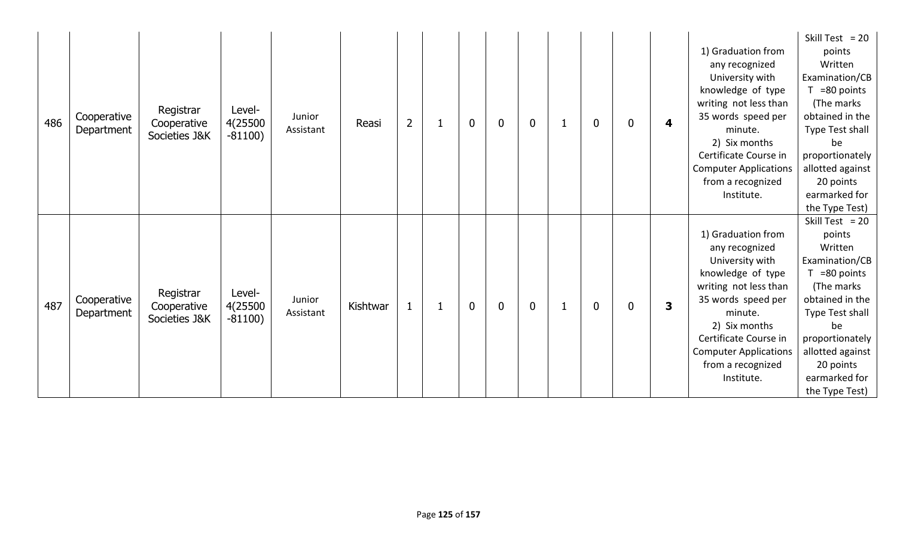|  |  |  |  |  |  |  |  |  |  |  |  |  |  |  |  |  |
|---|---|---|---|---|---|---|---|---|---|---|---|---|---|---|---|---|
| 486 | Cooperative Department | Registrar Cooperative Societies J&K | Level-4(25500-81100) | Junior Assistant | Reasi | 2 | 1 | 0 | 0 | 0 | 1 | 0 | 0 | **4** | 1) Graduation from any recognized University with knowledge of type writing not less than 35 words speed per minute. 2) Six months Certificate Course in Computer Applications from a recognized Institute. | Skill Test = 20 points Written Examination/CBT =80 points (The marks obtained in the Type Test shall be proportionately allotted against 20 points earmarked for the Type Test) |
| 487 | Cooperative Department | Registrar Cooperative Societies J&K | Level-4(25500-81100) | Junior Assistant | Kishtwar | 1 | 1 | 0 | 0 | 0 | 1 | 0 | 0 | **3** | 1) Graduation from any recognized University with knowledge of type writing not less than 35 words speed per minute. 2) Six months Certificate Course in Computer Applications from a recognized Institute. | Skill Test = 20 points Written Examination/CBT =80 points (The marks obtained in the Type Test shall be proportionately allotted against 20 points earmarked for the Type Test) |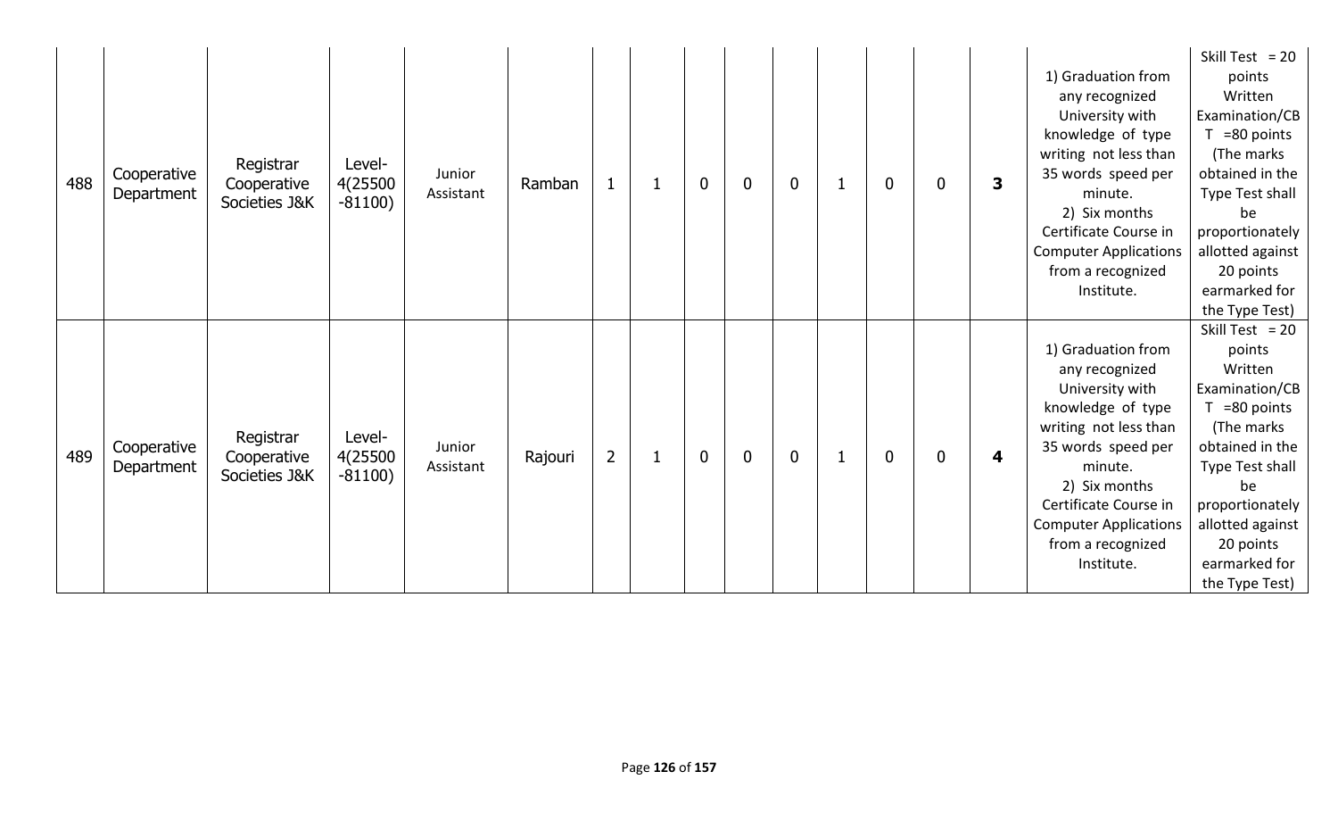| | | | | | | | | | | | | | | | | |
|---|---|---|---|---|---|---|---|---|---|---|---|---|---|---|---|---|
| 488 | Cooperative Department | Registrar Cooperative Societies J&K | Level-4(25500-81100) | Junior Assistant | Ramban | 1 | 1 | 0 | 0 | 0 | 1 | 0 | 0 | **3** | 1) Graduation from any recognized University with knowledge of type writing not less than 35 words speed per minute. 2) Six months Certificate Course in Computer Applications from a recognized Institute. | Skill Test = 20 points Written Examination/CBT =80 points (The marks obtained in the Type Test shall be proportionately allotted against 20 points earmarked for the Type Test) |
| 489 | Cooperative Department | Registrar Cooperative Societies J&K | Level-4(25500-81100) | Junior Assistant | Rajouri | 2 | 1 | 0 | 0 | 0 | 1 | 0 | 0 | **4** | 1) Graduation from any recognized University with knowledge of type writing not less than 35 words speed per minute. 2) Six months Certificate Course in Computer Applications from a recognized Institute. | Skill Test = 20 points Written Examination/CBT =80 points (The marks obtained in the Type Test shall be proportionately allotted against 20 points earmarked for the Type Test) |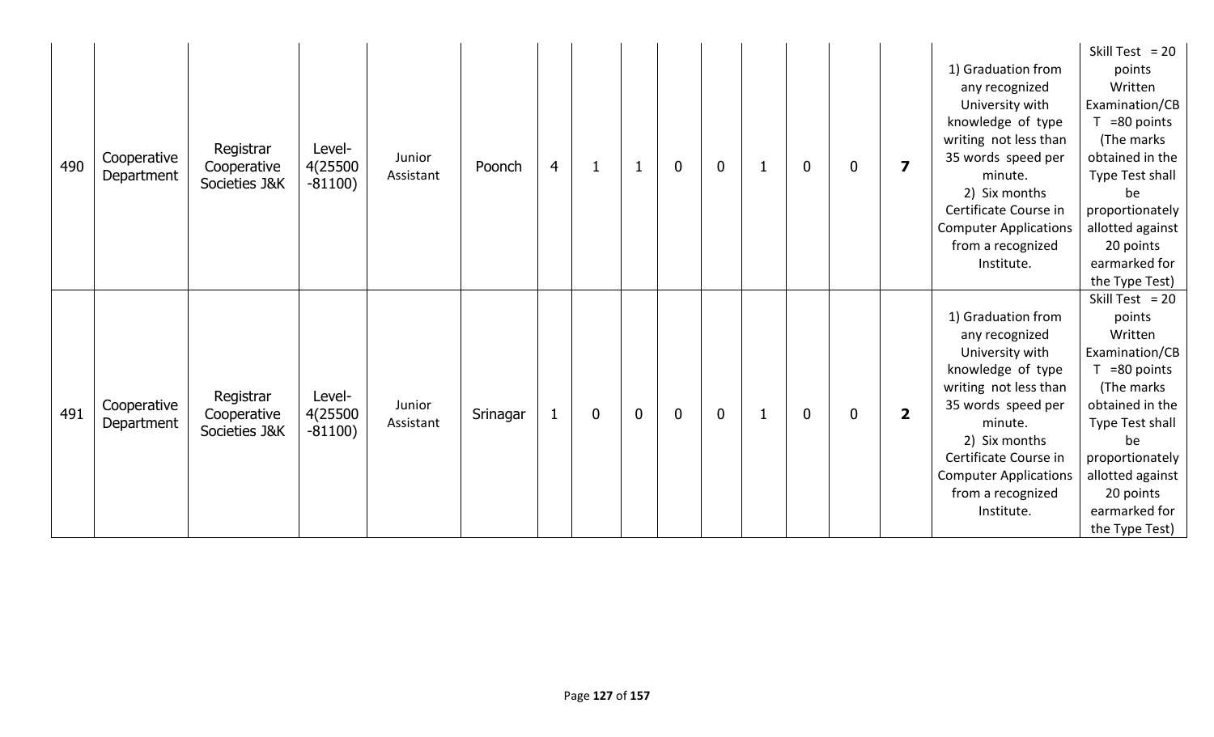| | | | | | | | | | | | | | | | | |
|---|---|---|---|---|---|---|---|---|---|---|---|---|---|---|---|---|
| 490 | Cooperative Department | Registrar Cooperative Societies J&K | Level-4(25500-81100) | Junior Assistant | Poonch | 4 | 1 | 1 | 0 | 0 | 1 | 0 | 0 | **7** | 1) Graduation from any recognized University with knowledge of type writing not less than 35 words speed per minute. 2) Six months Certificate Course in Computer Applications from a recognized Institute. | Skill Test = 20 points Written Examination/CBT =80 points (The marks obtained in the Type Test shall be proportionately allotted against 20 points earmarked for the Type Test) |
| 491 | Cooperative Department | Registrar Cooperative Societies J&K | Level-4(25500-81100) | Junior Assistant | Srinagar | 1 | 0 | 0 | 0 | 0 | 1 | 0 | 0 | **2** | 1) Graduation from any recognized University with knowledge of type writing not less than 35 words speed per minute. 2) Six months Certificate Course in Computer Applications from a recognized Institute. | Skill Test = 20 points Written Examination/CBT =80 points (The marks obtained in the Type Test shall be proportionately allotted against 20 points earmarked for the Type Test) |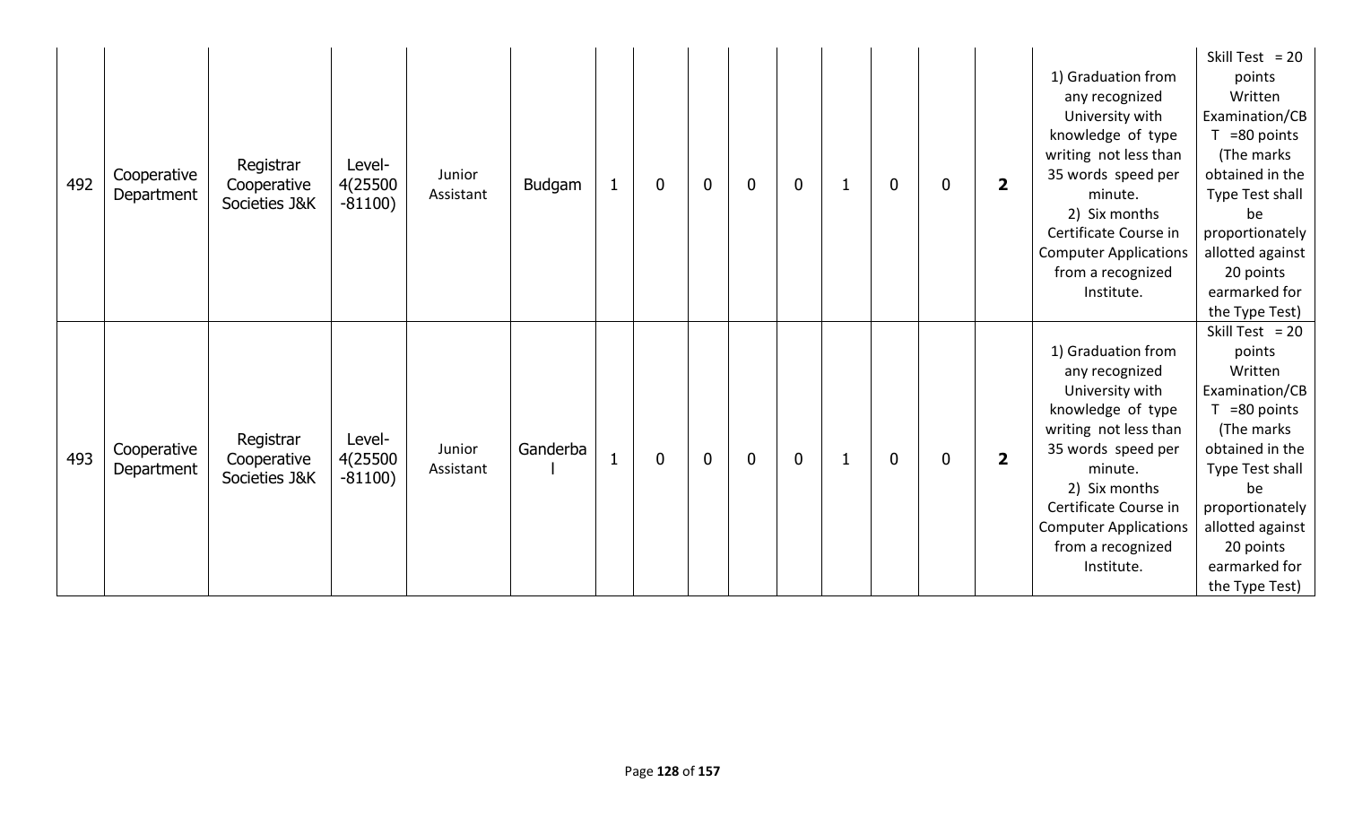| | | | | | | | | | | | | | | | | |
|---|---|---|---|---|---|---|---|---|---|---|---|---|---|---|---|---|
| 492 | Cooperative Department | Registrar Cooperative Societies J&K | Level-4(25500-81100) | Junior Assistant | Budgam | 1 | 0 | 0 | 0 | 0 | 1 | 0 | 0 | **2** | 1) Graduation from any recognized University with knowledge of type writing not less than 35 words speed per minute. 2) Six months Certificate Course in Computer Applications from a recognized Institute. | Skill Test = 20 points Written Examination/CBT =80 points (The marks obtained in the Type Test shall be proportionately allotted against 20 points earmarked for the Type Test) |
| 493 | Cooperative Department | Registrar Cooperative Societies J&K | Level-4(25500-81100) | Junior Assistant | Ganderbal | 1 | 0 | 0 | 0 | 0 | 1 | 0 | 0 | **2** | 1) Graduation from any recognized University with knowledge of type writing not less than 35 words speed per minute. 2) Six months Certificate Course in Computer Applications from a recognized Institute. | Skill Test = 20 points Written Examination/CBT =80 points (The marks obtained in the Type Test shall be proportionately allotted against 20 points earmarked for the Type Test) |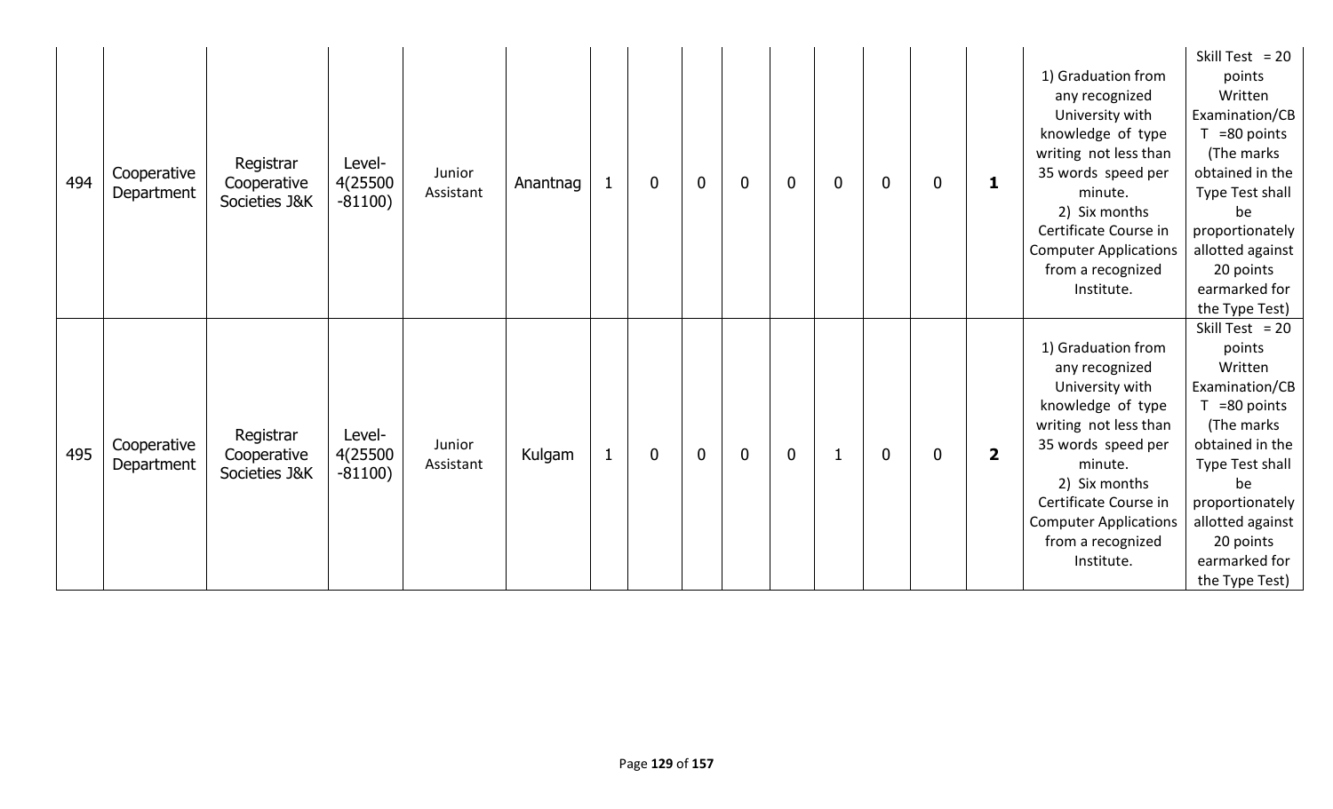| 494 | Cooperative Department | Registrar Cooperative Societies J&K | Level-4(25500-81100) | Junior Assistant | Anantnag | 1 | 0 | 0 | 0 | 0 | 0 | 0 | 0 | **1** | 1) Graduation from any recognized University with knowledge of type writing not less than 35 words speed per minute. 2) Six months Certificate Course in Computer Applications from a recognized Institute. | Skill Test = 20 points Written Examination/CBT =80 points (The marks obtained in the Type Test shall be proportionately allotted against 20 points earmarked for the Type Test) |
|---|---|---|---|---|---|---|---|---|---|---|---|---|---|---|---|---|
| 495 | Cooperative Department | Registrar Cooperative Societies J&K | Level-4(25500-81100) | Junior Assistant | Kulgam | 1 | 0 | 0 | 0 | 0 | 1 | 0 | 0 | **2** | 1) Graduation from any recognized University with knowledge of type writing not less than 35 words speed per minute. 2) Six months Certificate Course in Computer Applications from a recognized Institute. | Skill Test = 20 points Written Examination/CBT =80 points (The marks obtained in the Type Test shall be proportionately allotted against 20 points earmarked for the Type Test) |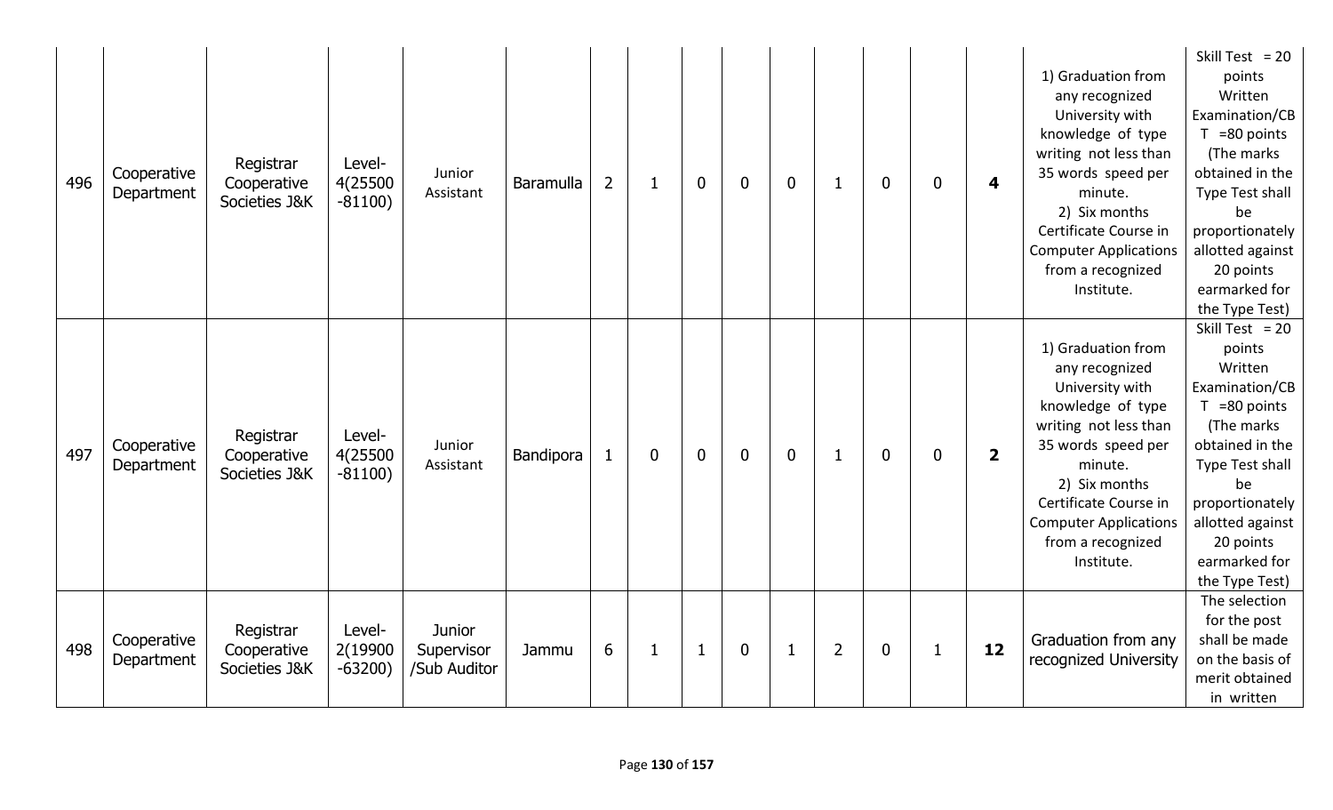| 496 | Cooperative Department | Registrar Cooperative Societies J&K | Level-4(25500-81100) | Junior Assistant | Baramulla | 2 | 1 | 0 | 0 | 0 | 1 | 0 | 0 | **4** | 1) Graduation from any recognized University with knowledge of type writing not less than 35 words speed per minute. 2) Six months Certificate Course in Computer Applications from a recognized Institute. | Skill Test = 20 points Written Examination/CBT =80 points (The marks obtained in the Type Test shall be proportionately allotted against 20 points earmarked for the Type Test) |
|---|---|---|---|---|---|---|---|---|---|---|---|---|---|---|---|---|
| 497 | Cooperative Department | Registrar Cooperative Societies J&K | Level-4(25500-81100) | Junior Assistant | Bandipora | 1 | 0 | 0 | 0 | 0 | 1 | 0 | 0 | **2** | 1) Graduation from any recognized University with knowledge of type writing not less than 35 words speed per minute. 2) Six months Certificate Course in Computer Applications from a recognized Institute. | Skill Test = 20 points Written Examination/CBT =80 points (The marks obtained in the Type Test shall be proportionately allotted against 20 points earmarked for the Type Test) |
| 498 | Cooperative Department | Registrar Cooperative Societies J&K | Level-2(19900-63200) | Junior Supervisor /Sub Auditor | Jammu | 6 | 1 | 1 | 0 | 1 | 2 | 0 | 1 | **12** | Graduation from any recognized University | The selection for the post shall be made on the basis of merit obtained in written |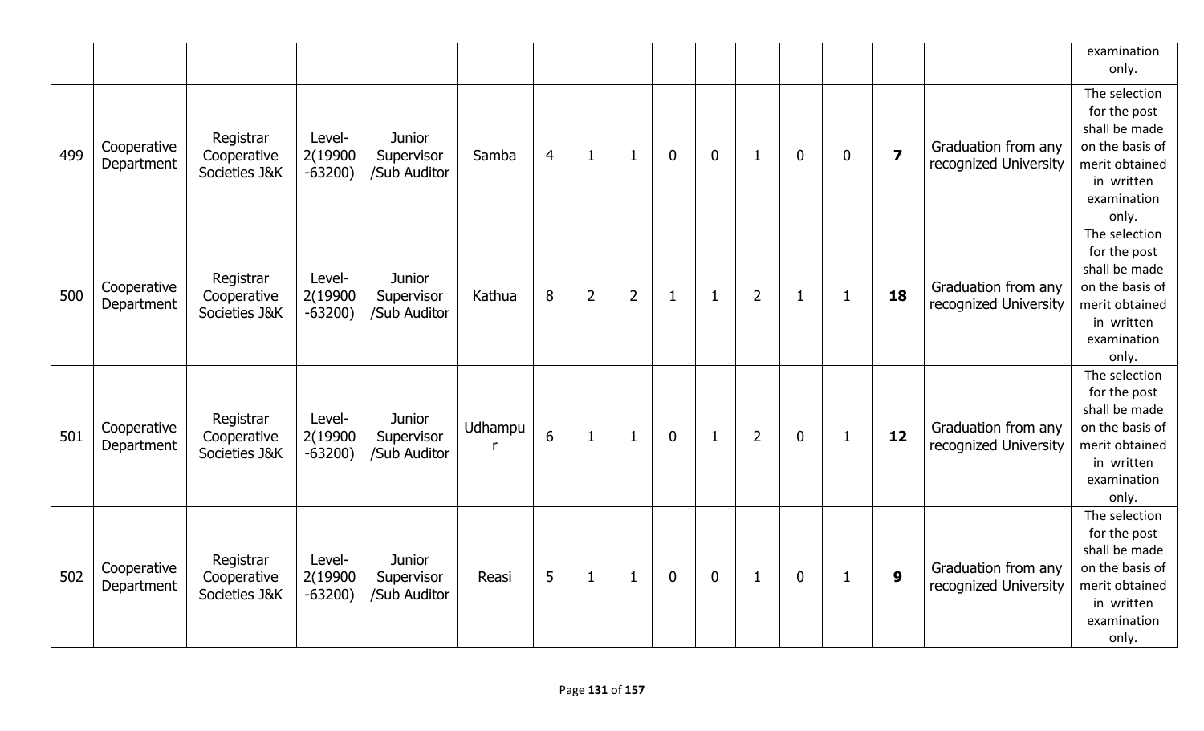| | | | | | | | | | | | | | | | examination only. |
|---|---|---|---|---|---|---|---|---|---|---|---|---|---|---|---|
| 499 | Cooperative Department | Registrar Cooperative Societies J&K | Level-2(19900-63200) | Junior Supervisor /Sub Auditor | Samba | 4 | 1 | 1 | 0 | 0 | 1 | 0 | 0 | **7** | Graduation from any recognized University | The selection for the post shall be made on the basis of merit obtained in written examination only. |
| 500 | Cooperative Department | Registrar Cooperative Societies J&K | Level-2(19900-63200) | Junior Supervisor /Sub Auditor | Kathua | 8 | 2 | 2 | 1 | 1 | 2 | 1 | 1 | **18** | Graduation from any recognized University | The selection for the post shall be made on the basis of merit obtained in written examination only. |
| 501 | Cooperative Department | Registrar Cooperative Societies J&K | Level-2(19900-63200) | Junior Supervisor /Sub Auditor | Udhampur | 6 | 1 | 1 | 0 | 1 | 2 | 0 | 1 | **12** | Graduation from any recognized University | The selection for the post shall be made on the basis of merit obtained in written examination only. |
| 502 | Cooperative Department | Registrar Cooperative Societies J&K | Level-2(19900-63200) | Junior Supervisor /Sub Auditor | Reasi | 5 | 1 | 1 | 0 | 0 | 1 | 0 | 1 | **9** | Graduation from any recognized University | The selection for the post shall be made on the basis of merit obtained in written examination only. |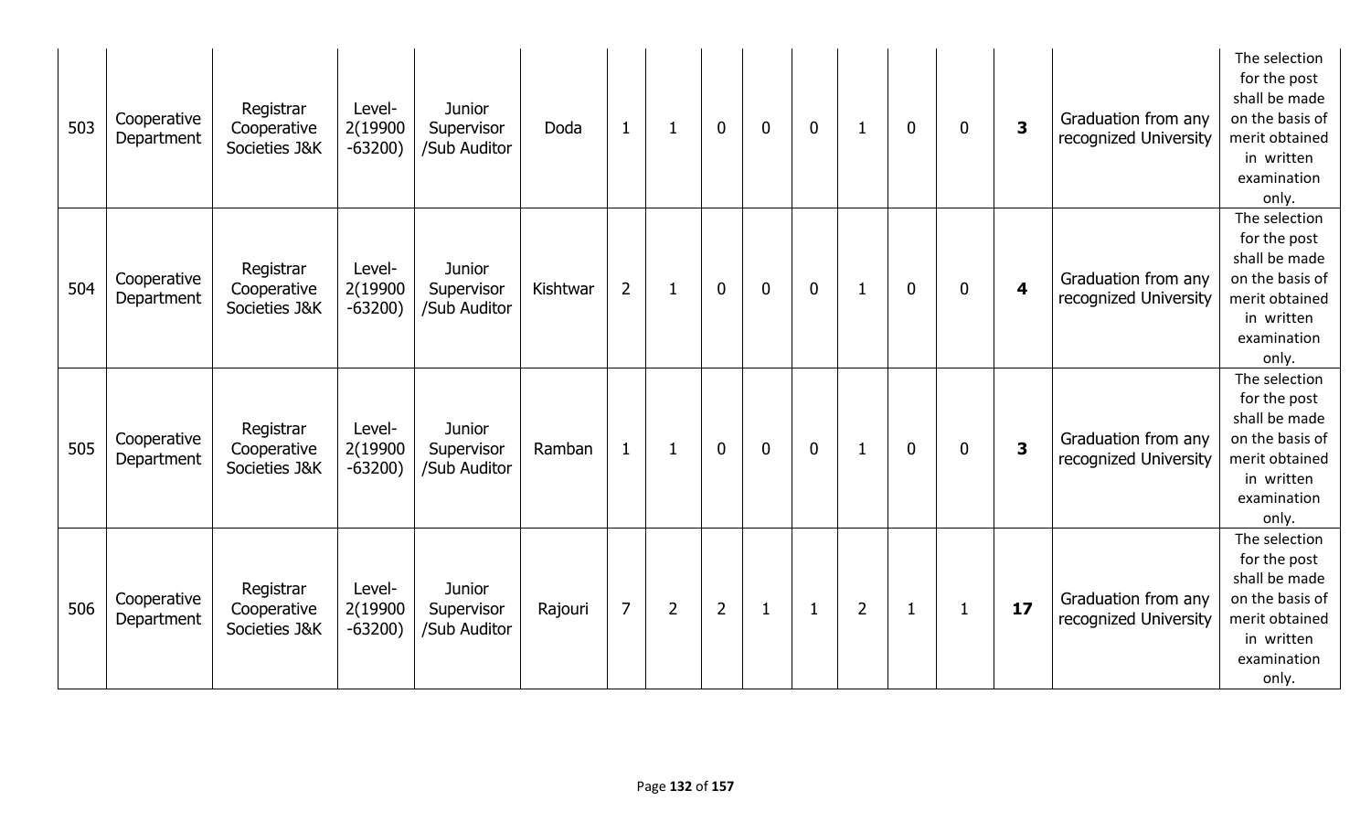| | | | | | | | | | | | | | | | | |
|---|---|---|---|---|---|---|---|---|---|---|---|---|---|---|---|---|
| 503 | Cooperative Department | Registrar Cooperative Societies J&K | Level-2(19900-63200) | Junior Supervisor /Sub Auditor | Doda | 1 | 1 | 0 | 0 | 0 | 1 | 0 | 0 | **3** | Graduation from any recognized University | The selection for the post shall be made on the basis of merit obtained in written examination only. |
| 504 | Cooperative Department | Registrar Cooperative Societies J&K | Level-2(19900-63200) | Junior Supervisor /Sub Auditor | Kishtwar | 2 | 1 | 0 | 0 | 0 | 1 | 0 | 0 | **4** | Graduation from any recognized University | The selection for the post shall be made on the basis of merit obtained in written examination only. |
| 505 | Cooperative Department | Registrar Cooperative Societies J&K | Level-2(19900-63200) | Junior Supervisor /Sub Auditor | Ramban | 1 | 1 | 0 | 0 | 0 | 1 | 0 | 0 | **3** | Graduation from any recognized University | The selection for the post shall be made on the basis of merit obtained in written examination only. |
| 506 | Cooperative Department | Registrar Cooperative Societies J&K | Level-2(19900-63200) | Junior Supervisor /Sub Auditor | Rajouri | 7 | 2 | 2 | 1 | 1 | 2 | 1 | 1 | **17** | Graduation from any recognized University | The selection for the post shall be made on the basis of merit obtained in written examination only. |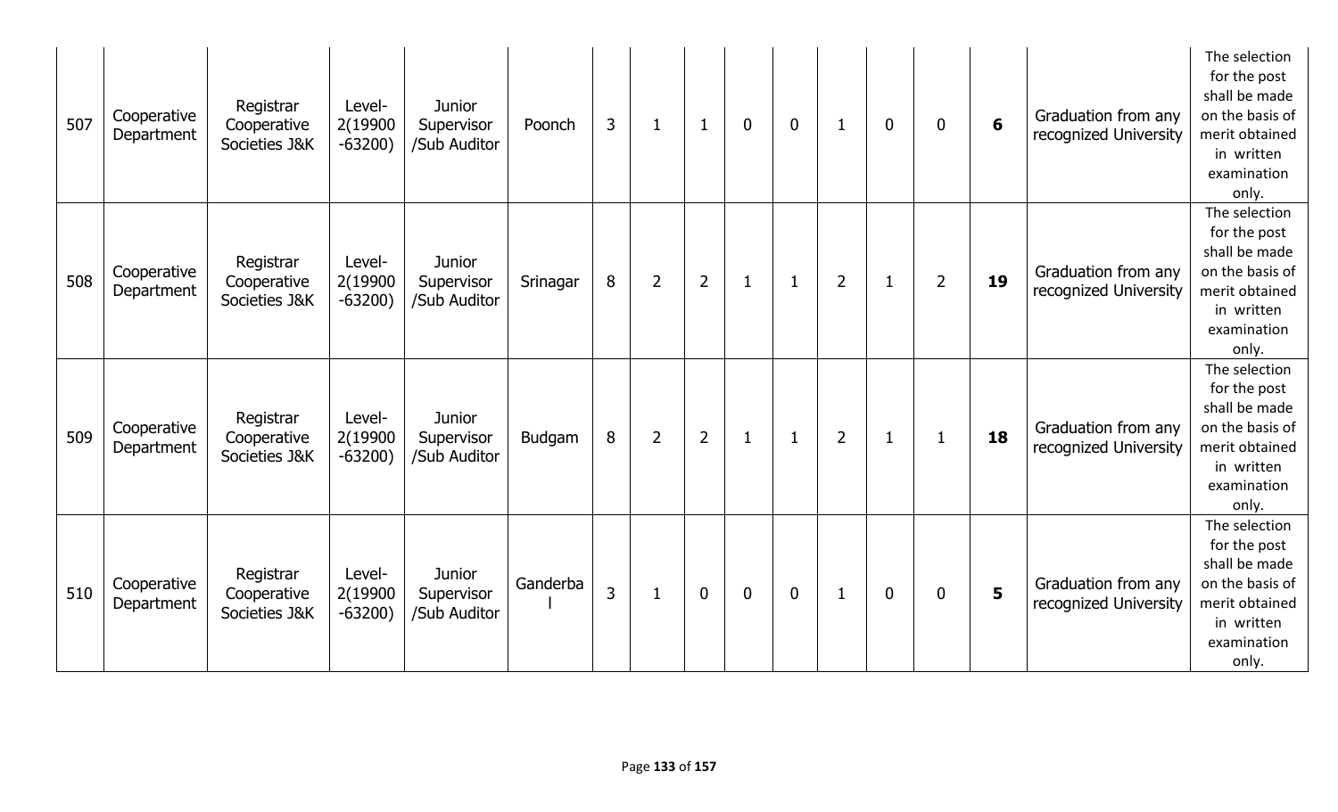| 507 | Cooperative Department | Registrar Cooperative Societies J&K | Level-2(19900-63200) | Junior Supervisor /Sub Auditor | Poonch | 3 | 1 | 1 | 0 | 0 | 1 | 0 | 0 | **6** | Graduation from any recognized University | The selection for the post shall be made on the basis of merit obtained in written examination only. |
|---|---|---|---|---|---|---|---|---|---|---|---|---|---|---|---|---|
| 508 | Cooperative Department | Registrar Cooperative Societies J&K | Level-2(19900-63200) | Junior Supervisor /Sub Auditor | Srinagar | 8 | 2 | 2 | 1 | 1 | 2 | 1 | 2 | **19** | Graduation from any recognized University | The selection for the post shall be made on the basis of merit obtained in written examination only. |
| 509 | Cooperative Department | Registrar Cooperative Societies J&K | Level-2(19900-63200) | Junior Supervisor /Sub Auditor | Budgam | 8 | 2 | 2 | 1 | 1 | 2 | 1 | 1 | **18** | Graduation from any recognized University | The selection for the post shall be made on the basis of merit obtained in written examination only. |
| 510 | Cooperative Department | Registrar Cooperative Societies J&K | Level-2(19900-63200) | Junior Supervisor /Sub Auditor | Ganderbal | 3 | 1 | 0 | 0 | 0 | 1 | 0 | 0 | **5** | Graduation from any recognized University | The selection for the post shall be made on the basis of merit obtained in written examination only. |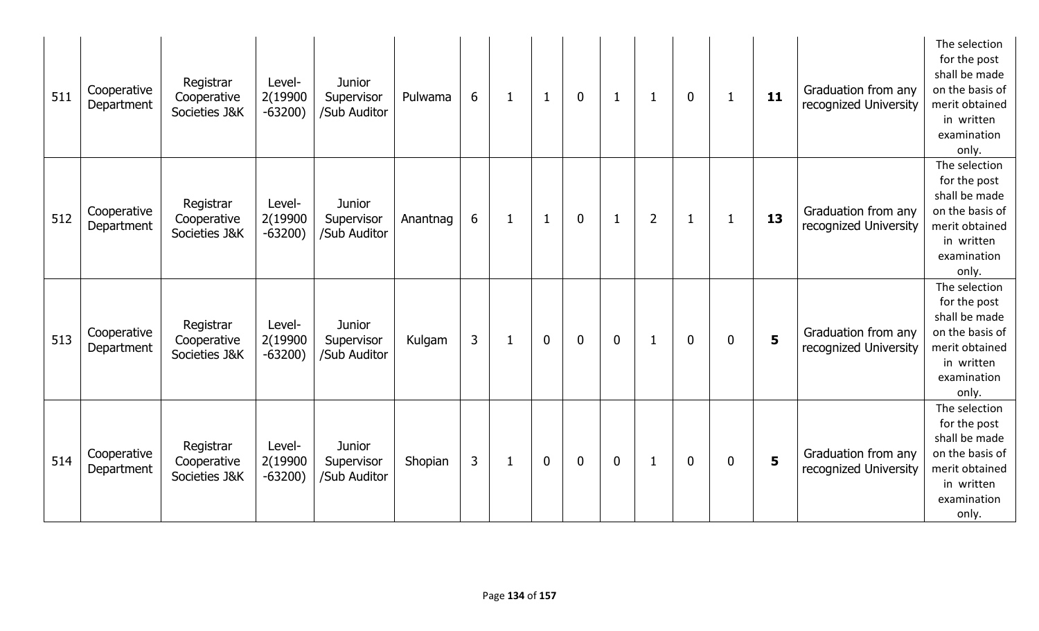| | | | | | | | | | | | | | | | | |
|---|---|---|---|---|---|---|---|---|---|---|---|---|---|---|---|---|
| 511 | Cooperative Department | Registrar Cooperative Societies J&K | Level-2(19900-63200) | Junior Supervisor /Sub Auditor | Pulwama | 6 | 1 | 1 | 0 | 1 | 1 | 0 | 1 | **11** | Graduation from any recognized University | The selection for the post shall be made on the basis of merit obtained in written examination only. |
| 512 | Cooperative Department | Registrar Cooperative Societies J&K | Level-2(19900-63200) | Junior Supervisor /Sub Auditor | Anantnag | 6 | 1 | 1 | 0 | 1 | 2 | 1 | 1 | **13** | Graduation from any recognized University | The selection for the post shall be made on the basis of merit obtained in written examination only. |
| 513 | Cooperative Department | Registrar Cooperative Societies J&K | Level-2(19900-63200) | Junior Supervisor /Sub Auditor | Kulgam | 3 | 1 | 0 | 0 | 0 | 1 | 0 | 0 | **5** | Graduation from any recognized University | The selection for the post shall be made on the basis of merit obtained in written examination only. |
| 514 | Cooperative Department | Registrar Cooperative Societies J&K | Level-2(19900-63200) | Junior Supervisor /Sub Auditor | Shopian | 3 | 1 | 0 | 0 | 0 | 1 | 0 | 0 | **5** | Graduation from any recognized University | The selection for the post shall be made on the basis of merit obtained in written examination only. |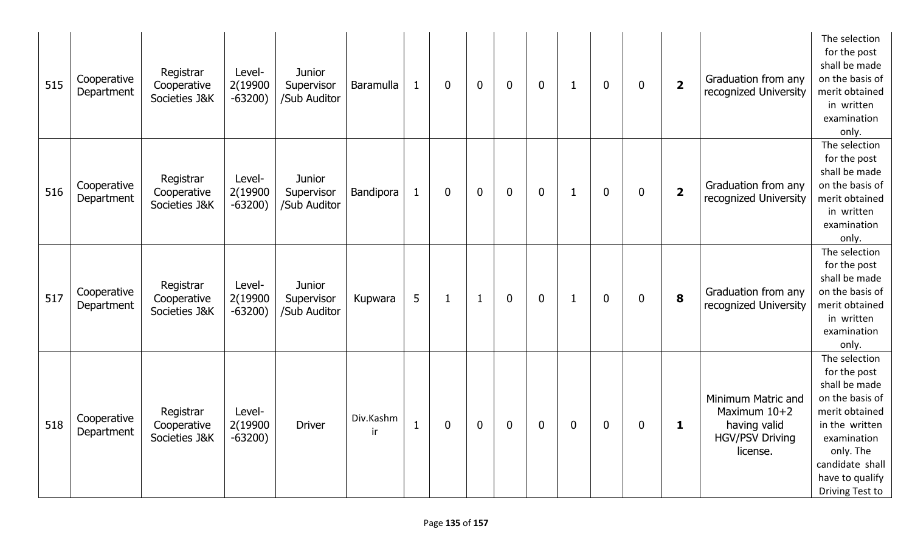| 515 | Cooperative Department | Registrar Cooperative Societies J&K | Level-2(19900 -63200) | Junior Supervisor /Sub Auditor | Baramulla | 1 | 0 | 0 | 0 | 0 | 1 | 0 | 0 | **2** | Graduation from any recognized University | The selection for the post shall be made on the basis of merit obtained in written examination only. |
|---|---|---|---|---|---|---|---|---|---|---|---|---|---|---|---|---|
| 516 | Cooperative Department | Registrar Cooperative Societies J&K | Level-2(19900 -63200) | Junior Supervisor /Sub Auditor | Bandipora | 1 | 0 | 0 | 0 | 0 | 1 | 0 | 0 | **2** | Graduation from any recognized University | The selection for the post shall be made on the basis of merit obtained in written examination only. |
| 517 | Cooperative Department | Registrar Cooperative Societies J&K | Level-2(19900 -63200) | Junior Supervisor /Sub Auditor | Kupwara | 5 | 1 | 1 | 0 | 0 | 1 | 0 | 0 | **8** | Graduation from any recognized University | The selection for the post shall be made on the basis of merit obtained in written examination only. |
| 518 | Cooperative Department | Registrar Cooperative Societies J&K | Level-2(19900 -63200) | Driver | Div.Kashmir | 1 | 0 | 0 | 0 | 0 | 0 | 0 | 0 | **1** | Minimum Matric and Maximum 10+2 having valid HGV/PSV Driving license. | The selection for the post shall be made on the basis of merit obtained in the written examination only. The candidate shall have to qualify Driving Test to |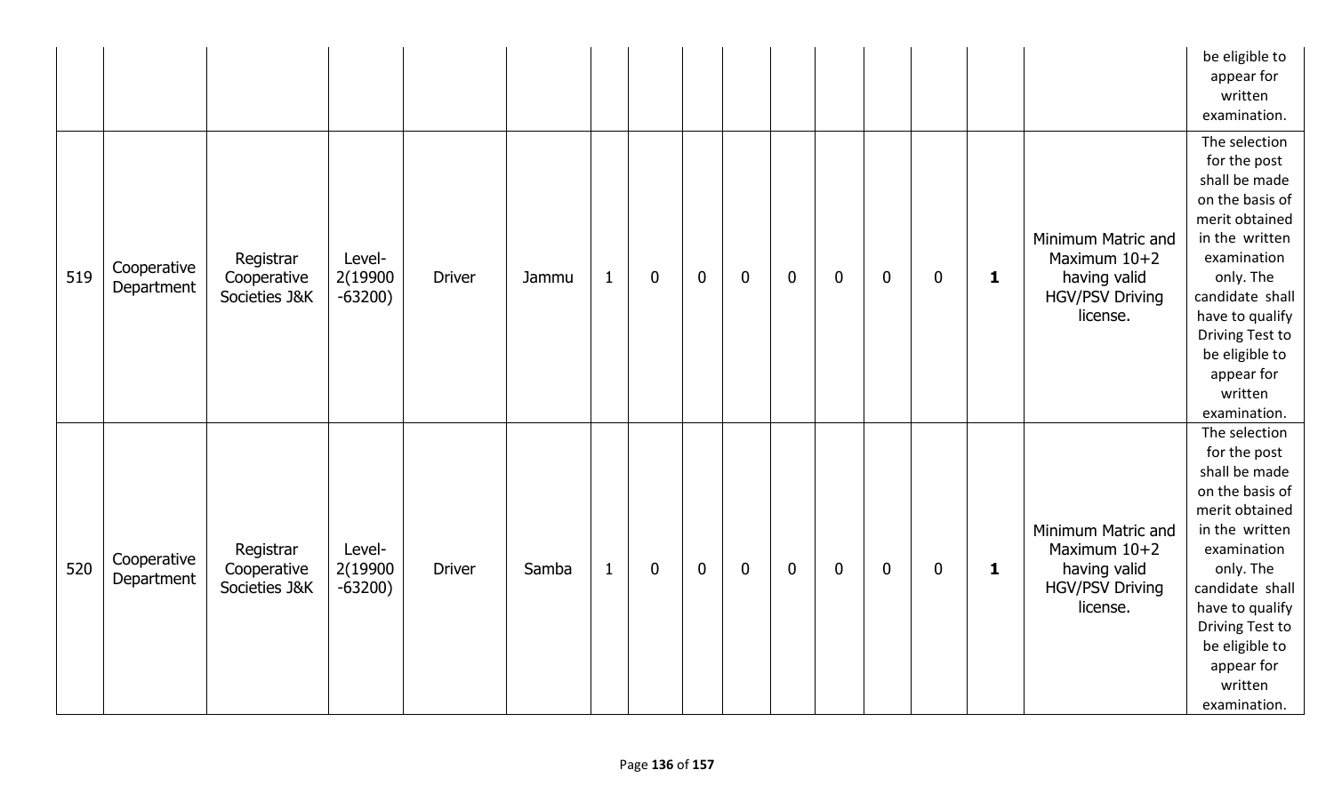| | | | | | | | | | | | | | | | | |
|---|---|---|---|---|---|---|---|---|---|---|---|---|---|---|---|---|
| | | | | | | | | | | | | | | | | be eligible to appear for written examination. |
| 519 | Cooperative Department | Registrar Cooperative Societies J&K | Level-2(19900 -63200) | Driver | Jammu | 1 | 0 | 0 | 0 | 0 | 0 | 0 | 0 | **1** | Minimum Matric and Maximum 10+2 having valid HGV/PSV Driving license. | The selection for the post shall be made on the basis of merit obtained in the written examination only. The candidate shall have to qualify Driving Test to be eligible to appear for written examination. |
| 520 | Cooperative Department | Registrar Cooperative Societies J&K | Level-2(19900 -63200) | Driver | Samba | 1 | 0 | 0 | 0 | 0 | 0 | 0 | 0 | **1** | Minimum Matric and Maximum 10+2 having valid HGV/PSV Driving license. | The selection for the post shall be made on the basis of merit obtained in the written examination only. The candidate shall have to qualify Driving Test to be eligible to appear for written examination. |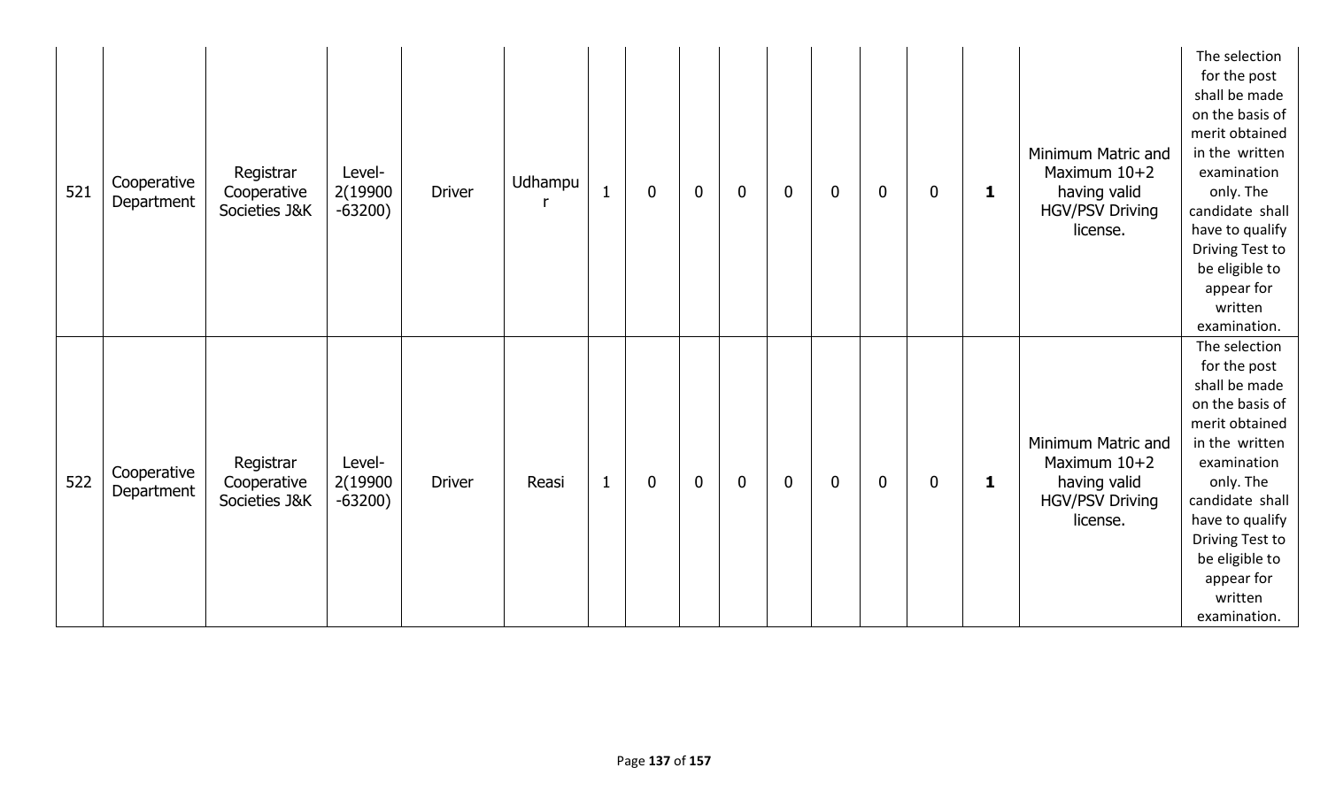| 521 | Cooperative Department | Registrar Cooperative Societies J&K | Level-2(19900-63200) | Driver | Udhampur | 1 | 0 | 0 | 0 | 0 | 0 | 0 | 0 | **1** | Minimum Matric and Maximum 10+2 having valid HGV/PSV Driving license. | The selection for the post shall be made on the basis of merit obtained in the written examination only. The candidate shall have to qualify Driving Test to be eligible to appear for written examination. |
|---|---|---|---|---|---|---|---|---|---|---|---|---|---|---|---|---|
| 522 | Cooperative Department | Registrar Cooperative Societies J&K | Level-2(19900-63200) | Driver | Reasi | 1 | 0 | 0 | 0 | 0 | 0 | 0 | 0 | **1** | Minimum Matric and Maximum 10+2 having valid HGV/PSV Driving license. | The selection for the post shall be made on the basis of merit obtained in the written examination only. The candidate shall have to qualify Driving Test to be eligible to appear for written examination. |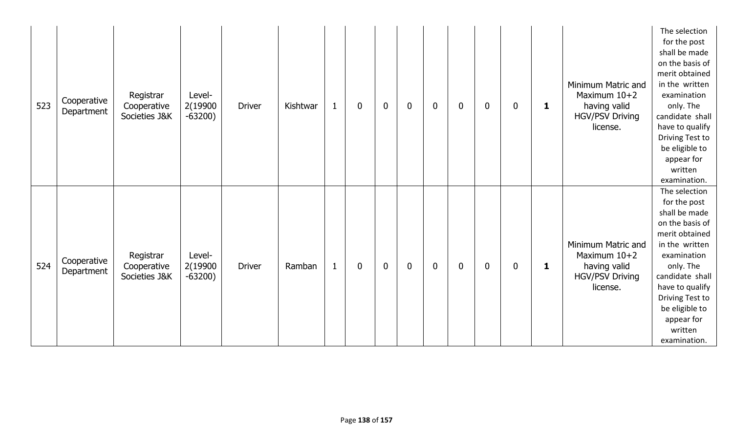| 523 | Cooperative Department | Registrar Cooperative Societies J&K | Level-2(19900-63200) | Driver | Kishtwar | 1 | 0 | 0 | 0 | 0 | 0 | 0 | 0 | **1** | Minimum Matric and Maximum 10+2 having valid HGV/PSV Driving license. | The selection for the post shall be made on the basis of merit obtained in the written examination only. The candidate shall have to qualify Driving Test to be eligible to appear for written examination. |
|---|---|---|---|---|---|---|---|---|---|---|---|---|---|---|---|---|
| 524 | Cooperative Department | Registrar Cooperative Societies J&K | Level-2(19900-63200) | Driver | Ramban | 1 | 0 | 0 | 0 | 0 | 0 | 0 | 0 | **1** | Minimum Matric and Maximum 10+2 having valid HGV/PSV Driving license. | The selection for the post shall be made on the basis of merit obtained in the written examination only. The candidate shall have to qualify Driving Test to be eligible to appear for written examination. |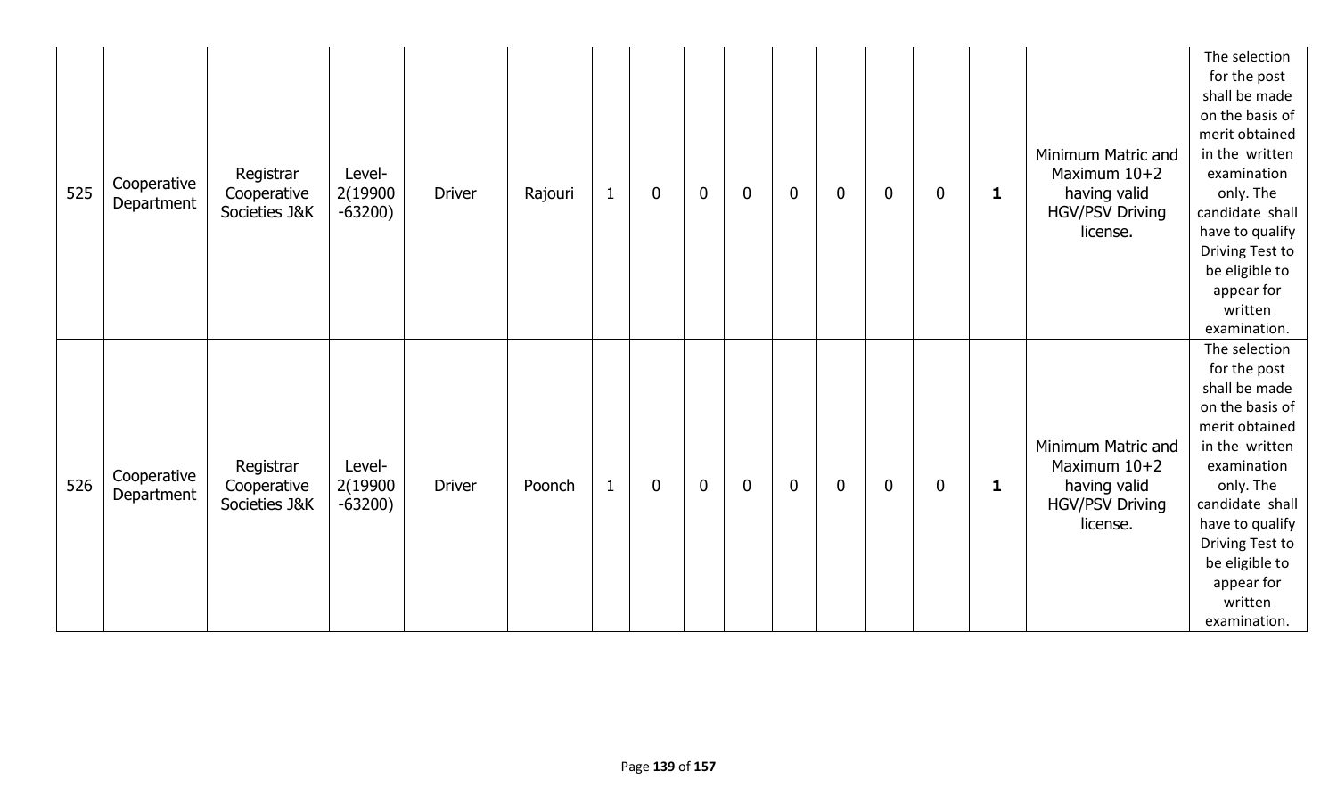| 525 | Cooperative Department | Registrar Cooperative Societies J&K | Level-2(19900-63200) | Driver | Rajouri | 1 | 0 | 0 | 0 | 0 | 0 | 0 | 0 | **1** | Minimum Matric and Maximum 10+2 having valid HGV/PSV Driving license. | The selection for the post shall be made on the basis of merit obtained in the written examination only. The candidate shall have to qualify Driving Test to be eligible to appear for written examination. |
|---|---|---|---|---|---|---|---|---|---|---|---|---|---|---|---|---|
| 526 | Cooperative Department | Registrar Cooperative Societies J&K | Level-2(19900-63200) | Driver | Poonch | 1 | 0 | 0 | 0 | 0 | 0 | 0 | 0 | **1** | Minimum Matric and Maximum 10+2 having valid HGV/PSV Driving license. | The selection for the post shall be made on the basis of merit obtained in the written examination only. The candidate shall have to qualify Driving Test to be eligible to appear for written examination. |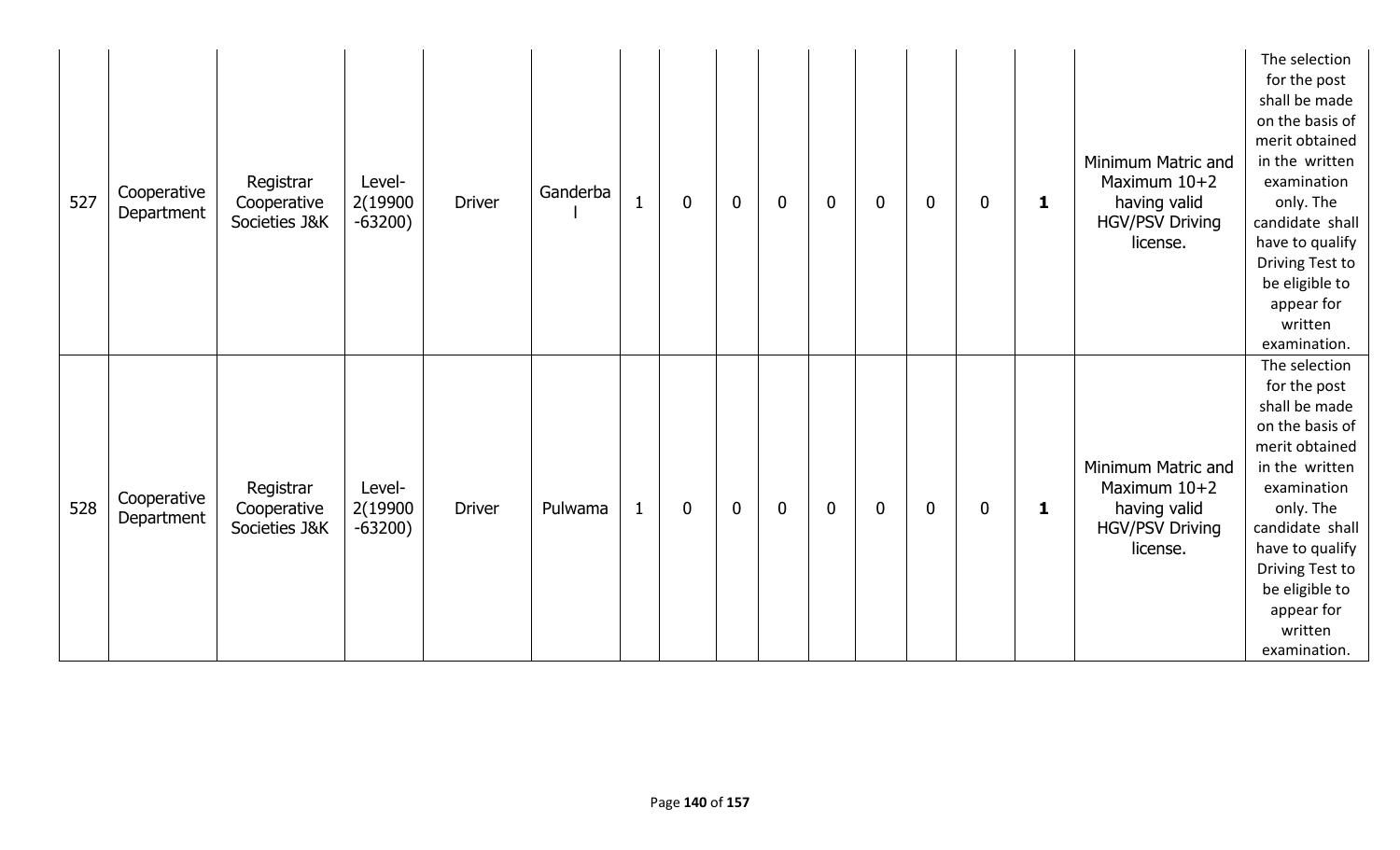| 527 | Cooperative Department | Registrar Cooperative Societies J&K | Level-2(19900-63200) | Driver | Ganderbal | 1 | 0 | 0 | 0 | 0 | 0 | 0 | 0 | **1** | Minimum Matric and Maximum 10+2 having valid HGV/PSV Driving license. | The selection for the post shall be made on the basis of merit obtained in the written examination only. The candidate shall have to qualify Driving Test to be eligible to appear for written examination. |
|---|---|---|---|---|---|---|---|---|---|---|---|---|---|---|---|---|
| 528 | Cooperative Department | Registrar Cooperative Societies J&K | Level-2(19900-63200) | Driver | Pulwama | 1 | 0 | 0 | 0 | 0 | 0 | 0 | 0 | **1** | Minimum Matric and Maximum 10+2 having valid HGV/PSV Driving license. | The selection for the post shall be made on the basis of merit obtained in the written examination only. The candidate shall have to qualify Driving Test to be eligible to appear for written examination. |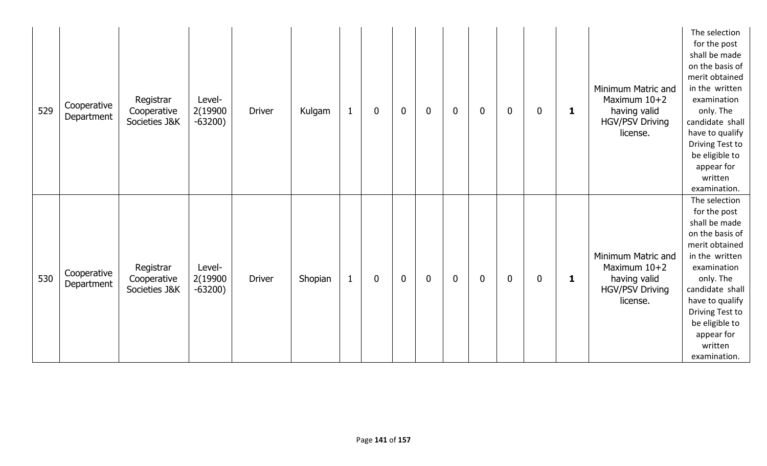| | | | | | | | | | | | | | | | | |
|---|---|---|---|---|---|---|---|---|---|---|---|---|---|---|---|---|
| 529 | Cooperative Department | Registrar Cooperative Societies J&K | Level-2(19900-63200) | Driver | Kulgam | 1 | 0 | 0 | 0 | 0 | 0 | 0 | 0 | **1** | Minimum Matric and Maximum 10+2 having valid HGV/PSV Driving license. | The selection for the post shall be made on the basis of merit obtained in the written examination only. The candidate shall have to qualify Driving Test to be eligible to appear for written examination. |
| 530 | Cooperative Department | Registrar Cooperative Societies J&K | Level-2(19900-63200) | Driver | Shopian | 1 | 0 | 0 | 0 | 0 | 0 | 0 | 0 | **1** | Minimum Matric and Maximum 10+2 having valid HGV/PSV Driving license. | The selection for the post shall be made on the basis of merit obtained in the written examination only. The candidate shall have to qualify Driving Test to be eligible to appear for written examination. |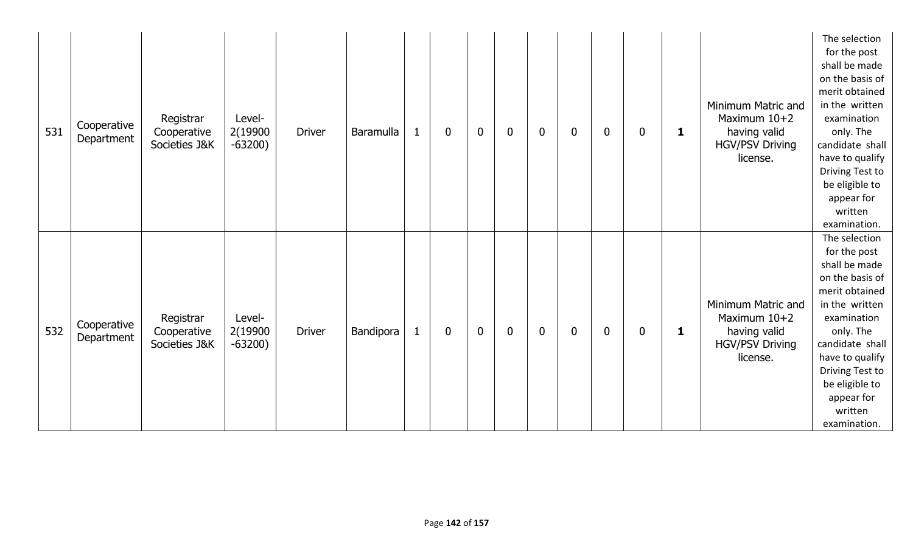| 531 | Cooperative Department | Registrar Cooperative Societies J&K | Level-2(19900-63200) | Driver | Baramulla | 1 | 0 | 0 | 0 | 0 | 0 | 0 | 0 | **1** | Minimum Matric and Maximum 10+2 having valid HGV/PSV Driving license. | The selection for the post shall be made on the basis of merit obtained in the written examination only. The candidate shall have to qualify Driving Test to be eligible to appear for written examination. |
|---|---|---|---|---|---|---|---|---|---|---|---|---|---|---|---|---|
| 532 | Cooperative Department | Registrar Cooperative Societies J&K | Level-2(19900-63200) | Driver | Bandipora | 1 | 0 | 0 | 0 | 0 | 0 | 0 | 0 | **1** | Minimum Matric and Maximum 10+2 having valid HGV/PSV Driving license. | The selection for the post shall be made on the basis of merit obtained in the written examination only. The candidate shall have to qualify Driving Test to be eligible to appear for written examination. |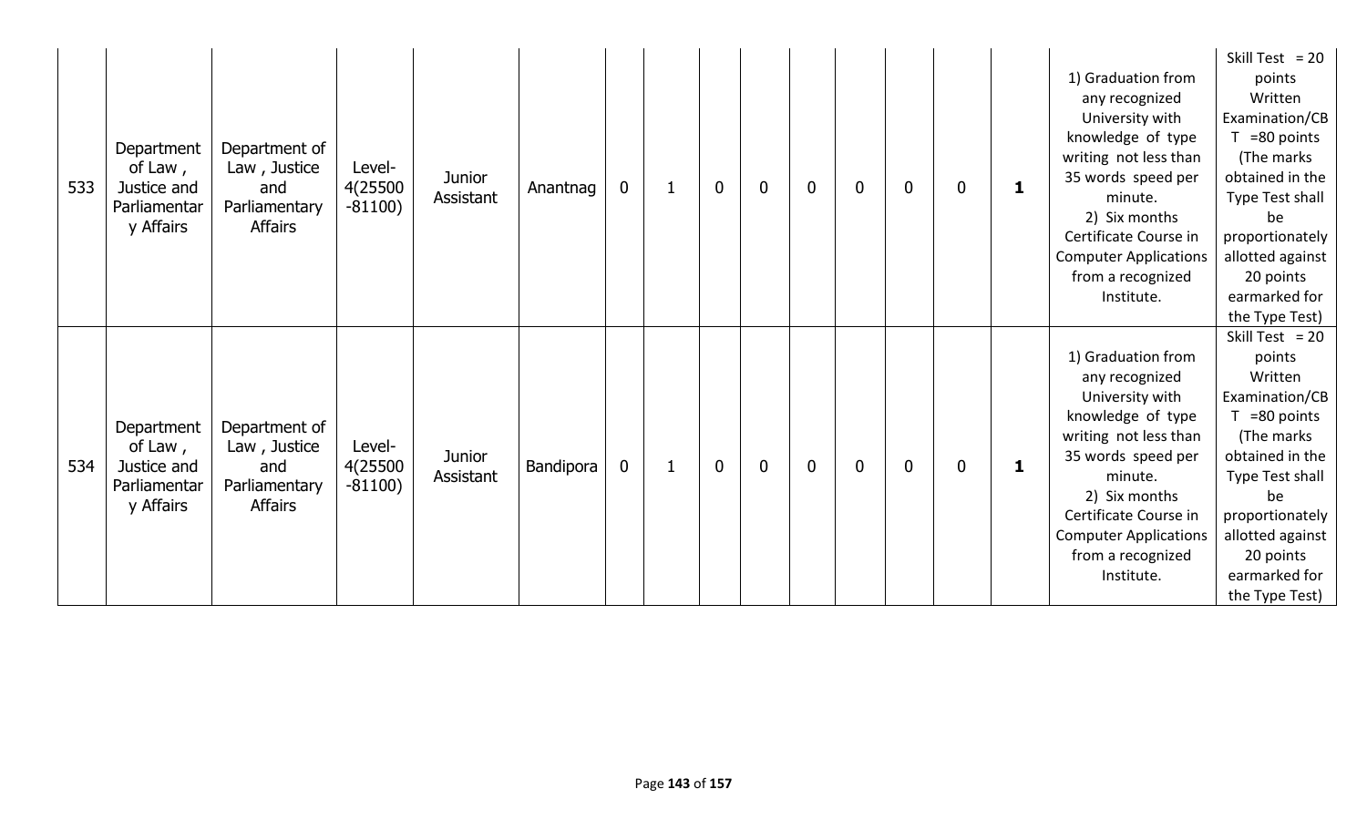| 533 | Department of Law , Justice and Parliamentary Affairs | Department of Law , Justice and Parliamentary Affairs | Level-4(25500 -81100) | Junior Assistant | Anantnag | 0 | 1 | 0 | 0 | 0 | 0 | 0 | 0 | **1** | 1) Graduation from any recognized University with knowledge of type writing not less than 35 words speed per minute. 2) Six months Certificate Course in Computer Applications from a recognized Institute. | Skill Test = 20 points Written Examination/CBT =80 points (The marks obtained in the Type Test shall be proportionately allotted against 20 points earmarked for the Type Test) |
|---|---|---|---|---|---|---|---|---|---|---|---|---|---|---|---|---|
| 534 | Department of Law , Justice and Parliamentary Affairs | Department of Law , Justice and Parliamentary Affairs | Level-4(25500 -81100) | Junior Assistant | Bandipora | 0 | 1 | 0 | 0 | 0 | 0 | 0 | 0 | **1** | 1) Graduation from any recognized University with knowledge of type writing not less than 35 words speed per minute. 2) Six months Certificate Course in Computer Applications from a recognized Institute. | Skill Test = 20 points Written Examination/CBT =80 points (The marks obtained in the Type Test shall be proportionately allotted against 20 points earmarked for the Type Test) |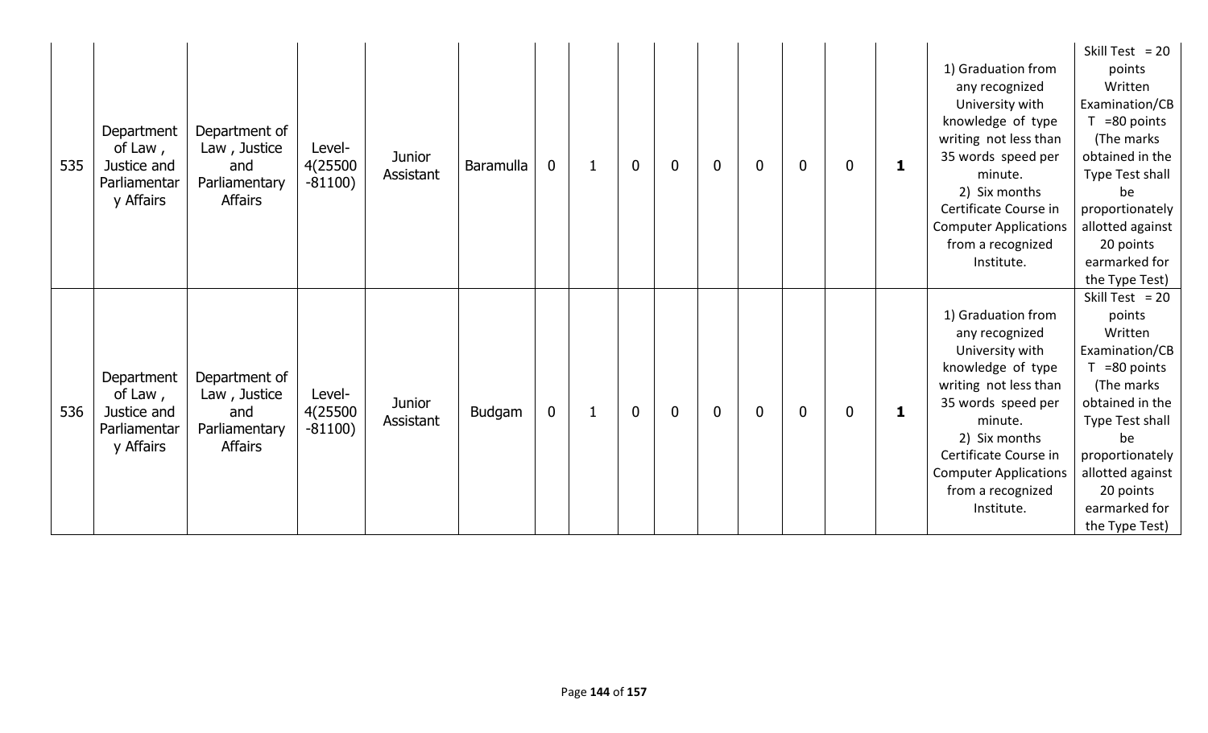| 535 | Department of Law , Justice and Parliamentary Affairs | Department of Law , Justice and Parliamentary Affairs | Level-4(25500 -81100) | Junior Assistant | Baramulla | 0 | 1 | 0 | 0 | 0 | 0 | 0 | 0 | **1** | 1) Graduation from any recognized University with knowledge of type writing not less than 35 words speed per minute. 2) Six months Certificate Course in Computer Applications from a recognized Institute. | Skill Test = 20 points Written Examination/CBT =80 points (The marks obtained in the Type Test shall be proportionately allotted against 20 points earmarked for the Type Test) |
|---|---|---|---|---|---|---|---|---|---|---|---|---|---|---|---|---|
| 536 | Department of Law , Justice and Parliamentary Affairs | Department of Law , Justice and Parliamentary Affairs | Level-4(25500 -81100) | Junior Assistant | Budgam | 0 | 1 | 0 | 0 | 0 | 0 | 0 | 0 | **1** | 1) Graduation from any recognized University with knowledge of type writing not less than 35 words speed per minute. 2) Six months Certificate Course in Computer Applications from a recognized Institute. | Skill Test = 20 points Written Examination/CBT =80 points (The marks obtained in the Type Test shall be proportionately allotted against 20 points earmarked for the Type Test) |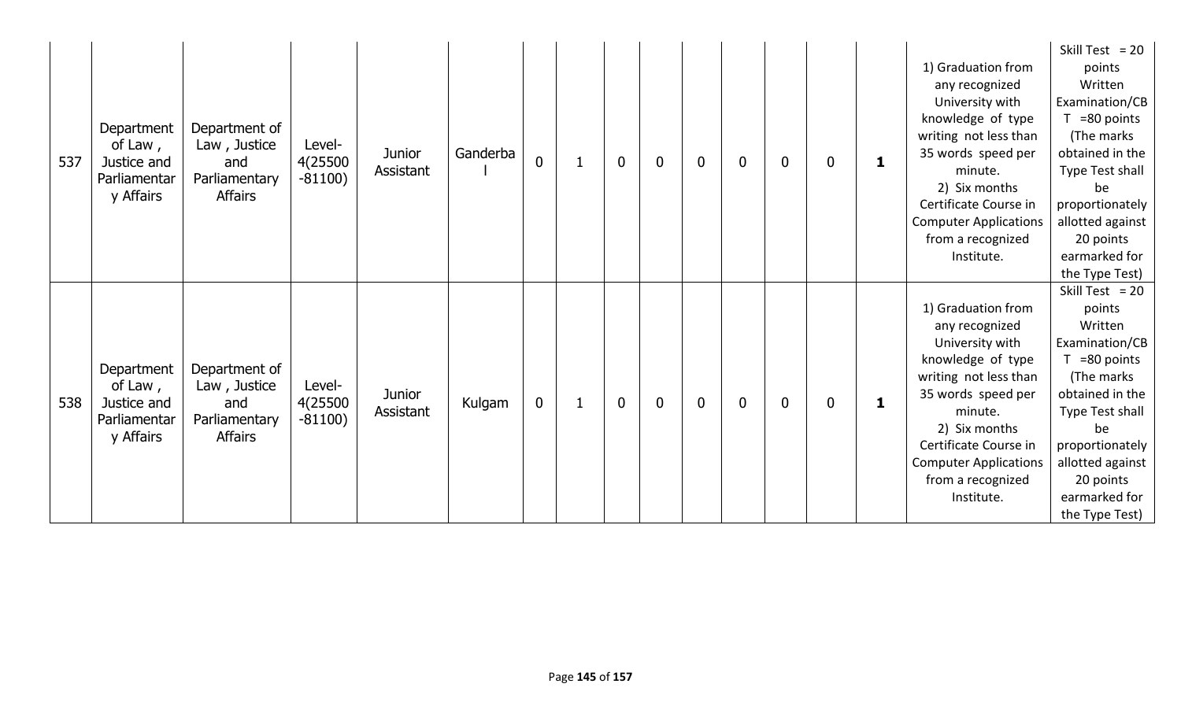| | | | | | | | | | | | | | | | | |
|---|---|---|---|---|---|---|---|---|---|---|---|---|---|---|---|---|
| 537 | Department of Law , Justice and Parliamentary Affairs | Department of Law , Justice and Parliamentary Affairs | Level-4(25500 -81100) | Junior Assistant | Ganderbal | 0 | 1 | 0 | 0 | 0 | 0 | 0 | 0 | **1** | 1) Graduation from any recognized University with knowledge of type writing not less than 35 words speed per minute. 2) Six months Certificate Course in Computer Applications from a recognized Institute. | Skill Test = 20 points Written Examination/CBT =80 points (The marks obtained in the Type Test shall be proportionately allotted against 20 points earmarked for the Type Test) |
| 538 | Department of Law , Justice and Parliamentary Affairs | Department of Law , Justice and Parliamentary Affairs | Level-4(25500 -81100) | Junior Assistant | Kulgam | 0 | 1 | 0 | 0 | 0 | 0 | 0 | 0 | **1** | 1) Graduation from any recognized University with knowledge of type writing not less than 35 words speed per minute. 2) Six months Certificate Course in Computer Applications from a recognized Institute. | Skill Test = 20 points Written Examination/CBT =80 points (The marks obtained in the Type Test shall be proportionately allotted against 20 points earmarked for the Type Test) |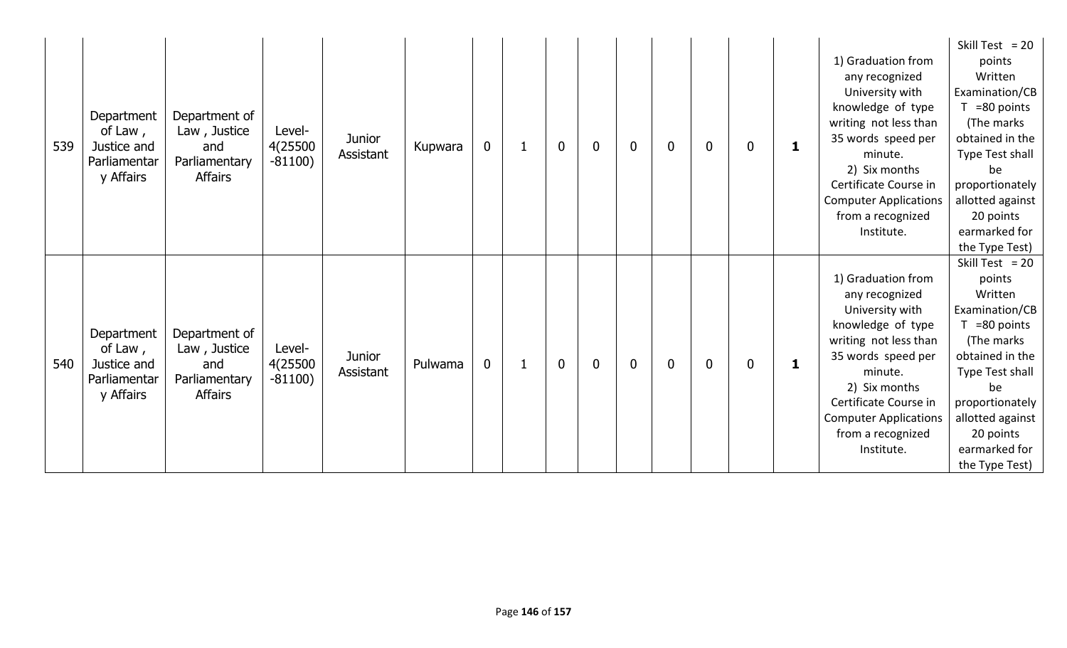| 539 | Department of Law , Justice and Parliamentary Affairs | Department of Law , Justice and Parliamentary Affairs | Level-4(25500-81100) | Junior Assistant | Kupwara | 0 | 1 | 0 | 0 | 0 | 0 | 0 | 0 | **1** | 1) Graduation from any recognized University with knowledge of type writing not less than 35 words speed per minute. 2) Six months Certificate Course in Computer Applications from a recognized Institute. | Skill Test = 20 points Written Examination/CBT =80 points (The marks obtained in the Type Test shall be proportionately allotted against 20 points earmarked for the Type Test) |
|---|---|---|---|---|---|---|---|---|---|---|---|---|---|---|---|---|
| 540 | Department of Law , Justice and Parliamentary Affairs | Department of Law , Justice and Parliamentary Affairs | Level-4(25500-81100) | Junior Assistant | Pulwama | 0 | 1 | 0 | 0 | 0 | 0 | 0 | 0 | **1** | 1) Graduation from any recognized University with knowledge of type writing not less than 35 words speed per minute. 2) Six months Certificate Course in Computer Applications from a recognized Institute. | Skill Test = 20 points Written Examination/CBT =80 points (The marks obtained in the Type Test shall be proportionately allotted against 20 points earmarked for the Type Test) |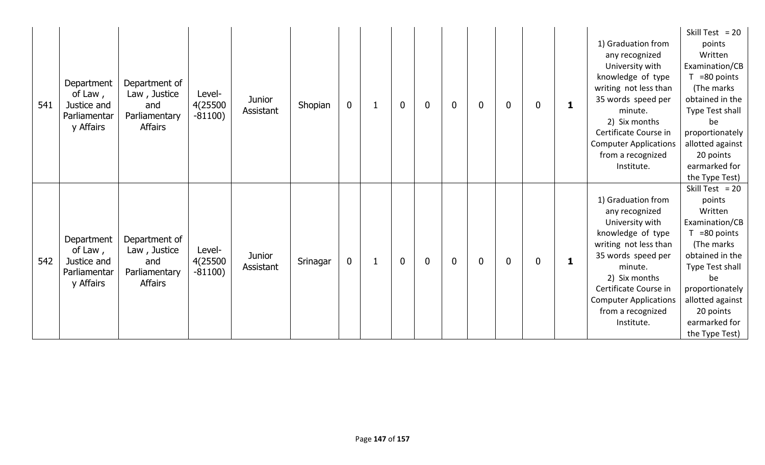| 541 | Department of Law , Justice and Parliamentary Affairs | Department of Law , Justice and Parliamentary Affairs | Level-4(25500 -81100) | Junior Assistant | Shopian | 0 | 1 | 0 | 0 | 0 | 0 | 0 | 0 | **1** | 1) Graduation from any recognized University with knowledge of type writing not less than 35 words speed per minute. 2) Six months Certificate Course in Computer Applications from a recognized Institute. | Skill Test = 20 points Written Examination/CBT =80 points (The marks obtained in the Type Test shall be proportionately allotted against 20 points earmarked for the Type Test) |
|---|---|---|---|---|---|---|---|---|---|---|---|---|---|---|---|---|
| 542 | Department of Law , Justice and Parliamentary Affairs | Department of Law , Justice and Parliamentary Affairs | Level-4(25500 -81100) | Junior Assistant | Srinagar | 0 | 1 | 0 | 0 | 0 | 0 | 0 | 0 | **1** | 1) Graduation from any recognized University with knowledge of type writing not less than 35 words speed per minute. 2) Six months Certificate Course in Computer Applications from a recognized Institute. | Skill Test = 20 points Written Examination/CBT =80 points (The marks obtained in the Type Test shall be proportionately allotted against 20 points earmarked for the Type Test) |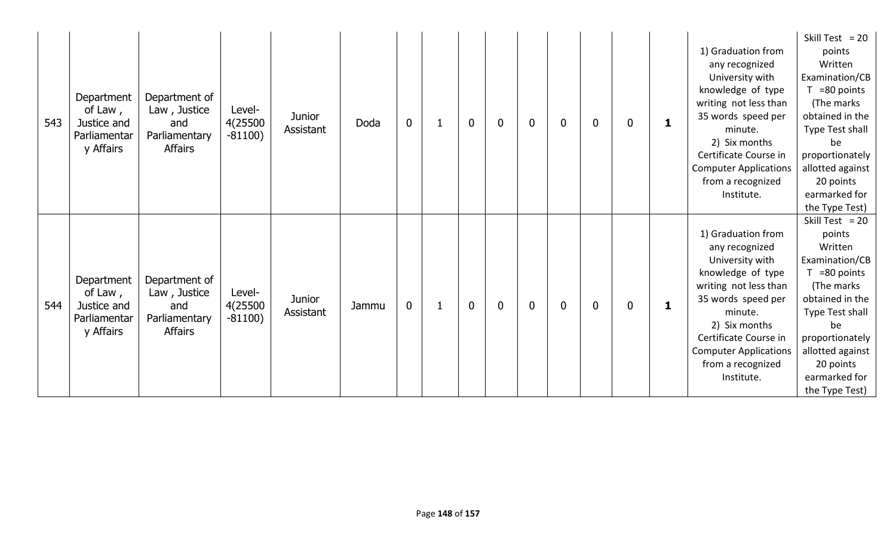| 543 | Department of Law , Justice and Parliamentary Affairs | Department of Law , Justice and Parliamentary Affairs | Level-4(25500 -81100) | Junior Assistant | Doda | 0 | 1 | 0 | 0 | 0 | 0 | 0 | 0 | **1** | 1) Graduation from any recognized University with knowledge of type writing not less than 35 words speed per minute. 2) Six months Certificate Course in Computer Applications from a recognized Institute. | Skill Test = 20 points Written Examination/CBT =80 points (The marks obtained in the Type Test shall be proportionately allotted against 20 points earmarked for the Type Test) |
|---|---|---|---|---|---|---|---|---|---|---|---|---|---|---|---|---|
| 544 | Department of Law , Justice and Parliamentary Affairs | Department of Law , Justice and Parliamentary Affairs | Level-4(25500 -81100) | Junior Assistant | Jammu | 0 | 1 | 0 | 0 | 0 | 0 | 0 | 0 | **1** | 1) Graduation from any recognized University with knowledge of type writing not less than 35 words speed per minute. 2) Six months Certificate Course in Computer Applications from a recognized Institute. | Skill Test = 20 points Written Examination/CBT =80 points (The marks obtained in the Type Test shall be proportionately allotted against 20 points earmarked for the Type Test) |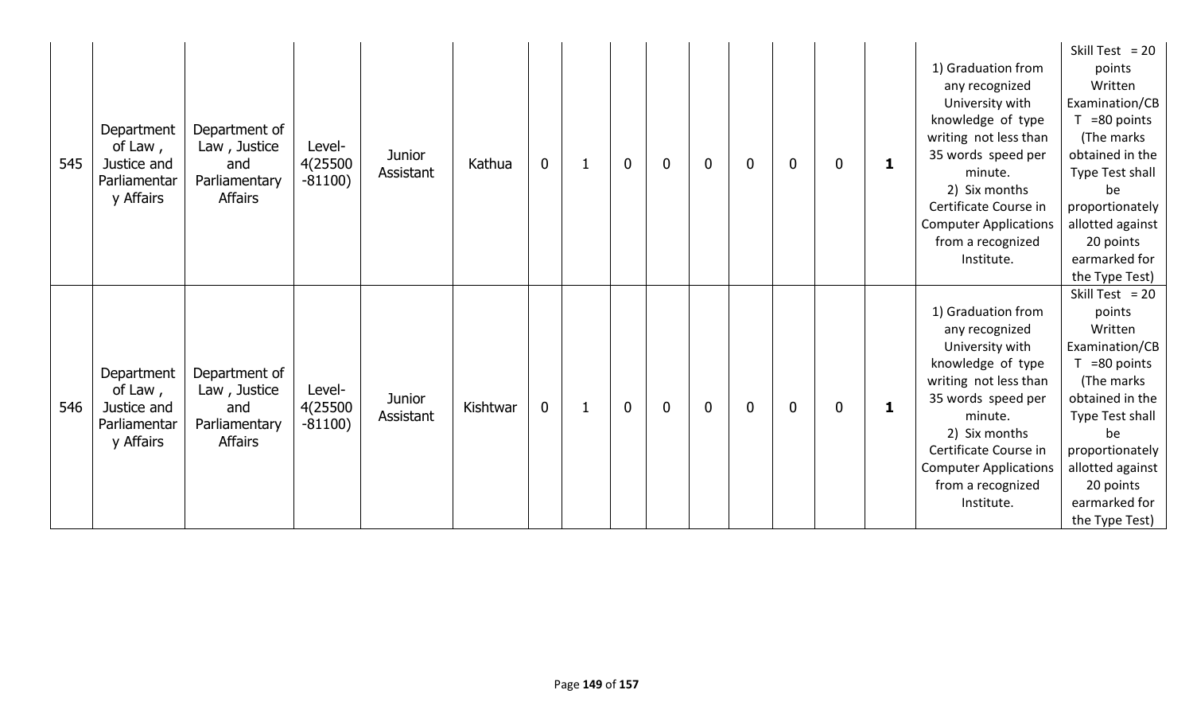| 545 | Department of Law , Justice and Parliamentary Affairs | Department of Law , Justice and Parliamentary Affairs | Level-4(25500 -81100) | Junior Assistant | Kathua | 0 | 1 | 0 | 0 | 0 | 0 | 0 | 0 | **1** | 1) Graduation from any recognized University with knowledge of type writing not less than 35 words speed per minute. 2) Six months Certificate Course in Computer Applications from a recognized Institute. | Skill Test = 20 points Written Examination/CBT =80 points (The marks obtained in the Type Test shall be proportionately allotted against 20 points earmarked for the Type Test) |
|---|---|---|---|---|---|---|---|---|---|---|---|---|---|---|---|---|
| 546 | Department of Law , Justice and Parliamentary Affairs | Department of Law , Justice and Parliamentary Affairs | Level-4(25500 -81100) | Junior Assistant | Kishtwar | 0 | 1 | 0 | 0 | 0 | 0 | 0 | 0 | **1** | 1) Graduation from any recognized University with knowledge of type writing not less than 35 words speed per minute. 2) Six months Certificate Course in Computer Applications from a recognized Institute. | Skill Test = 20 points Written Examination/CBT =80 points (The marks obtained in the Type Test shall be proportionately allotted against 20 points earmarked for the Type Test) |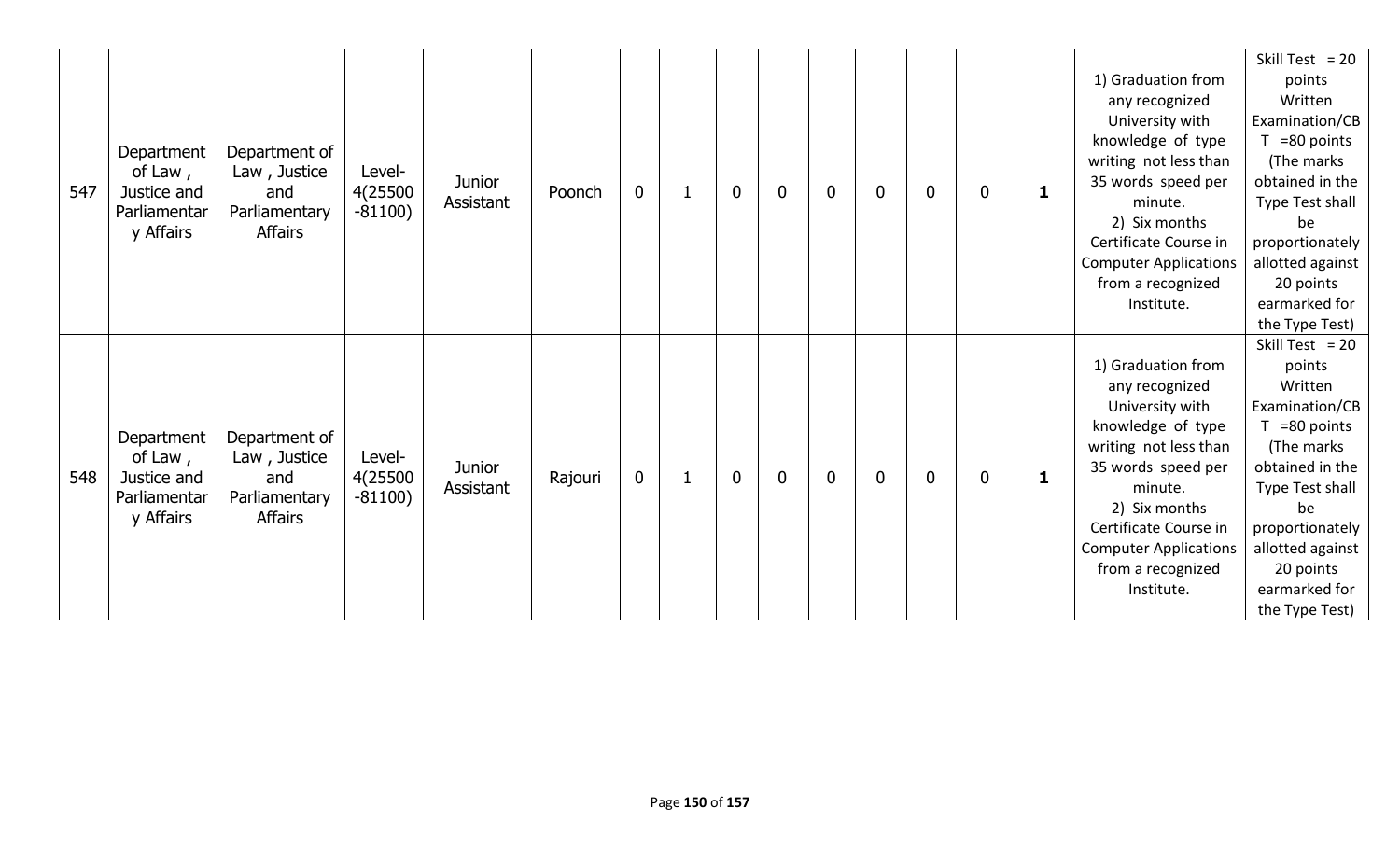| 547 | Department of Law , Justice and Parliamentary Affairs | Department of Law , Justice and Parliamentary Affairs | Level-4(25500 -81100) | Junior Assistant | Poonch | 0 | 1 | 0 | 0 | 0 | 0 | 0 | 0 | **1** | 1) Graduation from any recognized University with knowledge of type writing not less than 35 words speed per minute. 2) Six months Certificate Course in Computer Applications from a recognized Institute. | Skill Test = 20 points Written Examination/CBT =80 points (The marks obtained in the Type Test shall be proportionately allotted against 20 points earmarked for the Type Test) |
|---|---|---|---|---|---|---|---|---|---|---|---|---|---|---|---|---|
| 548 | Department of Law , Justice and Parliamentary Affairs | Department of Law , Justice and Parliamentary Affairs | Level-4(25500 -81100) | Junior Assistant | Rajouri | 0 | 1 | 0 | 0 | 0 | 0 | 0 | 0 | **1** | 1) Graduation from any recognized University with knowledge of type writing not less than 35 words speed per minute. 2) Six months Certificate Course in Computer Applications from a recognized Institute. | Skill Test = 20 points Written Examination/CBT =80 points (The marks obtained in the Type Test shall be proportionately allotted against 20 points earmarked for the Type Test) |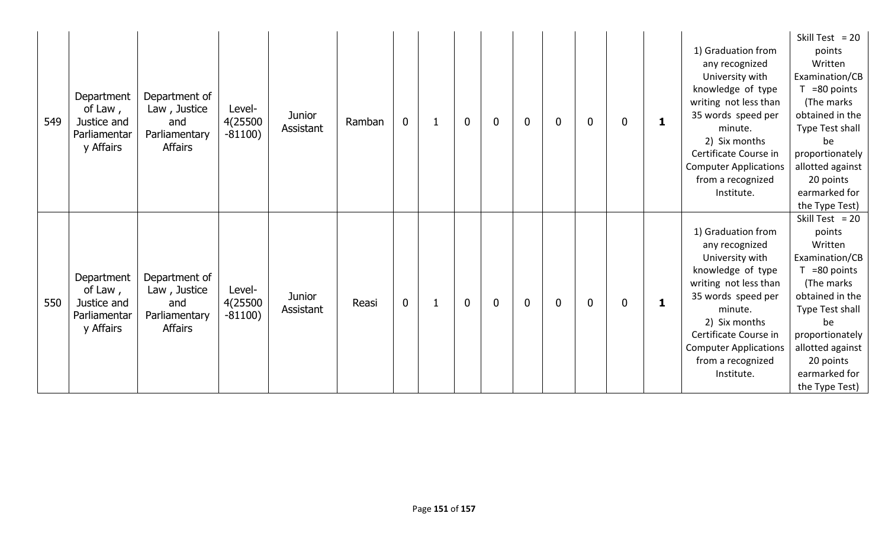| | | | | | | | | | | | | | | | | |
|---|---|---|---|---|---|---|---|---|---|---|---|---|---|---|---|---|
| 549 | Department of Law , Justice and Parliamentary Affairs | Department of Law , Justice and Parliamentary Affairs | Level-4(25500 -81100) | Junior Assistant | Ramban | 0 | 1 | 0 | 0 | 0 | 0 | 0 | 0 | **1** | 1) Graduation from any recognized University with knowledge of type writing not less than 35 words speed per minute. 2) Six months Certificate Course in Computer Applications from a recognized Institute. | Skill Test = 20 points Written Examination/CBT =80 points (The marks obtained in the Type Test shall be proportionately allotted against 20 points earmarked for the Type Test) |
| 550 | Department of Law , Justice and Parliamentary Affairs | Department of Law , Justice and Parliamentary Affairs | Level-4(25500 -81100) | Junior Assistant | Reasi | 0 | 1 | 0 | 0 | 0 | 0 | 0 | 0 | **1** | 1) Graduation from any recognized University with knowledge of type writing not less than 35 words speed per minute. 2) Six months Certificate Course in Computer Applications from a recognized Institute. | Skill Test = 20 points Written Examination/CBT =80 points (The marks obtained in the Type Test shall be proportionately allotted against 20 points earmarked for the Type Test) |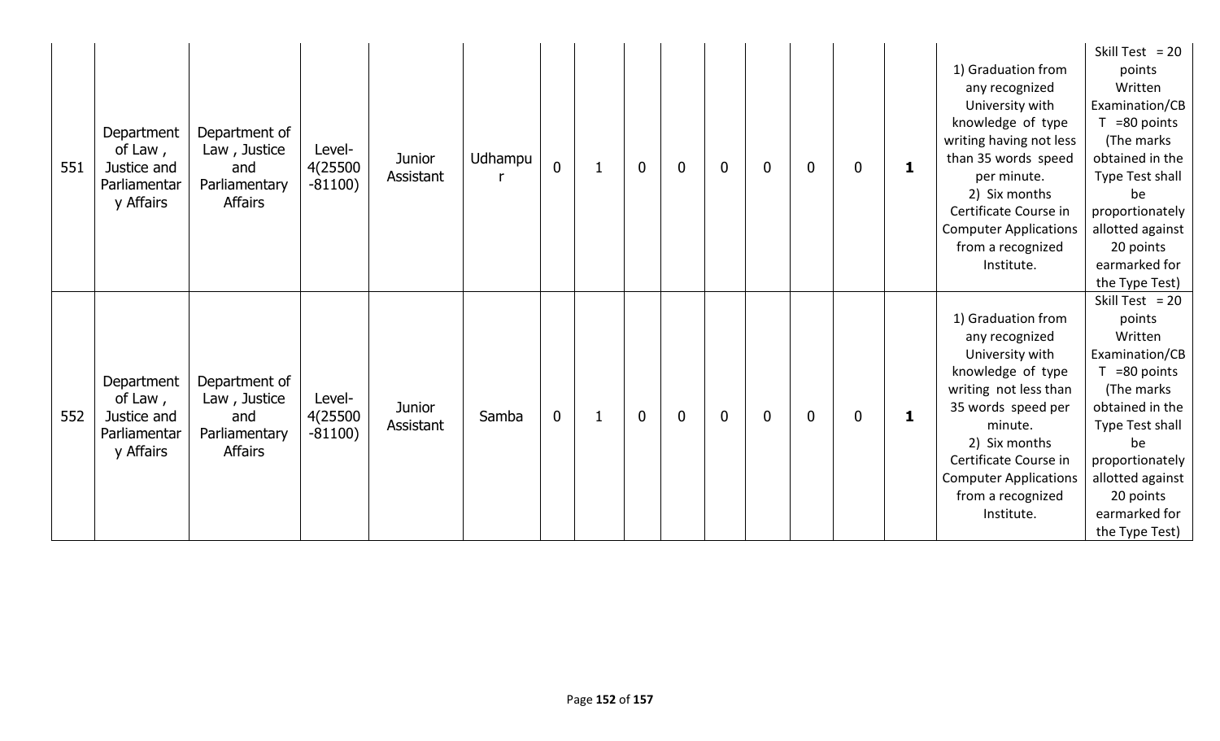| 551 | Department of Law , Justice and Parliamentary Affairs | Department of Law , Justice and Parliamentary Affairs | Level-4(25500 -81100) | Junior Assistant | Udhampur | 0 | 1 | 0 | 0 | 0 | 0 | 0 | 0 | **1** | 1) Graduation from any recognized University with knowledge of type writing having not less than 35 words speed per minute. 2) Six months Certificate Course in Computer Applications from a recognized Institute. | Skill Test = 20 points Written Examination/CBT =80 points (The marks obtained in the Type Test shall be proportionately allotted against 20 points earmarked for the Type Test) |
|---|---|---|---|---|---|---|---|---|---|---|---|---|---|---|---|---|
| 552 | Department of Law , Justice and Parliamentary Affairs | Department of Law , Justice and Parliamentary Affairs | Level-4(25500 -81100) | Junior Assistant | Samba | 0 | 1 | 0 | 0 | 0 | 0 | 0 | 0 | **1** | 1) Graduation from any recognized University with knowledge of type writing not less than 35 words speed per minute. 2) Six months Certificate Course in Computer Applications from a recognized Institute. | Skill Test = 20 points Written Examination/CBT =80 points (The marks obtained in the Type Test shall be proportionately allotted against 20 points earmarked for the Type Test) |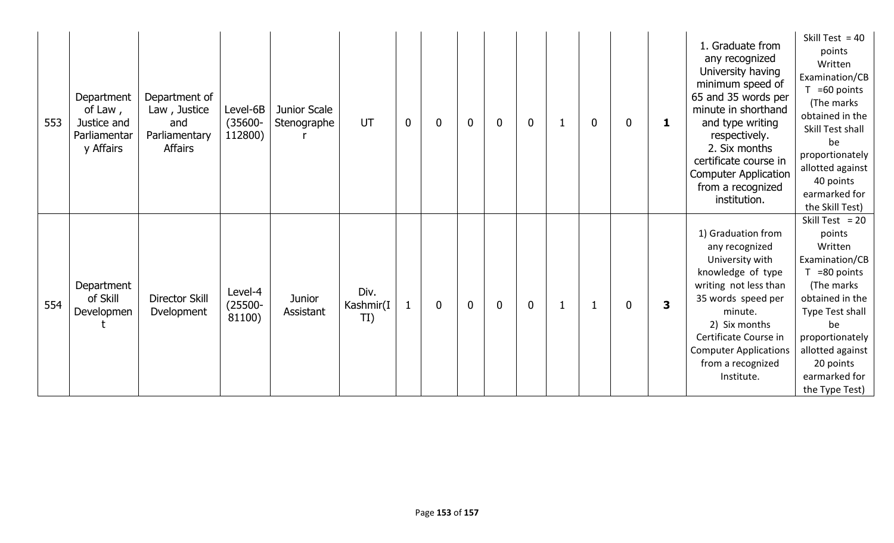| 553 | Department of Law , Justice and Parliamentary Affairs | Department of Law , Justice and Parliamentary Affairs | Level-6B (35600-112800) | Junior Scale Stenographer | UT | 0 | 0 | 0 | 0 | 0 | 1 | 0 | 0 | **1** | 1. Graduate from any recognized University having minimum speed of 65 and 35 words per minute in shorthand and type writing respectively. 2. Six months certificate course in Computer Application from a recognized institution. | Skill Test = 40 points Written Examination/CBT =60 points (The marks obtained in the Skill Test shall be proportionately allotted against 40 points earmarked for the Skill Test) |
|---|---|---|---|---|---|---|---|---|---|---|---|---|---|---|---|---|
| 554 | Department of Skill Development | Director Skill Dvelopment | Level-4 (25500-81100) | Junior Assistant | Div. Kashmir(ITI) | 1 | 0 | 0 | 0 | 0 | 1 | 1 | 0 | **3** | 1) Graduation from any recognized University with knowledge of type writing not less than 35 words speed per minute. 2) Six months Certificate Course in Computer Applications from a recognized Institute. | Skill Test = 20 points Written Examination/CBT =80 points (The marks obtained in the Type Test shall be proportionately allotted against 20 points earmarked for the Type Test) |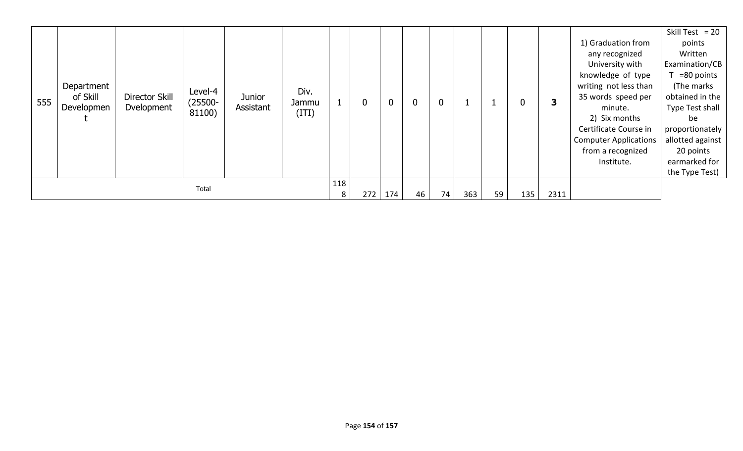| | | | | | | | | | | | | | | | | |
|---|---|---|---|---|---|---|---|---|---|---|---|---|---|---|---|---|
| 555 | Department of Skill Development | Director Skill Dvelopment | Level-4 (25500-81100) | Junior Assistant | Div. Jammu (ITI) | 1 | 0 | 0 | 0 | 0 | 1 | 1 | 0 | **3** | 1) Graduation from any recognized University with knowledge of type writing not less than 35 words speed per minute.<br>2) Six months Certificate Course in Computer Applications from a recognized Institute. | Skill Test = 20 points Written Examination/CBT =80 points (The marks obtained in the Type Test shall be proportionately allotted against 20 points earmarked for the Type Test) |
| Total | | | | | | 1188 | 272 | 174 | 46 | 74 | 363 | 59 | 135 | 2311 | | |